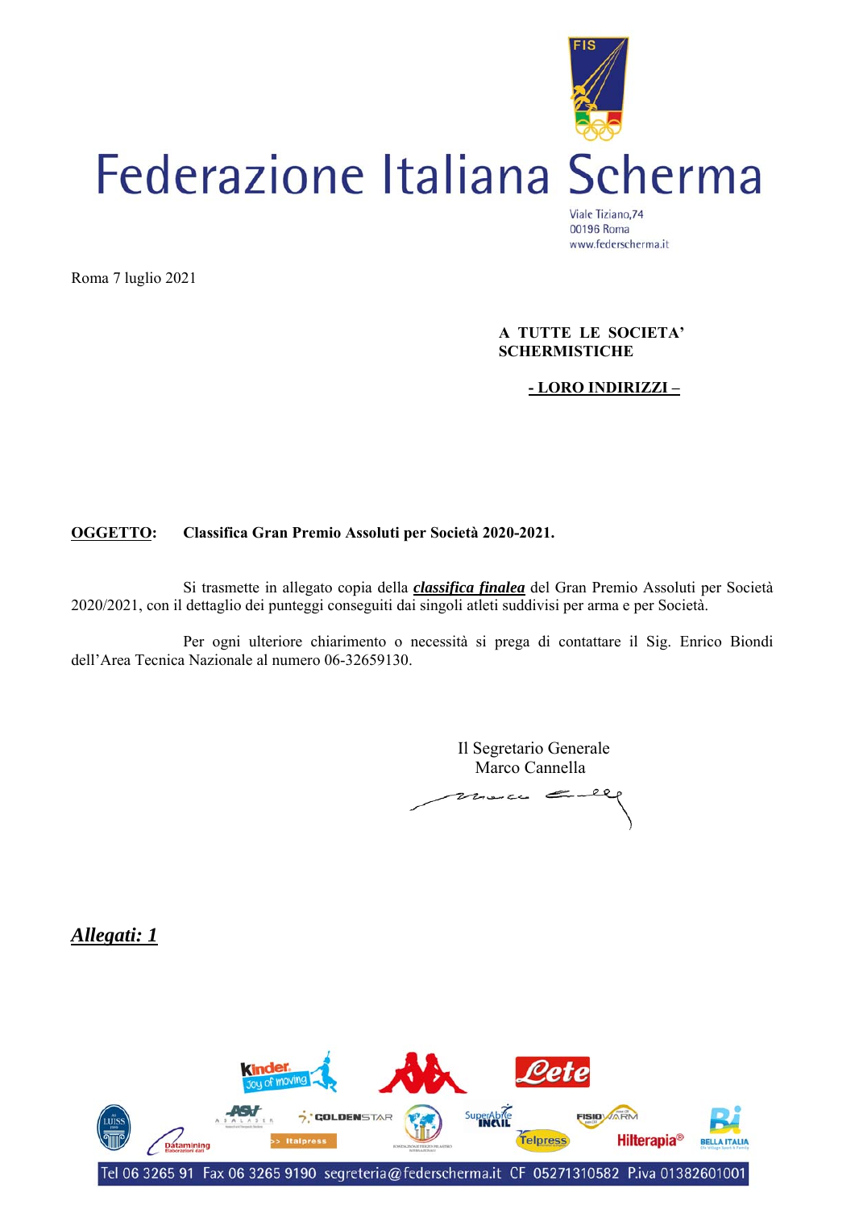# Federazione Italiana Scherma

Viale Tiziano,74
00196 Roma
www.federscherma.it

Roma 7 luglio 2021

**A TUTTE LE SOCIETA' SCHERMISTICHE**

**- LORO INDIRIZZI –**

**OGGETTO:** **Classifica Gran Premio Assoluti per Società 2020-2021.**

Si trasmette in allegato copia della ***classifica finalea*** del Gran Premio Assoluti per Società 2020/2021, con il dettaglio dei punteggi conseguiti dai singoli atleti suddivisi per arma e per Società.

Per ogni ulteriore chiarimento o necessità si prega di contattare il Sig. Enrico Biondi dell'Area Tecnica Nazionale al numero 06-32659130.

Il Segretario Generale
Marco Cannella

***Allegati: 1***

Tel 06 3265 91 Fax 06 3265 9190 segreteria@federscherma.it CF 05271310582 P.iva 01382601001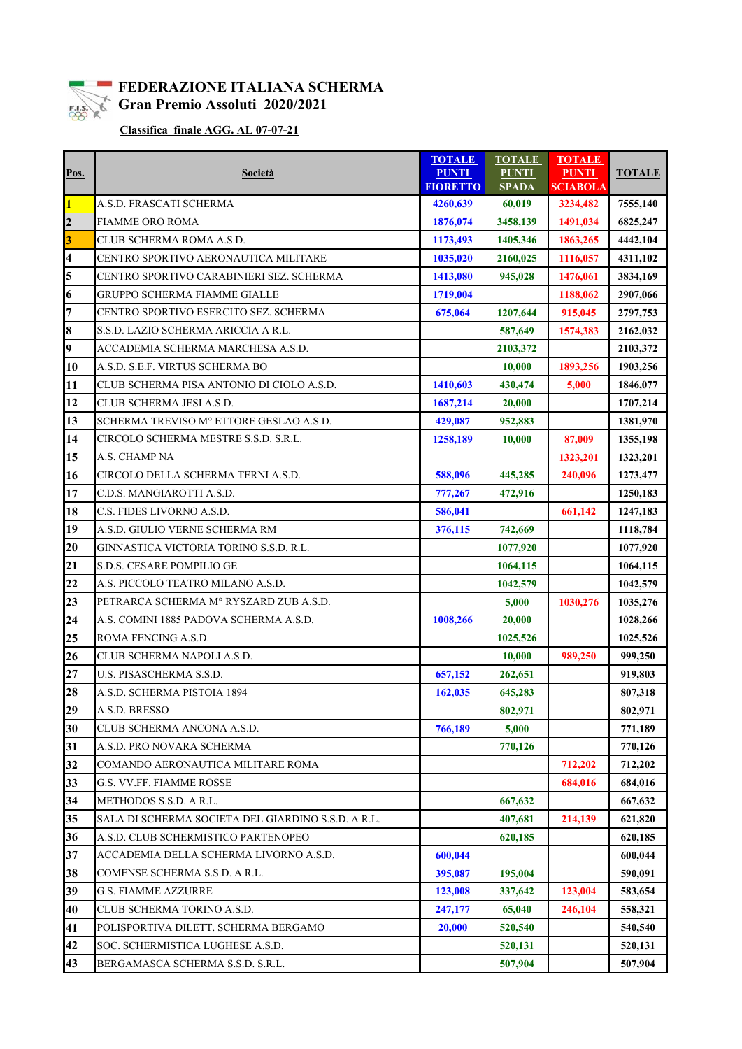# FEDERAZIONE ITALIANA SCHERMA

## Gran Premio Assoluti 2020/2021

**Classifica finale AGG. AL 07-07-21**

| Pos. | Società | TOTALE PUNTI FIORETTO | TOTALE PUNTI SPADA | TOTALE PUNTI SCIABOLA | TOTALE |
|---|---|---|---|---|---|
| 1 | A.S.D. FRASCATI SCHERMA | 4260,639 | 60,019 | 3234,482 | 7555,140 |
| 2 | FIAMME ORO ROMA | 1876,074 | 3458,139 | 1491,034 | 6825,247 |
| 3 | CLUB SCHERMA ROMA A.S.D. | 1173,493 | 1405,346 | 1863,265 | 4442,104 |
| 4 | CENTRO SPORTIVO AERONAUTICA MILITARE | 1035,020 | 2160,025 | 1116,057 | 4311,102 |
| 5 | CENTRO SPORTIVO CARABINIERI SEZ. SCHERMA | 1413,080 | 945,028 | 1476,061 | 3834,169 |
| 6 | GRUPPO SCHERMA FIAMME GIALLE | 1719,004 | | 1188,062 | 2907,066 |
| 7 | CENTRO SPORTIVO ESERCITO SEZ. SCHERMA | 675,064 | 1207,644 | 915,045 | 2797,753 |
| 8 | S.S.D. LAZIO SCHERMA ARICCIA A R.L. | | 587,649 | 1574,383 | 2162,032 |
| 9 | ACCADEMIA SCHERMA MARCHESA A.S.D. | | 2103,372 | | 2103,372 |
| 10 | A.S.D. S.E.F. VIRTUS SCHERMA BO | | 10,000 | 1893,256 | 1903,256 |
| 11 | CLUB SCHERMA PISA ANTONIO DI CIOLO A.S.D. | 1410,603 | 430,474 | 5,000 | 1846,077 |
| 12 | CLUB SCHERMA JESI A.S.D. | 1687,214 | 20,000 | | 1707,214 |
| 13 | SCHERMA TREVISO M° ETTORE GESLAO A.S.D. | 429,087 | 952,883 | | 1381,970 |
| 14 | CIRCOLO SCHERMA MESTRE S.S.D. S.R.L. | 1258,189 | 10,000 | 87,009 | 1355,198 |
| 15 | A.S. CHAMP NA | | | 1323,201 | 1323,201 |
| 16 | CIRCOLO DELLA SCHERMA TERNI A.S.D. | 588,096 | 445,285 | 240,096 | 1273,477 |
| 17 | C.D.S. MANGIAROTTI A.S.D. | 777,267 | 472,916 | | 1250,183 |
| 18 | C.S. FIDES LIVORNO A.S.D. | 586,041 | | 661,142 | 1247,183 |
| 19 | A.S.D. GIULIO VERNE SCHERMA RM | 376,115 | 742,669 | | 1118,784 |
| 20 | GINNASTICA VICTORIA TORINO S.S.D. R.L. | | 1077,920 | | 1077,920 |
| 21 | S.D.S. CESARE POMPILIO GE | | 1064,115 | | 1064,115 |
| 22 | A.S. PICCOLO TEATRO MILANO A.S.D. | | 1042,579 | | 1042,579 |
| 23 | PETRARCA SCHERMA M° RYSZARD ZUB A.S.D. | | 5,000 | 1030,276 | 1035,276 |
| 24 | A.S. COMINI 1885 PADOVA SCHERMA A.S.D. | 1008,266 | 20,000 | | 1028,266 |
| 25 | ROMA FENCING A.S.D. | | 1025,526 | | 1025,526 |
| 26 | CLUB SCHERMA NAPOLI A.S.D. | | 10,000 | 989,250 | 999,250 |
| 27 | U.S. PISASCHERMA S.S.D. | 657,152 | 262,651 | | 919,803 |
| 28 | A.S.D. SCHERMA PISTOIA 1894 | 162,035 | 645,283 | | 807,318 |
| 29 | A.S.D. BRESSO | | 802,971 | | 802,971 |
| 30 | CLUB SCHERMA ANCONA A.S.D. | 766,189 | 5,000 | | 771,189 |
| 31 | A.S.D. PRO NOVARA SCHERMA | | 770,126 | | 770,126 |
| 32 | COMANDO AERONAUTICA MILITARE ROMA | | | 712,202 | 712,202 |
| 33 | G.S. VV.FF. FIAMME ROSSE | | | 684,016 | 684,016 |
| 34 | METHODOS S.S.D. A R.L. | | 667,632 | | 667,632 |
| 35 | SALA DI SCHERMA SOCIETA DEL GIARDINO S.S.D. A R.L. | | 407,681 | 214,139 | 621,820 |
| 36 | A.S.D. CLUB SCHERMISTICO PARTENOPEO | | 620,185 | | 620,185 |
| 37 | ACCADEMIA DELLA SCHERMA LIVORNO A.S.D. | 600,044 | | | 600,044 |
| 38 | COMENSE SCHERMA S.S.D. A R.L. | 395,087 | 195,004 | | 590,091 |
| 39 | G.S. FIAMME AZZURRE | 123,008 | 337,642 | 123,004 | 583,654 |
| 40 | CLUB SCHERMA TORINO A.S.D. | 247,177 | 65,040 | 246,104 | 558,321 |
| 41 | POLISPORTIVA DILETT. SCHERMA BERGAMO | 20,000 | 520,540 | | 540,540 |
| 42 | SOC. SCHERMISTICA LUGHESE A.S.D. | | 520,131 | | 520,131 |
| 43 | BERGAMASCA SCHERMA S.S.D. S.R.L. | | 507,904 | | 507,904 |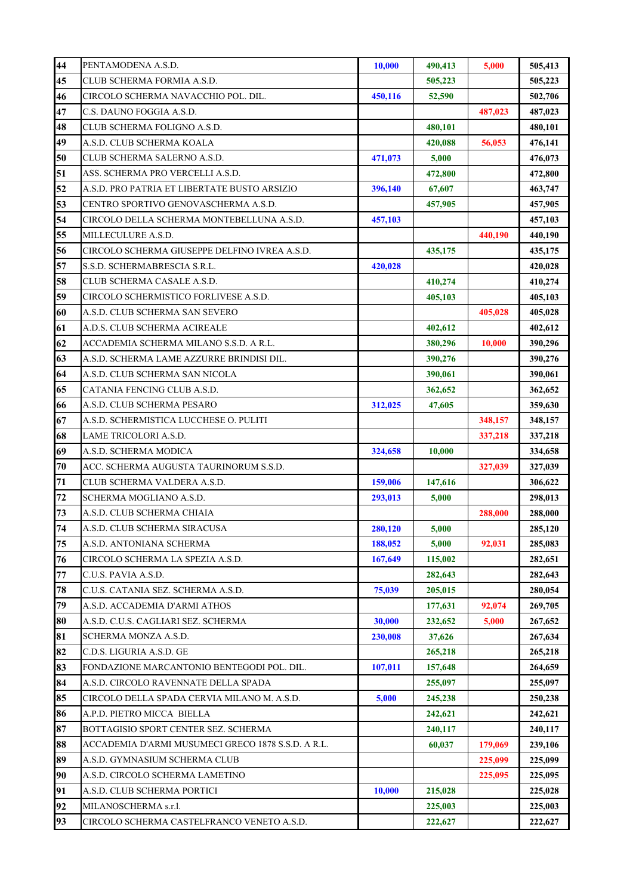| | | | | | |
|---|---|---|---|---|---|
| 44 | PENTAMODENA A.S.D. | 10,000 | 490,413 | 5,000 | 505,413 |
| 45 | CLUB SCHERMA FORMIA A.S.D. | | 505,223 | | 505,223 |
| 46 | CIRCOLO SCHERMA NAVACCHIO POL. DIL. | 450,116 | 52,590 | | 502,706 |
| 47 | C.S. DAUNO FOGGIA A.S.D. | | | 487,023 | 487,023 |
| 48 | CLUB SCHERMA FOLIGNO A.S.D. | | 480,101 | | 480,101 |
| 49 | A.S.D. CLUB SCHERMA KOALA | | 420,088 | 56,053 | 476,141 |
| 50 | CLUB SCHERMA SALERNO A.S.D. | 471,073 | 5,000 | | 476,073 |
| 51 | ASS. SCHERMA PRO VERCELLI A.S.D. | | 472,800 | | 472,800 |
| 52 | A.S.D. PRO PATRIA ET LIBERTATE BUSTO ARSIZIO | 396,140 | 67,607 | | 463,747 |
| 53 | CENTRO SPORTIVO GENOVASCHERMA A.S.D. | | 457,905 | | 457,905 |
| 54 | CIRCOLO DELLA SCHERMA MONTEBELLUNA A.S.D. | 457,103 | | | 457,103 |
| 55 | MILLECULURE A.S.D. | | | 440,190 | 440,190 |
| 56 | CIRCOLO SCHERMA GIUSEPPE DELFINO IVREA A.S.D. | | 435,175 | | 435,175 |
| 57 | S.S.D. SCHERMABRESCIA S.R.L. | 420,028 | | | 420,028 |
| 58 | CLUB SCHERMA CASALE A.S.D. | | 410,274 | | 410,274 |
| 59 | CIRCOLO SCHERMISTICO FORLIVESE A.S.D. | | 405,103 | | 405,103 |
| 60 | A.S.D. CLUB SCHERMA SAN SEVERO | | | 405,028 | 405,028 |
| 61 | A.D.S. CLUB SCHERMA ACIREALE | | 402,612 | | 402,612 |
| 62 | ACCADEMIA SCHERMA MILANO S.S.D. A R.L. | | 380,296 | 10,000 | 390,296 |
| 63 | A.S.D. SCHERMA LAME AZZURRE BRINDISI DIL. | | 390,276 | | 390,276 |
| 64 | A.S.D. CLUB SCHERMA SAN NICOLA | | 390,061 | | 390,061 |
| 65 | CATANIA FENCING CLUB A.S.D. | | 362,652 | | 362,652 |
| 66 | A.S.D. CLUB SCHERMA PESARO | 312,025 | 47,605 | | 359,630 |
| 67 | A.S.D. SCHERMISTICA LUCCHESE O. PULITI | | | 348,157 | 348,157 |
| 68 | LAME TRICOLORI A.S.D. | | | 337,218 | 337,218 |
| 69 | A.S.D. SCHERMA MODICA | 324,658 | 10,000 | | 334,658 |
| 70 | ACC. SCHERMA AUGUSTA TAURINORUM S.S.D. | | | 327,039 | 327,039 |
| 71 | CLUB SCHERMA VALDERA A.S.D. | 159,006 | 147,616 | | 306,622 |
| 72 | SCHERMA MOGLIANO A.S.D. | 293,013 | 5,000 | | 298,013 |
| 73 | A.S.D. CLUB SCHERMA CHIAIA | | | 288,000 | 288,000 |
| 74 | A.S.D. CLUB SCHERMA SIRACUSA | 280,120 | 5,000 | | 285,120 |
| 75 | A.S.D. ANTONIANA SCHERMA | 188,052 | 5,000 | 92,031 | 285,083 |
| 76 | CIRCOLO SCHERMA LA SPEZIA A.S.D. | 167,649 | 115,002 | | 282,651 |
| 77 | C.U.S. PAVIA A.S.D. | | 282,643 | | 282,643 |
| 78 | C.U.S. CATANIA SEZ. SCHERMA A.S.D. | 75,039 | 205,015 | | 280,054 |
| 79 | A.S.D. ACCADEMIA D'ARMI ATHOS | | 177,631 | 92,074 | 269,705 |
| 80 | A.S.D. C.U.S. CAGLIARI SEZ. SCHERMA | 30,000 | 232,652 | 5,000 | 267,652 |
| 81 | SCHERMA MONZA A.S.D. | 230,008 | 37,626 | | 267,634 |
| 82 | C.D.S. LIGURIA A.S.D. GE | | 265,218 | | 265,218 |
| 83 | FONDAZIONE MARCANTONIO BENTEGODI POL. DIL. | 107,011 | 157,648 | | 264,659 |
| 84 | A.S.D. CIRCOLO RAVENNATE DELLA SPADA | | 255,097 | | 255,097 |
| 85 | CIRCOLO DELLA SPADA CERVIA MILANO M. A.S.D. | 5,000 | 245,238 | | 250,238 |
| 86 | A.P.D. PIETRO MICCA BIELLA | | 242,621 | | 242,621 |
| 87 | BOTTAGISIO SPORT CENTER SEZ. SCHERMA | | 240,117 | | 240,117 |
| 88 | ACCADEMIA D'ARMI MUSUMECI GRECO 1878 S.S.D. A R.L. | | 60,037 | 179,069 | 239,106 |
| 89 | A.S.D. GYMNASIUM SCHERMA CLUB | | | 225,099 | 225,099 |
| 90 | A.S.D. CIRCOLO SCHERMA LAMETINO | | | 225,095 | 225,095 |
| 91 | A.S.D. CLUB SCHERMA PORTICI | 10,000 | 215,028 | | 225,028 |
| 92 | MILANOSCHERMA s.r.l. | | 225,003 | | 225,003 |
| 93 | CIRCOLO SCHERMA CASTELFRANCO VENETO A.S.D. | | 222,627 | | 222,627 |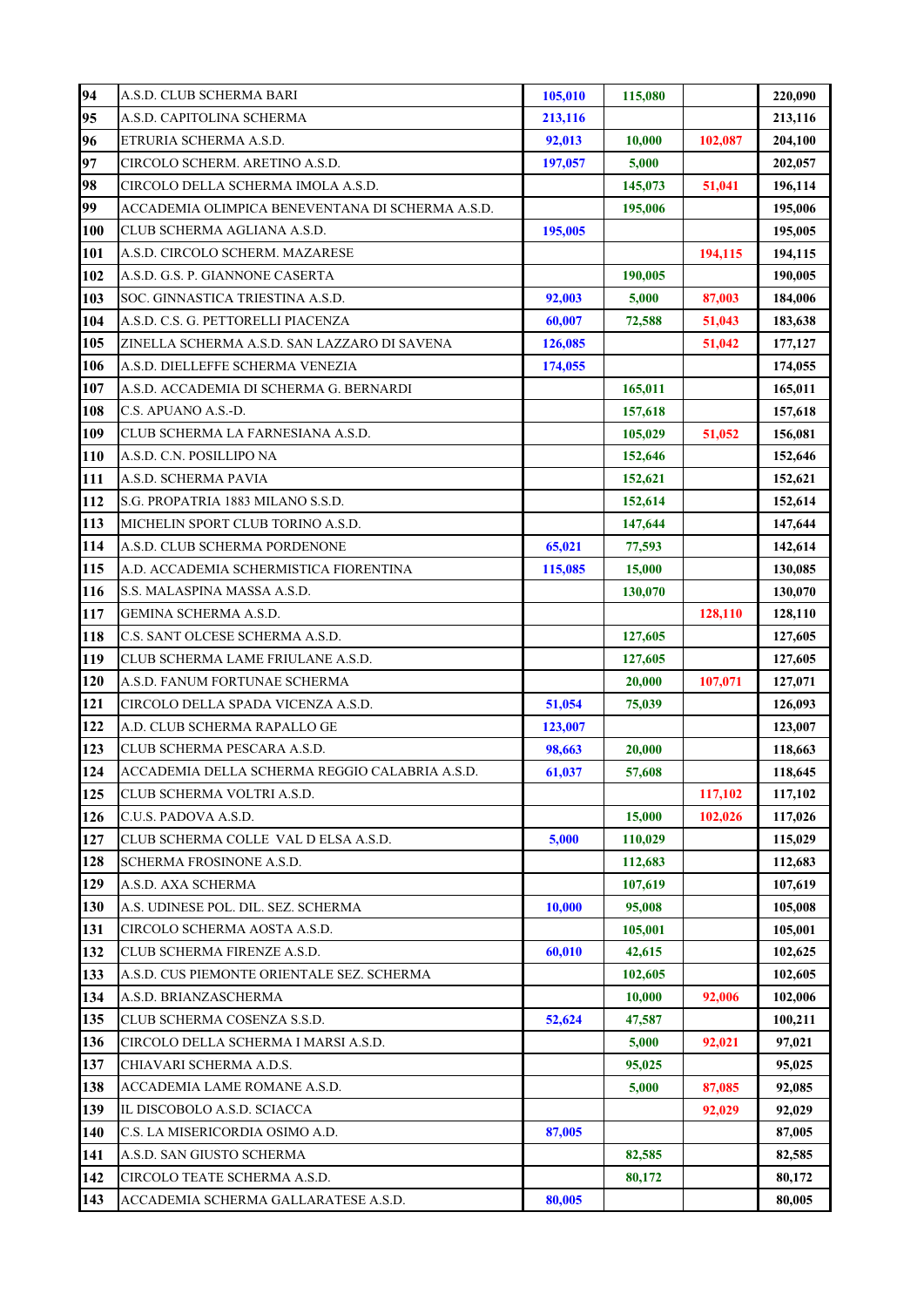| | | | | | |
|---|---|---|---|---|---|
| 94 | A.S.D. CLUB SCHERMA BARI | 105,010 | 115,080 | | 220,090 |
| 95 | A.S.D. CAPITOLINA SCHERMA | 213,116 | | | 213,116 |
| 96 | ETRURIA SCHERMA A.S.D. | 92,013 | 10,000 | 102,087 | 204,100 |
| 97 | CIRCOLO SCHERM. ARETINO A.S.D. | 197,057 | 5,000 | | 202,057 |
| 98 | CIRCOLO DELLA SCHERMA IMOLA A.S.D. | | 145,073 | 51,041 | 196,114 |
| 99 | ACCADEMIA OLIMPICA BENEVENTANA DI SCHERMA A.S.D. | | 195,006 | | 195,006 |
| 100 | CLUB SCHERMA AGLIANA A.S.D. | 195,005 | | | 195,005 |
| 101 | A.S.D. CIRCOLO SCHERM. MAZARESE | | | 194,115 | 194,115 |
| 102 | A.S.D. G.S. P. GIANNONE CASERTA | | 190,005 | | 190,005 |
| 103 | SOC. GINNASTICA TRIESTINA A.S.D. | 92,003 | 5,000 | 87,003 | 184,006 |
| 104 | A.S.D. C.S. G. PETTORELLI PIACENZA | 60,007 | 72,588 | 51,043 | 183,638 |
| 105 | ZINELLA SCHERMA A.S.D. SAN LAZZARO DI SAVENA | 126,085 | | 51,042 | 177,127 |
| 106 | A.S.D. DIELLEFFE SCHERMA VENEZIA | 174,055 | | | 174,055 |
| 107 | A.S.D. ACCADEMIA DI SCHERMA G. BERNARDI | | 165,011 | | 165,011 |
| 108 | C.S. APUANO A.S.-D. | | 157,618 | | 157,618 |
| 109 | CLUB SCHERMA LA FARNESIANA A.S.D. | | 105,029 | 51,052 | 156,081 |
| 110 | A.S.D. C.N. POSILLIPO NA | | 152,646 | | 152,646 |
| 111 | A.S.D. SCHERMA PAVIA | | 152,621 | | 152,621 |
| 112 | S.G. PROPATRIA 1883 MILANO S.S.D. | | 152,614 | | 152,614 |
| 113 | MICHELIN SPORT CLUB TORINO A.S.D. | | 147,644 | | 147,644 |
| 114 | A.S.D. CLUB SCHERMA PORDENONE | 65,021 | 77,593 | | 142,614 |
| 115 | A.D. ACCADEMIA SCHERMISTICA FIORENTINA | 115,085 | 15,000 | | 130,085 |
| 116 | S.S. MALASPINA MASSA A.S.D. | | 130,070 | | 130,070 |
| 117 | GEMINA SCHERMA A.S.D. | | | 128,110 | 128,110 |
| 118 | C.S. SANT OLCESE SCHERMA A.S.D. | | 127,605 | | 127,605 |
| 119 | CLUB SCHERMA LAME FRIULANE A.S.D. | | 127,605 | | 127,605 |
| 120 | A.S.D. FANUM FORTUNAE SCHERMA | | 20,000 | 107,071 | 127,071 |
| 121 | CIRCOLO DELLA SPADA VICENZA A.S.D. | 51,054 | 75,039 | | 126,093 |
| 122 | A.D. CLUB SCHERMA RAPALLO GE | 123,007 | | | 123,007 |
| 123 | CLUB SCHERMA PESCARA A.S.D. | 98,663 | 20,000 | | 118,663 |
| 124 | ACCADEMIA DELLA SCHERMA REGGIO CALABRIA A.S.D. | 61,037 | 57,608 | | 118,645 |
| 125 | CLUB SCHERMA VOLTRI A.S.D. | | | 117,102 | 117,102 |
| 126 | C.U.S. PADOVA A.S.D. | | 15,000 | 102,026 | 117,026 |
| 127 | CLUB SCHERMA COLLE VAL D ELSA A.S.D. | 5,000 | 110,029 | | 115,029 |
| 128 | SCHERMA FROSINONE A.S.D. | | 112,683 | | 112,683 |
| 129 | A.S.D. AXA SCHERMA | | 107,619 | | 107,619 |
| 130 | A.S. UDINESE POL. DIL. SEZ. SCHERMA | 10,000 | 95,008 | | 105,008 |
| 131 | CIRCOLO SCHERMA AOSTA A.S.D. | | 105,001 | | 105,001 |
| 132 | CLUB SCHERMA FIRENZE A.S.D. | 60,010 | 42,615 | | 102,625 |
| 133 | A.S.D. CUS PIEMONTE ORIENTALE SEZ. SCHERMA | | 102,605 | | 102,605 |
| 134 | A.S.D. BRIANZASCHERMA | | 10,000 | 92,006 | 102,006 |
| 135 | CLUB SCHERMA COSENZA S.S.D. | 52,624 | 47,587 | | 100,211 |
| 136 | CIRCOLO DELLA SCHERMA I MARSI A.S.D. | | 5,000 | 92,021 | 97,021 |
| 137 | CHIAVARI SCHERMA A.D.S. | | 95,025 | | 95,025 |
| 138 | ACCADEMIA LAME ROMANE A.S.D. | | 5,000 | 87,085 | 92,085 |
| 139 | IL DISCOBOLO A.S.D. SCIACCA | | | 92,029 | 92,029 |
| 140 | C.S. LA MISERICORDIA OSIMO A.D. | 87,005 | | | 87,005 |
| 141 | A.S.D. SAN GIUSTO SCHERMA | | 82,585 | | 82,585 |
| 142 | CIRCOLO TEATE SCHERMA A.S.D. | | 80,172 | | 80,172 |
| 143 | ACCADEMIA SCHERMA GALLARATESE A.S.D. | 80,005 | | | 80,005 |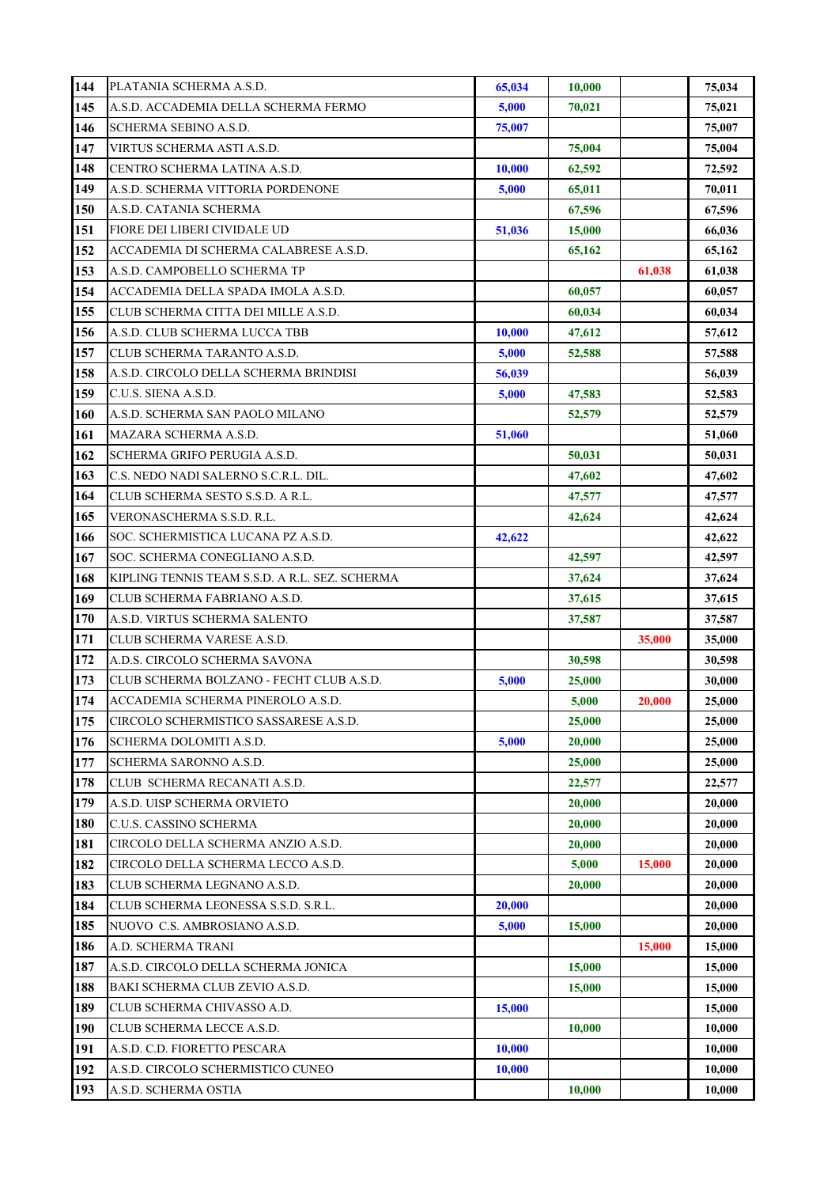| | | | | | |
|---|---|---|---|---|---|
| 144 | PLATANIA SCHERMA A.S.D. | 65,034 | 10,000 | | 75,034 |
| 145 | A.S.D. ACCADEMIA DELLA SCHERMA FERMO | 5,000 | 70,021 | | 75,021 |
| 146 | SCHERMA SEBINO A.S.D. | 75,007 | | | 75,007 |
| 147 | VIRTUS SCHERMA ASTI A.S.D. | | 75,004 | | 75,004 |
| 148 | CENTRO SCHERMA LATINA A.S.D. | 10,000 | 62,592 | | 72,592 |
| 149 | A.S.D. SCHERMA VITTORIA PORDENONE | 5,000 | 65,011 | | 70,011 |
| 150 | A.S.D. CATANIA SCHERMA | | 67,596 | | 67,596 |
| 151 | FIORE DEI LIBERI CIVIDALE UD | 51,036 | 15,000 | | 66,036 |
| 152 | ACCADEMIA DI SCHERMA CALABRESE A.S.D. | | 65,162 | | 65,162 |
| 153 | A.S.D. CAMPOBELLO SCHERMA TP | | | 61,038 | 61,038 |
| 154 | ACCADEMIA DELLA SPADA IMOLA A.S.D. | | 60,057 | | 60,057 |
| 155 | CLUB SCHERMA CITTA DEI MILLE A.S.D. | | 60,034 | | 60,034 |
| 156 | A.S.D. CLUB SCHERMA LUCCA TBB | 10,000 | 47,612 | | 57,612 |
| 157 | CLUB SCHERMA TARANTO A.S.D. | 5,000 | 52,588 | | 57,588 |
| 158 | A.S.D. CIRCOLO DELLA SCHERMA BRINDISI | 56,039 | | | 56,039 |
| 159 | C.U.S. SIENA A.S.D. | 5,000 | 47,583 | | 52,583 |
| 160 | A.S.D. SCHERMA SAN PAOLO MILANO | | 52,579 | | 52,579 |
| 161 | MAZARA SCHERMA A.S.D. | 51,060 | | | 51,060 |
| 162 | SCHERMA GRIFO PERUGIA A.S.D. | | 50,031 | | 50,031 |
| 163 | C.S. NEDO NADI SALERNO S.C.R.L. DIL. | | 47,602 | | 47,602 |
| 164 | CLUB SCHERMA SESTO S.S.D. A R.L. | | 47,577 | | 47,577 |
| 165 | VERONASCHERMA S.S.D. R.L. | | 42,624 | | 42,624 |
| 166 | SOC. SCHERMISTICA LUCANA PZ A.S.D. | 42,622 | | | 42,622 |
| 167 | SOC. SCHERMA CONEGLIANO A.S.D. | | 42,597 | | 42,597 |
| 168 | KIPLING TENNIS TEAM S.S.D. A R.L. SEZ. SCHERMA | | 37,624 | | 37,624 |
| 169 | CLUB SCHERMA FABRIANO A.S.D. | | 37,615 | | 37,615 |
| 170 | A.S.D. VIRTUS SCHERMA SALENTO | | 37,587 | | 37,587 |
| 171 | CLUB SCHERMA VARESE A.S.D. | | | 35,000 | 35,000 |
| 172 | A.D.S. CIRCOLO SCHERMA SAVONA | | 30,598 | | 30,598 |
| 173 | CLUB SCHERMA BOLZANO - FECHT CLUB A.S.D. | 5,000 | 25,000 | | 30,000 |
| 174 | ACCADEMIA SCHERMA PINEROLO A.S.D. | | 5,000 | 20,000 | 25,000 |
| 175 | CIRCOLO SCHERMISTICO SASSARESE A.S.D. | | 25,000 | | 25,000 |
| 176 | SCHERMA DOLOMITI A.S.D. | 5,000 | 20,000 | | 25,000 |
| 177 | SCHERMA SARONNO A.S.D. | | 25,000 | | 25,000 |
| 178 | CLUB SCHERMA RECANATI A.S.D. | | 22,577 | | 22,577 |
| 179 | A.S.D. UISP SCHERMA ORVIETO | | 20,000 | | 20,000 |
| 180 | C.U.S. CASSINO SCHERMA | | 20,000 | | 20,000 |
| 181 | CIRCOLO DELLA SCHERMA ANZIO A.S.D. | | 20,000 | | 20,000 |
| 182 | CIRCOLO DELLA SCHERMA LECCO A.S.D. | | 5,000 | 15,000 | 20,000 |
| 183 | CLUB SCHERMA LEGNANO A.S.D. | | 20,000 | | 20,000 |
| 184 | CLUB SCHERMA LEONESSA S.S.D. S.R.L. | 20,000 | | | 20,000 |
| 185 | NUOVO C.S. AMBROSIANO A.S.D. | 5,000 | 15,000 | | 20,000 |
| 186 | A.D. SCHERMA TRANI | | | 15,000 | 15,000 |
| 187 | A.S.D. CIRCOLO DELLA SCHERMA JONICA | | 15,000 | | 15,000 |
| 188 | BAKI SCHERMA CLUB ZEVIO A.S.D. | | 15,000 | | 15,000 |
| 189 | CLUB SCHERMA CHIVASSO A.D. | 15,000 | | | 15,000 |
| 190 | CLUB SCHERMA LECCE A.S.D. | | 10,000 | | 10,000 |
| 191 | A.S.D. C.D. FIORETTO PESCARA | 10,000 | | | 10,000 |
| 192 | A.S.D. CIRCOLO SCHERMISTICO CUNEO | 10,000 | | | 10,000 |
| 193 | A.S.D. SCHERMA OSTIA | | 10,000 | | 10,000 |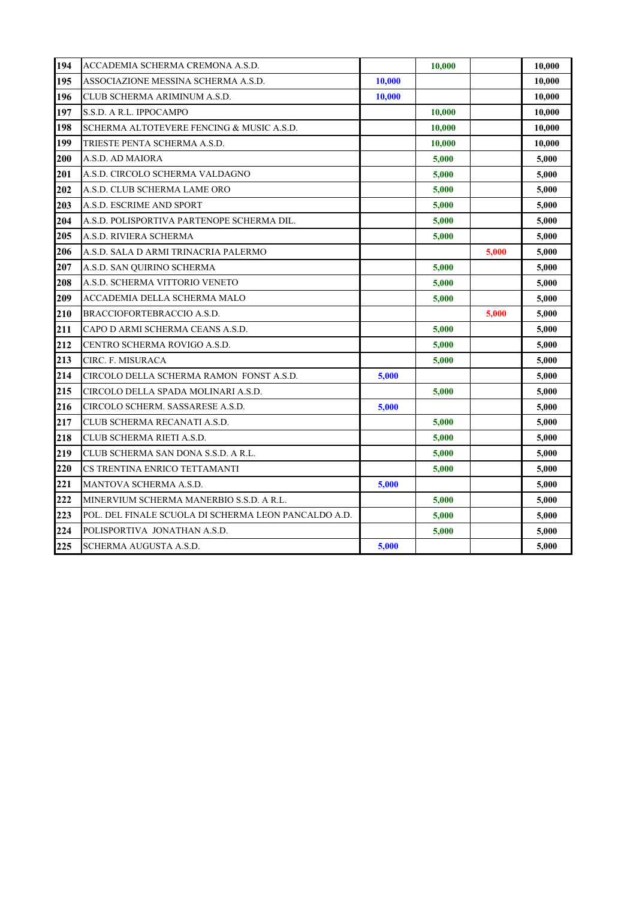| | | | | | |
|---|---|---|---|---|---|
| 194 | ACCADEMIA SCHERMA CREMONA A.S.D. | | 10,000 | | 10,000 |
| 195 | ASSOCIAZIONE MESSINA SCHERMA A.S.D. | 10,000 | | | 10,000 |
| 196 | CLUB SCHERMA ARIMINUM A.S.D. | 10,000 | | | 10,000 |
| 197 | S.S.D. A R.L. IPPOCAMPO | | 10,000 | | 10,000 |
| 198 | SCHERMA ALTOTEVERE FENCING & MUSIC A.S.D. | | 10,000 | | 10,000 |
| 199 | TRIESTE PENTA SCHERMA A.S.D. | | 10,000 | | 10,000 |
| 200 | A.S.D. AD MAIORA | | 5,000 | | 5,000 |
| 201 | A.S.D. CIRCOLO SCHERMA VALDAGNO | | 5,000 | | 5,000 |
| 202 | A.S.D. CLUB SCHERMA LAME ORO | | 5,000 | | 5,000 |
| 203 | A.S.D. ESCRIME AND SPORT | | 5,000 | | 5,000 |
| 204 | A.S.D. POLISPORTIVA PARTENOPE SCHERMA DIL. | | 5,000 | | 5,000 |
| 205 | A.S.D. RIVIERA SCHERMA | | 5,000 | | 5,000 |
| 206 | A.S.D. SALA D ARMI TRINACRIA PALERMO | | | 5,000 | 5,000 |
| 207 | A.S.D. SAN QUIRINO SCHERMA | | 5,000 | | 5,000 |
| 208 | A.S.D. SCHERMA VITTORIO VENETO | | 5,000 | | 5,000 |
| 209 | ACCADEMIA DELLA SCHERMA MALO | | 5,000 | | 5,000 |
| 210 | BRACCIOFORTEBRACCIO A.S.D. | | | 5,000 | 5,000 |
| 211 | CAPO D ARMI SCHERMA CEANS A.S.D. | | 5,000 | | 5,000 |
| 212 | CENTRO SCHERMA ROVIGO A.S.D. | | 5,000 | | 5,000 |
| 213 | CIRC. F. MISURACA | | 5,000 | | 5,000 |
| 214 | CIRCOLO DELLA SCHERMA RAMON FONST A.S.D. | 5,000 | | | 5,000 |
| 215 | CIRCOLO DELLA SPADA MOLINARI A.S.D. | | 5,000 | | 5,000 |
| 216 | CIRCOLO SCHERM. SASSARESE A.S.D. | 5,000 | | | 5,000 |
| 217 | CLUB SCHERMA RECANATI A.S.D. | | 5,000 | | 5,000 |
| 218 | CLUB SCHERMA RIETI A.S.D. | | 5,000 | | 5,000 |
| 219 | CLUB SCHERMA SAN DONA S.S.D. A R.L. | | 5,000 | | 5,000 |
| 220 | CS TRENTINA ENRICO TETTAMANTI | | 5,000 | | 5,000 |
| 221 | MANTOVA SCHERMA A.S.D. | 5,000 | | | 5,000 |
| 222 | MINERVIUM SCHERMA MANERBIO S.S.D. A R.L. | | 5,000 | | 5,000 |
| 223 | POL. DEL FINALE SCUOLA DI SCHERMA LEON PANCALDO A.D. | | 5,000 | | 5,000 |
| 224 | POLISPORTIVA JONATHAN A.S.D. | | 5,000 | | 5,000 |
| 225 | SCHERMA AUGUSTA A.S.D. | 5,000 | | | 5,000 |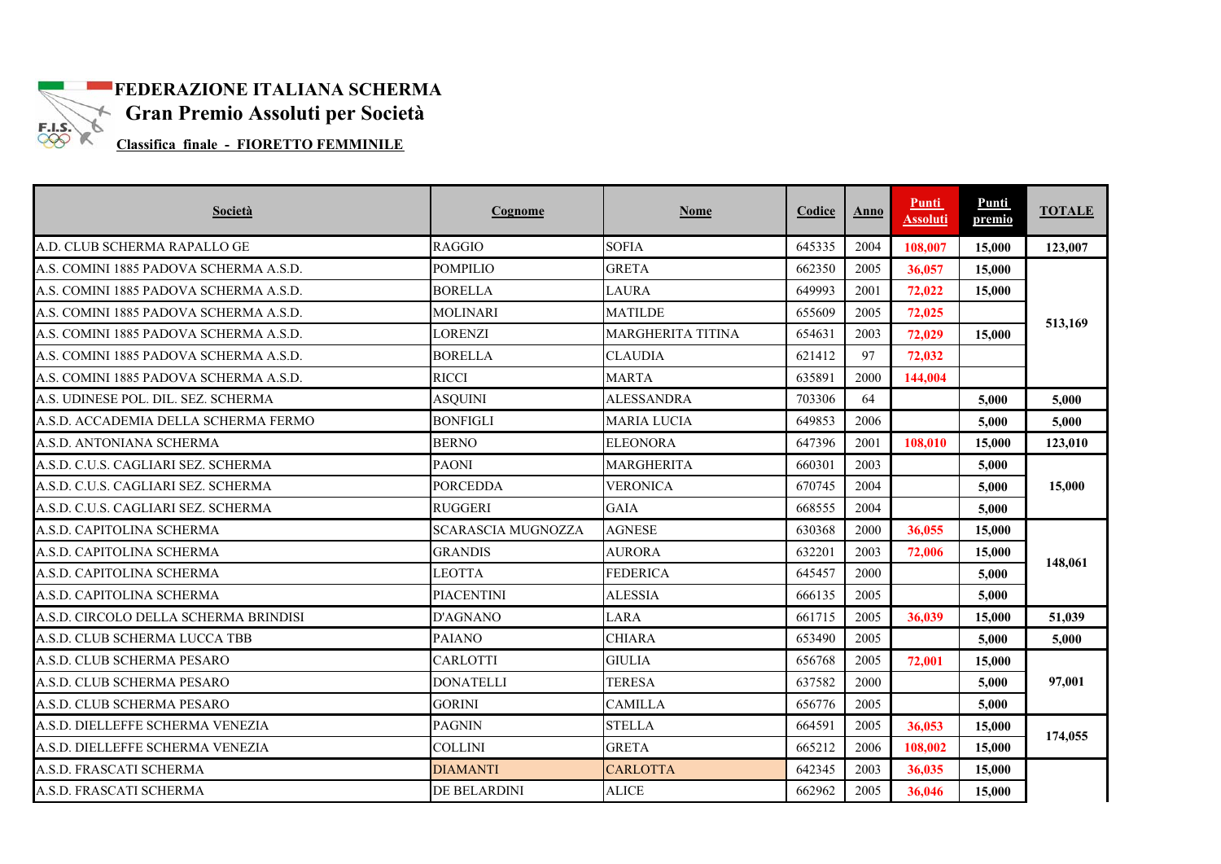**FEDERAZIONE ITALIANA SCHERMA**

**Gran Premio Assoluti per Società**

**Classifica finale - FIORETTO FEMMINILE**

| Società | Cognome | Nome | Codice | Anno | Punti Assoluti | Punti premio | TOTALE |
|---|---|---|---|---|---|---|---|
| A.D. CLUB SCHERMA RAPALLO GE | RAGGIO | SOFIA | 645335 | 2004 | 108,007 | 15,000 | 123,007 |
| A.S. COMINI 1885 PADOVA SCHERMA A.S.D. | POMPILIO | GRETA | 662350 | 2005 | 36,057 | 15,000 | 513,169 |
| A.S. COMINI 1885 PADOVA SCHERMA A.S.D. | BORELLA | LAURA | 649993 | 2001 | 72,022 | 15,000 | |
| A.S. COMINI 1885 PADOVA SCHERMA A.S.D. | MOLINARI | MATILDE | 655609 | 2005 | 72,025 | | |
| A.S. COMINI 1885 PADOVA SCHERMA A.S.D. | LORENZI | MARGHERITA TITINA | 654631 | 2003 | 72,029 | 15,000 | |
| A.S. COMINI 1885 PADOVA SCHERMA A.S.D. | BORELLA | CLAUDIA | 621412 | 97 | 72,032 | | |
| A.S. COMINI 1885 PADOVA SCHERMA A.S.D. | RICCI | MARTA | 635891 | 2000 | 144,004 | | |
| A.S. UDINESE POL. DIL. SEZ. SCHERMA | ASQUINI | ALESSANDRA | 703306 | 64 | | 5,000 | 5,000 |
| A.S.D. ACCADEMIA DELLA SCHERMA FERMO | BONFIGLI | MARIA LUCIA | 649853 | 2006 | | 5,000 | 5,000 |
| A.S.D. ANTONIANA SCHERMA | BERNO | ELEONORA | 647396 | 2001 | 108,010 | 15,000 | 123,010 |
| A.S.D. C.U.S. CAGLIARI SEZ. SCHERMA | PAONI | MARGHERITA | 660301 | 2003 | | 5,000 | 15,000 |
| A.S.D. C.U.S. CAGLIARI SEZ. SCHERMA | PORCEDDA | VERONICA | 670745 | 2004 | | 5,000 | |
| A.S.D. C.U.S. CAGLIARI SEZ. SCHERMA | RUGGERI | GAIA | 668555 | 2004 | | 5,000 | |
| A.S.D. CAPITOLINA SCHERMA | SCARASCIA MUGNOZZA | AGNESE | 630368 | 2000 | 36,055 | 15,000 | 148,061 |
| A.S.D. CAPITOLINA SCHERMA | GRANDIS | AURORA | 632201 | 2003 | 72,006 | 15,000 | |
| A.S.D. CAPITOLINA SCHERMA | LEOTTA | FEDERICA | 645457 | 2000 | | 5,000 | |
| A.S.D. CAPITOLINA SCHERMA | PIACENTINI | ALESSIA | 666135 | 2005 | | 5,000 | |
| A.S.D. CIRCOLO DELLA SCHERMA BRINDISI | D'AGNANO | LARA | 661715 | 2005 | 36,039 | 15,000 | 51,039 |
| A.S.D. CLUB SCHERMA LUCCA TBB | PAIANO | CHIARA | 653490 | 2005 | | 5,000 | 5,000 |
| A.S.D. CLUB SCHERMA PESARO | CARLOTTI | GIULIA | 656768 | 2005 | 72,001 | 15,000 | 97,001 |
| A.S.D. CLUB SCHERMA PESARO | DONATELLI | TERESA | 637582 | 2000 | | 5,000 | |
| A.S.D. CLUB SCHERMA PESARO | GORINI | CAMILLA | 656776 | 2005 | | 5,000 | |
| A.S.D. DIELLEFFE SCHERMA VENEZIA | PAGNIN | STELLA | 664591 | 2005 | 36,053 | 15,000 | 174,055 |
| A.S.D. DIELLEFFE SCHERMA VENEZIA | COLLINI | GRETA | 665212 | 2006 | 108,002 | 15,000 | |
| A.S.D. FRASCATI SCHERMA | DIAMANTI | CARLOTTA | 642345 | 2003 | 36,035 | 15,000 | |
| A.S.D. FRASCATI SCHERMA | DE BELARDINI | ALICE | 662962 | 2005 | 36,046 | 15,000 | |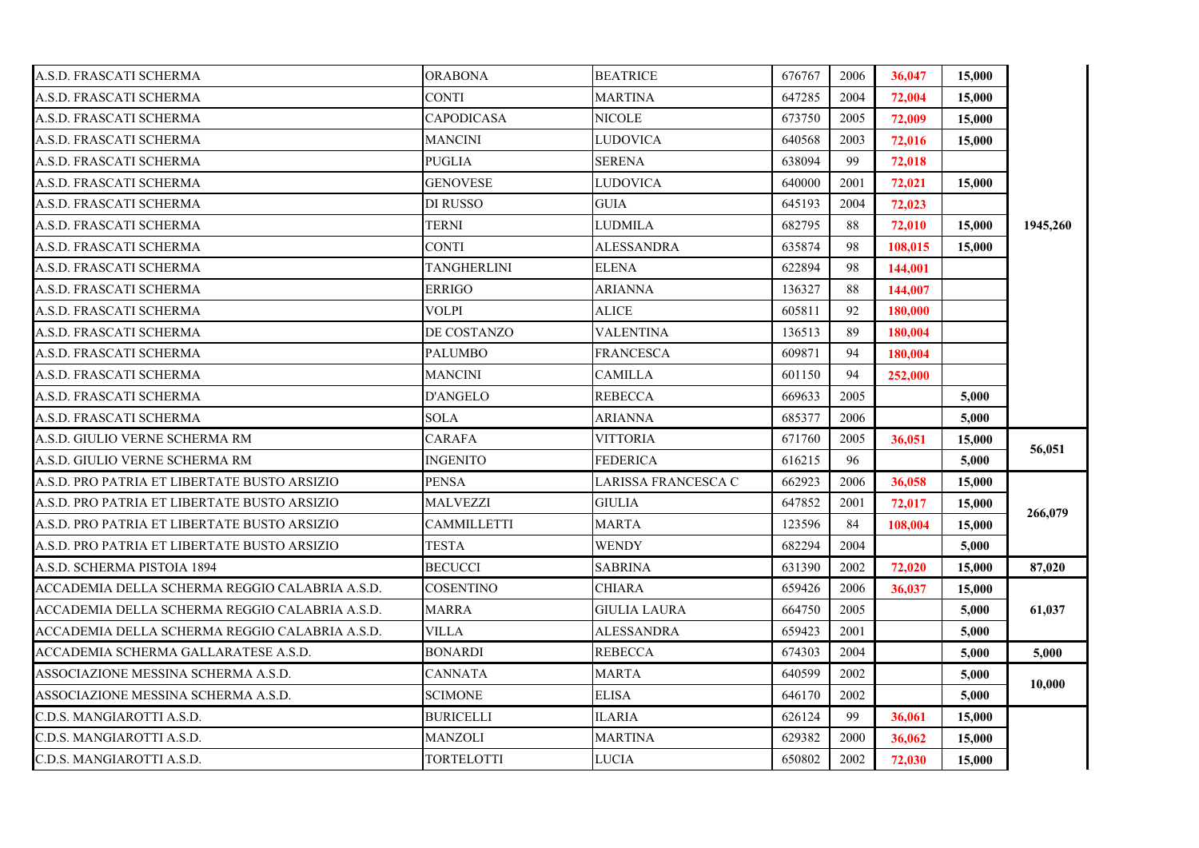| | | | | | | | |
|---|---|---|---|---|---|---|---|
| A.S.D. FRASCATI SCHERMA | ORABONA | BEATRICE | 676767 | 2006 | **36,047** | **15,000** | |
| A.S.D. FRASCATI SCHERMA | CONTI | MARTINA | 647285 | 2004 | **72,004** | **15,000** | |
| A.S.D. FRASCATI SCHERMA | CAPODICASA | NICOLE | 673750 | 2005 | **72,009** | **15,000** | |
| A.S.D. FRASCATI SCHERMA | MANCINI | LUDOVICA | 640568 | 2003 | **72,016** | **15,000** | |
| A.S.D. FRASCATI SCHERMA | PUGLIA | SERENA | 638094 | 99 | **72,018** | | |
| A.S.D. FRASCATI SCHERMA | GENOVESE | LUDOVICA | 640000 | 2001 | **72,021** | **15,000** | |
| A.S.D. FRASCATI SCHERMA | DI RUSSO | GUIA | 645193 | 2004 | **72,023** | | |
| A.S.D. FRASCATI SCHERMA | TERNI | LUDMILA | 682795 | 88 | **72,010** | **15,000** | **1945,260** |
| A.S.D. FRASCATI SCHERMA | CONTI | ALESSANDRA | 635874 | 98 | **108,015** | **15,000** | |
| A.S.D. FRASCATI SCHERMA | TANGHERLINI | ELENA | 622894 | 98 | **144,001** | | |
| A.S.D. FRASCATI SCHERMA | ERRIGO | ARIANNA | 136327 | 88 | **144,007** | | |
| A.S.D. FRASCATI SCHERMA | VOLPI | ALICE | 605811 | 92 | **180,000** | | |
| A.S.D. FRASCATI SCHERMA | DE COSTANZO | VALENTINA | 136513 | 89 | **180,004** | | |
| A.S.D. FRASCATI SCHERMA | PALUMBO | FRANCESCA | 609871 | 94 | **180,004** | | |
| A.S.D. FRASCATI SCHERMA | MANCINI | CAMILLA | 601150 | 94 | **252,000** | | |
| A.S.D. FRASCATI SCHERMA | D'ANGELO | REBECCA | 669633 | 2005 | | **5,000** | |
| A.S.D. FRASCATI SCHERMA | SOLA | ARIANNA | 685377 | 2006 | | **5,000** | |
| A.S.D. GIULIO VERNE SCHERMA RM | CARAFA | VITTORIA | 671760 | 2005 | **36,051** | **15,000** | **56,051** |
| A.S.D. GIULIO VERNE SCHERMA RM | INGENITO | FEDERICA | 616215 | 96 | | **5,000** | |
| A.S.D. PRO PATRIA ET LIBERTATE BUSTO ARSIZIO | PENSA | LARISSA FRANCESCA C | 662923 | 2006 | **36,058** | **15,000** | |
| A.S.D. PRO PATRIA ET LIBERTATE BUSTO ARSIZIO | MALVEZZI | GIULIA | 647852 | 2001 | **72,017** | **15,000** | **266,079** |
| A.S.D. PRO PATRIA ET LIBERTATE BUSTO ARSIZIO | CAMMILLETTI | MARTA | 123596 | 84 | **108,004** | **15,000** | |
| A.S.D. PRO PATRIA ET LIBERTATE BUSTO ARSIZIO | TESTA | WENDY | 682294 | 2004 | | **5,000** | |
| A.S.D. SCHERMA PISTOIA 1894 | BECUCCI | SABRINA | 631390 | 2002 | **72,020** | **15,000** | **87,020** |
| ACCADEMIA DELLA SCHERMA REGGIO CALABRIA A.S.D. | COSENTINO | CHIARA | 659426 | 2006 | **36,037** | **15,000** | |
| ACCADEMIA DELLA SCHERMA REGGIO CALABRIA A.S.D. | MARRA | GIULIA LAURA | 664750 | 2005 | | **5,000** | **61,037** |
| ACCADEMIA DELLA SCHERMA REGGIO CALABRIA A.S.D. | VILLA | ALESSANDRA | 659423 | 2001 | | **5,000** | |
| ACCADEMIA SCHERMA GALLARATESE A.S.D. | BONARDI | REBECCA | 674303 | 2004 | | **5,000** | **5,000** |
| ASSOCIAZIONE MESSINA SCHERMA A.S.D. | CANNATA | MARTA | 640599 | 2002 | | **5,000** | **10,000** |
| ASSOCIAZIONE MESSINA SCHERMA A.S.D. | SCIMONE | ELISA | 646170 | 2002 | | **5,000** | |
| C.D.S. MANGIAROTTI A.S.D. | BURICELLI | ILARIA | 626124 | 99 | **36,061** | **15,000** | |
| C.D.S. MANGIAROTTI A.S.D. | MANZOLI | MARTINA | 629382 | 2000 | **36,062** | **15,000** | |
| C.D.S. MANGIAROTTI A.S.D. | TORTELOTTI | LUCIA | 650802 | 2002 | **72,030** | **15,000** | |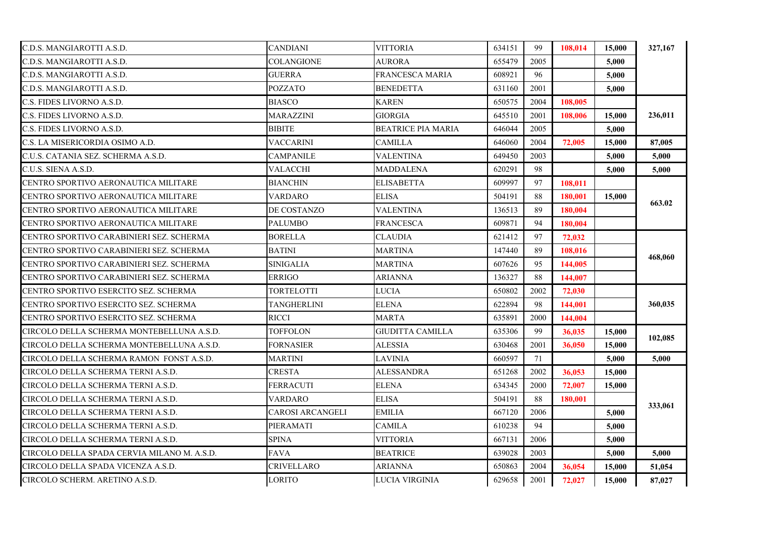| | | | | | | | |
|---|---|---|---|---|---|---|---|
| C.D.S. MANGIAROTTI A.S.D. | CANDIANI | VITTORIA | 634151 | 99 | 108,014 | 15,000 | 327,167 |
| C.D.S. MANGIAROTTI A.S.D. | COLANGIONE | AURORA | 655479 | 2005 | | 5,000 | |
| C.D.S. MANGIAROTTI A.S.D. | GUERRA | FRANCESCA MARIA | 608921 | 96 | | 5,000 | |
| C.D.S. MANGIAROTTI A.S.D. | POZZATO | BENEDETTA | 631160 | 2001 | | 5,000 | |
| C.S. FIDES LIVORNO A.S.D. | BIASCO | KAREN | 650575 | 2004 | 108,005 | | 236,011 |
| C.S. FIDES LIVORNO A.S.D. | MARAZZINI | GIORGIA | 645510 | 2001 | 108,006 | 15,000 | |
| C.S. FIDES LIVORNO A.S.D. | BIBITE | BEATRICE PIA MARIA | 646044 | 2005 | | 5,000 | |
| C.S. LA MISERICORDIA OSIMO A.D. | VACCARINI | CAMILLA | 646060 | 2004 | 72,005 | 15,000 | 87,005 |
| C.U.S. CATANIA SEZ. SCHERMA A.S.D. | CAMPANILE | VALENTINA | 649450 | 2003 | | 5,000 | 5,000 |
| C.U.S. SIENA A.S.D. | VALACCHI | MADDALENA | 620291 | 98 | | 5,000 | 5,000 |
| CENTRO SPORTIVO AERONAUTICA MILITARE | BIANCHIN | ELISABETTA | 609997 | 97 | 108,011 | | 663.02 |
| CENTRO SPORTIVO AERONAUTICA MILITARE | VARDARO | ELISA | 504191 | 88 | 180,001 | 15,000 | |
| CENTRO SPORTIVO AERONAUTICA MILITARE | DE COSTANZO | VALENTINA | 136513 | 89 | 180,004 | | |
| CENTRO SPORTIVO AERONAUTICA MILITARE | PALUMBO | FRANCESCA | 609871 | 94 | 180,004 | | |
| CENTRO SPORTIVO CARABINIERI SEZ. SCHERMA | BORELLA | CLAUDIA | 621412 | 97 | 72,032 | | 468,060 |
| CENTRO SPORTIVO CARABINIERI SEZ. SCHERMA | BATINI | MARTINA | 147440 | 89 | 108,016 | | |
| CENTRO SPORTIVO CARABINIERI SEZ. SCHERMA | SINIGALIA | MARTINA | 607626 | 95 | 144,005 | | |
| CENTRO SPORTIVO CARABINIERI SEZ. SCHERMA | ERRIGO | ARIANNA | 136327 | 88 | 144,007 | | |
| CENTRO SPORTIVO ESERCITO SEZ. SCHERMA | TORTELOTTI | LUCIA | 650802 | 2002 | 72,030 | | 360,035 |
| CENTRO SPORTIVO ESERCITO SEZ. SCHERMA | TANGHERLINI | ELENA | 622894 | 98 | 144,001 | | |
| CENTRO SPORTIVO ESERCITO SEZ. SCHERMA | RICCI | MARTA | 635891 | 2000 | 144,004 | | |
| CIRCOLO DELLA SCHERMA MONTEBELLUNA A.S.D. | TOFFOLON | GIUDITTA CAMILLA | 635306 | 99 | 36,035 | 15,000 | 102,085 |
| CIRCOLO DELLA SCHERMA MONTEBELLUNA A.S.D. | FORNASIER | ALESSIA | 630468 | 2001 | 36,050 | 15,000 | |
| CIRCOLO DELLA SCHERMA RAMON FONST A.S.D. | MARTINI | LAVINIA | 660597 | 71 | | 5,000 | 5,000 |
| CIRCOLO DELLA SCHERMA TERNI A.S.D. | CRESTA | ALESSANDRA | 651268 | 2002 | 36,053 | 15,000 | 333,061 |
| CIRCOLO DELLA SCHERMA TERNI A.S.D. | FERRACUTI | ELENA | 634345 | 2000 | 72,007 | 15,000 | |
| CIRCOLO DELLA SCHERMA TERNI A.S.D. | VARDARO | ELISA | 504191 | 88 | 180,001 | | |
| CIRCOLO DELLA SCHERMA TERNI A.S.D. | CAROSI ARCANGELI | EMILIA | 667120 | 2006 | | 5,000 | |
| CIRCOLO DELLA SCHERMA TERNI A.S.D. | PIERAMATI | CAMILA | 610238 | 94 | | 5,000 | |
| CIRCOLO DELLA SCHERMA TERNI A.S.D. | SPINA | VITTORIA | 667131 | 2006 | | 5,000 | |
| CIRCOLO DELLA SPADA CERVIA MILANO M. A.S.D. | FAVA | BEATRICE | 639028 | 2003 | | 5,000 | 5,000 |
| CIRCOLO DELLA SPADA VICENZA A.S.D. | CRIVELLARO | ARIANNA | 650863 | 2004 | 36,054 | 15,000 | 51,054 |
| CIRCOLO SCHERM. ARETINO A.S.D. | LORITO | LUCIA VIRGINIA | 629658 | 2001 | 72,027 | 15,000 | 87,027 |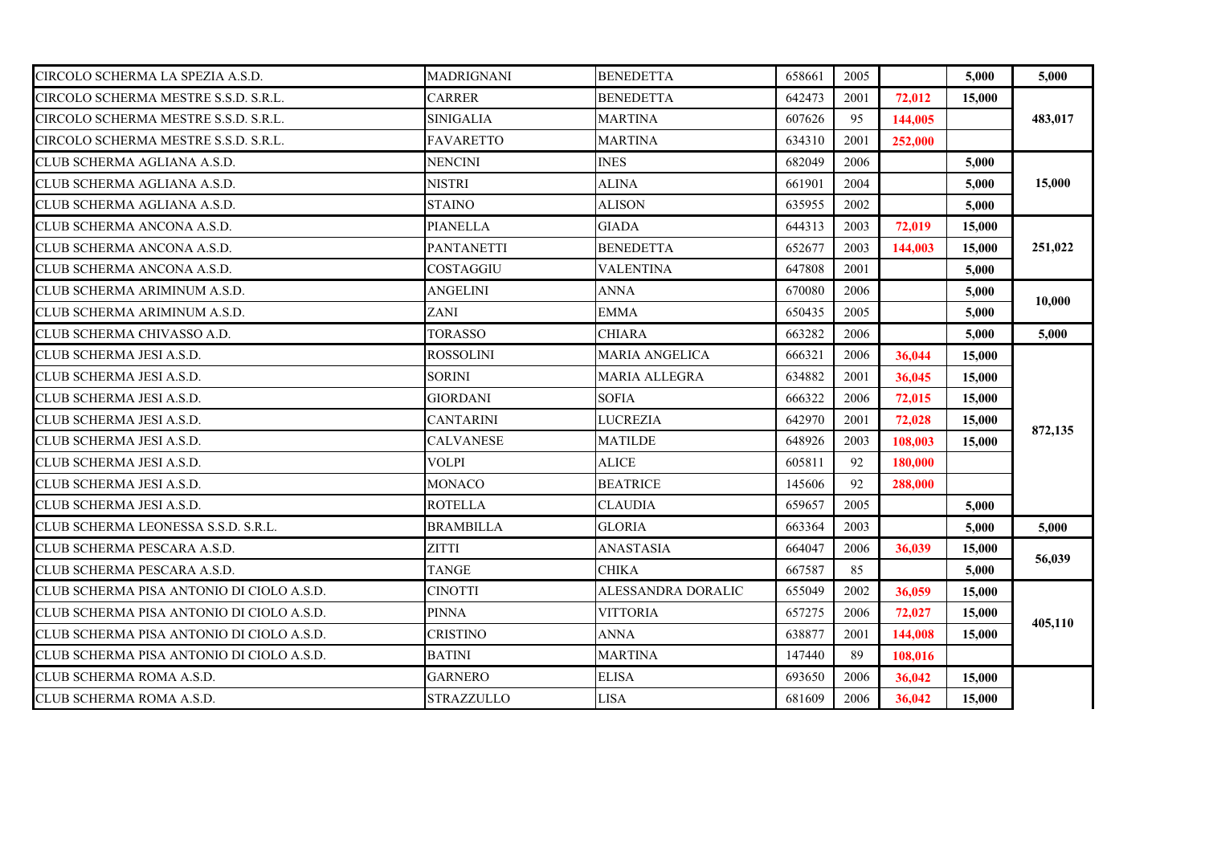| | | | | | | | |
|---|---|---|---|---|---|---|---|
| CIRCOLO SCHERMA LA SPEZIA A.S.D. | MADRIGNANI | BENEDETTA | 658661 | 2005 | | **5,000** | **5,000** |
| CIRCOLO SCHERMA MESTRE S.S.D. S.R.L. | CARRER | BENEDETTA | 642473 | 2001 | **72,012** | **15,000** | **483,017** |
| CIRCOLO SCHERMA MESTRE S.S.D. S.R.L. | SINIGALIA | MARTINA | 607626 | 95 | **144,005** | | |
| CIRCOLO SCHERMA MESTRE S.S.D. S.R.L. | FAVARETTO | MARTINA | 634310 | 2001 | **252,000** | | |
| CLUB SCHERMA AGLIANA A.S.D. | NENCINI | INES | 682049 | 2006 | | **5,000** | **15,000** |
| CLUB SCHERMA AGLIANA A.S.D. | NISTRI | ALINA | 661901 | 2004 | | **5,000** | |
| CLUB SCHERMA AGLIANA A.S.D. | STAINO | ALISON | 635955 | 2002 | | **5,000** | |
| CLUB SCHERMA ANCONA A.S.D. | PIANELLA | GIADA | 644313 | 2003 | **72,019** | **15,000** | **251,022** |
| CLUB SCHERMA ANCONA A.S.D. | PANTANETTI | BENEDETTA | 652677 | 2003 | **144,003** | **15,000** | |
| CLUB SCHERMA ANCONA A.S.D. | COSTAGGIU | VALENTINA | 647808 | 2001 | | **5,000** | |
| CLUB SCHERMA ARIMINUM A.S.D. | ANGELINI | ANNA | 670080 | 2006 | | **5,000** | **10,000** |
| CLUB SCHERMA ARIMINUM A.S.D. | ZANI | EMMA | 650435 | 2005 | | **5,000** | |
| CLUB SCHERMA CHIVASSO A.D. | TORASSO | CHIARA | 663282 | 2006 | | **5,000** | **5,000** |
| CLUB SCHERMA JESI A.S.D. | ROSSOLINI | MARIA ANGELICA | 666321 | 2006 | **36,044** | **15,000** | **872,135** |
| CLUB SCHERMA JESI A.S.D. | SORINI | MARIA ALLEGRA | 634882 | 2001 | **36,045** | **15,000** | |
| CLUB SCHERMA JESI A.S.D. | GIORDANI | SOFIA | 666322 | 2006 | **72,015** | **15,000** | |
| CLUB SCHERMA JESI A.S.D. | CANTARINI | LUCREZIA | 642970 | 2001 | **72,028** | **15,000** | |
| CLUB SCHERMA JESI A.S.D. | CALVANESE | MATILDE | 648926 | 2003 | **108,003** | **15,000** | |
| CLUB SCHERMA JESI A.S.D. | VOLPI | ALICE | 605811 | 92 | **180,000** | | |
| CLUB SCHERMA JESI A.S.D. | MONACO | BEATRICE | 145606 | 92 | **288,000** | | |
| CLUB SCHERMA JESI A.S.D. | ROTELLA | CLAUDIA | 659657 | 2005 | | **5,000** | |
| CLUB SCHERMA LEONESSA S.S.D. S.R.L. | BRAMBILLA | GLORIA | 663364 | 2003 | | **5,000** | **5,000** |
| CLUB SCHERMA PESCARA A.S.D. | ZITTI | ANASTASIA | 664047 | 2006 | **36,039** | **15,000** | **56,039** |
| CLUB SCHERMA PESCARA A.S.D. | TANGE | CHIKA | 667587 | 85 | | **5,000** | |
| CLUB SCHERMA PISA ANTONIO DI CIOLO A.S.D. | CINOTTI | ALESSANDRA DORALIC | 655049 | 2002 | **36,059** | **15,000** | **405,110** |
| CLUB SCHERMA PISA ANTONIO DI CIOLO A.S.D. | PINNA | VITTORIA | 657275 | 2006 | **72,027** | **15,000** | |
| CLUB SCHERMA PISA ANTONIO DI CIOLO A.S.D. | CRISTINO | ANNA | 638877 | 2001 | **144,008** | **15,000** | |
| CLUB SCHERMA PISA ANTONIO DI CIOLO A.S.D. | BATINI | MARTINA | 147440 | 89 | **108,016** | | |
| CLUB SCHERMA ROMA A.S.D. | GARNERO | ELISA | 693650 | 2006 | **36,042** | **15,000** | |
| CLUB SCHERMA ROMA A.S.D. | STRAZZULLO | LISA | 681609 | 2006 | **36,042** | **15,000** | |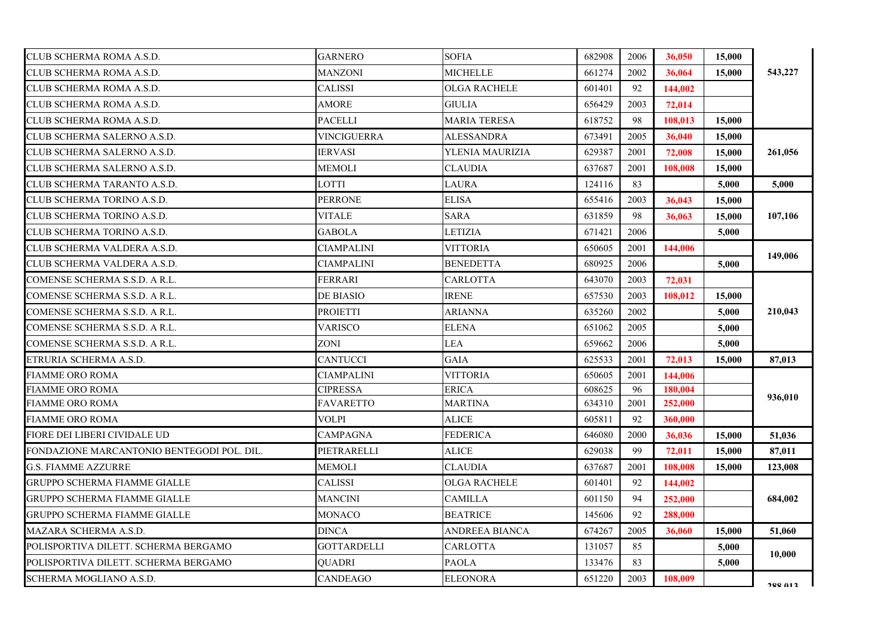| | | | | | | | |
|---|---|---|---|---|---|---|---|
| CLUB SCHERMA ROMA A.S.D. | GARNERO | SOFIA | 682908 | 2006 | 36,050 | 15,000 | 543,227 |
| CLUB SCHERMA ROMA A.S.D. | MANZONI | MICHELLE | 661274 | 2002 | 36,064 | 15,000 | |
| CLUB SCHERMA ROMA A.S.D. | CALISSI | OLGA RACHELE | 601401 | 92 | 144,002 | | |
| CLUB SCHERMA ROMA A.S.D. | AMORE | GIULIA | 656429 | 2003 | 72,014 | | |
| CLUB SCHERMA ROMA A.S.D. | PACELLI | MARIA TERESA | 618752 | 98 | 108,013 | 15,000 | |
| CLUB SCHERMA SALERNO A.S.D. | VINCIGUERRA | ALESSANDRA | 673491 | 2005 | 36,040 | 15,000 | 261,056 |
| CLUB SCHERMA SALERNO A.S.D. | IERVASI | YLENIA MAURIZIA | 629387 | 2001 | 72,008 | 15,000 | |
| CLUB SCHERMA SALERNO A.S.D. | MEMOLI | CLAUDIA | 637687 | 2001 | 108,008 | 15,000 | |
| CLUB SCHERMA TARANTO A.S.D. | LOTTI | LAURA | 124116 | 83 | | 5,000 | 5,000 |
| CLUB SCHERMA TORINO A.S.D. | PERRONE | ELISA | 655416 | 2003 | 36,043 | 15,000 | 107,106 |
| CLUB SCHERMA TORINO A.S.D. | VITALE | SARA | 631859 | 98 | 36,063 | 15,000 | |
| CLUB SCHERMA TORINO A.S.D. | GABOLA | LETIZIA | 671421 | 2006 | | 5,000 | |
| CLUB SCHERMA VALDERA A.S.D. | CIAMPALINI | VITTORIA | 650605 | 2001 | 144,006 | | 149,006 |
| CLUB SCHERMA VALDERA A.S.D. | CIAMPALINI | BENEDETTA | 680925 | 2006 | | 5,000 | |
| COMENSE SCHERMA S.S.D. A R.L. | FERRARI | CARLOTTA | 643070 | 2003 | 72,031 | | 210,043 |
| COMENSE SCHERMA S.S.D. A R.L. | DE BIASIO | IRENE | 657530 | 2003 | 108,012 | 15,000 | |
| COMENSE SCHERMA S.S.D. A R.L. | PROIETTI | ARIANNA | 635260 | 2002 | | 5,000 | |
| COMENSE SCHERMA S.S.D. A R.L. | VARISCO | ELENA | 651062 | 2005 | | 5,000 | |
| COMENSE SCHERMA S.S.D. A R.L. | ZONI | LEA | 659662 | 2006 | | 5,000 | |
| ETRURIA SCHERMA A.S.D. | CANTUCCI | GAIA | 625533 | 2001 | 72,013 | 15,000 | 87,013 |
| FIAMME ORO ROMA | CIAMPALINI | VITTORIA | 650605 | 2001 | 144,006 | | 936,010 |
| FIAMME ORO ROMA | CIPRESSA | ERICA | 608625 | 96 | 180,004 | | |
| FIAMME ORO ROMA | FAVARETTO | MARTINA | 634310 | 2001 | 252,000 | | |
| FIAMME ORO ROMA | VOLPI | ALICE | 605811 | 92 | 360,000 | | |
| FIORE DEI LIBERI CIVIDALE UD | CAMPAGNA | FEDERICA | 646080 | 2000 | 36,036 | 15,000 | 51,036 |
| FONDAZIONE MARCANTONIO BENTEGODI POL. DIL. | PIETRARELLI | ALICE | 629038 | 99 | 72,011 | 15,000 | 87,011 |
| G.S. FIAMME AZZURRE | MEMOLI | CLAUDIA | 637687 | 2001 | 108,008 | 15,000 | 123,008 |
| GRUPPO SCHERMA FIAMME GIALLE | CALISSI | OLGA RACHELE | 601401 | 92 | 144,002 | | 684,002 |
| GRUPPO SCHERMA FIAMME GIALLE | MANCINI | CAMILLA | 601150 | 94 | 252,000 | | |
| GRUPPO SCHERMA FIAMME GIALLE | MONACO | BEATRICE | 145606 | 92 | 288,000 | | |
| MAZARA SCHERMA A.S.D. | DINCA | ANDREEA BIANCA | 674267 | 2005 | 36,060 | 15,000 | 51,060 |
| POLISPORTIVA DILETT. SCHERMA BERGAMO | GOTTARDELLI | CARLOTTA | 131057 | 85 | | 5,000 | 10,000 |
| POLISPORTIVA DILETT. SCHERMA BERGAMO | QUADRI | PAOLA | 133476 | 83 | | 5,000 | |
| SCHERMA MOGLIANO A.S.D. | CANDEAGO | ELEONORA | 651220 | 2003 | 108,009 | | 288,013 |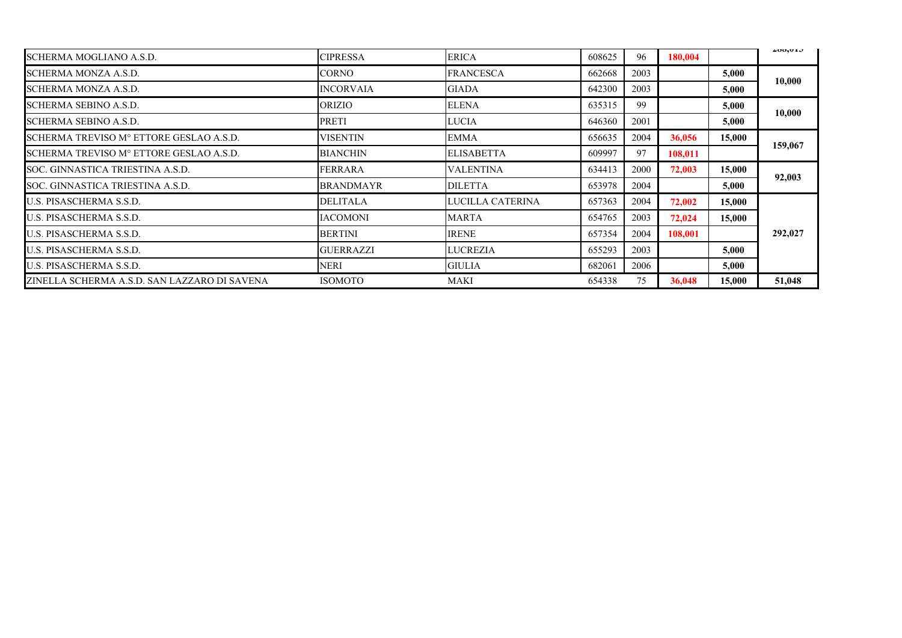| | | | | | | | |
|---|---|---|---|---|---|---|---|
| SCHERMA MOGLIANO A.S.D. | CIPRESSA | ERICA | 608625 | 96 | 180,004 | | 288,015 |
| SCHERMA MONZA A.S.D. | CORNO | FRANCESCA | 662668 | 2003 | | 5,000 | 10,000 |
| SCHERMA MONZA A.S.D. | INCORVAIA | GIADA | 642300 | 2003 | | 5,000 | |
| SCHERMA SEBINO A.S.D. | ORIZIO | ELENA | 635315 | 99 | | 5,000 | 10,000 |
| SCHERMA SEBINO A.S.D. | PRETI | LUCIA | 646360 | 2001 | | 5,000 | |
| SCHERMA TREVISO M° ETTORE GESLAO A.S.D. | VISENTIN | EMMA | 656635 | 2004 | 36,056 | 15,000 | 159,067 |
| SCHERMA TREVISO M° ETTORE GESLAO A.S.D. | BIANCHIN | ELISABETTA | 609997 | 97 | 108,011 | | |
| SOC. GINNASTICA TRIESTINA A.S.D. | FERRARA | VALENTINA | 634413 | 2000 | 72,003 | 15,000 | 92,003 |
| SOC. GINNASTICA TRIESTINA A.S.D. | BRANDMAYR | DILETTA | 653978 | 2004 | | 5,000 | |
| U.S. PISASCHERMA S.S.D. | DELITALA | LUCILLA CATERINA | 657363 | 2004 | 72,002 | 15,000 | 292,027 |
| U.S. PISASCHERMA S.S.D. | IACOMONI | MARTA | 654765 | 2003 | 72,024 | 15,000 | |
| U.S. PISASCHERMA S.S.D. | BERTINI | IRENE | 657354 | 2004 | 108,001 | | |
| U.S. PISASCHERMA S.S.D. | GUERRAZZI | LUCREZIA | 655293 | 2003 | | 5,000 | |
| U.S. PISASCHERMA S.S.D. | NERI | GIULIA | 682061 | 2006 | | 5,000 | |
| ZINELLA SCHERMA A.S.D. SAN LAZZARO DI SAVENA | ISOMOTO | MAKI | 654338 | 75 | 36,048 | 15,000 | 51,048 |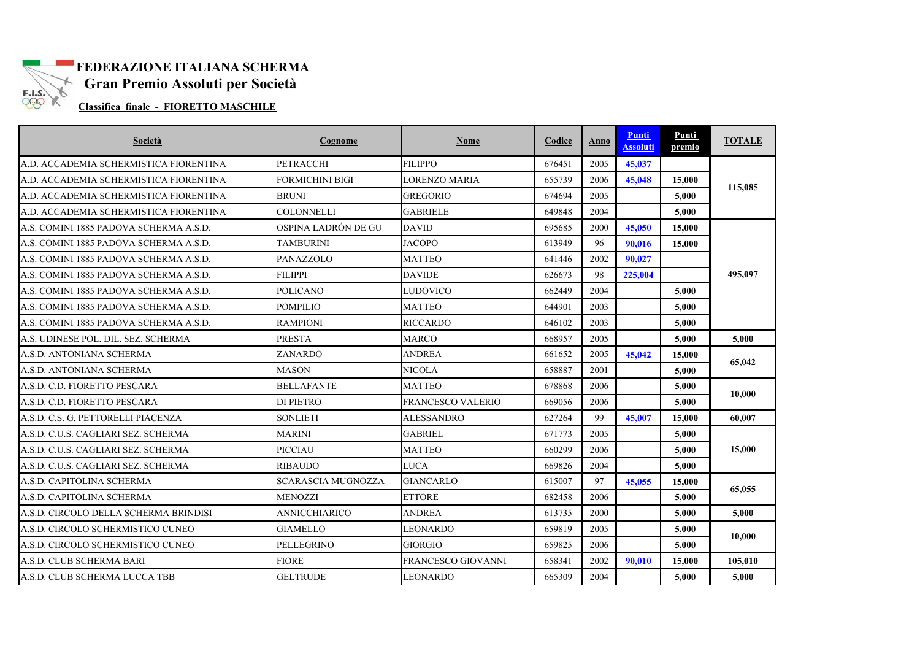**FEDERAZIONE ITALIANA SCHERMA**

**Gran Premio Assoluti per Società**

**Classifica finale - FIORETTO MASCHILE**

| Società | Cognome | Nome | Codice | Anno | Punti Assoluti | Punti premio | TOTALE |
|---|---|---|---|---|---|---|---|
| A.D. ACCADEMIA SCHERMISTICA FIORENTINA | PETRACCHI | FILIPPO | 676451 | 2005 | 45,037 | | 115,085 |
| A.D. ACCADEMIA SCHERMISTICA FIORENTINA | FORMICHINI BIGI | LORENZO MARIA | 655739 | 2006 | 45,048 | 15,000 | |
| A.D. ACCADEMIA SCHERMISTICA FIORENTINA | BRUNI | GREGORIO | 674694 | 2005 | | 5,000 | |
| A.D. ACCADEMIA SCHERMISTICA FIORENTINA | COLONNELLI | GABRIELE | 649848 | 2004 | | 5,000 | |
| A.S. COMINI 1885 PADOVA SCHERMA A.S.D. | OSPINA LADRÓN DE GU | DAVID | 695685 | 2000 | 45,050 | 15,000 | 495,097 |
| A.S. COMINI 1885 PADOVA SCHERMA A.S.D. | TAMBURINI | JACOPO | 613949 | 96 | 90,016 | 15,000 | |
| A.S. COMINI 1885 PADOVA SCHERMA A.S.D. | PANAZZOLO | MATTEO | 641446 | 2002 | 90,027 | | |
| A.S. COMINI 1885 PADOVA SCHERMA A.S.D. | FILIPPI | DAVIDE | 626673 | 98 | 225,004 | | |
| A.S. COMINI 1885 PADOVA SCHERMA A.S.D. | POLICANO | LUDOVICO | 662449 | 2004 | | 5,000 | |
| A.S. COMINI 1885 PADOVA SCHERMA A.S.D. | POMPILIO | MATTEO | 644901 | 2003 | | 5,000 | |
| A.S. COMINI 1885 PADOVA SCHERMA A.S.D. | RAMPIONI | RICCARDO | 646102 | 2003 | | 5,000 | |
| A.S. UDINESE POL. DIL. SEZ. SCHERMA | PRESTA | MARCO | 668957 | 2005 | | 5,000 | 5,000 |
| A.S.D. ANTONIANA SCHERMA | ZANARDO | ANDREA | 661652 | 2005 | 45,042 | 15,000 | 65,042 |
| A.S.D. ANTONIANA SCHERMA | MASON | NICOLA | 658887 | 2001 | | 5,000 | |
| A.S.D. C.D. FIORETTO PESCARA | BELLAFANTE | MATTEO | 678868 | 2006 | | 5,000 | 10,000 |
| A.S.D. C.D. FIORETTO PESCARA | DI PIETRO | FRANCESCO VALERIO | 669056 | 2006 | | 5,000 | |
| A.S.D. C.S. G. PETTORELLI PIACENZA | SONLIETI | ALESSANDRO | 627264 | 99 | 45,007 | 15,000 | 60,007 |
| A.S.D. C.U.S. CAGLIARI SEZ. SCHERMA | MARINI | GABRIEL | 671773 | 2005 | | 5,000 | 15,000 |
| A.S.D. C.U.S. CAGLIARI SEZ. SCHERMA | PICCIAU | MATTEO | 660299 | 2006 | | 5,000 | |
| A.S.D. C.U.S. CAGLIARI SEZ. SCHERMA | RIBAUDO | LUCA | 669826 | 2004 | | 5,000 | |
| A.S.D. CAPITOLINA SCHERMA | SCARASCIA MUGNOZZA | GIANCARLO | 615007 | 97 | 45,055 | 15,000 | 65,055 |
| A.S.D. CAPITOLINA SCHERMA | MENOZZI | ETTORE | 682458 | 2006 | | 5,000 | |
| A.S.D. CIRCOLO DELLA SCHERMA BRINDISI | ANNICCHIARICO | ANDREA | 613735 | 2000 | | 5,000 | 5,000 |
| A.S.D. CIRCOLO SCHERMISTICO CUNEO | GIAMELLO | LEONARDO | 659819 | 2005 | | 5,000 | 10,000 |
| A.S.D. CIRCOLO SCHERMISTICO CUNEO | PELLEGRINO | GIORGIO | 659825 | 2006 | | 5,000 | |
| A.S.D. CLUB SCHERMA BARI | FIORE | FRANCESCO GIOVANNI | 658341 | 2002 | 90,010 | 15,000 | 105,010 |
| A.S.D. CLUB SCHERMA LUCCA TBB | GELTRUDE | LEONARDO | 665309 | 2004 | | 5,000 | 5,000 |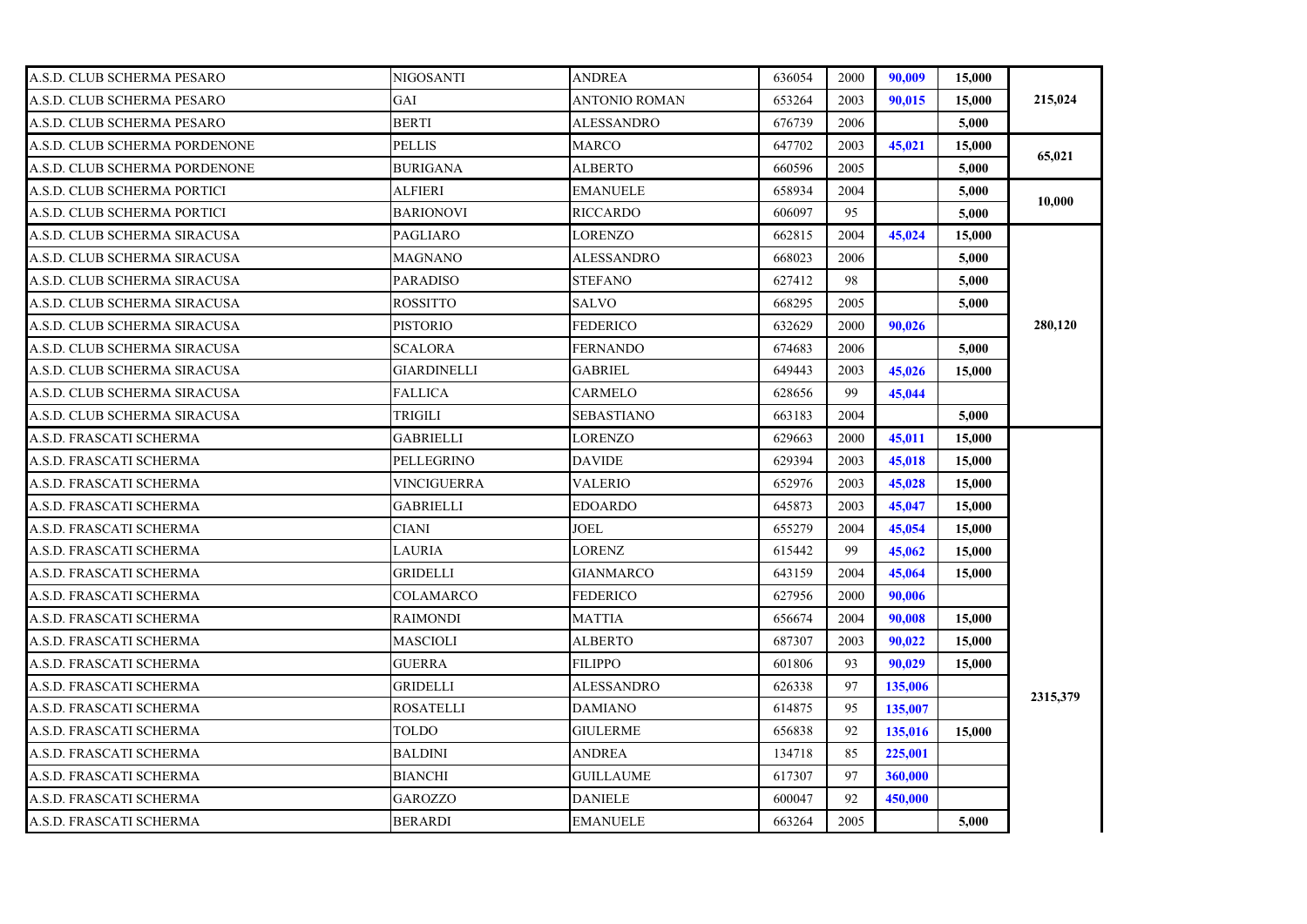| | | | | | | | |
|---|---|---|---|---|---|---|---|
| A.S.D. CLUB SCHERMA PESARO | NIGOSANTI | ANDREA | 636054 | 2000 | 90,009 | 15,000 | 215,024 |
| A.S.D. CLUB SCHERMA PESARO | GAI | ANTONIO ROMAN | 653264 | 2003 | 90,015 | 15,000 | |
| A.S.D. CLUB SCHERMA PESARO | BERTI | ALESSANDRO | 676739 | 2006 | | 5,000 | |
| A.S.D. CLUB SCHERMA PORDENONE | PELLIS | MARCO | 647702 | 2003 | 45,021 | 15,000 | 65,021 |
| A.S.D. CLUB SCHERMA PORDENONE | BURIGANA | ALBERTO | 660596 | 2005 | | 5,000 | |
| A.S.D. CLUB SCHERMA PORTICI | ALFIERI | EMANUELE | 658934 | 2004 | | 5,000 | 10,000 |
| A.S.D. CLUB SCHERMA PORTICI | BARIONOVI | RICCARDO | 606097 | 95 | | 5,000 | |
| A.S.D. CLUB SCHERMA SIRACUSA | PAGLIARO | LORENZO | 662815 | 2004 | 45,024 | 15,000 | 280,120 |
| A.S.D. CLUB SCHERMA SIRACUSA | MAGNANO | ALESSANDRO | 668023 | 2006 | | 5,000 | |
| A.S.D. CLUB SCHERMA SIRACUSA | PARADISO | STEFANO | 627412 | 98 | | 5,000 | |
| A.S.D. CLUB SCHERMA SIRACUSA | ROSSITTO | SALVO | 668295 | 2005 | | 5,000 | |
| A.S.D. CLUB SCHERMA SIRACUSA | PISTORIO | FEDERICO | 632629 | 2000 | 90,026 | | |
| A.S.D. CLUB SCHERMA SIRACUSA | SCALORA | FERNANDO | 674683 | 2006 | | 5,000 | |
| A.S.D. CLUB SCHERMA SIRACUSA | GIARDINELLI | GABRIEL | 649443 | 2003 | 45,026 | 15,000 | |
| A.S.D. CLUB SCHERMA SIRACUSA | FALLICA | CARMELO | 628656 | 99 | 45,044 | | |
| A.S.D. CLUB SCHERMA SIRACUSA | TRIGILI | SEBASTIANO | 663183 | 2004 | | 5,000 | |
| A.S.D. FRASCATI SCHERMA | GABRIELLI | LORENZO | 629663 | 2000 | 45,011 | 15,000 | 2315,379 |
| A.S.D. FRASCATI SCHERMA | PELLEGRINO | DAVIDE | 629394 | 2003 | 45,018 | 15,000 | |
| A.S.D. FRASCATI SCHERMA | VINCIGUERRA | VALERIO | 652976 | 2003 | 45,028 | 15,000 | |
| A.S.D. FRASCATI SCHERMA | GABRIELLI | EDOARDO | 645873 | 2003 | 45,047 | 15,000 | |
| A.S.D. FRASCATI SCHERMA | CIANI | JOEL | 655279 | 2004 | 45,054 | 15,000 | |
| A.S.D. FRASCATI SCHERMA | LAURIA | LORENZ | 615442 | 99 | 45,062 | 15,000 | |
| A.S.D. FRASCATI SCHERMA | GRIDELLI | GIANMARCO | 643159 | 2004 | 45,064 | 15,000 | |
| A.S.D. FRASCATI SCHERMA | COLAMARCO | FEDERICO | 627956 | 2000 | 90,006 | | |
| A.S.D. FRASCATI SCHERMA | RAIMONDI | MATTIA | 656674 | 2004 | 90,008 | 15,000 | |
| A.S.D. FRASCATI SCHERMA | MASCIOLI | ALBERTO | 687307 | 2003 | 90,022 | 15,000 | |
| A.S.D. FRASCATI SCHERMA | GUERRA | FILIPPO | 601806 | 93 | 90,029 | 15,000 | |
| A.S.D. FRASCATI SCHERMA | GRIDELLI | ALESSANDRO | 626338 | 97 | 135,006 | | |
| A.S.D. FRASCATI SCHERMA | ROSATELLI | DAMIANO | 614875 | 95 | 135,007 | | |
| A.S.D. FRASCATI SCHERMA | TOLDO | GIULERME | 656838 | 92 | 135,016 | 15,000 | |
| A.S.D. FRASCATI SCHERMA | BALDINI | ANDREA | 134718 | 85 | 225,001 | | |
| A.S.D. FRASCATI SCHERMA | BIANCHI | GUILLAUME | 617307 | 97 | 360,000 | | |
| A.S.D. FRASCATI SCHERMA | GAROZZO | DANIELE | 600047 | 92 | 450,000 | | |
| A.S.D. FRASCATI SCHERMA | BERARDI | EMANUELE | 663264 | 2005 | | 5,000 | |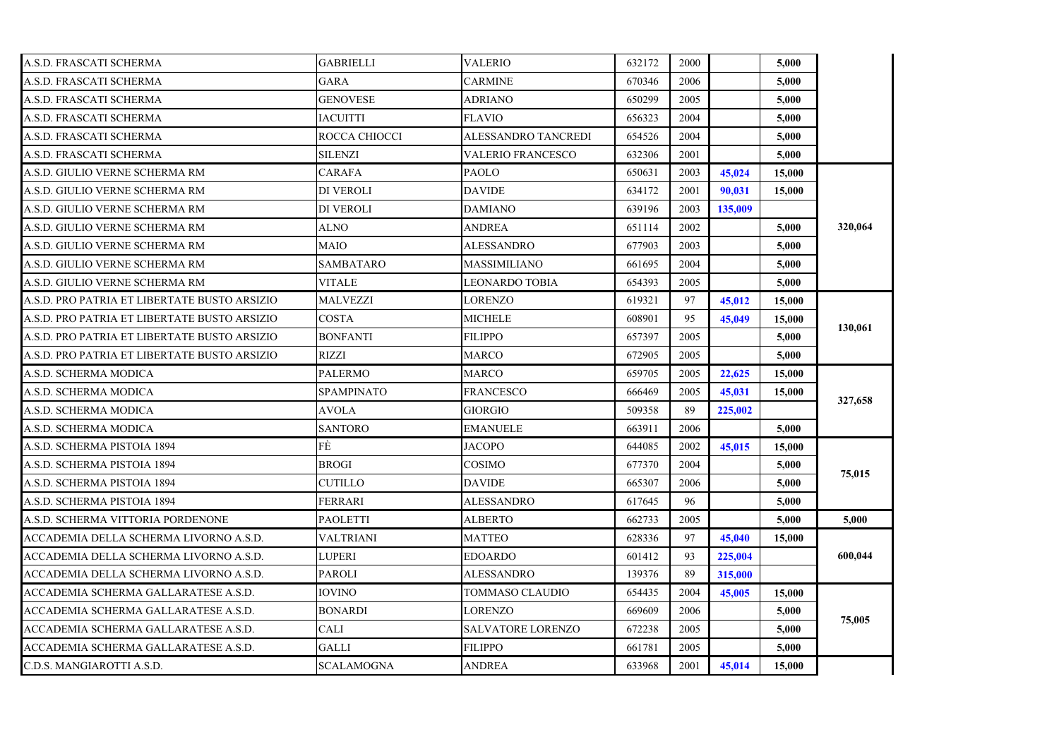| | | | | | | | |
|---|---|---|---|---|---|---|---|
| A.S.D. FRASCATI SCHERMA | GABRIELLI | VALERIO | 632172 | 2000 | | 5,000 | |
| A.S.D. FRASCATI SCHERMA | GARA | CARMINE | 670346 | 2006 | | 5,000 | |
| A.S.D. FRASCATI SCHERMA | GENOVESE | ADRIANO | 650299 | 2005 | | 5,000 | |
| A.S.D. FRASCATI SCHERMA | IACUITTI | FLAVIO | 656323 | 2004 | | 5,000 | |
| A.S.D. FRASCATI SCHERMA | ROCCA CHIOCCI | ALESSANDRO TANCREDI | 654526 | 2004 | | 5,000 | |
| A.S.D. FRASCATI SCHERMA | SILENZI | VALERIO FRANCESCO | 632306 | 2001 | | 5,000 | |
| A.S.D. GIULIO VERNE SCHERMA RM | CARAFA | PAOLO | 650631 | 2003 | 45,024 | 15,000 | |
| A.S.D. GIULIO VERNE SCHERMA RM | DI VEROLI | DAVIDE | 634172 | 2001 | 90,031 | 15,000 | |
| A.S.D. GIULIO VERNE SCHERMA RM | DI VEROLI | DAMIANO | 639196 | 2003 | 135,009 | | |
| A.S.D. GIULIO VERNE SCHERMA RM | ALNO | ANDREA | 651114 | 2002 | | 5,000 | 320,064 |
| A.S.D. GIULIO VERNE SCHERMA RM | MAIO | ALESSANDRO | 677903 | 2003 | | 5,000 | |
| A.S.D. GIULIO VERNE SCHERMA RM | SAMBATARO | MASSIMILIANO | 661695 | 2004 | | 5,000 | |
| A.S.D. GIULIO VERNE SCHERMA RM | VITALE | LEONARDO TOBIA | 654393 | 2005 | | 5,000 | |
| A.S.D. PRO PATRIA ET LIBERTATE BUSTO ARSIZIO | MALVEZZI | LORENZO | 619321 | 97 | 45,012 | 15,000 | |
| A.S.D. PRO PATRIA ET LIBERTATE BUSTO ARSIZIO | COSTA | MICHELE | 608901 | 95 | 45,049 | 15,000 | 130,061 |
| A.S.D. PRO PATRIA ET LIBERTATE BUSTO ARSIZIO | BONFANTI | FILIPPO | 657397 | 2005 | | 5,000 | |
| A.S.D. PRO PATRIA ET LIBERTATE BUSTO ARSIZIO | RIZZI | MARCO | 672905 | 2005 | | 5,000 | |
| A.S.D. SCHERMA MODICA | PALERMO | MARCO | 659705 | 2005 | 22,625 | 15,000 | |
| A.S.D. SCHERMA MODICA | SPAMPINATO | FRANCESCO | 666469 | 2005 | 45,031 | 15,000 | 327,658 |
| A.S.D. SCHERMA MODICA | AVOLA | GIORGIO | 509358 | 89 | 225,002 | | |
| A.S.D. SCHERMA MODICA | SANTORO | EMANUELE | 663911 | 2006 | | 5,000 | |
| A.S.D. SCHERMA PISTOIA 1894 | FÈ | JACOPO | 644085 | 2002 | 45,015 | 15,000 | |
| A.S.D. SCHERMA PISTOIA 1894 | BROGI | COSIMO | 677370 | 2004 | | 5,000 | 75,015 |
| A.S.D. SCHERMA PISTOIA 1894 | CUTILLO | DAVIDE | 665307 | 2006 | | 5,000 | |
| A.S.D. SCHERMA PISTOIA 1894 | FERRARI | ALESSANDRO | 617645 | 96 | | 5,000 | |
| A.S.D. SCHERMA VITTORIA PORDENONE | PAOLETTI | ALBERTO | 662733 | 2005 | | 5,000 | 5,000 |
| ACCADEMIA DELLA SCHERMA LIVORNO A.S.D. | VALTRIANI | MATTEO | 628336 | 97 | 45,040 | 15,000 | |
| ACCADEMIA DELLA SCHERMA LIVORNO A.S.D. | LUPERI | EDOARDO | 601412 | 93 | 225,004 | | 600,044 |
| ACCADEMIA DELLA SCHERMA LIVORNO A.S.D. | PAROLI | ALESSANDRO | 139376 | 89 | 315,000 | | |
| ACCADEMIA SCHERMA GALLARATESE A.S.D. | IOVINO | TOMMASO CLAUDIO | 654435 | 2004 | 45,005 | 15,000 | |
| ACCADEMIA SCHERMA GALLARATESE A.S.D. | BONARDI | LORENZO | 669609 | 2006 | | 5,000 | 75,005 |
| ACCADEMIA SCHERMA GALLARATESE A.S.D. | CALI | SALVATORE LORENZO | 672238 | 2005 | | 5,000 | |
| ACCADEMIA SCHERMA GALLARATESE A.S.D. | GALLI | FILIPPO | 661781 | 2005 | | 5,000 | |
| C.D.S. MANGIAROTTI A.S.D. | SCALAMOGNA | ANDREA | 633968 | 2001 | 45,014 | 15,000 | |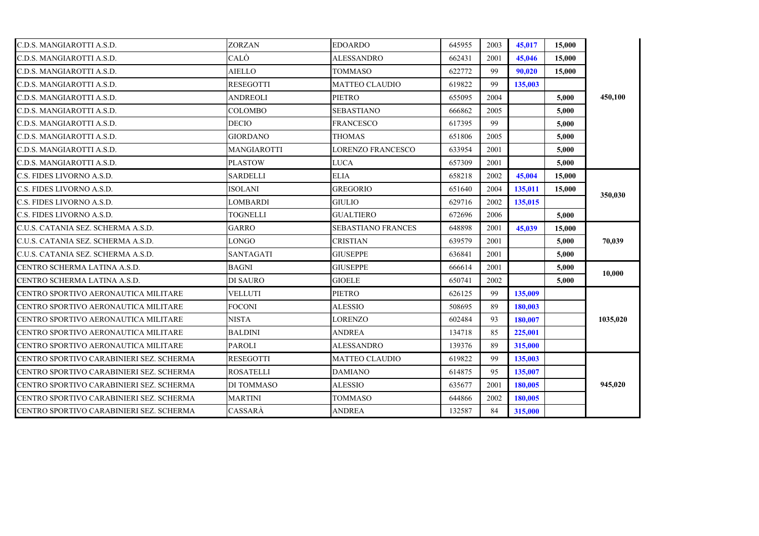| | | | | | | | |
|---|---|---|---|---|---|---|---|
| C.D.S. MANGIAROTTI A.S.D. | ZORZAN | EDOARDO | 645955 | 2003 | **45,017** | **15,000** | **450,100** |
| C.D.S. MANGIAROTTI A.S.D. | CALÒ | ALESSANDRO | 662431 | 2001 | **45,046** | **15,000** | |
| C.D.S. MANGIAROTTI A.S.D. | AIELLO | TOMMASO | 622772 | 99 | **90,020** | **15,000** | |
| C.D.S. MANGIAROTTI A.S.D. | RESEGOTTI | MATTEO CLAUDIO | 619822 | 99 | **135,003** | | |
| C.D.S. MANGIAROTTI A.S.D. | ANDREOLI | PIETRO | 655095 | 2004 | | **5,000** | |
| C.D.S. MANGIAROTTI A.S.D. | COLOMBO | SEBASTIANO | 666862 | 2005 | | **5,000** | |
| C.D.S. MANGIAROTTI A.S.D. | DECIO | FRANCESCO | 617395 | 99 | | **5,000** | |
| C.D.S. MANGIAROTTI A.S.D. | GIORDANO | THOMAS | 651806 | 2005 | | **5,000** | |
| C.D.S. MANGIAROTTI A.S.D. | MANGIAROTTI | LORENZO FRANCESCO | 633954 | 2001 | | **5,000** | |
| C.D.S. MANGIAROTTI A.S.D. | PLASTOW | LUCA | 657309 | 2001 | | **5,000** | |
| C.S. FIDES LIVORNO A.S.D. | SARDELLI | ELIA | 658218 | 2002 | **45,004** | **15,000** | **350,030** |
| C.S. FIDES LIVORNO A.S.D. | ISOLANI | GREGORIO | 651640 | 2004 | **135,011** | **15,000** | |
| C.S. FIDES LIVORNO A.S.D. | LOMBARDI | GIULIO | 629716 | 2002 | **135,015** | | |
| C.S. FIDES LIVORNO A.S.D. | TOGNELLI | GUALTIERO | 672696 | 2006 | | **5,000** | |
| C.U.S. CATANIA SEZ. SCHERMA A.S.D. | GARRO | SEBASTIANO FRANCES | 648898 | 2001 | **45,039** | **15,000** | **70,039** |
| C.U.S. CATANIA SEZ. SCHERMA A.S.D. | LONGO | CRISTIAN | 639579 | 2001 | | **5,000** | |
| C.U.S. CATANIA SEZ. SCHERMA A.S.D. | SANTAGATI | GIUSEPPE | 636841 | 2001 | | **5,000** | |
| CENTRO SCHERMA LATINA A.S.D. | BAGNI | GIUSEPPE | 666614 | 2001 | | **5,000** | **10,000** |
| CENTRO SCHERMA LATINA A.S.D. | DI SAURO | GIOELE | 650741 | 2002 | | **5,000** | |
| CENTRO SPORTIVO AERONAUTICA MILITARE | VELLUTI | PIETRO | 626125 | 99 | **135,009** | | **1035,020** |
| CENTRO SPORTIVO AERONAUTICA MILITARE | FOCONI | ALESSIO | 508695 | 89 | **180,003** | | |
| CENTRO SPORTIVO AERONAUTICA MILITARE | NISTA | LORENZO | 602484 | 93 | **180,007** | | |
| CENTRO SPORTIVO AERONAUTICA MILITARE | BALDINI | ANDREA | 134718 | 85 | **225,001** | | |
| CENTRO SPORTIVO AERONAUTICA MILITARE | PAROLI | ALESSANDRO | 139376 | 89 | **315,000** | | |
| CENTRO SPORTIVO CARABINIERI SEZ. SCHERMA | RESEGOTTI | MATTEO CLAUDIO | 619822 | 99 | **135,003** | | **945,020** |
| CENTRO SPORTIVO CARABINIERI SEZ. SCHERMA | ROSATELLI | DAMIANO | 614875 | 95 | **135,007** | | |
| CENTRO SPORTIVO CARABINIERI SEZ. SCHERMA | DI TOMMASO | ALESSIO | 635677 | 2001 | **180,005** | | |
| CENTRO SPORTIVO CARABINIERI SEZ. SCHERMA | MARTINI | TOMMASO | 644866 | 2002 | **180,005** | | |
| CENTRO SPORTIVO CARABINIERI SEZ. SCHERMA | CASSARÀ | ANDREA | 132587 | 84 | **315,000** | | |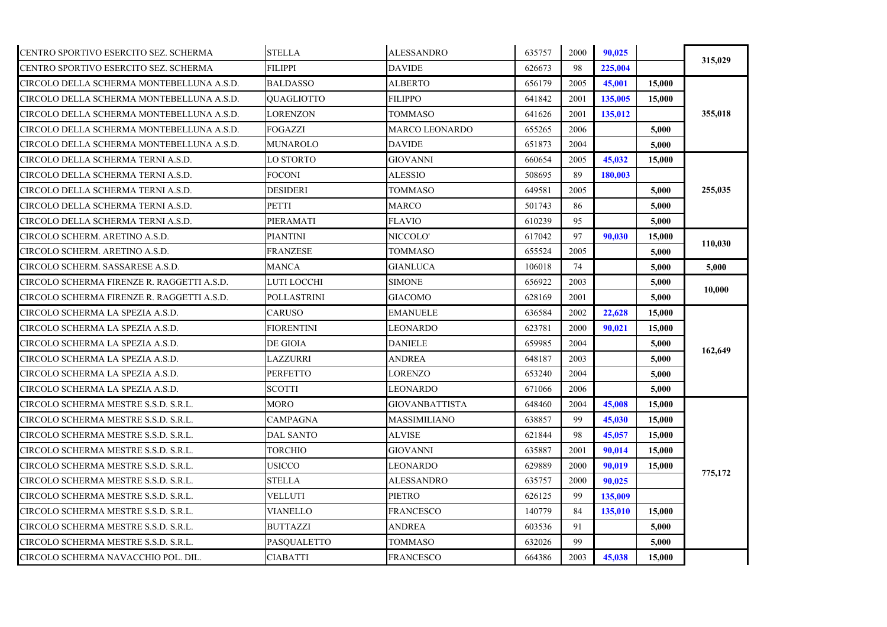| | | | | | | | |
|---|---|---|---|---|---|---|---|
| CENTRO SPORTIVO ESERCITO SEZ. SCHERMA | STELLA | ALESSANDRO | 635757 | 2000 | **90,025** | | **315,029** |
| CENTRO SPORTIVO ESERCITO SEZ. SCHERMA | FILIPPI | DAVIDE | 626673 | 98 | **225,004** | | |
| CIRCOLO DELLA SCHERMA MONTEBELLUNA A.S.D. | BALDASSO | ALBERTO | 656179 | 2005 | **45,001** | **15,000** | **355,018** |
| CIRCOLO DELLA SCHERMA MONTEBELLUNA A.S.D. | QUAGLIOTTO | FILIPPO | 641842 | 2001 | **135,005** | **15,000** | |
| CIRCOLO DELLA SCHERMA MONTEBELLUNA A.S.D. | LORENZON | TOMMASO | 641626 | 2001 | **135,012** | | |
| CIRCOLO DELLA SCHERMA MONTEBELLUNA A.S.D. | FOGAZZI | MARCO LEONARDO | 655265 | 2006 | | **5,000** | |
| CIRCOLO DELLA SCHERMA MONTEBELLUNA A.S.D. | MUNAROLO | DAVIDE | 651873 | 2004 | | **5,000** | |
| CIRCOLO DELLA SCHERMA TERNI A.S.D. | LO STORTO | GIOVANNI | 660654 | 2005 | **45,032** | **15,000** | **255,035** |
| CIRCOLO DELLA SCHERMA TERNI A.S.D. | FOCONI | ALESSIO | 508695 | 89 | **180,003** | | |
| CIRCOLO DELLA SCHERMA TERNI A.S.D. | DESIDERI | TOMMASO | 649581 | 2005 | | **5,000** | |
| CIRCOLO DELLA SCHERMA TERNI A.S.D. | PETTI | MARCO | 501743 | 86 | | **5,000** | |
| CIRCOLO DELLA SCHERMA TERNI A.S.D. | PIERAMATI | FLAVIO | 610239 | 95 | | **5,000** | |
| CIRCOLO SCHERM. ARETINO A.S.D. | PIANTINI | NICCOLO' | 617042 | 97 | **90,030** | **15,000** | **110,030** |
| CIRCOLO SCHERM. ARETINO A.S.D. | FRANZESE | TOMMASO | 655524 | 2005 | | **5,000** | |
| CIRCOLO SCHERM. SASSARESE A.S.D. | MANCA | GIANLUCA | 106018 | 74 | | **5,000** | **5,000** |
| CIRCOLO SCHERMA FIRENZE R. RAGGETTI A.S.D. | LUTI LOCCHI | SIMONE | 656922 | 2003 | | **5,000** | **10,000** |
| CIRCOLO SCHERMA FIRENZE R. RAGGETTI A.S.D. | POLLASTRINI | GIACOMO | 628169 | 2001 | | **5,000** | |
| CIRCOLO SCHERMA LA SPEZIA A.S.D. | CARUSO | EMANUELE | 636584 | 2002 | **22,628** | **15,000** | **162,649** |
| CIRCOLO SCHERMA LA SPEZIA A.S.D. | FIORENTINI | LEONARDO | 623781 | 2000 | **90,021** | **15,000** | |
| CIRCOLO SCHERMA LA SPEZIA A.S.D. | DE GIOIA | DANIELE | 659985 | 2004 | | **5,000** | |
| CIRCOLO SCHERMA LA SPEZIA A.S.D. | LAZZURRI | ANDREA | 648187 | 2003 | | **5,000** | |
| CIRCOLO SCHERMA LA SPEZIA A.S.D. | PERFETTO | LORENZO | 653240 | 2004 | | **5,000** | |
| CIRCOLO SCHERMA LA SPEZIA A.S.D. | SCOTTI | LEONARDO | 671066 | 2006 | | **5,000** | |
| CIRCOLO SCHERMA MESTRE S.S.D. S.R.L. | MORO | GIOVANBATTISTA | 648460 | 2004 | **45,008** | **15,000** | **775,172** |
| CIRCOLO SCHERMA MESTRE S.S.D. S.R.L. | CAMPAGNA | MASSIMILIANO | 638857 | 99 | **45,030** | **15,000** | |
| CIRCOLO SCHERMA MESTRE S.S.D. S.R.L. | DAL SANTO | ALVISE | 621844 | 98 | **45,057** | **15,000** | |
| CIRCOLO SCHERMA MESTRE S.S.D. S.R.L. | TORCHIO | GIOVANNI | 635887 | 2001 | **90,014** | **15,000** | |
| CIRCOLO SCHERMA MESTRE S.S.D. S.R.L. | USICCO | LEONARDO | 629889 | 2000 | **90,019** | **15,000** | |
| CIRCOLO SCHERMA MESTRE S.S.D. S.R.L. | STELLA | ALESSANDRO | 635757 | 2000 | **90,025** | | |
| CIRCOLO SCHERMA MESTRE S.S.D. S.R.L. | VELLUTI | PIETRO | 626125 | 99 | **135,009** | | |
| CIRCOLO SCHERMA MESTRE S.S.D. S.R.L. | VIANELLO | FRANCESCO | 140779 | 84 | **135,010** | **15,000** | |
| CIRCOLO SCHERMA MESTRE S.S.D. S.R.L. | BUTTAZZI | ANDREA | 603536 | 91 | | **5,000** | |
| CIRCOLO SCHERMA MESTRE S.S.D. S.R.L. | PASQUALETTO | TOMMASO | 632026 | 99 | | **5,000** | |
| CIRCOLO SCHERMA NAVACCHIO POL. DIL. | CIABATTI | FRANCESCO | 664386 | 2003 | **45,038** | **15,000** | |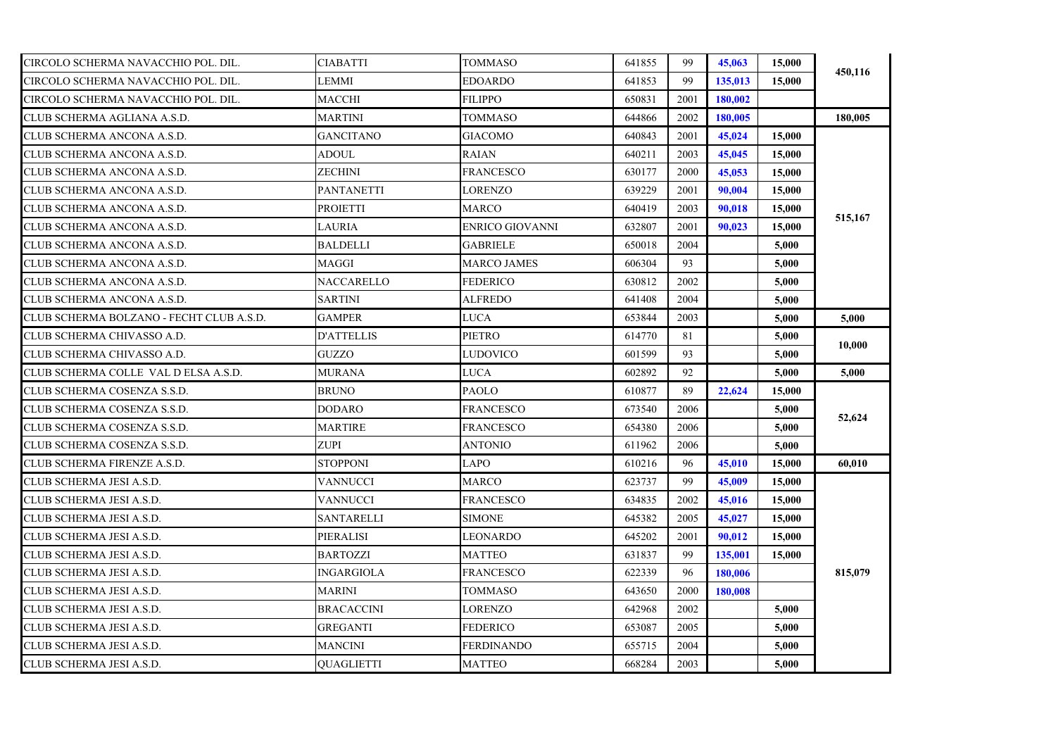| | | | | | | | |
|---|---|---|---|---|---|---|---|
| CIRCOLO SCHERMA NAVACCHIO POL. DIL. | CIABATTI | TOMMASO | 641855 | 99 | 45,063 | 15,000 | 450,116 |
| CIRCOLO SCHERMA NAVACCHIO POL. DIL. | LEMMI | EDOARDO | 641853 | 99 | 135,013 | 15,000 | |
| CIRCOLO SCHERMA NAVACCHIO POL. DIL. | MACCHI | FILIPPO | 650831 | 2001 | 180,002 | | |
| CLUB SCHERMA AGLIANA A.S.D. | MARTINI | TOMMASO | 644866 | 2002 | 180,005 | | 180,005 |
| CLUB SCHERMA ANCONA A.S.D. | GANCITANO | GIACOMO | 640843 | 2001 | 45,024 | 15,000 | 515,167 |
| CLUB SCHERMA ANCONA A.S.D. | ADOUL | RAIAN | 640211 | 2003 | 45,045 | 15,000 | |
| CLUB SCHERMA ANCONA A.S.D. | ZECHINI | FRANCESCO | 630177 | 2000 | 45,053 | 15,000 | |
| CLUB SCHERMA ANCONA A.S.D. | PANTANETTI | LORENZO | 639229 | 2001 | 90,004 | 15,000 | |
| CLUB SCHERMA ANCONA A.S.D. | PROIETTI | MARCO | 640419 | 2003 | 90,018 | 15,000 | |
| CLUB SCHERMA ANCONA A.S.D. | LAURIA | ENRICO GIOVANNI | 632807 | 2001 | 90,023 | 15,000 | |
| CLUB SCHERMA ANCONA A.S.D. | BALDELLI | GABRIELE | 650018 | 2004 | | 5,000 | |
| CLUB SCHERMA ANCONA A.S.D. | MAGGI | MARCO JAMES | 606304 | 93 | | 5,000 | |
| CLUB SCHERMA ANCONA A.S.D. | NACCARELLO | FEDERICO | 630812 | 2002 | | 5,000 | |
| CLUB SCHERMA ANCONA A.S.D. | SARTINI | ALFREDO | 641408 | 2004 | | 5,000 | |
| CLUB SCHERMA BOLZANO - FECHT CLUB A.S.D. | GAMPER | LUCA | 653844 | 2003 | | 5,000 | 5,000 |
| CLUB SCHERMA CHIVASSO A.D. | D'ATTELLIS | PIETRO | 614770 | 81 | | 5,000 | 10,000 |
| CLUB SCHERMA CHIVASSO A.D. | GUZZO | LUDOVICO | 601599 | 93 | | 5,000 | |
| CLUB SCHERMA COLLE VAL D ELSA A.S.D. | MURANA | LUCA | 602892 | 92 | | 5,000 | 5,000 |
| CLUB SCHERMA COSENZA S.S.D. | BRUNO | PAOLO | 610877 | 89 | 22,624 | 15,000 | 52,624 |
| CLUB SCHERMA COSENZA S.S.D. | DODARO | FRANCESCO | 673540 | 2006 | | 5,000 | |
| CLUB SCHERMA COSENZA S.S.D. | MARTIRE | FRANCESCO | 654380 | 2006 | | 5,000 | |
| CLUB SCHERMA COSENZA S.S.D. | ZUPI | ANTONIO | 611962 | 2006 | | 5,000 | |
| CLUB SCHERMA FIRENZE A.S.D. | STOPPONI | LAPO | 610216 | 96 | 45,010 | 15,000 | 60,010 |
| CLUB SCHERMA JESI A.S.D. | VANNUCCI | MARCO | 623737 | 99 | 45,009 | 15,000 | 815,079 |
| CLUB SCHERMA JESI A.S.D. | VANNUCCI | FRANCESCO | 634835 | 2002 | 45,016 | 15,000 | |
| CLUB SCHERMA JESI A.S.D. | SANTARELLI | SIMONE | 645382 | 2005 | 45,027 | 15,000 | |
| CLUB SCHERMA JESI A.S.D. | PIERALISI | LEONARDO | 645202 | 2001 | 90,012 | 15,000 | |
| CLUB SCHERMA JESI A.S.D. | BARTOZZI | MATTEO | 631837 | 99 | 135,001 | 15,000 | |
| CLUB SCHERMA JESI A.S.D. | INGARGIOLA | FRANCESCO | 622339 | 96 | 180,006 | | |
| CLUB SCHERMA JESI A.S.D. | MARINI | TOMMASO | 643650 | 2000 | 180,008 | | |
| CLUB SCHERMA JESI A.S.D. | BRACACCINI | LORENZO | 642968 | 2002 | | 5,000 | |
| CLUB SCHERMA JESI A.S.D. | GREGANTI | FEDERICO | 653087 | 2005 | | 5,000 | |
| CLUB SCHERMA JESI A.S.D. | MANCINI | FERDINANDO | 655715 | 2004 | | 5,000 | |
| CLUB SCHERMA JESI A.S.D. | QUAGLIETTI | MATTEO | 668284 | 2003 | | 5,000 | |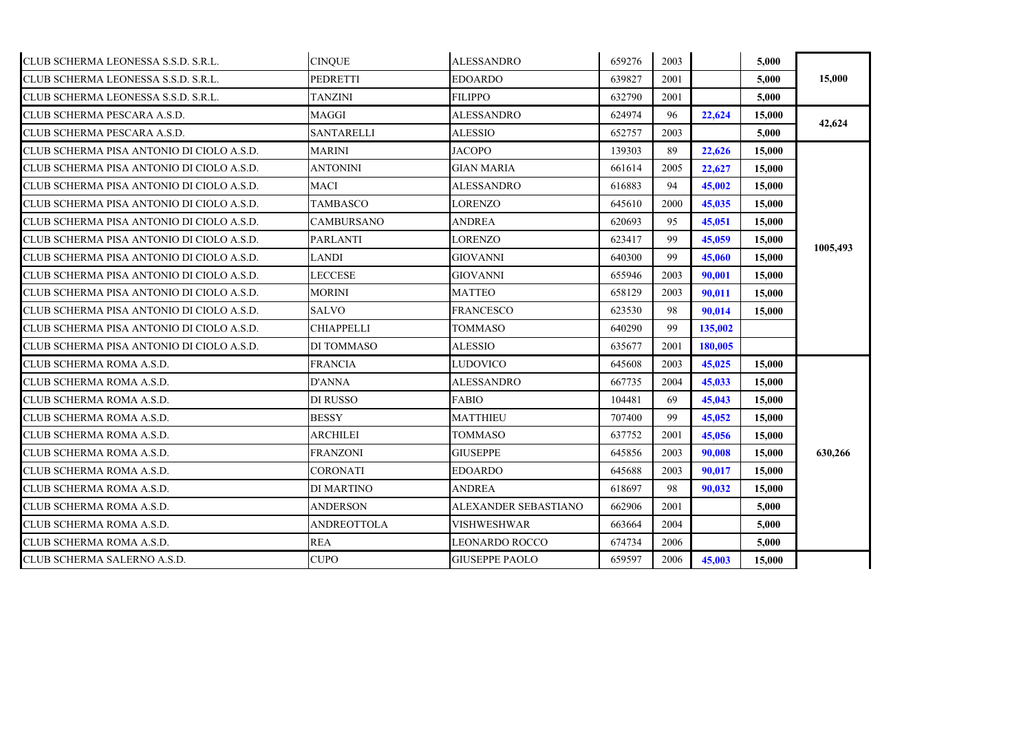| | | | | | | | |
|---|---|---|---|---|---|---|---|
| CLUB SCHERMA LEONESSA S.S.D. S.R.L. | CINQUE | ALESSANDRO | 659276 | 2003 | | 5,000 | 15,000 |
| CLUB SCHERMA LEONESSA S.S.D. S.R.L. | PEDRETTI | EDOARDO | 639827 | 2001 | | 5,000 | |
| CLUB SCHERMA LEONESSA S.S.D. S.R.L. | TANZINI | FILIPPO | 632790 | 2001 | | 5,000 | |
| CLUB SCHERMA PESCARA A.S.D. | MAGGI | ALESSANDRO | 624974 | 96 | 22,624 | 15,000 | 42,624 |
| CLUB SCHERMA PESCARA A.S.D. | SANTARELLI | ALESSIO | 652757 | 2003 | | 5,000 | |
| CLUB SCHERMA PISA ANTONIO DI CIOLO A.S.D. | MARINI | JACOPO | 139303 | 89 | 22,626 | 15,000 | 1005,493 |
| CLUB SCHERMA PISA ANTONIO DI CIOLO A.S.D. | ANTONINI | GIAN MARIA | 661614 | 2005 | 22,627 | 15,000 | |
| CLUB SCHERMA PISA ANTONIO DI CIOLO A.S.D. | MACI | ALESSANDRO | 616883 | 94 | 45,002 | 15,000 | |
| CLUB SCHERMA PISA ANTONIO DI CIOLO A.S.D. | TAMBASCO | LORENZO | 645610 | 2000 | 45,035 | 15,000 | |
| CLUB SCHERMA PISA ANTONIO DI CIOLO A.S.D. | CAMBURSANO | ANDREA | 620693 | 95 | 45,051 | 15,000 | |
| CLUB SCHERMA PISA ANTONIO DI CIOLO A.S.D. | PARLANTI | LORENZO | 623417 | 99 | 45,059 | 15,000 | |
| CLUB SCHERMA PISA ANTONIO DI CIOLO A.S.D. | LANDI | GIOVANNI | 640300 | 99 | 45,060 | 15,000 | |
| CLUB SCHERMA PISA ANTONIO DI CIOLO A.S.D. | LECCESE | GIOVANNI | 655946 | 2003 | 90,001 | 15,000 | |
| CLUB SCHERMA PISA ANTONIO DI CIOLO A.S.D. | MORINI | MATTEO | 658129 | 2003 | 90,011 | 15,000 | |
| CLUB SCHERMA PISA ANTONIO DI CIOLO A.S.D. | SALVO | FRANCESCO | 623530 | 98 | 90,014 | 15,000 | |
| CLUB SCHERMA PISA ANTONIO DI CIOLO A.S.D. | CHIAPPELLI | TOMMASO | 640290 | 99 | 135,002 | | |
| CLUB SCHERMA PISA ANTONIO DI CIOLO A.S.D. | DI TOMMASO | ALESSIO | 635677 | 2001 | 180,005 | | |
| CLUB SCHERMA ROMA A.S.D. | FRANCIA | LUDOVICO | 645608 | 2003 | 45,025 | 15,000 | 630,266 |
| CLUB SCHERMA ROMA A.S.D. | D'ANNA | ALESSANDRO | 667735 | 2004 | 45,033 | 15,000 | |
| CLUB SCHERMA ROMA A.S.D. | DI RUSSO | FABIO | 104481 | 69 | 45,043 | 15,000 | |
| CLUB SCHERMA ROMA A.S.D. | BESSY | MATTHIEU | 707400 | 99 | 45,052 | 15,000 | |
| CLUB SCHERMA ROMA A.S.D. | ARCHILEI | TOMMASO | 637752 | 2001 | 45,056 | 15,000 | |
| CLUB SCHERMA ROMA A.S.D. | FRANZONI | GIUSEPPE | 645856 | 2003 | 90,008 | 15,000 | |
| CLUB SCHERMA ROMA A.S.D. | CORONATI | EDOARDO | 645688 | 2003 | 90,017 | 15,000 | |
| CLUB SCHERMA ROMA A.S.D. | DI MARTINO | ANDREA | 618697 | 98 | 90,032 | 15,000 | |
| CLUB SCHERMA ROMA A.S.D. | ANDERSON | ALEXANDER SEBASTIANO | 662906 | 2001 | | 5,000 | |
| CLUB SCHERMA ROMA A.S.D. | ANDREOTTOLA | VISHWESHWAR | 663664 | 2004 | | 5,000 | |
| CLUB SCHERMA ROMA A.S.D. | REA | LEONARDO ROCCO | 674734 | 2006 | | 5,000 | |
| CLUB SCHERMA SALERNO A.S.D. | CUPO | GIUSEPPE PAOLO | 659597 | 2006 | 45,003 | 15,000 | |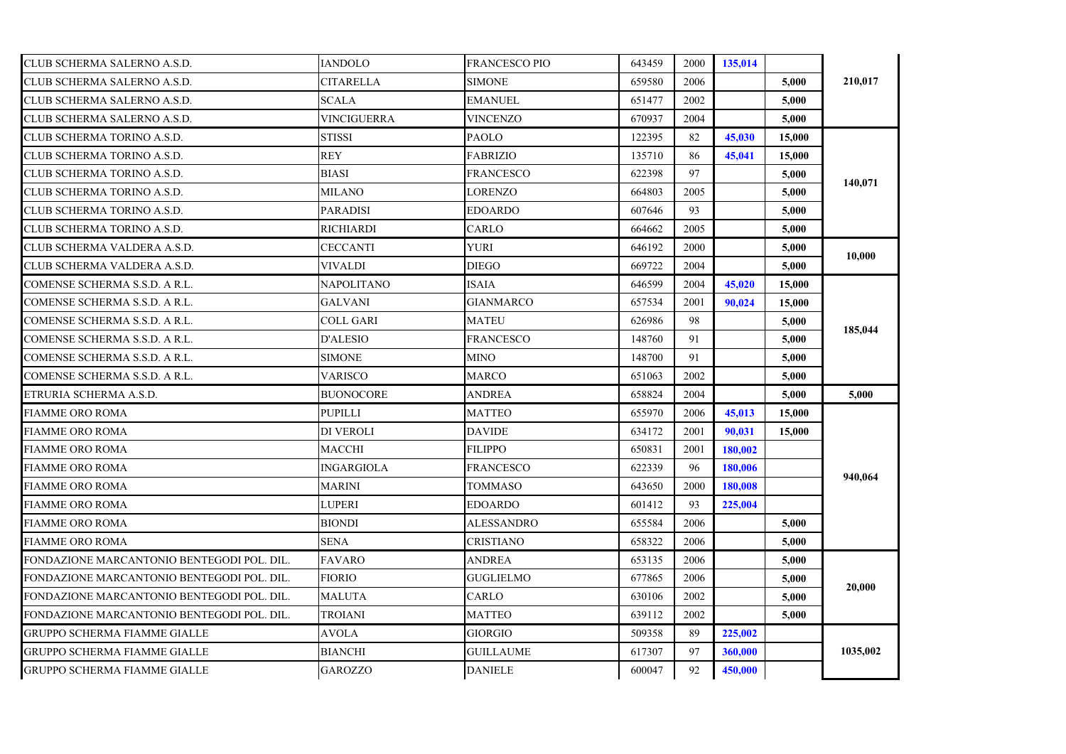| | | | | | | | |
|---|---|---|---|---|---|---|---|
| CLUB SCHERMA SALERNO A.S.D. | IANDOLO | FRANCESCO PIO | 643459 | 2000 | 135,014 | | 210,017 |
| CLUB SCHERMA SALERNO A.S.D. | CITARELLA | SIMONE | 659580 | 2006 | | 5,000 | |
| CLUB SCHERMA SALERNO A.S.D. | SCALA | EMANUEL | 651477 | 2002 | | 5,000 | |
| CLUB SCHERMA SALERNO A.S.D. | VINCIGUERRA | VINCENZO | 670937 | 2004 | | 5,000 | |
| CLUB SCHERMA TORINO A.S.D. | STISSI | PAOLO | 122395 | 82 | 45,030 | 15,000 | 140,071 |
| CLUB SCHERMA TORINO A.S.D. | REY | FABRIZIO | 135710 | 86 | 45,041 | 15,000 | |
| CLUB SCHERMA TORINO A.S.D. | BIASI | FRANCESCO | 622398 | 97 | | 5,000 | |
| CLUB SCHERMA TORINO A.S.D. | MILANO | LORENZO | 664803 | 2005 | | 5,000 | |
| CLUB SCHERMA TORINO A.S.D. | PARADISI | EDOARDO | 607646 | 93 | | 5,000 | |
| CLUB SCHERMA TORINO A.S.D. | RICHIARDI | CARLO | 664662 | 2005 | | 5,000 | |
| CLUB SCHERMA VALDERA A.S.D. | CECCANTI | YURI | 646192 | 2000 | | 5,000 | 10,000 |
| CLUB SCHERMA VALDERA A.S.D. | VIVALDI | DIEGO | 669722 | 2004 | | 5,000 | |
| COMENSE SCHERMA S.S.D. A R.L. | NAPOLITANO | ISAIA | 646599 | 2004 | 45,020 | 15,000 | 185,044 |
| COMENSE SCHERMA S.S.D. A R.L. | GALVANI | GIANMARCO | 657534 | 2001 | 90,024 | 15,000 | |
| COMENSE SCHERMA S.S.D. A R.L. | COLL GARI | MATEU | 626986 | 98 | | 5,000 | |
| COMENSE SCHERMA S.S.D. A R.L. | D'ALESIO | FRANCESCO | 148760 | 91 | | 5,000 | |
| COMENSE SCHERMA S.S.D. A R.L. | SIMONE | MINO | 148700 | 91 | | 5,000 | |
| COMENSE SCHERMA S.S.D. A R.L. | VARISCO | MARCO | 651063 | 2002 | | 5,000 | |
| ETRURIA SCHERMA A.S.D. | BUONOCORE | ANDREA | 658824 | 2004 | | 5,000 | 5,000 |
| FIAMME ORO ROMA | PUPILLI | MATTEO | 655970 | 2006 | 45,013 | 15,000 | 940,064 |
| FIAMME ORO ROMA | DI VEROLI | DAVIDE | 634172 | 2001 | 90,031 | 15,000 | |
| FIAMME ORO ROMA | MACCHI | FILIPPO | 650831 | 2001 | 180,002 | | |
| FIAMME ORO ROMA | INGARGIOLA | FRANCESCO | 622339 | 96 | 180,006 | | |
| FIAMME ORO ROMA | MARINI | TOMMASO | 643650 | 2000 | 180,008 | | |
| FIAMME ORO ROMA | LUPERI | EDOARDO | 601412 | 93 | 225,004 | | |
| FIAMME ORO ROMA | BIONDI | ALESSANDRO | 655584 | 2006 | | 5,000 | |
| FIAMME ORO ROMA | SENA | CRISTIANO | 658322 | 2006 | | 5,000 | |
| FONDAZIONE MARCANTONIO BENTEGODI POL. DIL. | FAVARO | ANDREA | 653135 | 2006 | | 5,000 | 20,000 |
| FONDAZIONE MARCANTONIO BENTEGODI POL. DIL. | FIORIO | GUGLIELMO | 677865 | 2006 | | 5,000 | |
| FONDAZIONE MARCANTONIO BENTEGODI POL. DIL. | MALUTA | CARLO | 630106 | 2002 | | 5,000 | |
| FONDAZIONE MARCANTONIO BENTEGODI POL. DIL. | TROIANI | MATTEO | 639112 | 2002 | | 5,000 | |
| GRUPPO SCHERMA FIAMME GIALLE | AVOLA | GIORGIO | 509358 | 89 | 225,002 | | 1035,002 |
| GRUPPO SCHERMA FIAMME GIALLE | BIANCHI | GUILLAUME | 617307 | 97 | 360,000 | | |
| GRUPPO SCHERMA FIAMME GIALLE | GAROZZO | DANIELE | 600047 | 92 | 450,000 | | |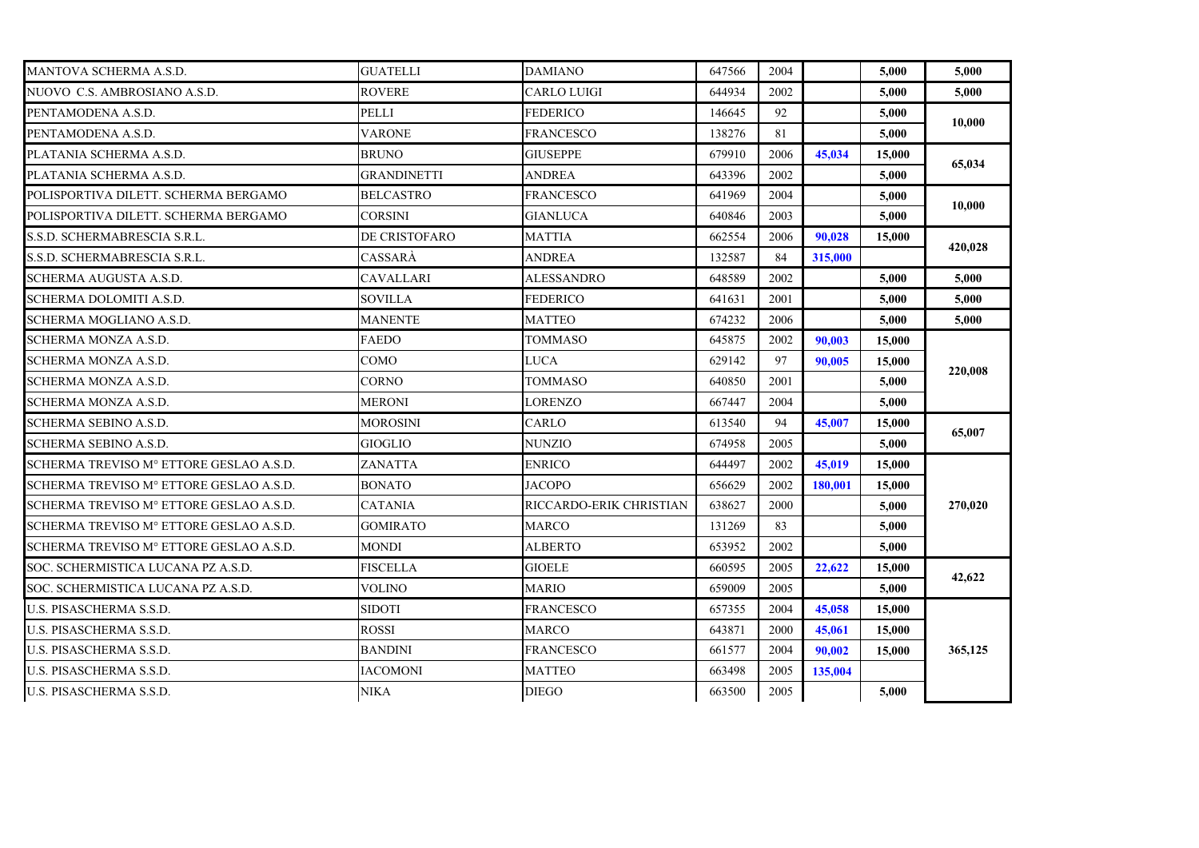| | | | | | | | |
|---|---|---|---|---|---|---|---|
| MANTOVA SCHERMA A.S.D. | GUATELLI | DAMIANO | 647566 | 2004 | | **5,000** | **5,000** |
| NUOVO C.S. AMBROSIANO A.S.D. | ROVERE | CARLO LUIGI | 644934 | 2002 | | **5,000** | **5,000** |
| PENTAMODENA A.S.D. | PELLI | FEDERICO | 146645 | 92 | | **5,000** | **10,000** |
| PENTAMODENA A.S.D. | VARONE | FRANCESCO | 138276 | 81 | | **5,000** | |
| PLATANIA SCHERMA A.S.D. | BRUNO | GIUSEPPE | 679910 | 2006 | **45,034** | **15,000** | **65,034** |
| PLATANIA SCHERMA A.S.D. | GRANDINETTI | ANDREA | 643396 | 2002 | | **5,000** | |
| POLISPORTIVA DILETT. SCHERMA BERGAMO | BELCASTRO | FRANCESCO | 641969 | 2004 | | **5,000** | **10,000** |
| POLISPORTIVA DILETT. SCHERMA BERGAMO | CORSINI | GIANLUCA | 640846 | 2003 | | **5,000** | |
| S.S.D. SCHERMABRESCIA S.R.L. | DE CRISTOFARO | MATTIA | 662554 | 2006 | **90,028** | **15,000** | **420,028** |
| S.S.D. SCHERMABRESCIA S.R.L. | CASSARÀ | ANDREA | 132587 | 84 | **315,000** | | |
| SCHERMA AUGUSTA A.S.D. | CAVALLARI | ALESSANDRO | 648589 | 2002 | | **5,000** | **5,000** |
| SCHERMA DOLOMITI A.S.D. | SOVILLA | FEDERICO | 641631 | 2001 | | **5,000** | **5,000** |
| SCHERMA MOGLIANO A.S.D. | MANENTE | MATTEO | 674232 | 2006 | | **5,000** | **5,000** |
| SCHERMA MONZA A.S.D. | FAEDO | TOMMASO | 645875 | 2002 | **90,003** | **15,000** | **220,008** |
| SCHERMA MONZA A.S.D. | COMO | LUCA | 629142 | 97 | **90,005** | **15,000** | |
| SCHERMA MONZA A.S.D. | CORNO | TOMMASO | 640850 | 2001 | | **5,000** | |
| SCHERMA MONZA A.S.D. | MERONI | LORENZO | 667447 | 2004 | | **5,000** | |
| SCHERMA SEBINO A.S.D. | MOROSINI | CARLO | 613540 | 94 | **45,007** | **15,000** | **65,007** |
| SCHERMA SEBINO A.S.D. | GIOGLIO | NUNZIO | 674958 | 2005 | | **5,000** | |
| SCHERMA TREVISO M° ETTORE GESLAO A.S.D. | ZANATTA | ENRICO | 644497 | 2002 | **45,019** | **15,000** | **270,020** |
| SCHERMA TREVISO M° ETTORE GESLAO A.S.D. | BONATO | JACOPO | 656629 | 2002 | **180,001** | **15,000** | |
| SCHERMA TREVISO M° ETTORE GESLAO A.S.D. | CATANIA | RICCARDO-ERIK CHRISTIAN | 638627 | 2000 | | **5,000** | |
| SCHERMA TREVISO M° ETTORE GESLAO A.S.D. | GOMIRATO | MARCO | 131269 | 83 | | **5,000** | |
| SCHERMA TREVISO M° ETTORE GESLAO A.S.D. | MONDI | ALBERTO | 653952 | 2002 | | **5,000** | |
| SOC. SCHERMISTICA LUCANA PZ A.S.D. | FISCELLA | GIOELE | 660595 | 2005 | **22,622** | **15,000** | **42,622** |
| SOC. SCHERMISTICA LUCANA PZ A.S.D. | VOLINO | MARIO | 659009 | 2005 | | **5,000** | |
| U.S. PISASCHERMA S.S.D. | SIDOTI | FRANCESCO | 657355 | 2004 | **45,058** | **15,000** | **365,125** |
| U.S. PISASCHERMA S.S.D. | ROSSI | MARCO | 643871 | 2000 | **45,061** | **15,000** | |
| U.S. PISASCHERMA S.S.D. | BANDINI | FRANCESCO | 661577 | 2004 | **90,002** | **15,000** | |
| U.S. PISASCHERMA S.S.D. | IACOMONI | MATTEO | 663498 | 2005 | **135,004** | | |
| U.S. PISASCHERMA S.S.D. | NIKA | DIEGO | 663500 | 2005 | | **5,000** | |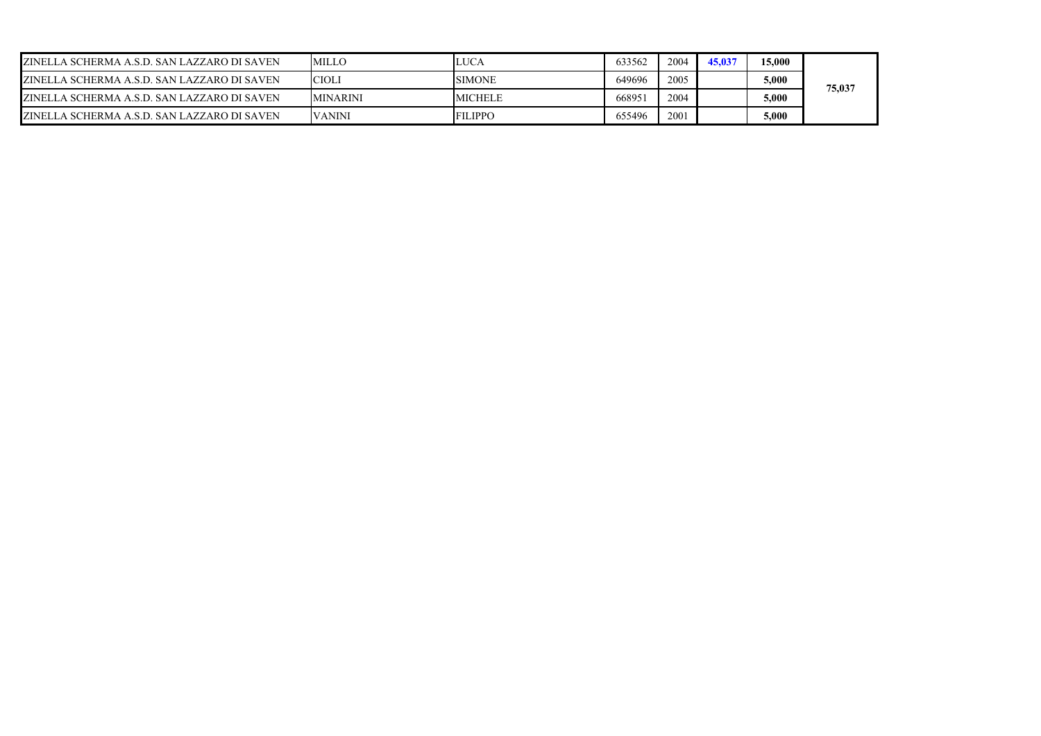| | | | | | | | |
|---|---|---|---|---|---|---|---|
| ZINELLA SCHERMA A.S.D. SAN LAZZARO DI SAVEN | MILLO | LUCA | 633562 | 2004 | 45,037 | 15,000 | 75,037 |
| ZINELLA SCHERMA A.S.D. SAN LAZZARO DI SAVEN | CIOLI | SIMONE | 649696 | 2005 | | 5,000 | |
| ZINELLA SCHERMA A.S.D. SAN LAZZARO DI SAVEN | MINARINI | MICHELE | 668951 | 2004 | | 5,000 | |
| ZINELLA SCHERMA A.S.D. SAN LAZZARO DI SAVEN | VANINI | FILIPPO | 655496 | 2001 | | 5,000 | |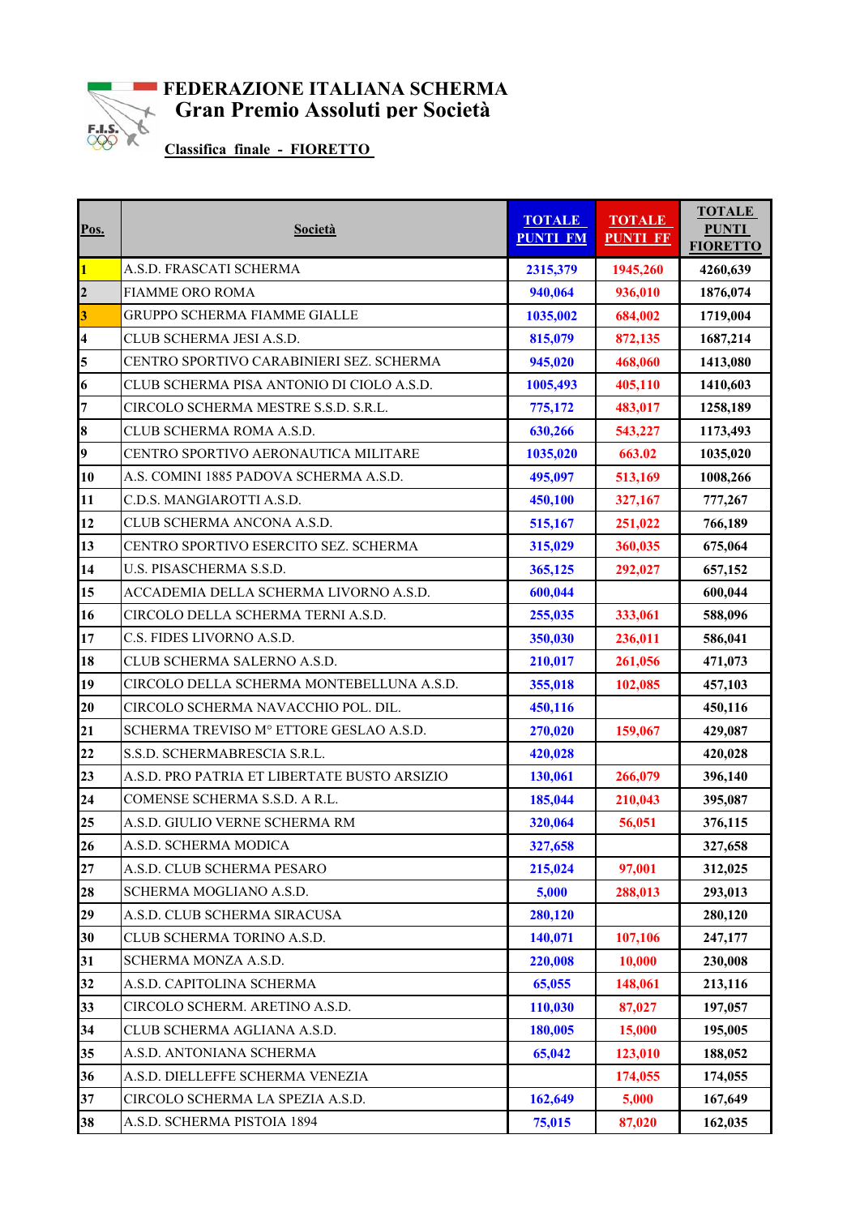# FEDERAZIONE ITALIANA SCHERMA
## Gran Premio Assoluti per Società

**Classifica finale - FIORETTO**

| Pos. | Società | TOTALE PUNTI FM | TOTALE PUNTI FF | TOTALE PUNTI FIORETTO |
|---|---|---|---|---|
| 1 | A.S.D. FRASCATI SCHERMA | 2315,379 | 1945,260 | 4260,639 |
| 2 | FIAMME ORO ROMA | 940,064 | 936,010 | 1876,074 |
| 3 | GRUPPO SCHERMA FIAMME GIALLE | 1035,002 | 684,002 | 1719,004 |
| 4 | CLUB SCHERMA JESI A.S.D. | 815,079 | 872,135 | 1687,214 |
| 5 | CENTRO SPORTIVO CARABINIERI SEZ. SCHERMA | 945,020 | 468,060 | 1413,080 |
| 6 | CLUB SCHERMA PISA ANTONIO DI CIOLO A.S.D. | 1005,493 | 405,110 | 1410,603 |
| 7 | CIRCOLO SCHERMA MESTRE S.S.D. S.R.L. | 775,172 | 483,017 | 1258,189 |
| 8 | CLUB SCHERMA ROMA A.S.D. | 630,266 | 543,227 | 1173,493 |
| 9 | CENTRO SPORTIVO AERONAUTICA MILITARE | 1035,020 | 663.02 | 1035,020 |
| 10 | A.S. COMINI 1885 PADOVA SCHERMA A.S.D. | 495,097 | 513,169 | 1008,266 |
| 11 | C.D.S. MANGIAROTTI A.S.D. | 450,100 | 327,167 | 777,267 |
| 12 | CLUB SCHERMA ANCONA A.S.D. | 515,167 | 251,022 | 766,189 |
| 13 | CENTRO SPORTIVO ESERCITO SEZ. SCHERMA | 315,029 | 360,035 | 675,064 |
| 14 | U.S. PISASCHERMA S.S.D. | 365,125 | 292,027 | 657,152 |
| 15 | ACCADEMIA DELLA SCHERMA LIVORNO A.S.D. | 600,044 | | 600,044 |
| 16 | CIRCOLO DELLA SCHERMA TERNI A.S.D. | 255,035 | 333,061 | 588,096 |
| 17 | C.S. FIDES LIVORNO A.S.D. | 350,030 | 236,011 | 586,041 |
| 18 | CLUB SCHERMA SALERNO A.S.D. | 210,017 | 261,056 | 471,073 |
| 19 | CIRCOLO DELLA SCHERMA MONTEBELLUNA A.S.D. | 355,018 | 102,085 | 457,103 |
| 20 | CIRCOLO SCHERMA NAVACCHIO POL. DIL. | 450,116 | | 450,116 |
| 21 | SCHERMA TREVISO M° ETTORE GESLAO A.S.D. | 270,020 | 159,067 | 429,087 |
| 22 | S.S.D. SCHERMABRESCIA S.R.L. | 420,028 | | 420,028 |
| 23 | A.S.D. PRO PATRIA ET LIBERTATE BUSTO ARSIZIO | 130,061 | 266,079 | 396,140 |
| 24 | COMENSE SCHERMA S.S.D. A R.L. | 185,044 | 210,043 | 395,087 |
| 25 | A.S.D. GIULIO VERNE SCHERMA RM | 320,064 | 56,051 | 376,115 |
| 26 | A.S.D. SCHERMA MODICA | 327,658 | | 327,658 |
| 27 | A.S.D. CLUB SCHERMA PESARO | 215,024 | 97,001 | 312,025 |
| 28 | SCHERMA MOGLIANO A.S.D. | 5,000 | 288,013 | 293,013 |
| 29 | A.S.D. CLUB SCHERMA SIRACUSA | 280,120 | | 280,120 |
| 30 | CLUB SCHERMA TORINO A.S.D. | 140,071 | 107,106 | 247,177 |
| 31 | SCHERMA MONZA A.S.D. | 220,008 | 10,000 | 230,008 |
| 32 | A.S.D. CAPITOLINA SCHERMA | 65,055 | 148,061 | 213,116 |
| 33 | CIRCOLO SCHERM. ARETINO A.S.D. | 110,030 | 87,027 | 197,057 |
| 34 | CLUB SCHERMA AGLIANA A.S.D. | 180,005 | 15,000 | 195,005 |
| 35 | A.S.D. ANTONIANA SCHERMA | 65,042 | 123,010 | 188,052 |
| 36 | A.S.D. DIELLEFFE SCHERMA VENEZIA | | 174,055 | 174,055 |
| 37 | CIRCOLO SCHERMA LA SPEZIA A.S.D. | 162,649 | 5,000 | 167,649 |
| 38 | A.S.D. SCHERMA PISTOIA 1894 | 75,015 | 87,020 | 162,035 |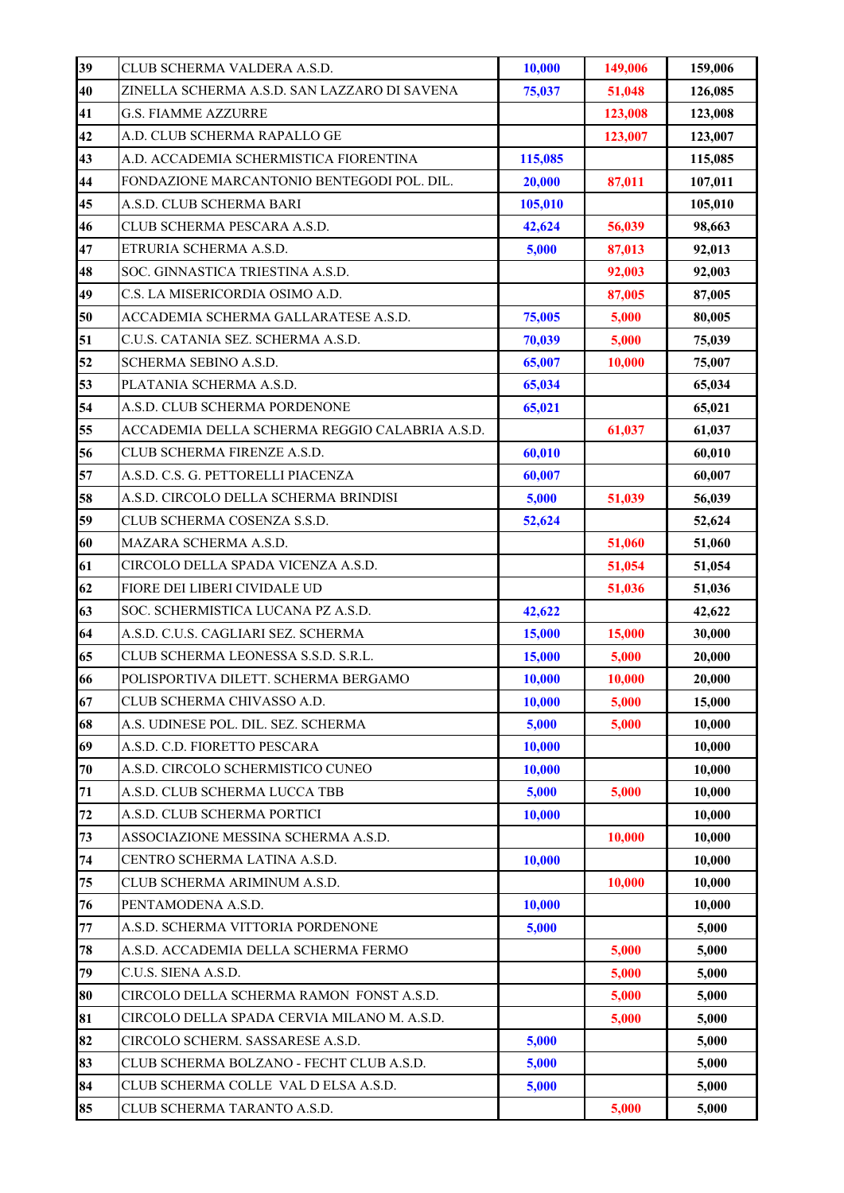| | | | | |
|---|---|---|---|---|
| 39 | CLUB SCHERMA VALDERA A.S.D. | 10,000 | 149,006 | 159,006 |
| 40 | ZINELLA SCHERMA A.S.D. SAN LAZZARO DI SAVENA | 75,037 | 51,048 | 126,085 |
| 41 | G.S. FIAMME AZZURRE | | 123,008 | 123,008 |
| 42 | A.D. CLUB SCHERMA RAPALLO GE | | 123,007 | 123,007 |
| 43 | A.D. ACCADEMIA SCHERMISTICA FIORENTINA | 115,085 | | 115,085 |
| 44 | FONDAZIONE MARCANTONIO BENTEGODI POL. DIL. | 20,000 | 87,011 | 107,011 |
| 45 | A.S.D. CLUB SCHERMA BARI | 105,010 | | 105,010 |
| 46 | CLUB SCHERMA PESCARA A.S.D. | 42,624 | 56,039 | 98,663 |
| 47 | ETRURIA SCHERMA A.S.D. | 5,000 | 87,013 | 92,013 |
| 48 | SOC. GINNASTICA TRIESTINA A.S.D. | | 92,003 | 92,003 |
| 49 | C.S. LA MISERICORDIA OSIMO A.D. | | 87,005 | 87,005 |
| 50 | ACCADEMIA SCHERMA GALLARATESE A.S.D. | 75,005 | 5,000 | 80,005 |
| 51 | C.U.S. CATANIA SEZ. SCHERMA A.S.D. | 70,039 | 5,000 | 75,039 |
| 52 | SCHERMA SEBINO A.S.D. | 65,007 | 10,000 | 75,007 |
| 53 | PLATANIA SCHERMA A.S.D. | 65,034 | | 65,034 |
| 54 | A.S.D. CLUB SCHERMA PORDENONE | 65,021 | | 65,021 |
| 55 | ACCADEMIA DELLA SCHERMA REGGIO CALABRIA A.S.D. | | 61,037 | 61,037 |
| 56 | CLUB SCHERMA FIRENZE A.S.D. | 60,010 | | 60,010 |
| 57 | A.S.D. C.S. G. PETTORELLI PIACENZA | 60,007 | | 60,007 |
| 58 | A.S.D. CIRCOLO DELLA SCHERMA BRINDISI | 5,000 | 51,039 | 56,039 |
| 59 | CLUB SCHERMA COSENZA S.S.D. | 52,624 | | 52,624 |
| 60 | MAZARA SCHERMA A.S.D. | | 51,060 | 51,060 |
| 61 | CIRCOLO DELLA SPADA VICENZA A.S.D. | | 51,054 | 51,054 |
| 62 | FIORE DEI LIBERI CIVIDALE UD | | 51,036 | 51,036 |
| 63 | SOC. SCHERMISTICA LUCANA PZ A.S.D. | 42,622 | | 42,622 |
| 64 | A.S.D. C.U.S. CAGLIARI SEZ. SCHERMA | 15,000 | 15,000 | 30,000 |
| 65 | CLUB SCHERMA LEONESSA S.S.D. S.R.L. | 15,000 | 5,000 | 20,000 |
| 66 | POLISPORTIVA DILETT. SCHERMA BERGAMO | 10,000 | 10,000 | 20,000 |
| 67 | CLUB SCHERMA CHIVASSO A.D. | 10,000 | 5,000 | 15,000 |
| 68 | A.S. UDINESE POL. DIL. SEZ. SCHERMA | 5,000 | 5,000 | 10,000 |
| 69 | A.S.D. C.D. FIORETTO PESCARA | 10,000 | | 10,000 |
| 70 | A.S.D. CIRCOLO SCHERMISTICO CUNEO | 10,000 | | 10,000 |
| 71 | A.S.D. CLUB SCHERMA LUCCA TBB | 5,000 | 5,000 | 10,000 |
| 72 | A.S.D. CLUB SCHERMA PORTICI | 10,000 | | 10,000 |
| 73 | ASSOCIAZIONE MESSINA SCHERMA A.S.D. | | 10,000 | 10,000 |
| 74 | CENTRO SCHERMA LATINA A.S.D. | 10,000 | | 10,000 |
| 75 | CLUB SCHERMA ARIMINUM A.S.D. | | 10,000 | 10,000 |
| 76 | PENTAMODENA A.S.D. | 10,000 | | 10,000 |
| 77 | A.S.D. SCHERMA VITTORIA PORDENONE | 5,000 | | 5,000 |
| 78 | A.S.D. ACCADEMIA DELLA SCHERMA FERMO | | 5,000 | 5,000 |
| 79 | C.U.S. SIENA A.S.D. | | 5,000 | 5,000 |
| 80 | CIRCOLO DELLA SCHERMA RAMON FONST A.S.D. | | 5,000 | 5,000 |
| 81 | CIRCOLO DELLA SPADA CERVIA MILANO M. A.S.D. | | 5,000 | 5,000 |
| 82 | CIRCOLO SCHERM. SASSARESE A.S.D. | 5,000 | | 5,000 |
| 83 | CLUB SCHERMA BOLZANO - FECHT CLUB A.S.D. | 5,000 | | 5,000 |
| 84 | CLUB SCHERMA COLLE VAL D ELSA A.S.D. | 5,000 | | 5,000 |
| 85 | CLUB SCHERMA TARANTO A.S.D. | | 5,000 | 5,000 |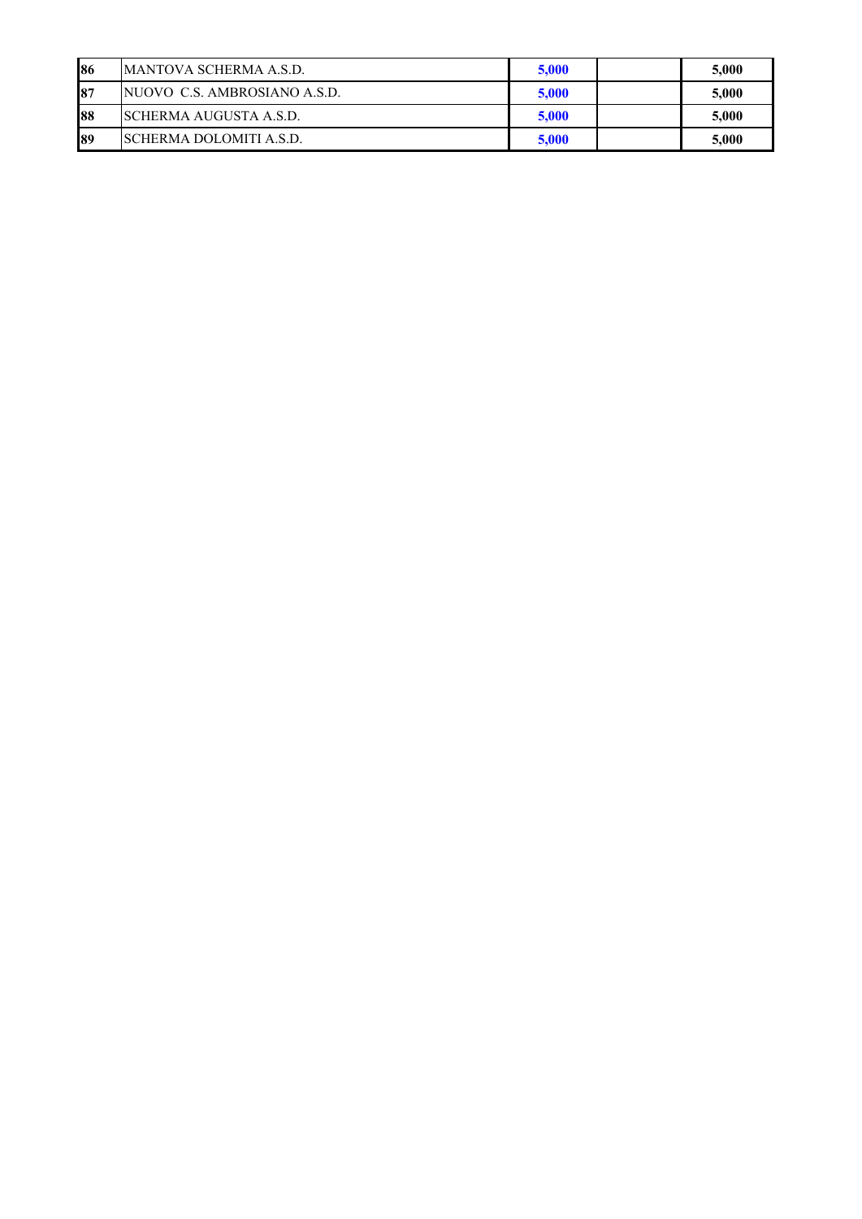| | | | | |
|---|---|---|---|---|
| **86** | MANTOVA SCHERMA A.S.D. | **5,000** | | **5,000** |
| **87** | NUOVO C.S. AMBROSIANO A.S.D. | **5,000** | | **5,000** |
| **88** | SCHERMA AUGUSTA A.S.D. | **5,000** | | **5,000** |
| **89** | SCHERMA DOLOMITI A.S.D. | **5,000** | | **5,000** |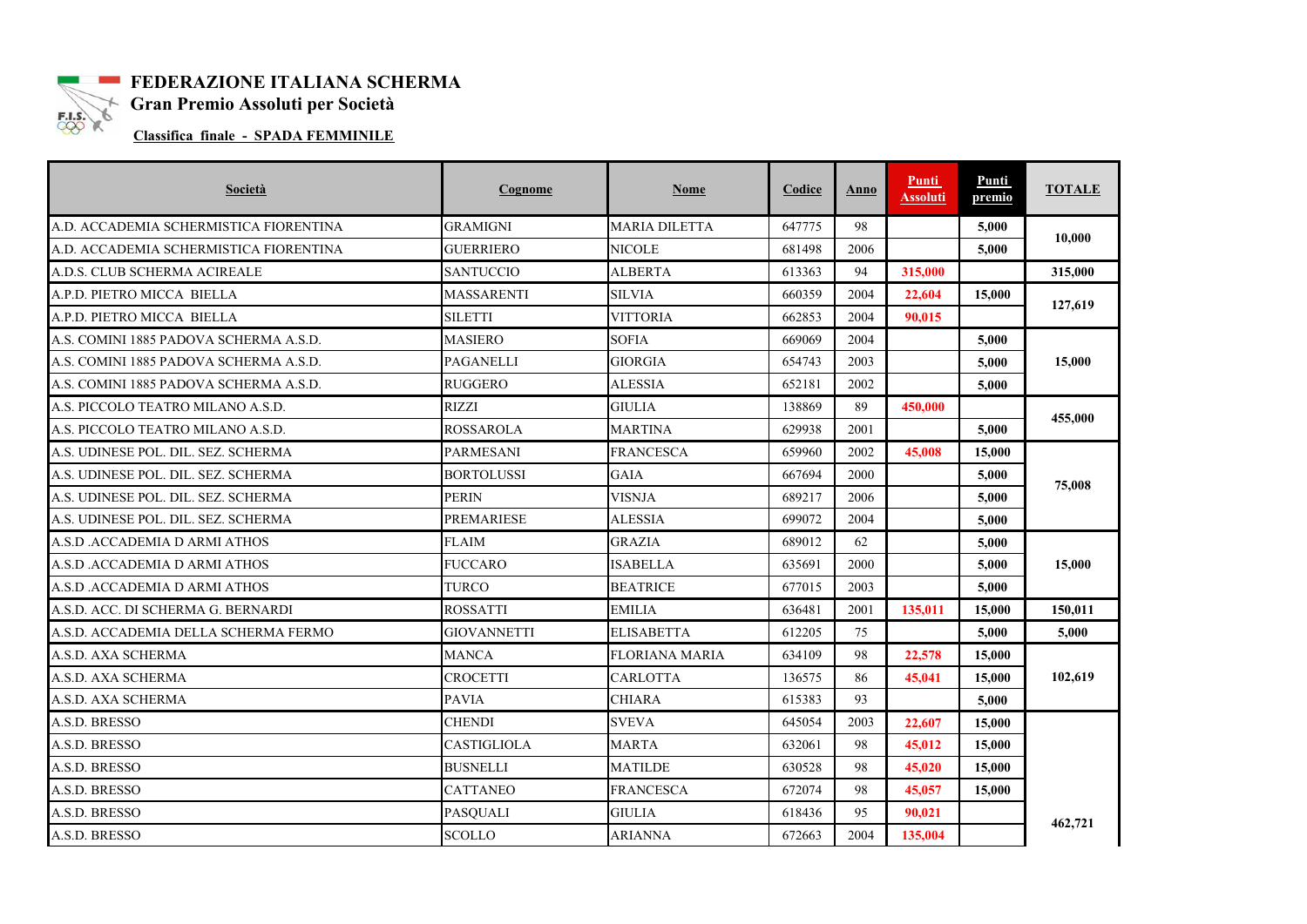**FEDERAZIONE ITALIANA SCHERMA**
**Gran Premio Assoluti per Società**

**Classifica finale - SPADA FEMMINILE**

| Società | Cognome | Nome | Codice | Anno | Punti Assoluti | Punti premio | TOTALE |
|---|---|---|---|---|---|---|---|
| A.D. ACCADEMIA SCHERMISTICA FIORENTINA | GRAMIGNI | MARIA DILETTA | 647775 | 98 | | 5,000 | 10,000 |
| A.D. ACCADEMIA SCHERMISTICA FIORENTINA | GUERRIERO | NICOLE | 681498 | 2006 | | 5,000 | |
| A.D.S. CLUB SCHERMA ACIREALE | SANTUCCIO | ALBERTA | 613363 | 94 | 315,000 | | 315,000 |
| A.P.D. PIETRO MICCA BIELLA | MASSARENTI | SILVIA | 660359 | 2004 | 22,604 | 15,000 | 127,619 |
| A.P.D. PIETRO MICCA BIELLA | SILETTI | VITTORIA | 662853 | 2004 | 90,015 | | |
| A.S. COMINI 1885 PADOVA SCHERMA A.S.D. | MASIERO | SOFIA | 669069 | 2004 | | 5,000 | 15,000 |
| A.S. COMINI 1885 PADOVA SCHERMA A.S.D. | PAGANELLI | GIORGIA | 654743 | 2003 | | 5,000 | |
| A.S. COMINI 1885 PADOVA SCHERMA A.S.D. | RUGGERO | ALESSIA | 652181 | 2002 | | 5,000 | |
| A.S. PICCOLO TEATRO MILANO A.S.D. | RIZZI | GIULIA | 138869 | 89 | 450,000 | | 455,000 |
| A.S. PICCOLO TEATRO MILANO A.S.D. | ROSSAROLA | MARTINA | 629938 | 2001 | | 5,000 | |
| A.S. UDINESE POL. DIL. SEZ. SCHERMA | PARMESANI | FRANCESCA | 659960 | 2002 | 45,008 | 15,000 | 75,008 |
| A.S. UDINESE POL. DIL. SEZ. SCHERMA | BORTOLUSSI | GAIA | 667694 | 2000 | | 5,000 | |
| A.S. UDINESE POL. DIL. SEZ. SCHERMA | PERIN | VISNJA | 689217 | 2006 | | 5,000 | |
| A.S. UDINESE POL. DIL. SEZ. SCHERMA | PREMARIESE | ALESSIA | 699072 | 2004 | | 5,000 | |
| A.S.D .ACCADEMIA D ARMI ATHOS | FLAIM | GRAZIA | 689012 | 62 | | 5,000 | 15,000 |
| A.S.D .ACCADEMIA D ARMI ATHOS | FUCCARO | ISABELLA | 635691 | 2000 | | 5,000 | |
| A.S.D .ACCADEMIA D ARMI ATHOS | TURCO | BEATRICE | 677015 | 2003 | | 5,000 | |
| A.S.D. ACC. DI SCHERMA G. BERNARDI | ROSSATTI | EMILIA | 636481 | 2001 | 135,011 | 15,000 | 150,011 |
| A.S.D. ACCADEMIA DELLA SCHERMA FERMO | GIOVANNETTI | ELISABETTA | 612205 | 75 | | 5,000 | 5,000 |
| A.S.D. AXA SCHERMA | MANCA | FLORIANA MARIA | 634109 | 98 | 22,578 | 15,000 | 102,619 |
| A.S.D. AXA SCHERMA | CROCETTI | CARLOTTA | 136575 | 86 | 45,041 | 15,000 | |
| A.S.D. AXA SCHERMA | PAVIA | CHIARA | 615383 | 93 | | 5,000 | |
| A.S.D. BRESSO | CHENDI | SVEVA | 645054 | 2003 | 22,607 | 15,000 | 462,721 |
| A.S.D. BRESSO | CASTIGLIOLA | MARTA | 632061 | 98 | 45,012 | 15,000 | |
| A.S.D. BRESSO | BUSNELLI | MATILDE | 630528 | 98 | 45,020 | 15,000 | |
| A.S.D. BRESSO | CATTANEO | FRANCESCA | 672074 | 98 | 45,057 | 15,000 | |
| A.S.D. BRESSO | PASQUALI | GIULIA | 618436 | 95 | 90,021 | | |
| A.S.D. BRESSO | SCOLLO | ARIANNA | 672663 | 2004 | 135,004 | | |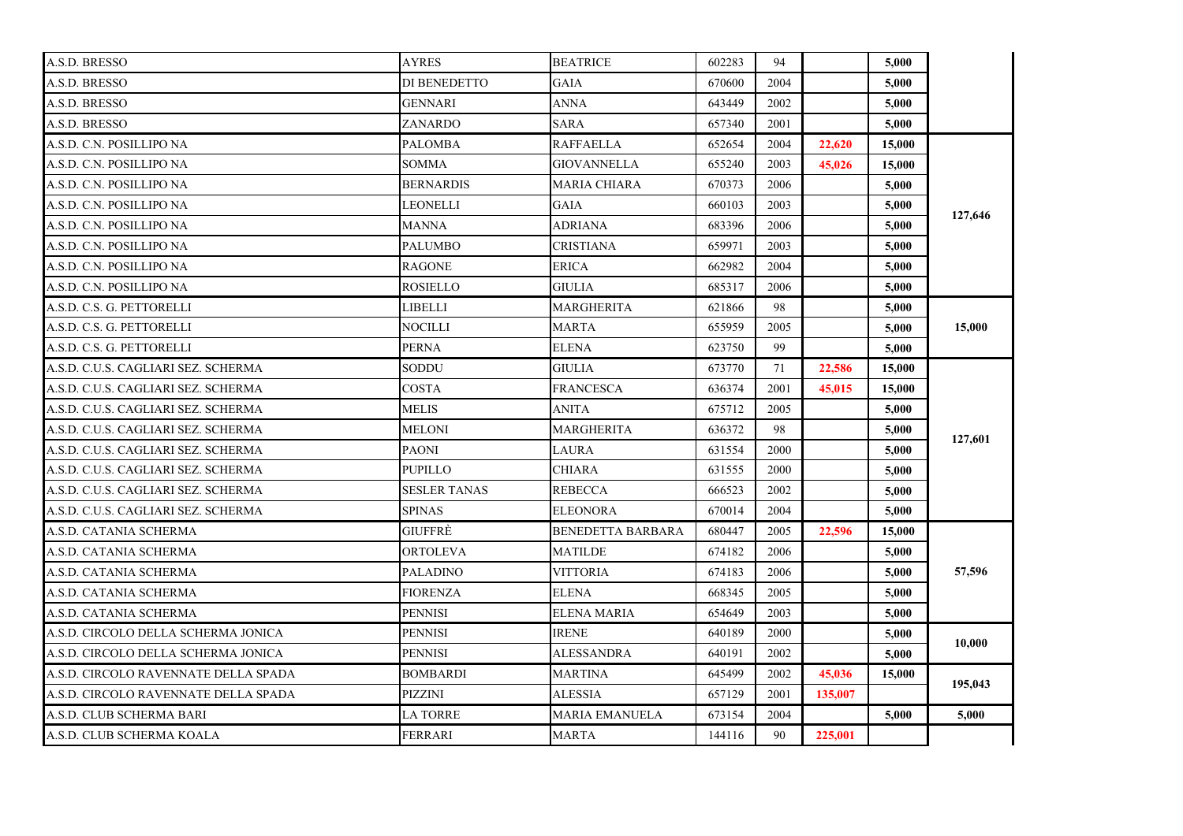| | | | | | | | |
|---|---|---|---|---|---|---|---|
| A.S.D. BRESSO | AYRES | BEATRICE | 602283 | 94 | | 5,000 | |
| A.S.D. BRESSO | DI BENEDETTO | GAIA | 670600 | 2004 | | 5,000 | |
| A.S.D. BRESSO | GENNARI | ANNA | 643449 | 2002 | | 5,000 | |
| A.S.D. BRESSO | ZANARDO | SARA | 657340 | 2001 | | 5,000 | |
| A.S.D. C.N. POSILLIPO NA | PALOMBA | RAFFAELLA | 652654 | 2004 | 22,620 | 15,000 | 127,646 |
| A.S.D. C.N. POSILLIPO NA | SOMMA | GIOVANNELLA | 655240 | 2003 | 45,026 | 15,000 | |
| A.S.D. C.N. POSILLIPO NA | BERNARDIS | MARIA CHIARA | 670373 | 2006 | | 5,000 | |
| A.S.D. C.N. POSILLIPO NA | LEONELLI | GAIA | 660103 | 2003 | | 5,000 | |
| A.S.D. C.N. POSILLIPO NA | MANNA | ADRIANA | 683396 | 2006 | | 5,000 | |
| A.S.D. C.N. POSILLIPO NA | PALUMBO | CRISTIANA | 659971 | 2003 | | 5,000 | |
| A.S.D. C.N. POSILLIPO NA | RAGONE | ERICA | 662982 | 2004 | | 5,000 | |
| A.S.D. C.N. POSILLIPO NA | ROSIELLO | GIULIA | 685317 | 2006 | | 5,000 | |
| A.S.D. C.S. G. PETTORELLI | LIBELLI | MARGHERITA | 621866 | 98 | | 5,000 | 15,000 |
| A.S.D. C.S. G. PETTORELLI | NOCILLI | MARTA | 655959 | 2005 | | 5,000 | |
| A.S.D. C.S. G. PETTORELLI | PERNA | ELENA | 623750 | 99 | | 5,000 | |
| A.S.D. C.U.S. CAGLIARI SEZ. SCHERMA | SODDU | GIULIA | 673770 | 71 | 22,586 | 15,000 | 127,601 |
| A.S.D. C.U.S. CAGLIARI SEZ. SCHERMA | COSTA | FRANCESCA | 636374 | 2001 | 45,015 | 15,000 | |
| A.S.D. C.U.S. CAGLIARI SEZ. SCHERMA | MELIS | ANITA | 675712 | 2005 | | 5,000 | |
| A.S.D. C.U.S. CAGLIARI SEZ. SCHERMA | MELONI | MARGHERITA | 636372 | 98 | | 5,000 | |
| A.S.D. C.U.S. CAGLIARI SEZ. SCHERMA | PAONI | LAURA | 631554 | 2000 | | 5,000 | |
| A.S.D. C.U.S. CAGLIARI SEZ. SCHERMA | PUPILLO | CHIARA | 631555 | 2000 | | 5,000 | |
| A.S.D. C.U.S. CAGLIARI SEZ. SCHERMA | SESLER TANAS | REBECCA | 666523 | 2002 | | 5,000 | |
| A.S.D. C.U.S. CAGLIARI SEZ. SCHERMA | SPINAS | ELEONORA | 670014 | 2004 | | 5,000 | |
| A.S.D. CATANIA SCHERMA | GIUFFRÈ | BENEDETTA BARBARA | 680447 | 2005 | 22,596 | 15,000 | 57,596 |
| A.S.D. CATANIA SCHERMA | ORTOLEVA | MATILDE | 674182 | 2006 | | 5,000 | |
| A.S.D. CATANIA SCHERMA | PALADINO | VITTORIA | 674183 | 2006 | | 5,000 | |
| A.S.D. CATANIA SCHERMA | FIORENZA | ELENA | 668345 | 2005 | | 5,000 | |
| A.S.D. CATANIA SCHERMA | PENNISI | ELENA MARIA | 654649 | 2003 | | 5,000 | |
| A.S.D. CIRCOLO DELLA SCHERMA JONICA | PENNISI | IRENE | 640189 | 2000 | | 5,000 | 10,000 |
| A.S.D. CIRCOLO DELLA SCHERMA JONICA | PENNISI | ALESSANDRA | 640191 | 2002 | | 5,000 | |
| A.S.D. CIRCOLO RAVENNATE DELLA SPADA | BOMBARDI | MARTINA | 645499 | 2002 | 45,036 | 15,000 | 195,043 |
| A.S.D. CIRCOLO RAVENNATE DELLA SPADA | PIZZINI | ALESSIA | 657129 | 2001 | 135,007 | | |
| A.S.D. CLUB SCHERMA BARI | LA TORRE | MARIA EMANUELA | 673154 | 2004 | | 5,000 | 5,000 |
| A.S.D. CLUB SCHERMA KOALA | FERRARI | MARTA | 144116 | 90 | 225,001 | | |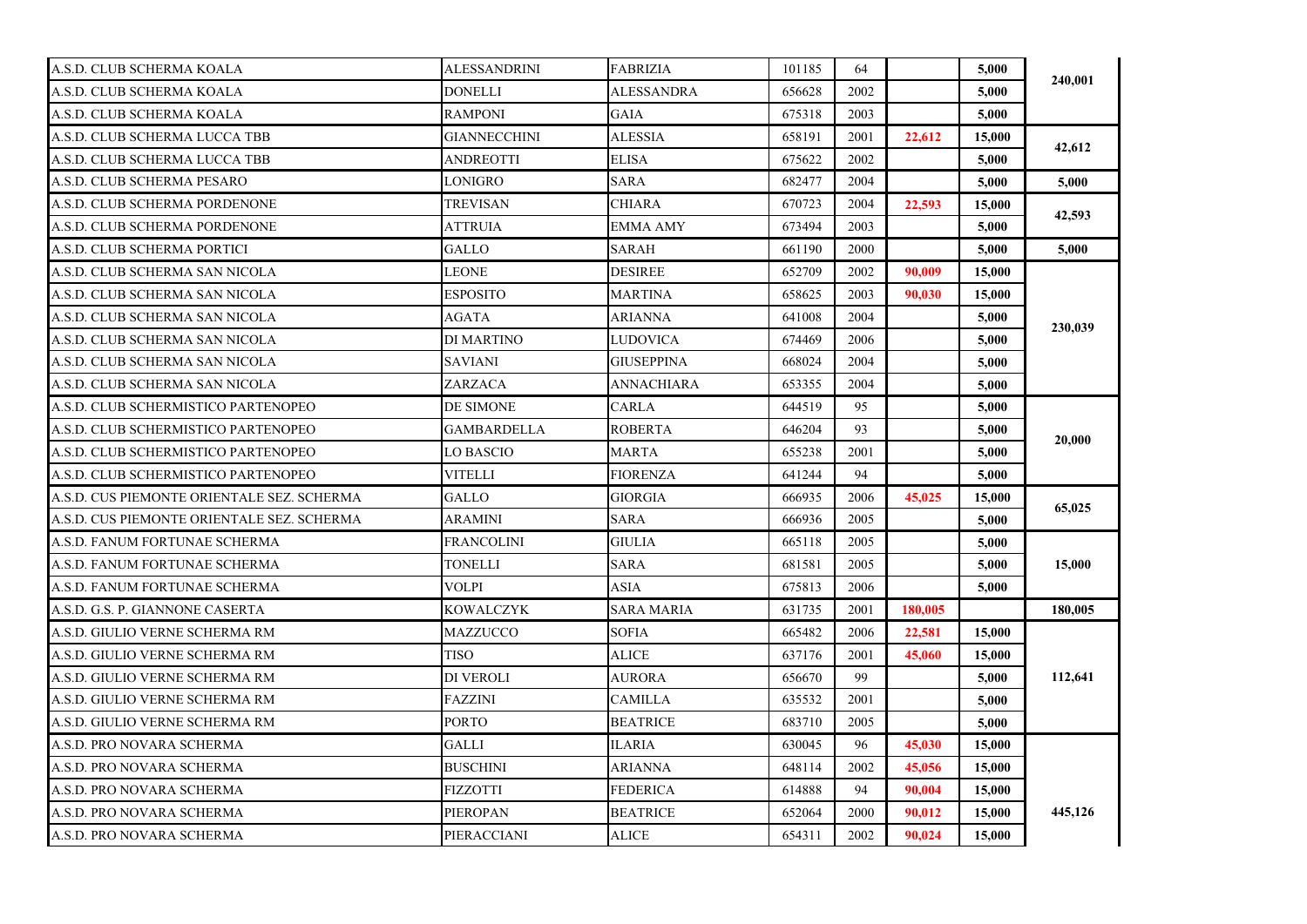| | | | | | | | |
|---|---|---|---|---|---|---|---|
| A.S.D. CLUB SCHERMA KOALA | ALESSANDRINI | FABRIZIA | 101185 | 64 | | **5,000** | **240,001** |
| A.S.D. CLUB SCHERMA KOALA | DONELLI | ALESSANDRA | 656628 | 2002 | | **5,000** | |
| A.S.D. CLUB SCHERMA KOALA | RAMPONI | GAIA | 675318 | 2003 | | **5,000** | |
| A.S.D. CLUB SCHERMA LUCCA TBB | GIANNECCHINI | ALESSIA | 658191 | 2001 | **22,612** | **15,000** | **42,612** |
| A.S.D. CLUB SCHERMA LUCCA TBB | ANDREOTTI | ELISA | 675622 | 2002 | | **5,000** | |
| A.S.D. CLUB SCHERMA PESARO | LONIGRO | SARA | 682477 | 2004 | | **5,000** | **5,000** |
| A.S.D. CLUB SCHERMA PORDENONE | TREVISAN | CHIARA | 670723 | 2004 | **22,593** | **15,000** | **42,593** |
| A.S.D. CLUB SCHERMA PORDENONE | ATTRUIA | EMMA AMY | 673494 | 2003 | | **5,000** | |
| A.S.D. CLUB SCHERMA PORTICI | GALLO | SARAH | 661190 | 2000 | | **5,000** | **5,000** |
| A.S.D. CLUB SCHERMA SAN NICOLA | LEONE | DESIREE | 652709 | 2002 | **90,009** | **15,000** | **230,039** |
| A.S.D. CLUB SCHERMA SAN NICOLA | ESPOSITO | MARTINA | 658625 | 2003 | **90,030** | **15,000** | |
| A.S.D. CLUB SCHERMA SAN NICOLA | AGATA | ARIANNA | 641008 | 2004 | | **5,000** | |
| A.S.D. CLUB SCHERMA SAN NICOLA | DI MARTINO | LUDOVICA | 674469 | 2006 | | **5,000** | |
| A.S.D. CLUB SCHERMA SAN NICOLA | SAVIANI | GIUSEPPINA | 668024 | 2004 | | **5,000** | |
| A.S.D. CLUB SCHERMA SAN NICOLA | ZARZACA | ANNACHIARA | 653355 | 2004 | | **5,000** | |
| A.S.D. CLUB SCHERMISTICO PARTENOPEO | DE SIMONE | CARLA | 644519 | 95 | | **5,000** | **20,000** |
| A.S.D. CLUB SCHERMISTICO PARTENOPEO | GAMBARDELLA | ROBERTA | 646204 | 93 | | **5,000** | |
| A.S.D. CLUB SCHERMISTICO PARTENOPEO | LO BASCIO | MARTA | 655238 | 2001 | | **5,000** | |
| A.S.D. CLUB SCHERMISTICO PARTENOPEO | VITELLI | FIORENZA | 641244 | 94 | | **5,000** | |
| A.S.D. CUS PIEMONTE ORIENTALE SEZ. SCHERMA | GALLO | GIORGIA | 666935 | 2006 | **45,025** | **15,000** | **65,025** |
| A.S.D. CUS PIEMONTE ORIENTALE SEZ. SCHERMA | ARAMINI | SARA | 666936 | 2005 | | **5,000** | |
| A.S.D. FANUM FORTUNAE SCHERMA | FRANCOLINI | GIULIA | 665118 | 2005 | | **5,000** | **15,000** |
| A.S.D. FANUM FORTUNAE SCHERMA | TONELLI | SARA | 681581 | 2005 | | **5,000** | |
| A.S.D. FANUM FORTUNAE SCHERMA | VOLPI | ASIA | 675813 | 2006 | | **5,000** | |
| A.S.D. G.S. P. GIANNONE CASERTA | KOWALCZYK | SARA MARIA | 631735 | 2001 | **180,005** | | **180,005** |
| A.S.D. GIULIO VERNE SCHERMA RM | MAZZUCCO | SOFIA | 665482 | 2006 | **22,581** | **15,000** | **112,641** |
| A.S.D. GIULIO VERNE SCHERMA RM | TISO | ALICE | 637176 | 2001 | **45,060** | **15,000** | |
| A.S.D. GIULIO VERNE SCHERMA RM | DI VEROLI | AURORA | 656670 | 99 | | **5,000** | |
| A.S.D. GIULIO VERNE SCHERMA RM | FAZZINI | CAMILLA | 635532 | 2001 | | **5,000** | |
| A.S.D. GIULIO VERNE SCHERMA RM | PORTO | BEATRICE | 683710 | 2005 | | **5,000** | |
| A.S.D. PRO NOVARA SCHERMA | GALLI | ILARIA | 630045 | 96 | **45,030** | **15,000** | **445,126** |
| A.S.D. PRO NOVARA SCHERMA | BUSCHINI | ARIANNA | 648114 | 2002 | **45,056** | **15,000** | |
| A.S.D. PRO NOVARA SCHERMA | FIZZOTTI | FEDERICA | 614888 | 94 | **90,004** | **15,000** | |
| A.S.D. PRO NOVARA SCHERMA | PIEROPAN | BEATRICE | 652064 | 2000 | **90,012** | **15,000** | |
| A.S.D. PRO NOVARA SCHERMA | PIERACCIANI | ALICE | 654311 | 2002 | **90,024** | **15,000** | |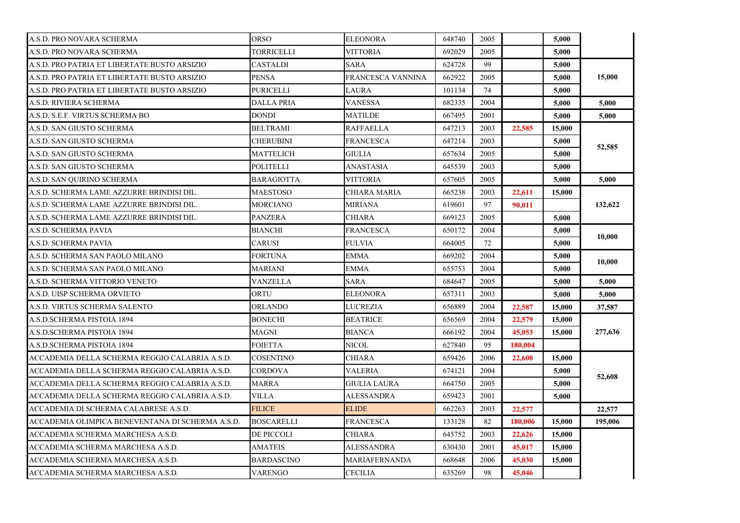| | | | | | | | |
|---|---|---|---|---|---|---|---|
| A.S.D. PRO NOVARA SCHERMA | ORSO | ELEONORA | 648740 | 2005 | | 5,000 | |
| A.S.D. PRO NOVARA SCHERMA | TORRICELLI | VITTORIA | 692029 | 2005 | | 5,000 | |
| A.S.D. PRO PATRIA ET LIBERTATE BUSTO ARSIZIO | CASTALDI | SARA | 624728 | 99 | | 5,000 | |
| A.S.D. PRO PATRIA ET LIBERTATE BUSTO ARSIZIO | PENSA | FRANCESCA VANNINA | 662922 | 2005 | | 5,000 | 15,000 |
| A.S.D. PRO PATRIA ET LIBERTATE BUSTO ARSIZIO | PURICELLI | LAURA | 101134 | 74 | | 5,000 | |
| A.S.D. RIVIERA SCHERMA | DALLA PRIA | VANESSA | 682335 | 2004 | | 5,000 | 5,000 |
| A.S.D. S.E.F. VIRTUS SCHERMA BO | DONDI | MATILDE | 667495 | 2001 | | 5,000 | 5,000 |
| A.S.D. SAN GIUSTO SCHERMA | BELTRAMI | RAFFAELLA | 647213 | 2003 | 22,585 | 15,000 | |
| A.S.D. SAN GIUSTO SCHERMA | CHERUBINI | FRANCESCA | 647214 | 2003 | | 5,000 | 52,585 |
| A.S.D. SAN GIUSTO SCHERMA | MATTELICH | GIULIA | 657634 | 2005 | | 5,000 | |
| A.S.D. SAN GIUSTO SCHERMA | POLITELLI | ANASTASIA | 645539 | 2003 | | 5,000 | |
| A.S.D. SAN QUIRINO SCHERMA | BARAGIOTTA | VITTORIA | 657605 | 2005 | | 5,000 | 5,000 |
| A.S.D. SCHERMA LAME AZZURRE BRINDISI DIL. | MAESTOSO | CHIARA MARIA | 665238 | 2003 | 22,611 | 15,000 | |
| A.S.D. SCHERMA LAME AZZURRE BRINDISI DIL. | MORCIANO | MIRIANA | 619601 | 97 | 90,011 | | 132,622 |
| A.S.D. SCHERMA LAME AZZURRE BRINDISI DIL. | PANZERA | CHIARA | 669123 | 2005 | | 5,000 | |
| A.S.D. SCHERMA PAVIA | BIANCHI | FRANCESCA | 650172 | 2004 | | 5,000 | 10,000 |
| A.S.D. SCHERMA PAVIA | CARUSI | FULVIA | 664005 | 72 | | 5,000 | |
| A.S.D. SCHERMA SAN PAOLO MILANO | FORTUNA | EMMA | 669202 | 2004 | | 5,000 | 10,000 |
| A.S.D. SCHERMA SAN PAOLO MILANO | MARIANI | EMMA | 655753 | 2004 | | 5,000 | |
| A.S.D. SCHERMA VITTORIO VENETO | VANZELLA | SARA | 684647 | 2005 | | 5,000 | 5,000 |
| A.S.D. UISP SCHERMA ORVIETO | ORTU | ELEONORA | 657311 | 2003 | | 5,000 | 5,000 |
| A.S.D. VIRTUS SCHERMA SALENTO | ORLANDO | LUCREZIA | 656889 | 2004 | 22,587 | 15,000 | 37,587 |
| A.S.D.SCHERMA PISTOIA 1894 | BONECHI | BEATRICE | 656569 | 2004 | 22,579 | 15,000 | |
| A.S.D.SCHERMA PISTOIA 1894 | MAGNI | BIANCA | 666192 | 2004 | 45,053 | 15,000 | 277,636 |
| A.S.D.SCHERMA PISTOIA 1894 | FOIETTA | NICOL | 627840 | 95 | 180,004 | | |
| ACCADEMIA DELLA SCHERMA REGGIO CALABRIA A.S.D. | COSENTINO | CHIARA | 659426 | 2006 | 22,608 | 15,000 | |
| ACCADEMIA DELLA SCHERMA REGGIO CALABRIA A.S.D. | CORDOVA | VALERIA | 674121 | 2004 | | 5,000 | 52,608 |
| ACCADEMIA DELLA SCHERMA REGGIO CALABRIA A.S.D. | MARRA | GIULIA LAURA | 664750 | 2005 | | 5,000 | |
| ACCADEMIA DELLA SCHERMA REGGIO CALABRIA A.S.D. | VILLA | ALESSANDRA | 659423 | 2001 | | 5,000 | |
| ACCADEMIA DI SCHERMA CALABRESE A.S.D. | FILICE | ELIDE | 662263 | 2003 | 22,577 | | 22,577 |
| ACCADEMIA OLIMPICA BENEVENTANA DI SCHERMA A.S.D. | BOSCARELLI | FRANCESCA | 133128 | 82 | 180,006 | 15,000 | 195,006 |
| ACCADEMIA SCHERMA MARCHESA A.S.D. | DE PICCOLI | CHIARA | 645752 | 2003 | 22,626 | 15,000 | |
| ACCADEMIA SCHERMA MARCHESA A.S.D. | AMATEIS | ALESSANDRA | 630430 | 2001 | 45,017 | 15,000 | |
| ACCADEMIA SCHERMA MARCHESA A.S.D. | BARDASCINO | MARIAFERNANDA | 668648 | 2006 | 45,030 | 15,000 | |
| ACCADEMIA SCHERMA MARCHESA A.S.D. | VARENGO | CECILIA | 635269 | 98 | 45,046 | | |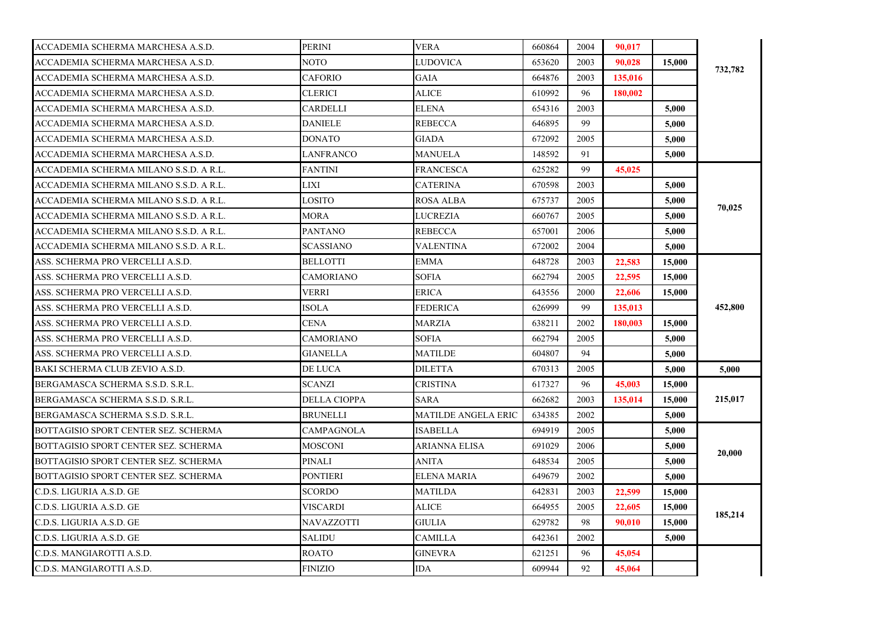| | | | | | | | |
|---|---|---|---|---|---|---|---|
| ACCADEMIA SCHERMA MARCHESA A.S.D. | PERINI | VERA | 660864 | 2004 | 90,017 | | 732,782 |
| ACCADEMIA SCHERMA MARCHESA A.S.D. | NOTO | LUDOVICA | 653620 | 2003 | 90,028 | 15,000 | |
| ACCADEMIA SCHERMA MARCHESA A.S.D. | CAFORIO | GAIA | 664876 | 2003 | 135,016 | | |
| ACCADEMIA SCHERMA MARCHESA A.S.D. | CLERICI | ALICE | 610992 | 96 | 180,002 | | |
| ACCADEMIA SCHERMA MARCHESA A.S.D. | CARDELLI | ELENA | 654316 | 2003 | | 5,000 | |
| ACCADEMIA SCHERMA MARCHESA A.S.D. | DANIELE | REBECCA | 646895 | 99 | | 5,000 | |
| ACCADEMIA SCHERMA MARCHESA A.S.D. | DONATO | GIADA | 672092 | 2005 | | 5,000 | |
| ACCADEMIA SCHERMA MARCHESA A.S.D. | LANFRANCO | MANUELA | 148592 | 91 | | 5,000 | |
| ACCADEMIA SCHERMA MILANO S.S.D. A R.L. | FANTINI | FRANCESCA | 625282 | 99 | 45,025 | | 70,025 |
| ACCADEMIA SCHERMA MILANO S.S.D. A R.L. | LIXI | CATERINA | 670598 | 2003 | | 5,000 | |
| ACCADEMIA SCHERMA MILANO S.S.D. A R.L. | LOSITO | ROSA ALBA | 675737 | 2005 | | 5,000 | |
| ACCADEMIA SCHERMA MILANO S.S.D. A R.L. | MORA | LUCREZIA | 660767 | 2005 | | 5,000 | |
| ACCADEMIA SCHERMA MILANO S.S.D. A R.L. | PANTANO | REBECCA | 657001 | 2006 | | 5,000 | |
| ACCADEMIA SCHERMA MILANO S.S.D. A R.L. | SCASSIANO | VALENTINA | 672002 | 2004 | | 5,000 | |
| ASS. SCHERMA PRO VERCELLI A.S.D. | BELLOTTI | EMMA | 648728 | 2003 | 22,583 | 15,000 | 452,800 |
| ASS. SCHERMA PRO VERCELLI A.S.D. | CAMORIANO | SOFIA | 662794 | 2005 | 22,595 | 15,000 | |
| ASS. SCHERMA PRO VERCELLI A.S.D. | VERRI | ERICA | 643556 | 2000 | 22,606 | 15,000 | |
| ASS. SCHERMA PRO VERCELLI A.S.D. | ISOLA | FEDERICA | 626999 | 99 | 135,013 | | |
| ASS. SCHERMA PRO VERCELLI A.S.D. | CENA | MARZIA | 638211 | 2002 | 180,003 | 15,000 | |
| ASS. SCHERMA PRO VERCELLI A.S.D. | CAMORIANO | SOFIA | 662794 | 2005 | | 5,000 | |
| ASS. SCHERMA PRO VERCELLI A.S.D. | GIANELLA | MATILDE | 604807 | 94 | | 5,000 | |
| BAKI SCHERMA CLUB ZEVIO A.S.D. | DE LUCA | DILETTA | 670313 | 2005 | | 5,000 | 5,000 |
| BERGAMASCA SCHERMA S.S.D. S.R.L. | SCANZI | CRISTINA | 617327 | 96 | 45,003 | 15,000 | 215,017 |
| BERGAMASCA SCHERMA S.S.D. S.R.L. | DELLA CIOPPA | SARA | 662682 | 2003 | 135,014 | 15,000 | |
| BERGAMASCA SCHERMA S.S.D. S.R.L. | BRUNELLI | MATILDE ANGELA ERIC | 634385 | 2002 | | 5,000 | |
| BOTTAGISIO SPORT CENTER SEZ. SCHERMA | CAMPAGNOLA | ISABELLA | 694919 | 2005 | | 5,000 | 20,000 |
| BOTTAGISIO SPORT CENTER SEZ. SCHERMA | MOSCONI | ARIANNA ELISA | 691029 | 2006 | | 5,000 | |
| BOTTAGISIO SPORT CENTER SEZ. SCHERMA | PINALI | ANITA | 648534 | 2005 | | 5,000 | |
| BOTTAGISIO SPORT CENTER SEZ. SCHERMA | PONTIERI | ELENA MARIA | 649679 | 2002 | | 5,000 | |
| C.D.S. LIGURIA A.S.D. GE | SCORDO | MATILDA | 642831 | 2003 | 22,599 | 15,000 | 185,214 |
| C.D.S. LIGURIA A.S.D. GE | VISCARDI | ALICE | 664955 | 2005 | 22,605 | 15,000 | |
| C.D.S. LIGURIA A.S.D. GE | NAVAZZOTTI | GIULIA | 629782 | 98 | 90,010 | 15,000 | |
| C.D.S. LIGURIA A.S.D. GE | SALIDU | CAMILLA | 642361 | 2002 | | 5,000 | |
| C.D.S. MANGIAROTTI A.S.D. | ROATO | GINEVRA | 621251 | 96 | 45,054 | | |
| C.D.S. MANGIAROTTI A.S.D. | FINIZIO | IDA | 609944 | 92 | 45,064 | | |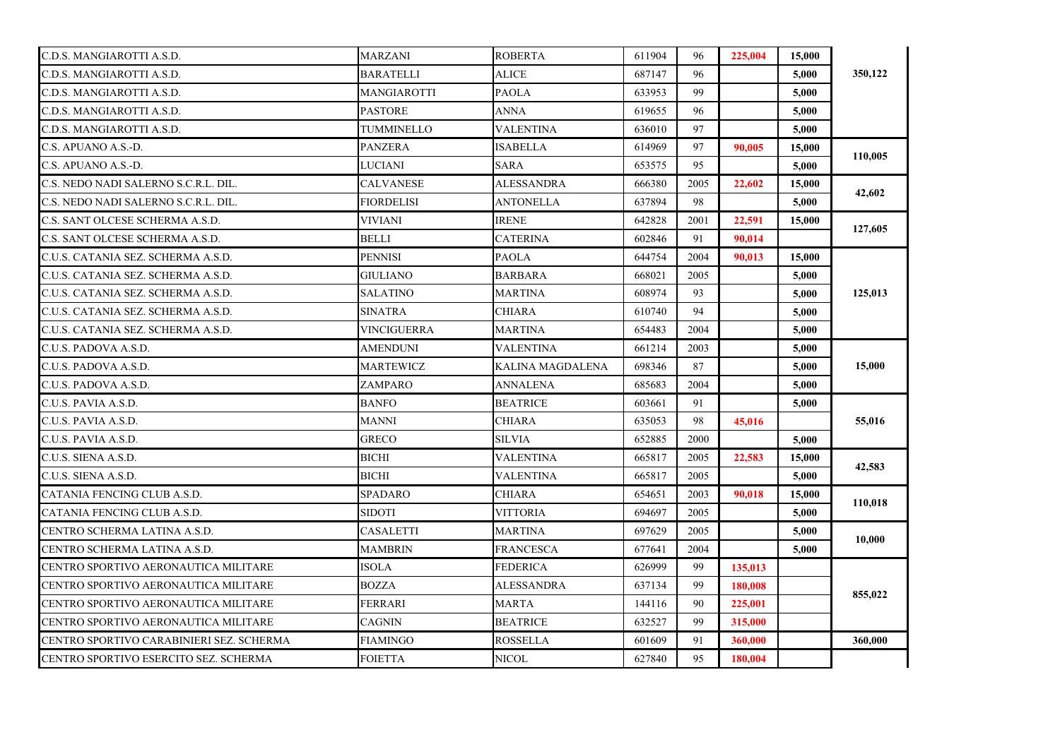| | | | | | | | |
|---|---|---|---|---|---|---|---|
| C.D.S. MANGIAROTTI A.S.D. | MARZANI | ROBERTA | 611904 | 96 | 225,004 | 15,000 | 350,122 |
| C.D.S. MANGIAROTTI A.S.D. | BARATELLI | ALICE | 687147 | 96 | | 5,000 | |
| C.D.S. MANGIAROTTI A.S.D. | MANGIAROTTI | PAOLA | 633953 | 99 | | 5,000 | |
| C.D.S. MANGIAROTTI A.S.D. | PASTORE | ANNA | 619655 | 96 | | 5,000 | |
| C.D.S. MANGIAROTTI A.S.D. | TUMMINELLO | VALENTINA | 636010 | 97 | | 5,000 | |
| C.S. APUANO A.S.-D. | PANZERA | ISABELLA | 614969 | 97 | 90,005 | 15,000 | 110,005 |
| C.S. APUANO A.S.-D. | LUCIANI | SARA | 653575 | 95 | | 5,000 | |
| C.S. NEDO NADI SALERNO S.C.R.L. DIL. | CALVANESE | ALESSANDRA | 666380 | 2005 | 22,602 | 15,000 | 42,602 |
| C.S. NEDO NADI SALERNO S.C.R.L. DIL. | FIORDELISI | ANTONELLA | 637894 | 98 | | 5,000 | |
| C.S. SANT OLCESE SCHERMA A.S.D. | VIVIANI | IRENE | 642828 | 2001 | 22,591 | 15,000 | 127,605 |
| C.S. SANT OLCESE SCHERMA A.S.D. | BELLI | CATERINA | 602846 | 91 | 90,014 | | |
| C.U.S. CATANIA SEZ. SCHERMA A.S.D. | PENNISI | PAOLA | 644754 | 2004 | 90,013 | 15,000 | 125,013 |
| C.U.S. CATANIA SEZ. SCHERMA A.S.D. | GIULIANO | BARBARA | 668021 | 2005 | | 5,000 | |
| C.U.S. CATANIA SEZ. SCHERMA A.S.D. | SALATINO | MARTINA | 608974 | 93 | | 5,000 | |
| C.U.S. CATANIA SEZ. SCHERMA A.S.D. | SINATRA | CHIARA | 610740 | 94 | | 5,000 | |
| C.U.S. CATANIA SEZ. SCHERMA A.S.D. | VINCIGUERRA | MARTINA | 654483 | 2004 | | 5,000 | |
| C.U.S. PADOVA A.S.D. | AMENDUNI | VALENTINA | 661214 | 2003 | | 5,000 | 15,000 |
| C.U.S. PADOVA A.S.D. | MARTEWICZ | KALINA MAGDALENA | 698346 | 87 | | 5,000 | |
| C.U.S. PADOVA A.S.D. | ZAMPARO | ANNALENA | 685683 | 2004 | | 5,000 | |
| C.U.S. PAVIA A.S.D. | BANFO | BEATRICE | 603661 | 91 | | 5,000 | 55,016 |
| C.U.S. PAVIA A.S.D. | MANNI | CHIARA | 635053 | 98 | 45,016 | | |
| C.U.S. PAVIA A.S.D. | GRECO | SILVIA | 652885 | 2000 | | 5,000 | |
| C.U.S. SIENA A.S.D. | BICHI | VALENTINA | 665817 | 2005 | 22,583 | 15,000 | 42,583 |
| C.U.S. SIENA A.S.D. | BICHI | VALENTINA | 665817 | 2005 | | 5,000 | |
| CATANIA FENCING CLUB A.S.D. | SPADARO | CHIARA | 654651 | 2003 | 90,018 | 15,000 | 110,018 |
| CATANIA FENCING CLUB A.S.D. | SIDOTI | VITTORIA | 694697 | 2005 | | 5,000 | |
| CENTRO SCHERMA LATINA A.S.D. | CASALETTI | MARTINA | 697629 | 2005 | | 5,000 | 10,000 |
| CENTRO SCHERMA LATINA A.S.D. | MAMBRIN | FRANCESCA | 677641 | 2004 | | 5,000 | |
| CENTRO SPORTIVO AERONAUTICA MILITARE | ISOLA | FEDERICA | 626999 | 99 | 135,013 | | 855,022 |
| CENTRO SPORTIVO AERONAUTICA MILITARE | BOZZA | ALESSANDRA | 637134 | 99 | 180,008 | | |
| CENTRO SPORTIVO AERONAUTICA MILITARE | FERRARI | MARTA | 144116 | 90 | 225,001 | | |
| CENTRO SPORTIVO AERONAUTICA MILITARE | CAGNIN | BEATRICE | 632527 | 99 | 315,000 | | |
| CENTRO SPORTIVO CARABINIERI SEZ. SCHERMA | FIAMINGO | ROSSELLA | 601609 | 91 | 360,000 | | 360,000 |
| CENTRO SPORTIVO ESERCITO SEZ. SCHERMA | FOIETTA | NICOL | 627840 | 95 | 180,004 | | |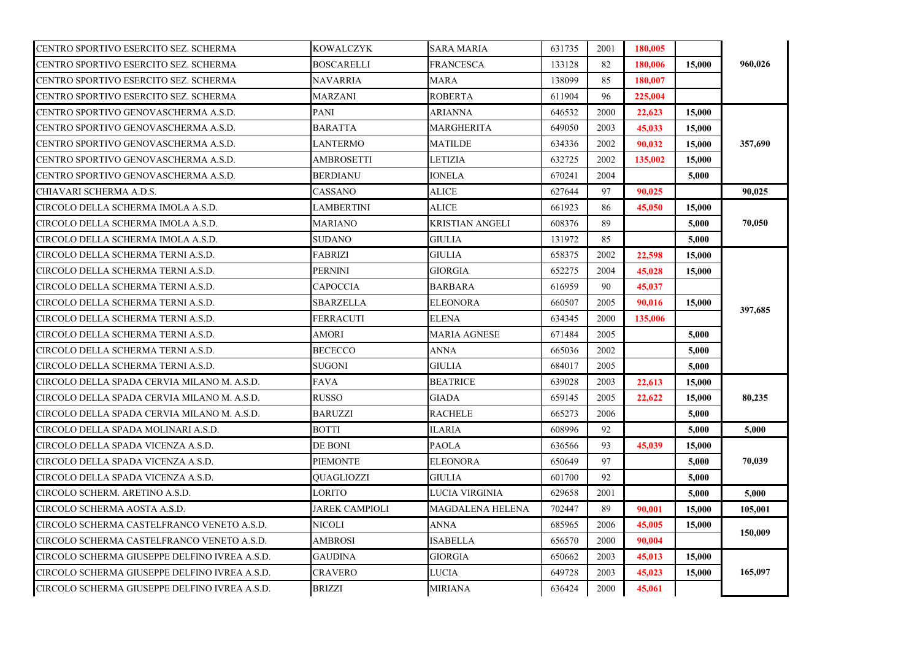| | | | | | | | |
|---|---|---|---|---|---|---|---|
| CENTRO SPORTIVO ESERCITO SEZ. SCHERMA | KOWALCZYK | SARA MARIA | 631735 | 2001 | **180,005** | | |
| CENTRO SPORTIVO ESERCITO SEZ. SCHERMA | BOSCARELLI | FRANCESCA | 133128 | 82 | **180,006** | **15,000** | **960,026** |
| CENTRO SPORTIVO ESERCITO SEZ. SCHERMA | NAVARRIA | MARA | 138099 | 85 | **180,007** | | |
| CENTRO SPORTIVO ESERCITO SEZ. SCHERMA | MARZANI | ROBERTA | 611904 | 96 | **225,004** | | |
| CENTRO SPORTIVO GENOVASCHERMA A.S.D. | PANI | ARIANNA | 646532 | 2000 | **22,623** | **15,000** | |
| CENTRO SPORTIVO GENOVASCHERMA A.S.D. | BARATTA | MARGHERITA | 649050 | 2003 | **45,033** | **15,000** | |
| CENTRO SPORTIVO GENOVASCHERMA A.S.D. | LANTERMO | MATILDE | 634336 | 2002 | **90,032** | **15,000** | **357,690** |
| CENTRO SPORTIVO GENOVASCHERMA A.S.D. | AMBROSETTI | LETIZIA | 632725 | 2002 | **135,002** | **15,000** | |
| CENTRO SPORTIVO GENOVASCHERMA A.S.D. | BERDIANU | IONELA | 670241 | 2004 | | **5,000** | |
| CHIAVARI SCHERMA A.D.S. | CASSANO | ALICE | 627644 | 97 | **90,025** | | **90,025** |
| CIRCOLO DELLA SCHERMA IMOLA A.S.D. | LAMBERTINI | ALICE | 661923 | 86 | **45,050** | **15,000** | |
| CIRCOLO DELLA SCHERMA IMOLA A.S.D. | MARIANO | KRISTIAN ANGELI | 608376 | 89 | | **5,000** | **70,050** |
| CIRCOLO DELLA SCHERMA IMOLA A.S.D. | SUDANO | GIULIA | 131972 | 85 | | **5,000** | |
| CIRCOLO DELLA SCHERMA TERNI A.S.D. | FABRIZI | GIULIA | 658375 | 2002 | **22,598** | **15,000** | |
| CIRCOLO DELLA SCHERMA TERNI A.S.D. | PERNINI | GIORGIA | 652275 | 2004 | **45,028** | **15,000** | |
| CIRCOLO DELLA SCHERMA TERNI A.S.D. | CAPOCCIA | BARBARA | 616959 | 90 | **45,037** | | |
| CIRCOLO DELLA SCHERMA TERNI A.S.D. | SBARZELLA | ELEONORA | 660507 | 2005 | **90,016** | **15,000** | **397,685** |
| CIRCOLO DELLA SCHERMA TERNI A.S.D. | FERRACUTI | ELENA | 634345 | 2000 | **135,006** | | |
| CIRCOLO DELLA SCHERMA TERNI A.S.D. | AMORI | MARIA AGNESE | 671484 | 2005 | | **5,000** | |
| CIRCOLO DELLA SCHERMA TERNI A.S.D. | BECECCO | ANNA | 665036 | 2002 | | **5,000** | |
| CIRCOLO DELLA SCHERMA TERNI A.S.D. | SUGONI | GIULIA | 684017 | 2005 | | **5,000** | |
| CIRCOLO DELLA SPADA CERVIA MILANO M. A.S.D. | FAVA | BEATRICE | 639028 | 2003 | **22,613** | **15,000** | |
| CIRCOLO DELLA SPADA CERVIA MILANO M. A.S.D. | RUSSO | GIADA | 659145 | 2005 | **22,622** | **15,000** | **80,235** |
| CIRCOLO DELLA SPADA CERVIA MILANO M. A.S.D. | BARUZZI | RACHELE | 665273 | 2006 | | **5,000** | |
| CIRCOLO DELLA SPADA MOLINARI A.S.D. | BOTTI | ILARIA | 608996 | 92 | | **5,000** | **5,000** |
| CIRCOLO DELLA SPADA VICENZA A.S.D. | DE BONI | PAOLA | 636566 | 93 | **45,039** | **15,000** | |
| CIRCOLO DELLA SPADA VICENZA A.S.D. | PIEMONTE | ELEONORA | 650649 | 97 | | **5,000** | **70,039** |
| CIRCOLO DELLA SPADA VICENZA A.S.D. | QUAGLIOZZI | GIULIA | 601700 | 92 | | **5,000** | |
| CIRCOLO SCHERM. ARETINO A.S.D. | LORITO | LUCIA VIRGINIA | 629658 | 2001 | | **5,000** | **5,000** |
| CIRCOLO SCHERMA AOSTA A.S.D. | JAREK CAMPIOLI | MAGDALENA HELENA | 702447 | 89 | **90,001** | **15,000** | **105,001** |
| CIRCOLO SCHERMA CASTELFRANCO VENETO A.S.D. | NICOLI | ANNA | 685965 | 2006 | **45,005** | **15,000** | **150,009** |
| CIRCOLO SCHERMA CASTELFRANCO VENETO A.S.D. | AMBROSI | ISABELLA | 656570 | 2000 | **90,004** | | |
| CIRCOLO SCHERMA GIUSEPPE DELFINO IVREA A.S.D. | GAUDINA | GIORGIA | 650662 | 2003 | **45,013** | **15,000** | |
| CIRCOLO SCHERMA GIUSEPPE DELFINO IVREA A.S.D. | CRAVERO | LUCIA | 649728 | 2003 | **45,023** | **15,000** | **165,097** |
| CIRCOLO SCHERMA GIUSEPPE DELFINO IVREA A.S.D. | BRIZZI | MIRIANA | 636424 | 2000 | **45,061** | | |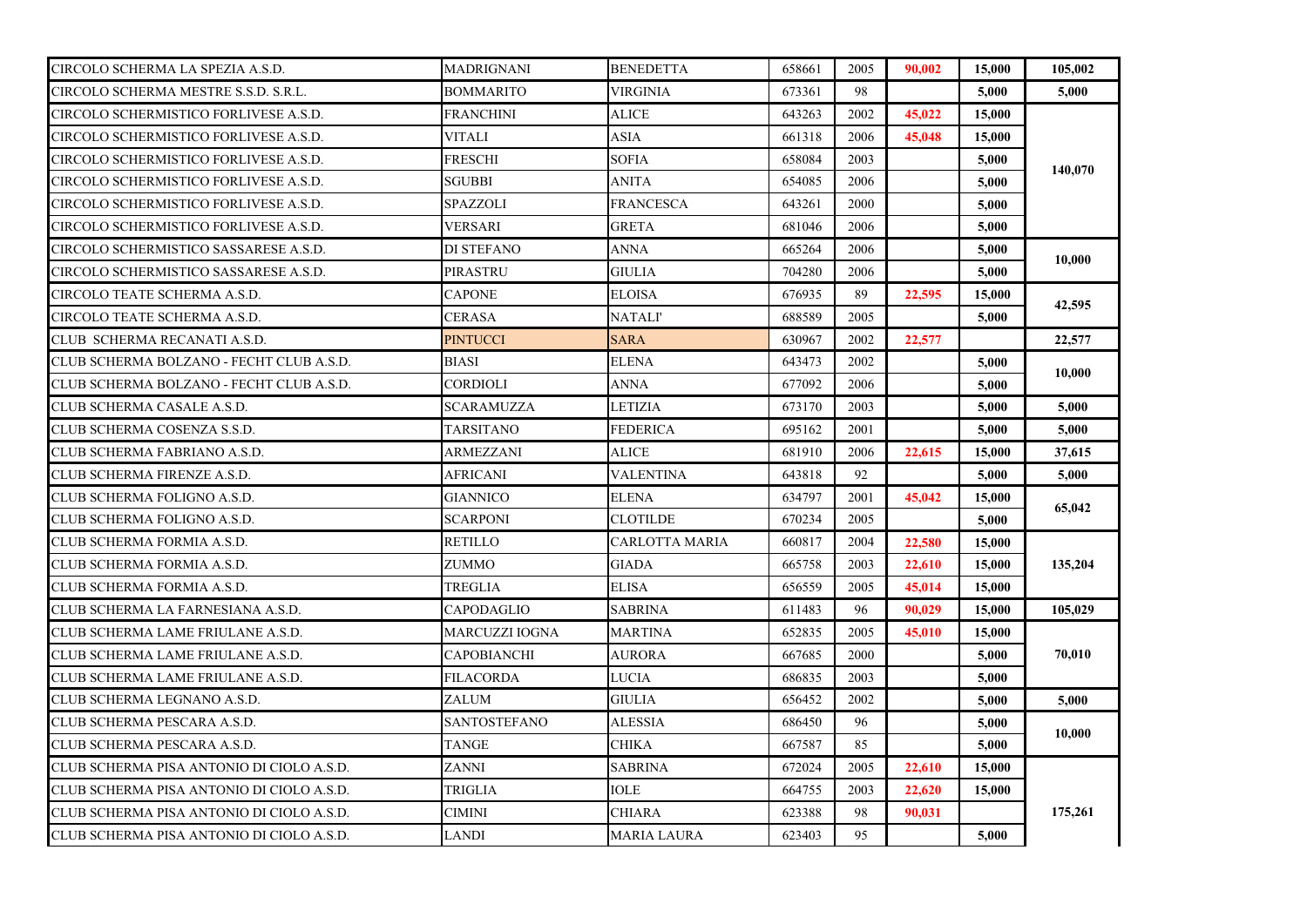| | | | | | | | |
|---|---|---|---|---|---|---|---|
| CIRCOLO SCHERMA LA SPEZIA A.S.D. | MADRIGNANI | BENEDETTA | 658661 | 2005 | **90,002** | **15,000** | **105,002** |
| CIRCOLO SCHERMA MESTRE S.S.D. S.R.L. | BOMMARITO | VIRGINIA | 673361 | 98 | | **5,000** | **5,000** |
| CIRCOLO SCHERMISTICO FORLIVESE A.S.D. | FRANCHINI | ALICE | 643263 | 2002 | **45,022** | **15,000** | **140,070** |
| CIRCOLO SCHERMISTICO FORLIVESE A.S.D. | VITALI | ASIA | 661318 | 2006 | **45,048** | **15,000** | |
| CIRCOLO SCHERMISTICO FORLIVESE A.S.D. | FRESCHI | SOFIA | 658084 | 2003 | | **5,000** | |
| CIRCOLO SCHERMISTICO FORLIVESE A.S.D. | SGUBBI | ANITA | 654085 | 2006 | | **5,000** | |
| CIRCOLO SCHERMISTICO FORLIVESE A.S.D. | SPAZZOLI | FRANCESCA | 643261 | 2000 | | **5,000** | |
| CIRCOLO SCHERMISTICO FORLIVESE A.S.D. | VERSARI | GRETA | 681046 | 2006 | | **5,000** | |
| CIRCOLO SCHERMISTICO SASSARESE A.S.D. | DI STEFANO | ANNA | 665264 | 2006 | | **5,000** | **10,000** |
| CIRCOLO SCHERMISTICO SASSARESE A.S.D. | PIRASTRU | GIULIA | 704280 | 2006 | | **5,000** | |
| CIRCOLO TEATE SCHERMA A.S.D. | CAPONE | ELOISA | 676935 | 89 | **22,595** | **15,000** | **42,595** |
| CIRCOLO TEATE SCHERMA A.S.D. | CERASA | NATALI' | 688589 | 2005 | | **5,000** | |
| CLUB SCHERMA RECANATI A.S.D. | PINTUCCI | SARA | 630967 | 2002 | **22,577** | | **22,577** |
| CLUB SCHERMA BOLZANO - FECHT CLUB A.S.D. | BIASI | ELENA | 643473 | 2002 | | **5,000** | **10,000** |
| CLUB SCHERMA BOLZANO - FECHT CLUB A.S.D. | CORDIOLI | ANNA | 677092 | 2006 | | **5,000** | |
| CLUB SCHERMA CASALE A.S.D. | SCARAMUZZA | LETIZIA | 673170 | 2003 | | **5,000** | **5,000** |
| CLUB SCHERMA COSENZA S.S.D. | TARSITANO | FEDERICA | 695162 | 2001 | | **5,000** | **5,000** |
| CLUB SCHERMA FABRIANO A.S.D. | ARMEZZANI | ALICE | 681910 | 2006 | **22,615** | **15,000** | **37,615** |
| CLUB SCHERMA FIRENZE A.S.D. | AFRICANI | VALENTINA | 643818 | 92 | | **5,000** | **5,000** |
| CLUB SCHERMA FOLIGNO A.S.D. | GIANNICO | ELENA | 634797 | 2001 | **45,042** | **15,000** | **65,042** |
| CLUB SCHERMA FOLIGNO A.S.D. | SCARPONI | CLOTILDE | 670234 | 2005 | | **5,000** | |
| CLUB SCHERMA FORMIA A.S.D. | RETILLO | CARLOTTA MARIA | 660817 | 2004 | **22,580** | **15,000** | **135,204** |
| CLUB SCHERMA FORMIA A.S.D. | ZUMMO | GIADA | 665758 | 2003 | **22,610** | **15,000** | |
| CLUB SCHERMA FORMIA A.S.D. | TREGLIA | ELISA | 656559 | 2005 | **45,014** | **15,000** | |
| CLUB SCHERMA LA FARNESIANA A.S.D. | CAPODAGLIO | SABRINA | 611483 | 96 | **90,029** | **15,000** | **105,029** |
| CLUB SCHERMA LAME FRIULANE A.S.D. | MARCUZZI IOGNA | MARTINA | 652835 | 2005 | **45,010** | **15,000** | **70,010** |
| CLUB SCHERMA LAME FRIULANE A.S.D. | CAPOBIANCHI | AURORA | 667685 | 2000 | | **5,000** | |
| CLUB SCHERMA LAME FRIULANE A.S.D. | FILACORDA | LUCIA | 686835 | 2003 | | **5,000** | |
| CLUB SCHERMA LEGNANO A.S.D. | ZALUM | GIULIA | 656452 | 2002 | | **5,000** | **5,000** |
| CLUB SCHERMA PESCARA A.S.D. | SANTOSTEFANO | ALESSIA | 686450 | 96 | | **5,000** | **10,000** |
| CLUB SCHERMA PESCARA A.S.D. | TANGE | CHIKA | 667587 | 85 | | **5,000** | |
| CLUB SCHERMA PISA ANTONIO DI CIOLO A.S.D. | ZANNI | SABRINA | 672024 | 2005 | **22,610** | **15,000** | **175,261** |
| CLUB SCHERMA PISA ANTONIO DI CIOLO A.S.D. | TRIGLIA | IOLE | 664755 | 2003 | **22,620** | **15,000** | |
| CLUB SCHERMA PISA ANTONIO DI CIOLO A.S.D. | CIMINI | CHIARA | 623388 | 98 | **90,031** | | |
| CLUB SCHERMA PISA ANTONIO DI CIOLO A.S.D. | LANDI | MARIA LAURA | 623403 | 95 | | **5,000** | |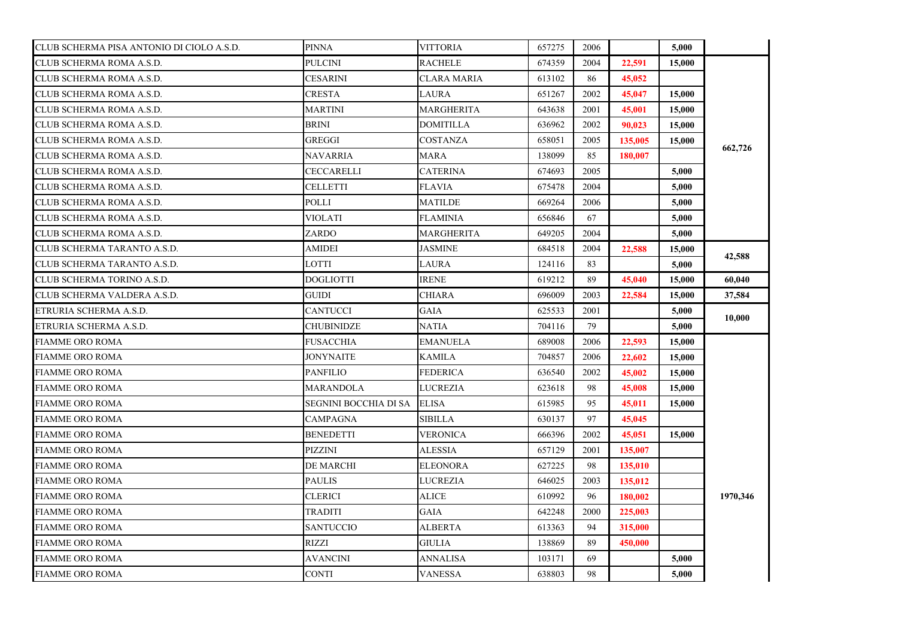| | | | | | | | |
|---|---|---|---|---|---|---|---|
| CLUB SCHERMA PISA ANTONIO DI CIOLO A.S.D. | PINNA | VITTORIA | 657275 | 2006 | | 5,000 | |
| CLUB SCHERMA ROMA A.S.D. | PULCINI | RACHELE | 674359 | 2004 | 22,591 | 15,000 | 662,726 |
| CLUB SCHERMA ROMA A.S.D. | CESARINI | CLARA MARIA | 613102 | 86 | 45,052 | | |
| CLUB SCHERMA ROMA A.S.D. | CRESTA | LAURA | 651267 | 2002 | 45,047 | 15,000 | |
| CLUB SCHERMA ROMA A.S.D. | MARTINI | MARGHERITA | 643638 | 2001 | 45,001 | 15,000 | |
| CLUB SCHERMA ROMA A.S.D. | BRINI | DOMITILLA | 636962 | 2002 | 90,023 | 15,000 | |
| CLUB SCHERMA ROMA A.S.D. | GREGGI | COSTANZA | 658051 | 2005 | 135,005 | 15,000 | |
| CLUB SCHERMA ROMA A.S.D. | NAVARRIA | MARA | 138099 | 85 | 180,007 | | |
| CLUB SCHERMA ROMA A.S.D. | CECCARELLI | CATERINA | 674693 | 2005 | | 5,000 | |
| CLUB SCHERMA ROMA A.S.D. | CELLETTI | FLAVIA | 675478 | 2004 | | 5,000 | |
| CLUB SCHERMA ROMA A.S.D. | POLLI | MATILDE | 669264 | 2006 | | 5,000 | |
| CLUB SCHERMA ROMA A.S.D. | VIOLATI | FLAMINIA | 656846 | 67 | | 5,000 | |
| CLUB SCHERMA ROMA A.S.D. | ZARDO | MARGHERITA | 649205 | 2004 | | 5,000 | |
| CLUB SCHERMA TARANTO A.S.D. | AMIDEI | JASMINE | 684518 | 2004 | 22,588 | 15,000 | 42,588 |
| CLUB SCHERMA TARANTO A.S.D. | LOTTI | LAURA | 124116 | 83 | | 5,000 | |
| CLUB SCHERMA TORINO A.S.D. | DOGLIOTTI | IRENE | 619212 | 89 | 45,040 | 15,000 | 60,040 |
| CLUB SCHERMA VALDERA A.S.D. | GUIDI | CHIARA | 696009 | 2003 | 22,584 | 15,000 | 37,584 |
| ETRURIA SCHERMA A.S.D. | CANTUCCI | GAIA | 625533 | 2001 | | 5,000 | 10,000 |
| ETRURIA SCHERMA A.S.D. | CHUBINIDZE | NATIA | 704116 | 79 | | 5,000 | |
| FIAMME ORO ROMA | FUSACCHIA | EMANUELA | 689008 | 2006 | 22,593 | 15,000 | 1970,346 |
| FIAMME ORO ROMA | JONYNAITE | KAMILA | 704857 | 2006 | 22,602 | 15,000 | |
| FIAMME ORO ROMA | PANFILIO | FEDERICA | 636540 | 2002 | 45,002 | 15,000 | |
| FIAMME ORO ROMA | MARANDOLA | LUCREZIA | 623618 | 98 | 45,008 | 15,000 | |
| FIAMME ORO ROMA | SEGNINI BOCCHIA DI SA | ELISA | 615985 | 95 | 45,011 | 15,000 | |
| FIAMME ORO ROMA | CAMPAGNA | SIBILLA | 630137 | 97 | 45,045 | | |
| FIAMME ORO ROMA | BENEDETTI | VERONICA | 666396 | 2002 | 45,051 | 15,000 | |
| FIAMME ORO ROMA | PIZZINI | ALESSIA | 657129 | 2001 | 135,007 | | |
| FIAMME ORO ROMA | DE MARCHI | ELEONORA | 627225 | 98 | 135,010 | | |
| FIAMME ORO ROMA | PAULIS | LUCREZIA | 646025 | 2003 | 135,012 | | |
| FIAMME ORO ROMA | CLERICI | ALICE | 610992 | 96 | 180,002 | | |
| FIAMME ORO ROMA | TRADITI | GAIA | 642248 | 2000 | 225,003 | | |
| FIAMME ORO ROMA | SANTUCCIO | ALBERTA | 613363 | 94 | 315,000 | | |
| FIAMME ORO ROMA | RIZZI | GIULIA | 138869 | 89 | 450,000 | | |
| FIAMME ORO ROMA | AVANCINI | ANNALISA | 103171 | 69 | | 5,000 | |
| FIAMME ORO ROMA | CONTI | VANESSA | 638803 | 98 | | 5,000 | |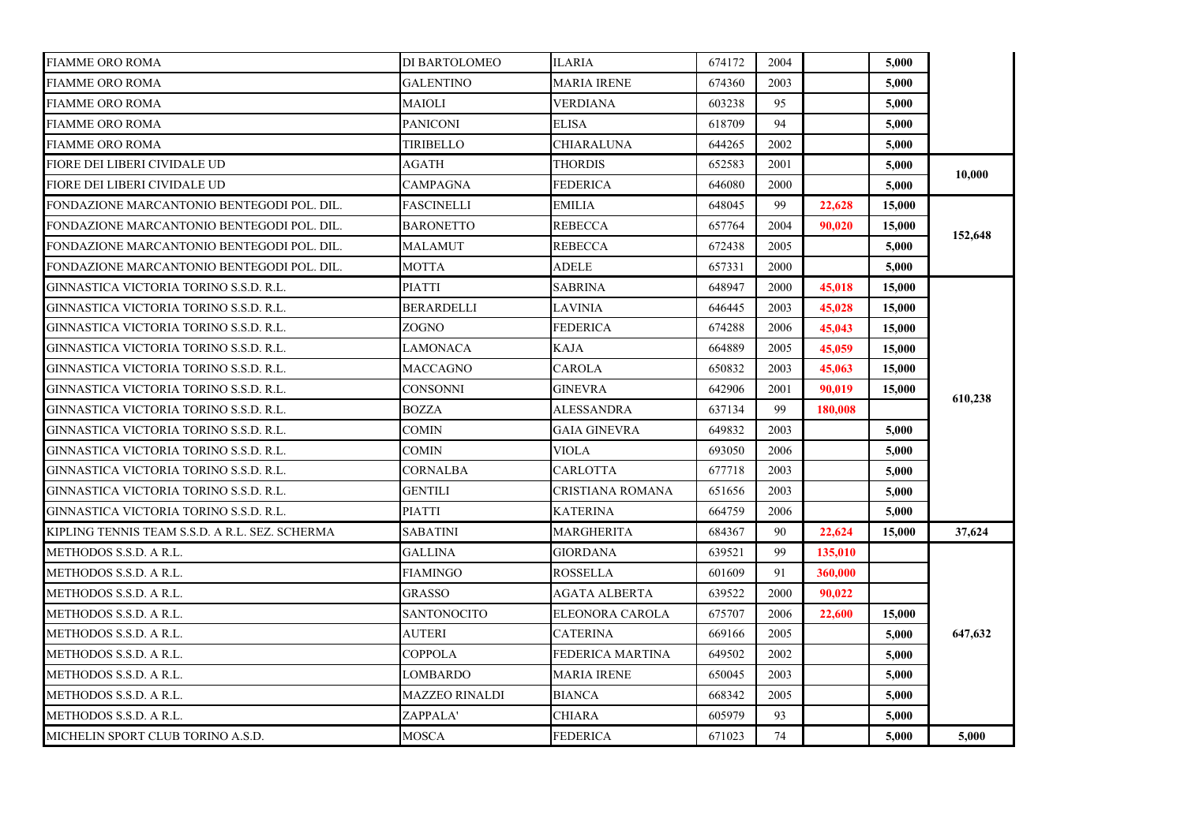| | | | | | | | |
|---|---|---|---|---|---|---|---|
| FIAMME ORO ROMA | DI BARTOLOMEO | ILARIA | 674172 | 2004 | | 5,000 | |
| FIAMME ORO ROMA | GALENTINO | MARIA IRENE | 674360 | 2003 | | 5,000 | |
| FIAMME ORO ROMA | MAIOLI | VERDIANA | 603238 | 95 | | 5,000 | |
| FIAMME ORO ROMA | PANICONI | ELISA | 618709 | 94 | | 5,000 | |
| FIAMME ORO ROMA | TIRIBELLO | CHIARALUNA | 644265 | 2002 | | 5,000 | |
| FIORE DEI LIBERI CIVIDALE UD | AGATH | THORDIS | 652583 | 2001 | | 5,000 | 10,000 |
| FIORE DEI LIBERI CIVIDALE UD | CAMPAGNA | FEDERICA | 646080 | 2000 | | 5,000 | |
| FONDAZIONE MARCANTONIO BENTEGODI POL. DIL. | FASCINELLI | EMILIA | 648045 | 99 | 22,628 | 15,000 | 152,648 |
| FONDAZIONE MARCANTONIO BENTEGODI POL. DIL. | BARONETTO | REBECCA | 657764 | 2004 | 90,020 | 15,000 | |
| FONDAZIONE MARCANTONIO BENTEGODI POL. DIL. | MALAMUT | REBECCA | 672438 | 2005 | | 5,000 | |
| FONDAZIONE MARCANTONIO BENTEGODI POL. DIL. | MOTTA | ADELE | 657331 | 2000 | | 5,000 | |
| GINNASTICA VICTORIA TORINO S.S.D. R.L. | PIATTI | SABRINA | 648947 | 2000 | 45,018 | 15,000 | 610,238 |
| GINNASTICA VICTORIA TORINO S.S.D. R.L. | BERARDELLI | LAVINIA | 646445 | 2003 | 45,028 | 15,000 | |
| GINNASTICA VICTORIA TORINO S.S.D. R.L. | ZOGNO | FEDERICA | 674288 | 2006 | 45,043 | 15,000 | |
| GINNASTICA VICTORIA TORINO S.S.D. R.L. | LAMONACA | KAJA | 664889 | 2005 | 45,059 | 15,000 | |
| GINNASTICA VICTORIA TORINO S.S.D. R.L. | MACCAGNO | CAROLA | 650832 | 2003 | 45,063 | 15,000 | |
| GINNASTICA VICTORIA TORINO S.S.D. R.L. | CONSONNI | GINEVRA | 642906 | 2001 | 90,019 | 15,000 | |
| GINNASTICA VICTORIA TORINO S.S.D. R.L. | BOZZA | ALESSANDRA | 637134 | 99 | 180,008 | | |
| GINNASTICA VICTORIA TORINO S.S.D. R.L. | COMIN | GAIA GINEVRA | 649832 | 2003 | | 5,000 | |
| GINNASTICA VICTORIA TORINO S.S.D. R.L. | COMIN | VIOLA | 693050 | 2006 | | 5,000 | |
| GINNASTICA VICTORIA TORINO S.S.D. R.L. | CORNALBA | CARLOTTA | 677718 | 2003 | | 5,000 | |
| GINNASTICA VICTORIA TORINO S.S.D. R.L. | GENTILI | CRISTIANA ROMANA | 651656 | 2003 | | 5,000 | |
| GINNASTICA VICTORIA TORINO S.S.D. R.L. | PIATTI | KATERINA | 664759 | 2006 | | 5,000 | |
| KIPLING TENNIS TEAM S.S.D. A R.L. SEZ. SCHERMA | SABATINI | MARGHERITA | 684367 | 90 | 22,624 | 15,000 | 37,624 |
| METHODOS S.S.D. A R.L. | GALLINA | GIORDANA | 639521 | 99 | 135,010 | | 647,632 |
| METHODOS S.S.D. A R.L. | FIAMINGO | ROSSELLA | 601609 | 91 | 360,000 | | |
| METHODOS S.S.D. A R.L. | GRASSO | AGATA ALBERTA | 639522 | 2000 | 90,022 | | |
| METHODOS S.S.D. A R.L. | SANTONOCITO | ELEONORA CAROLA | 675707 | 2006 | 22,600 | 15,000 | |
| METHODOS S.S.D. A R.L. | AUTERI | CATERINA | 669166 | 2005 | | 5,000 | |
| METHODOS S.S.D. A R.L. | COPPOLA | FEDERICA MARTINA | 649502 | 2002 | | 5,000 | |
| METHODOS S.S.D. A R.L. | LOMBARDO | MARIA IRENE | 650045 | 2003 | | 5,000 | |
| METHODOS S.S.D. A R.L. | MAZZEO RINALDI | BIANCA | 668342 | 2005 | | 5,000 | |
| METHODOS S.S.D. A R.L. | ZAPPALA' | CHIARA | 605979 | 93 | | 5,000 | |
| MICHELIN SPORT CLUB TORINO A.S.D. | MOSCA | FEDERICA | 671023 | 74 | | 5,000 | 5,000 |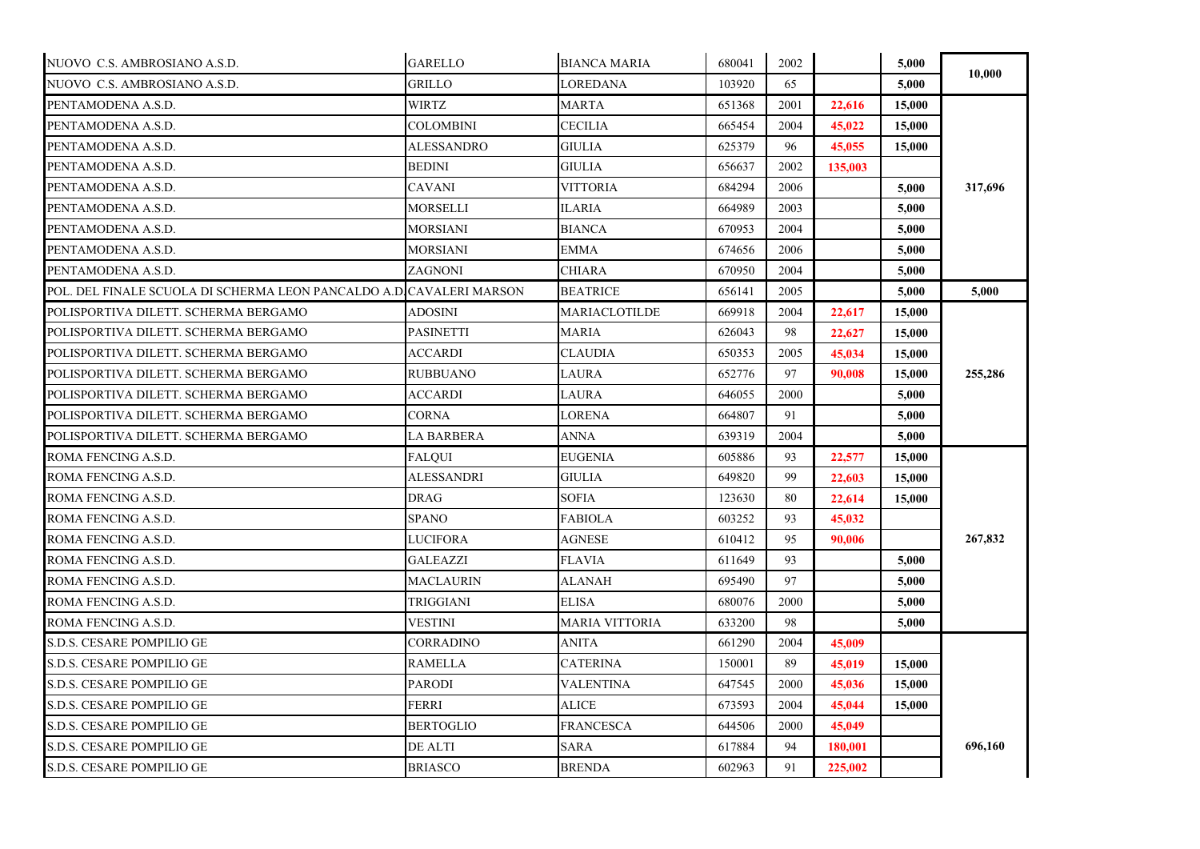| | | | | | | | |
|---|---|---|---|---|---|---|---|
| NUOVO C.S. AMBROSIANO A.S.D. | GARELLO | BIANCA MARIA | 680041 | 2002 | | 5,000 | 10,000 |
| NUOVO C.S. AMBROSIANO A.S.D. | GRILLO | LOREDANA | 103920 | 65 | | 5,000 | |
| PENTAMODENA A.S.D. | WIRTZ | MARTA | 651368 | 2001 | 22,616 | 15,000 | 317,696 |
| PENTAMODENA A.S.D. | COLOMBINI | CECILIA | 665454 | 2004 | 45,022 | 15,000 | |
| PENTAMODENA A.S.D. | ALESSANDRO | GIULIA | 625379 | 96 | 45,055 | 15,000 | |
| PENTAMODENA A.S.D. | BEDINI | GIULIA | 656637 | 2002 | 135,003 | | |
| PENTAMODENA A.S.D. | CAVANI | VITTORIA | 684294 | 2006 | | 5,000 | |
| PENTAMODENA A.S.D. | MORSELLI | ILARIA | 664989 | 2003 | | 5,000 | |
| PENTAMODENA A.S.D. | MORSIANI | BIANCA | 670953 | 2004 | | 5,000 | |
| PENTAMODENA A.S.D. | MORSIANI | EMMA | 674656 | 2006 | | 5,000 | |
| PENTAMODENA A.S.D. | ZAGNONI | CHIARA | 670950 | 2004 | | 5,000 | |
| POL. DEL FINALE SCUOLA DI SCHERMA LEON PANCALDO A.D. | CAVALERI MARSON | BEATRICE | 656141 | 2005 | | 5,000 | 5,000 |
| POLISPORTIVA DILETT. SCHERMA BERGAMO | ADOSINI | MARIACLOTILDE | 669918 | 2004 | 22,617 | 15,000 | 255,286 |
| POLISPORTIVA DILETT. SCHERMA BERGAMO | PASINETTI | MARIA | 626043 | 98 | 22,627 | 15,000 | |
| POLISPORTIVA DILETT. SCHERMA BERGAMO | ACCARDI | CLAUDIA | 650353 | 2005 | 45,034 | 15,000 | |
| POLISPORTIVA DILETT. SCHERMA BERGAMO | RUBBUANO | LAURA | 652776 | 97 | 90,008 | 15,000 | |
| POLISPORTIVA DILETT. SCHERMA BERGAMO | ACCARDI | LAURA | 646055 | 2000 | | 5,000 | |
| POLISPORTIVA DILETT. SCHERMA BERGAMO | CORNA | LORENA | 664807 | 91 | | 5,000 | |
| POLISPORTIVA DILETT. SCHERMA BERGAMO | LA BARBERA | ANNA | 639319 | 2004 | | 5,000 | |
| ROMA FENCING A.S.D. | FALQUI | EUGENIA | 605886 | 93 | 22,577 | 15,000 | 267,832 |
| ROMA FENCING A.S.D. | ALESSANDRI | GIULIA | 649820 | 99 | 22,603 | 15,000 | |
| ROMA FENCING A.S.D. | DRAG | SOFIA | 123630 | 80 | 22,614 | 15,000 | |
| ROMA FENCING A.S.D. | SPANO | FABIOLA | 603252 | 93 | 45,032 | | |
| ROMA FENCING A.S.D. | LUCIFORA | AGNESE | 610412 | 95 | 90,006 | | |
| ROMA FENCING A.S.D. | GALEAZZI | FLAVIA | 611649 | 93 | | 5,000 | |
| ROMA FENCING A.S.D. | MACLAURIN | ALANAH | 695490 | 97 | | 5,000 | |
| ROMA FENCING A.S.D. | TRIGGIANI | ELISA | 680076 | 2000 | | 5,000 | |
| ROMA FENCING A.S.D. | VESTINI | MARIA VITTORIA | 633200 | 98 | | 5,000 | |
| S.D.S. CESARE POMPILIO GE | CORRADINO | ANITA | 661290 | 2004 | 45,009 | | 696,160 |
| S.D.S. CESARE POMPILIO GE | RAMELLA | CATERINA | 150001 | 89 | 45,019 | 15,000 | |
| S.D.S. CESARE POMPILIO GE | PARODI | VALENTINA | 647545 | 2000 | 45,036 | 15,000 | |
| S.D.S. CESARE POMPILIO GE | FERRI | ALICE | 673593 | 2004 | 45,044 | 15,000 | |
| S.D.S. CESARE POMPILIO GE | BERTOGLIO | FRANCESCA | 644506 | 2000 | 45,049 | | |
| S.D.S. CESARE POMPILIO GE | DE ALTI | SARA | 617884 | 94 | 180,001 | | |
| S.D.S. CESARE POMPILIO GE | BRIASCO | BRENDA | 602963 | 91 | 225,002 | | |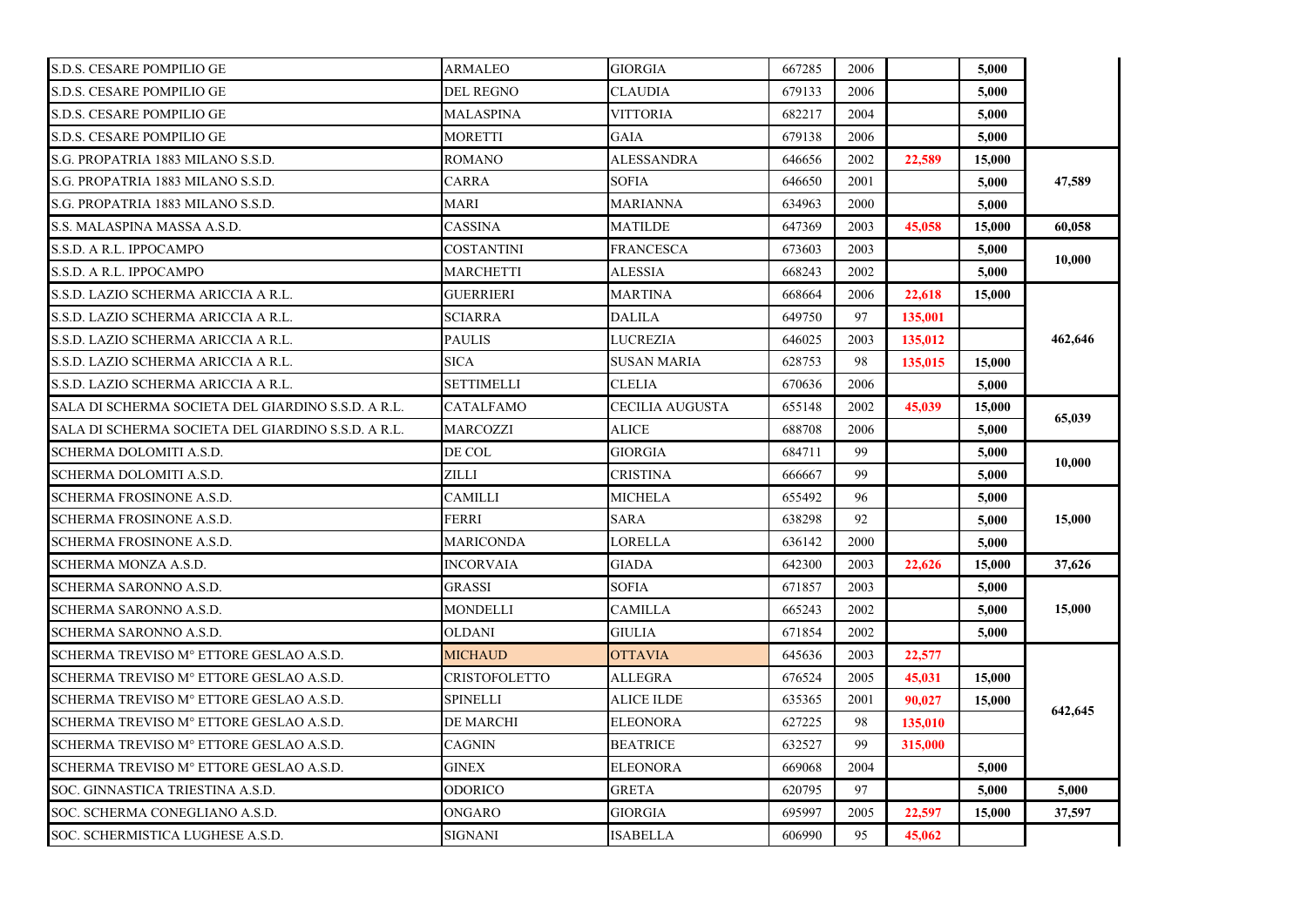| | | | | | | | |
|---|---|---|---|---|---|---|---|
| S.D.S. CESARE POMPILIO GE | ARMALEO | GIORGIA | 667285 | 2006 | | 5,000 | |
| S.D.S. CESARE POMPILIO GE | DEL REGNO | CLAUDIA | 679133 | 2006 | | 5,000 | |
| S.D.S. CESARE POMPILIO GE | MALASPINA | VITTORIA | 682217 | 2004 | | 5,000 | |
| S.D.S. CESARE POMPILIO GE | MORETTI | GAIA | 679138 | 2006 | | 5,000 | |
| S.G. PROPATRIA 1883 MILANO S.S.D. | ROMANO | ALESSANDRA | 646656 | 2002 | 22,589 | 15,000 | |
| S.G. PROPATRIA 1883 MILANO S.S.D. | CARRA | SOFIA | 646650 | 2001 | | 5,000 | 47,589 |
| S.G. PROPATRIA 1883 MILANO S.S.D. | MARI | MARIANNA | 634963 | 2000 | | 5,000 | |
| S.S. MALASPINA MASSA A.S.D. | CASSINA | MATILDE | 647369 | 2003 | 45,058 | 15,000 | 60,058 |
| S.S.D. A R.L. IPPOCAMPO | COSTANTINI | FRANCESCA | 673603 | 2003 | | 5,000 | 10,000 |
| S.S.D. A R.L. IPPOCAMPO | MARCHETTI | ALESSIA | 668243 | 2002 | | 5,000 | |
| S.S.D. LAZIO SCHERMA ARICCIA A R.L. | GUERRIERI | MARTINA | 668664 | 2006 | 22,618 | 15,000 | |
| S.S.D. LAZIO SCHERMA ARICCIA A R.L. | SCIARRA | DALILA | 649750 | 97 | 135,001 | | |
| S.S.D. LAZIO SCHERMA ARICCIA A R.L. | PAULIS | LUCREZIA | 646025 | 2003 | 135,012 | | 462,646 |
| S.S.D. LAZIO SCHERMA ARICCIA A R.L. | SICA | SUSAN MARIA | 628753 | 98 | 135,015 | 15,000 | |
| S.S.D. LAZIO SCHERMA ARICCIA A R.L. | SETTIMELLI | CLELIA | 670636 | 2006 | | 5,000 | |
| SALA DI SCHERMA SOCIETA DEL GIARDINO S.S.D. A R.L. | CATALFAMO | CECILIA AUGUSTA | 655148 | 2002 | 45,039 | 15,000 | 65,039 |
| SALA DI SCHERMA SOCIETA DEL GIARDINO S.S.D. A R.L. | MARCOZZI | ALICE | 688708 | 2006 | | 5,000 | |
| SCHERMA DOLOMITI A.S.D. | DE COL | GIORGIA | 684711 | 99 | | 5,000 | 10,000 |
| SCHERMA DOLOMITI A.S.D. | ZILLI | CRISTINA | 666667 | 99 | | 5,000 | |
| SCHERMA FROSINONE A.S.D. | CAMILLI | MICHELA | 655492 | 96 | | 5,000 | |
| SCHERMA FROSINONE A.S.D. | FERRI | SARA | 638298 | 92 | | 5,000 | 15,000 |
| SCHERMA FROSINONE A.S.D. | MARICONDA | LORELLA | 636142 | 2000 | | 5,000 | |
| SCHERMA MONZA A.S.D. | INCORVAIA | GIADA | 642300 | 2003 | 22,626 | 15,000 | 37,626 |
| SCHERMA SARONNO A.S.D. | GRASSI | SOFIA | 671857 | 2003 | | 5,000 | |
| SCHERMA SARONNO A.S.D. | MONDELLI | CAMILLA | 665243 | 2002 | | 5,000 | 15,000 |
| SCHERMA SARONNO A.S.D. | OLDANI | GIULIA | 671854 | 2002 | | 5,000 | |
| SCHERMA TREVISO M° ETTORE GESLAO A.S.D. | MICHAUD | OTTAVIA | 645636 | 2003 | 22,577 | | |
| SCHERMA TREVISO M° ETTORE GESLAO A.S.D. | CRISTOFOLETTO | ALLEGRA | 676524 | 2005 | 45,031 | 15,000 | |
| SCHERMA TREVISO M° ETTORE GESLAO A.S.D. | SPINELLI | ALICE ILDE | 635365 | 2001 | 90,027 | 15,000 | 642,645 |
| SCHERMA TREVISO M° ETTORE GESLAO A.S.D. | DE MARCHI | ELEONORA | 627225 | 98 | 135,010 | | |
| SCHERMA TREVISO M° ETTORE GESLAO A.S.D. | CAGNIN | BEATRICE | 632527 | 99 | 315,000 | | |
| SCHERMA TREVISO M° ETTORE GESLAO A.S.D. | GINEX | ELEONORA | 669068 | 2004 | | 5,000 | |
| SOC. GINNASTICA TRIESTINA A.S.D. | ODORICO | GRETA | 620795 | 97 | | 5,000 | 5,000 |
| SOC. SCHERMA CONEGLIANO A.S.D. | ONGARO | GIORGIA | 695997 | 2005 | 22,597 | 15,000 | 37,597 |
| SOC. SCHERMISTICA LUGHESE A.S.D. | SIGNANI | ISABELLA | 606990 | 95 | 45,062 | | |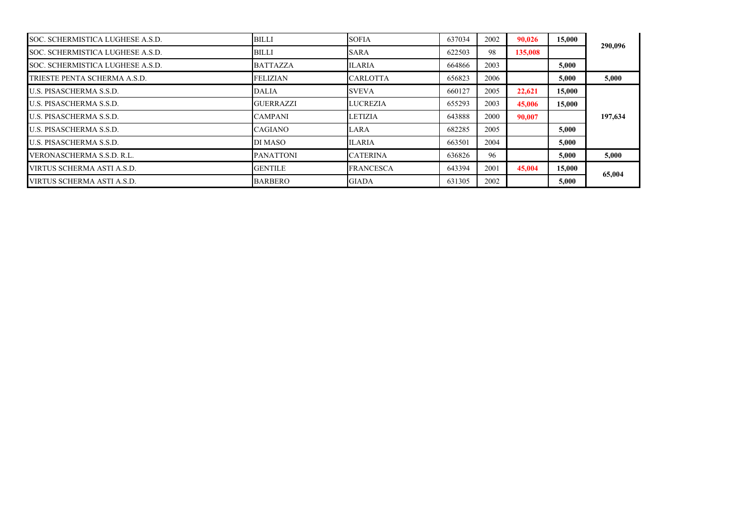| | | | | | | | |
|---|---|---|---|---|---|---|---|
| SOC. SCHERMISTICA LUGHESE A.S.D. | BILLI | SOFIA | 637034 | 2002 | 90,026 | 15,000 | 290,096 |
| SOC. SCHERMISTICA LUGHESE A.S.D. | BILLI | SARA | 622503 | 98 | 135,008 | | |
| SOC. SCHERMISTICA LUGHESE A.S.D. | BATTAZZA | ILARIA | 664866 | 2003 | | 5,000 | |
| TRIESTE PENTA SCHERMA A.S.D. | FELIZIAN | CARLOTTA | 656823 | 2006 | | 5,000 | 5,000 |
| U.S. PISASCHERMA S.S.D. | DALIA | SVEVA | 660127 | 2005 | 22,621 | 15,000 | 197,634 |
| U.S. PISASCHERMA S.S.D. | GUERRAZZI | LUCREZIA | 655293 | 2003 | 45,006 | 15,000 | |
| U.S. PISASCHERMA S.S.D. | CAMPANI | LETIZIA | 643888 | 2000 | 90,007 | | |
| U.S. PISASCHERMA S.S.D. | CAGIANO | LARA | 682285 | 2005 | | 5,000 | |
| U.S. PISASCHERMA S.S.D. | DI MASO | ILARIA | 663501 | 2004 | | 5,000 | |
| VERONASCHERMA S.S.D. R.L. | PANATTONI | CATERINA | 636826 | 96 | | 5,000 | 5,000 |
| VIRTUS SCHERMA ASTI A.S.D. | GENTILE | FRANCESCA | 643394 | 2001 | 45,004 | 15,000 | 65,004 |
| VIRTUS SCHERMA ASTI A.S.D. | BARBERO | GIADA | 631305 | 2002 | | 5,000 | |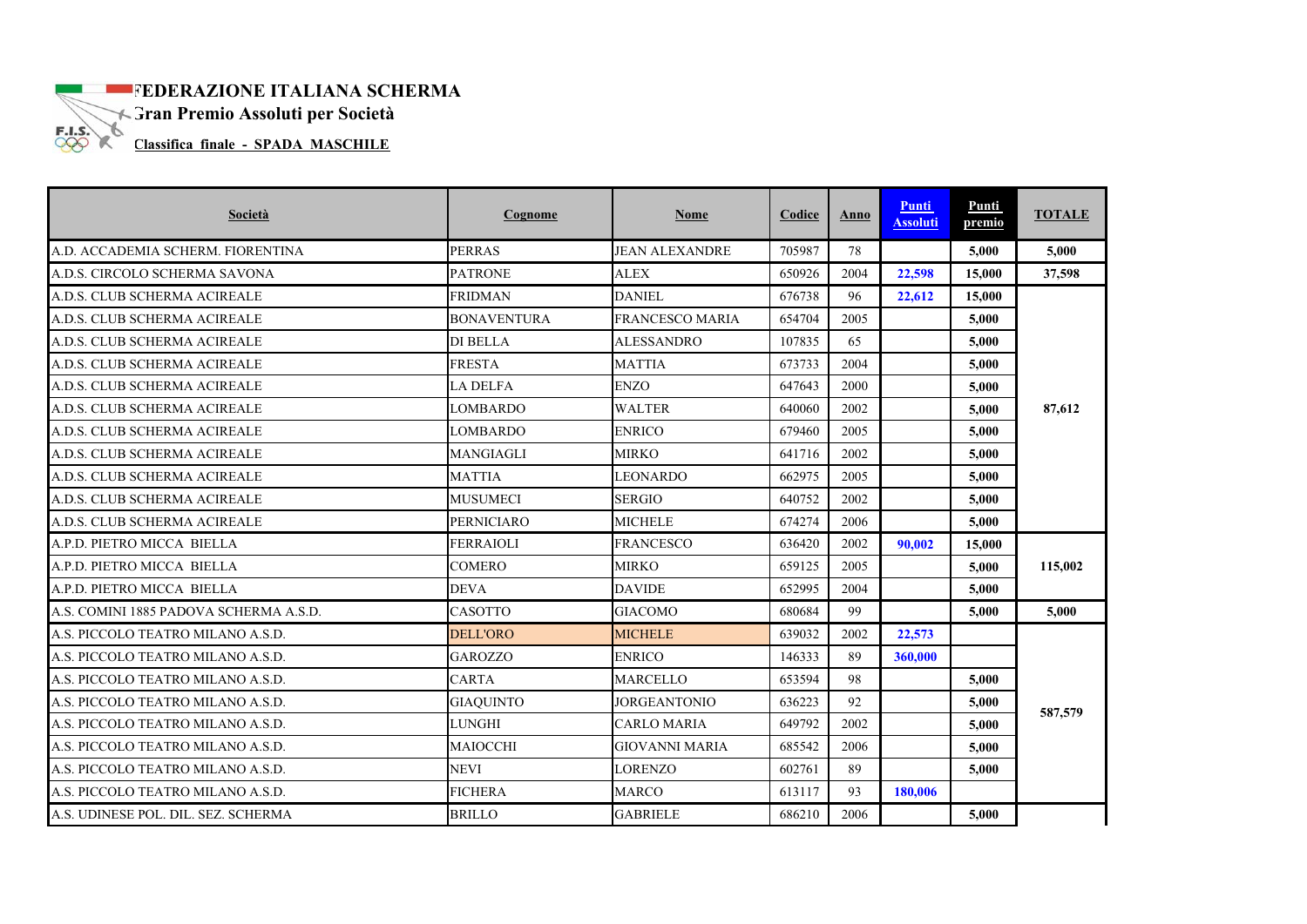# FEDERAZIONE ITALIANA SCHERMA

## Gran Premio Assoluti per Società

### Classifica finale - SPADA MASCHILE

| Società | Cognome | Nome | Codice | Anno | Punti Assoluti | Punti premio | TOTALE |
|---|---|---|---|---|---|---|---|
| A.D. ACCADEMIA SCHERM. FIORENTINA | PERRAS | JEAN ALEXANDRE | 705987 | 78 | | 5,000 | 5,000 |
| A.D.S. CIRCOLO SCHERMA SAVONA | PATRONE | ALEX | 650926 | 2004 | 22,598 | 15,000 | 37,598 |
| A.D.S. CLUB SCHERMA ACIREALE | FRIDMAN | DANIEL | 676738 | 96 | 22,612 | 15,000 | 87,612 |
| A.D.S. CLUB SCHERMA ACIREALE | BONAVENTURA | FRANCESCO MARIA | 654704 | 2005 | | 5,000 | |
| A.D.S. CLUB SCHERMA ACIREALE | DI BELLA | ALESSANDRO | 107835 | 65 | | 5,000 | |
| A.D.S. CLUB SCHERMA ACIREALE | FRESTA | MATTIA | 673733 | 2004 | | 5,000 | |
| A.D.S. CLUB SCHERMA ACIREALE | LA DELFA | ENZO | 647643 | 2000 | | 5,000 | |
| A.D.S. CLUB SCHERMA ACIREALE | LOMBARDO | WALTER | 640060 | 2002 | | 5,000 | |
| A.D.S. CLUB SCHERMA ACIREALE | LOMBARDO | ENRICO | 679460 | 2005 | | 5,000 | |
| A.D.S. CLUB SCHERMA ACIREALE | MANGIAGLI | MIRKO | 641716 | 2002 | | 5,000 | |
| A.D.S. CLUB SCHERMA ACIREALE | MATTIA | LEONARDO | 662975 | 2005 | | 5,000 | |
| A.D.S. CLUB SCHERMA ACIREALE | MUSUMECI | SERGIO | 640752 | 2002 | | 5,000 | |
| A.D.S. CLUB SCHERMA ACIREALE | PERNICIARO | MICHELE | 674274 | 2006 | | 5,000 | |
| A.P.D. PIETRO MICCA BIELLA | FERRAIOLI | FRANCESCO | 636420 | 2002 | 90,002 | 15,000 | 115,002 |
| A.P.D. PIETRO MICCA BIELLA | COMERO | MIRKO | 659125 | 2005 | | 5,000 | |
| A.P.D. PIETRO MICCA BIELLA | DEVA | DAVIDE | 652995 | 2004 | | 5,000 | |
| A.S. COMINI 1885 PADOVA SCHERMA A.S.D. | CASOTTO | GIACOMO | 680684 | 99 | | 5,000 | 5,000 |
| A.S. PICCOLO TEATRO MILANO A.S.D. | DELL'ORO | MICHELE | 639032 | 2002 | 22,573 | | 587,579 |
| A.S. PICCOLO TEATRO MILANO A.S.D. | GAROZZO | ENRICO | 146333 | 89 | 360,000 | | |
| A.S. PICCOLO TEATRO MILANO A.S.D. | CARTA | MARCELLO | 653594 | 98 | | 5,000 | |
| A.S. PICCOLO TEATRO MILANO A.S.D. | GIAQUINTO | JORGEANTONIO | 636223 | 92 | | 5,000 | |
| A.S. PICCOLO TEATRO MILANO A.S.D. | LUNGHI | CARLO MARIA | 649792 | 2002 | | 5,000 | |
| A.S. PICCOLO TEATRO MILANO A.S.D. | MAIOCCHI | GIOVANNI MARIA | 685542 | 2006 | | 5,000 | |
| A.S. PICCOLO TEATRO MILANO A.S.D. | NEVI | LORENZO | 602761 | 89 | | 5,000 | |
| A.S. PICCOLO TEATRO MILANO A.S.D. | FICHERA | MARCO | 613117 | 93 | 180,006 | | |
| A.S. UDINESE POL. DIL. SEZ. SCHERMA | BRILLO | GABRIELE | 686210 | 2006 | | 5,000 | |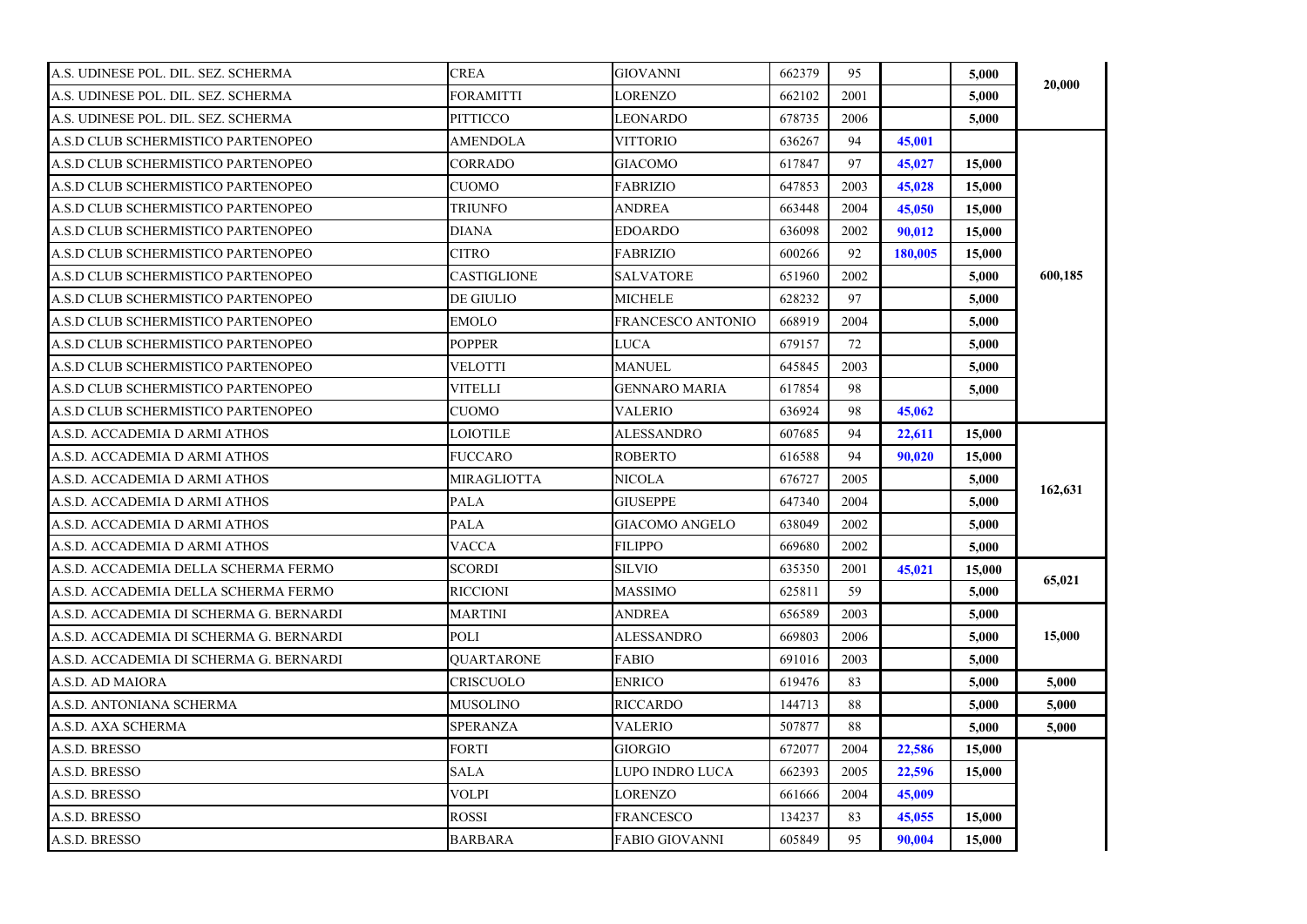| | | | | | | | |
|---|---|---|---|---|---|---|---|
| A.S. UDINESE POL. DIL. SEZ. SCHERMA | CREA | GIOVANNI | 662379 | 95 | | **5,000** | **20,000** |
| A.S. UDINESE POL. DIL. SEZ. SCHERMA | FORAMITTI | LORENZO | 662102 | 2001 | | **5,000** | |
| A.S. UDINESE POL. DIL. SEZ. SCHERMA | PITTICCO | LEONARDO | 678735 | 2006 | | **5,000** | |
| A.S.D CLUB SCHERMISTICO PARTENOPEO | AMENDOLA | VITTORIO | 636267 | 94 | **45,001** | | **600,185** |
| A.S.D CLUB SCHERMISTICO PARTENOPEO | CORRADO | GIACOMO | 617847 | 97 | **45,027** | **15,000** | |
| A.S.D CLUB SCHERMISTICO PARTENOPEO | CUOMO | FABRIZIO | 647853 | 2003 | **45,028** | **15,000** | |
| A.S.D CLUB SCHERMISTICO PARTENOPEO | TRIUNFO | ANDREA | 663448 | 2004 | **45,050** | **15,000** | |
| A.S.D CLUB SCHERMISTICO PARTENOPEO | DIANA | EDOARDO | 636098 | 2002 | **90,012** | **15,000** | |
| A.S.D CLUB SCHERMISTICO PARTENOPEO | CITRO | FABRIZIO | 600266 | 92 | **180,005** | **15,000** | |
| A.S.D CLUB SCHERMISTICO PARTENOPEO | CASTIGLIONE | SALVATORE | 651960 | 2002 | | **5,000** | |
| A.S.D CLUB SCHERMISTICO PARTENOPEO | DE GIULIO | MICHELE | 628232 | 97 | | **5,000** | |
| A.S.D CLUB SCHERMISTICO PARTENOPEO | EMOLO | FRANCESCO ANTONIO | 668919 | 2004 | | **5,000** | |
| A.S.D CLUB SCHERMISTICO PARTENOPEO | POPPER | LUCA | 679157 | 72 | | **5,000** | |
| A.S.D CLUB SCHERMISTICO PARTENOPEO | VELOTTI | MANUEL | 645845 | 2003 | | **5,000** | |
| A.S.D CLUB SCHERMISTICO PARTENOPEO | VITELLI | GENNARO MARIA | 617854 | 98 | | **5,000** | |
| A.S.D CLUB SCHERMISTICO PARTENOPEO | CUOMO | VALERIO | 636924 | 98 | **45,062** | | |
| A.S.D. ACCADEMIA D ARMI ATHOS | LOIOTILE | ALESSANDRO | 607685 | 94 | **22,611** | **15,000** | **162,631** |
| A.S.D. ACCADEMIA D ARMI ATHOS | FUCCARO | ROBERTO | 616588 | 94 | **90,020** | **15,000** | |
| A.S.D. ACCADEMIA D ARMI ATHOS | MIRAGLIOTTA | NICOLA | 676727 | 2005 | | **5,000** | |
| A.S.D. ACCADEMIA D ARMI ATHOS | PALA | GIUSEPPE | 647340 | 2004 | | **5,000** | |
| A.S.D. ACCADEMIA D ARMI ATHOS | PALA | GIACOMO ANGELO | 638049 | 2002 | | **5,000** | |
| A.S.D. ACCADEMIA D ARMI ATHOS | VACCA | FILIPPO | 669680 | 2002 | | **5,000** | |
| A.S.D. ACCADEMIA DELLA SCHERMA FERMO | SCORDI | SILVIO | 635350 | 2001 | **45,021** | **15,000** | **65,021** |
| A.S.D. ACCADEMIA DELLA SCHERMA FERMO | RICCIONI | MASSIMO | 625811 | 59 | | **5,000** | |
| A.S.D. ACCADEMIA DI SCHERMA G. BERNARDI | MARTINI | ANDREA | 656589 | 2003 | | **5,000** | **15,000** |
| A.S.D. ACCADEMIA DI SCHERMA G. BERNARDI | POLI | ALESSANDRO | 669803 | 2006 | | **5,000** | |
| A.S.D. ACCADEMIA DI SCHERMA G. BERNARDI | QUARTARONE | FABIO | 691016 | 2003 | | **5,000** | |
| A.S.D. AD MAIORA | CRISCUOLO | ENRICO | 619476 | 83 | | **5,000** | **5,000** |
| A.S.D. ANTONIANA SCHERMA | MUSOLINO | RICCARDO | 144713 | 88 | | **5,000** | **5,000** |
| A.S.D. AXA SCHERMA | SPERANZA | VALERIO | 507877 | 88 | | **5,000** | **5,000** |
| A.S.D. BRESSO | FORTI | GIORGIO | 672077 | 2004 | **22,586** | **15,000** | |
| A.S.D. BRESSO | SALA | LUPO INDRO LUCA | 662393 | 2005 | **22,596** | **15,000** | |
| A.S.D. BRESSO | VOLPI | LORENZO | 661666 | 2004 | **45,009** | | |
| A.S.D. BRESSO | ROSSI | FRANCESCO | 134237 | 83 | **45,055** | **15,000** | |
| A.S.D. BRESSO | BARBARA | FABIO GIOVANNI | 605849 | 95 | **90,004** | **15,000** | |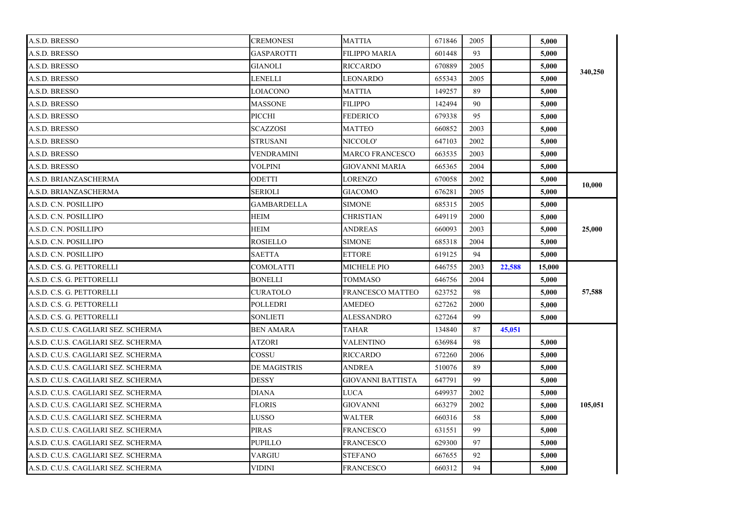| | | | | | | | |
|---|---|---|---|---|---|---|---|
| A.S.D. BRESSO | CREMONESI | MATTIA | 671846 | 2005 | | 5,000 | 340,250 |
| A.S.D. BRESSO | GASPAROTTI | FILIPPO MARIA | 601448 | 93 | | 5,000 | |
| A.S.D. BRESSO | GIANOLI | RICCARDO | 670889 | 2005 | | 5,000 | |
| A.S.D. BRESSO | LENELLI | LEONARDO | 655343 | 2005 | | 5,000 | |
| A.S.D. BRESSO | LOIACONO | MATTIA | 149257 | 89 | | 5,000 | |
| A.S.D. BRESSO | MASSONE | FILIPPO | 142494 | 90 | | 5,000 | |
| A.S.D. BRESSO | PICCHI | FEDERICO | 679338 | 95 | | 5,000 | |
| A.S.D. BRESSO | SCAZZOSI | MATTEO | 660852 | 2003 | | 5,000 | |
| A.S.D. BRESSO | STRUSANI | NICCOLO' | 647103 | 2002 | | 5,000 | |
| A.S.D. BRESSO | VENDRAMINI | MARCO FRANCESCO | 663535 | 2003 | | 5,000 | |
| A.S.D. BRESSO | VOLPINI | GIOVANNI MARIA | 665365 | 2004 | | 5,000 | |
| A.S.D. BRIANZASCHERMA | ODETTI | LORENZO | 670058 | 2002 | | 5,000 | 10,000 |
| A.S.D. BRIANZASCHERMA | SERIOLI | GIACOMO | 676281 | 2005 | | 5,000 | |
| A.S.D. C.N. POSILLIPO | GAMBARDELLA | SIMONE | 685315 | 2005 | | 5,000 | 25,000 |
| A.S.D. C.N. POSILLIPO | HEIM | CHRISTIAN | 649119 | 2000 | | 5,000 | |
| A.S.D. C.N. POSILLIPO | HEIM | ANDREAS | 660093 | 2003 | | 5,000 | |
| A.S.D. C.N. POSILLIPO | ROSIELLO | SIMONE | 685318 | 2004 | | 5,000 | |
| A.S.D. C.N. POSILLIPO | SAETTA | ETTORE | 619125 | 94 | | 5,000 | |
| A.S.D. C.S. G. PETTORELLI | COMOLATTI | MICHELE PIO | 646755 | 2003 | 22,588 | 15,000 | 57,588 |
| A.S.D. C.S. G. PETTORELLI | BONELLI | TOMMASO | 646756 | 2004 | | 5,000 | |
| A.S.D. C.S. G. PETTORELLI | CURATOLO | FRANCESCO MATTEO | 623752 | 98 | | 5,000 | |
| A.S.D. C.S. G. PETTORELLI | POLLEDRI | AMEDEO | 627262 | 2000 | | 5,000 | |
| A.S.D. C.S. G. PETTORELLI | SONLIETI | ALESSANDRO | 627264 | 99 | | 5,000 | |
| A.S.D. C.U.S. CAGLIARI SEZ. SCHERMA | BEN AMARA | TAHAR | 134840 | 87 | 45,051 | | 105,051 |
| A.S.D. C.U.S. CAGLIARI SEZ. SCHERMA | ATZORI | VALENTINO | 636984 | 98 | | 5,000 | |
| A.S.D. C.U.S. CAGLIARI SEZ. SCHERMA | COSSU | RICCARDO | 672260 | 2006 | | 5,000 | |
| A.S.D. C.U.S. CAGLIARI SEZ. SCHERMA | DE MAGISTRIS | ANDREA | 510076 | 89 | | 5,000 | |
| A.S.D. C.U.S. CAGLIARI SEZ. SCHERMA | DESSY | GIOVANNI BATTISTA | 647791 | 99 | | 5,000 | |
| A.S.D. C.U.S. CAGLIARI SEZ. SCHERMA | DIANA | LUCA | 649937 | 2002 | | 5,000 | |
| A.S.D. C.U.S. CAGLIARI SEZ. SCHERMA | FLORIS | GIOVANNI | 663279 | 2002 | | 5,000 | |
| A.S.D. C.U.S. CAGLIARI SEZ. SCHERMA | LUSSO | WALTER | 660316 | 58 | | 5,000 | |
| A.S.D. C.U.S. CAGLIARI SEZ. SCHERMA | PIRAS | FRANCESCO | 631551 | 99 | | 5,000 | |
| A.S.D. C.U.S. CAGLIARI SEZ. SCHERMA | PUPILLO | FRANCESCO | 629300 | 97 | | 5,000 | |
| A.S.D. C.U.S. CAGLIARI SEZ. SCHERMA | VARGIU | STEFANO | 667655 | 92 | | 5,000 | |
| A.S.D. C.U.S. CAGLIARI SEZ. SCHERMA | VIDINI | FRANCESCO | 660312 | 94 | | 5,000 | |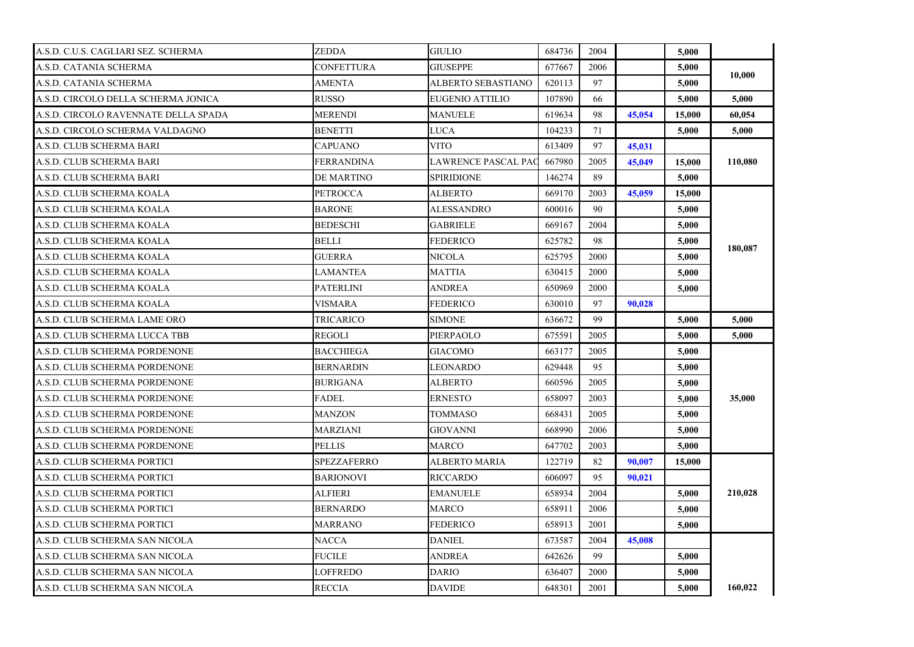| | | | | | | | |
|---|---|---|---|---|---|---|---|
| A.S.D. C.U.S. CAGLIARI SEZ. SCHERMA | ZEDDA | GIULIO | 684736 | 2004 | | 5,000 | |
| A.S.D. CATANIA SCHERMA | CONFETTURA | GIUSEPPE | 677667 | 2006 | | 5,000 | 10,000 |
| A.S.D. CATANIA SCHERMA | AMENTA | ALBERTO SEBASTIANO | 620113 | 97 | | 5,000 | |
| A.S.D. CIRCOLO DELLA SCHERMA JONICA | RUSSO | EUGENIO ATTILIO | 107890 | 66 | | 5,000 | 5,000 |
| A.S.D. CIRCOLO RAVENNATE DELLA SPADA | MERENDI | MANUELE | 619634 | 98 | 45,054 | 15,000 | 60,054 |
| A.S.D. CIRCOLO SCHERMA VALDAGNO | BENETTI | LUCA | 104233 | 71 | | 5,000 | 5,000 |
| A.S.D. CLUB SCHERMA BARI | CAPUANO | VITO | 613409 | 97 | 45,031 | | 110,080 |
| A.S.D. CLUB SCHERMA BARI | FERRANDINA | LAWRENCE PASCAL PAC | 667980 | 2005 | 45,049 | 15,000 | |
| A.S.D. CLUB SCHERMA BARI | DE MARTINO | SPIRIDIONE | 146274 | 89 | | 5,000 | |
| A.S.D. CLUB SCHERMA KOALA | PETROCCA | ALBERTO | 669170 | 2003 | 45,059 | 15,000 | 180,087 |
| A.S.D. CLUB SCHERMA KOALA | BARONE | ALESSANDRO | 600016 | 90 | | 5,000 | |
| A.S.D. CLUB SCHERMA KOALA | BEDESCHI | GABRIELE | 669167 | 2004 | | 5,000 | |
| A.S.D. CLUB SCHERMA KOALA | BELLI | FEDERICO | 625782 | 98 | | 5,000 | |
| A.S.D. CLUB SCHERMA KOALA | GUERRA | NICOLA | 625795 | 2000 | | 5,000 | |
| A.S.D. CLUB SCHERMA KOALA | LAMANTEA | MATTIA | 630415 | 2000 | | 5,000 | |
| A.S.D. CLUB SCHERMA KOALA | PATERLINI | ANDREA | 650969 | 2000 | | 5,000 | |
| A.S.D. CLUB SCHERMA KOALA | VISMARA | FEDERICO | 630010 | 97 | 90,028 | | |
| A.S.D. CLUB SCHERMA LAME ORO | TRICARICO | SIMONE | 636672 | 99 | | 5,000 | 5,000 |
| A.S.D. CLUB SCHERMA LUCCA TBB | REGOLI | PIERPAOLO | 675591 | 2005 | | 5,000 | 5,000 |
| A.S.D. CLUB SCHERMA PORDENONE | BACCHIEGA | GIACOMO | 663177 | 2005 | | 5,000 | 35,000 |
| A.S.D. CLUB SCHERMA PORDENONE | BERNARDIN | LEONARDO | 629448 | 95 | | 5,000 | |
| A.S.D. CLUB SCHERMA PORDENONE | BURIGANA | ALBERTO | 660596 | 2005 | | 5,000 | |
| A.S.D. CLUB SCHERMA PORDENONE | FADEL | ERNESTO | 658097 | 2003 | | 5,000 | |
| A.S.D. CLUB SCHERMA PORDENONE | MANZON | TOMMASO | 668431 | 2005 | | 5,000 | |
| A.S.D. CLUB SCHERMA PORDENONE | MARZIANI | GIOVANNI | 668990 | 2006 | | 5,000 | |
| A.S.D. CLUB SCHERMA PORDENONE | PELLIS | MARCO | 647702 | 2003 | | 5,000 | |
| A.S.D. CLUB SCHERMA PORTICI | SPEZZAFERRO | ALBERTO MARIA | 122719 | 82 | 90,007 | 15,000 | 210,028 |
| A.S.D. CLUB SCHERMA PORTICI | BARIONOVI | RICCARDO | 606097 | 95 | 90,021 | | |
| A.S.D. CLUB SCHERMA PORTICI | ALFIERI | EMANUELE | 658934 | 2004 | | 5,000 | |
| A.S.D. CLUB SCHERMA PORTICI | BERNARDO | MARCO | 658911 | 2006 | | 5,000 | |
| A.S.D. CLUB SCHERMA PORTICI | MARRANO | FEDERICO | 658913 | 2001 | | 5,000 | |
| A.S.D. CLUB SCHERMA SAN NICOLA | NACCA | DANIEL | 673587 | 2004 | 45,008 | | 160,022 |
| A.S.D. CLUB SCHERMA SAN NICOLA | FUCILE | ANDREA | 642626 | 99 | | 5,000 | |
| A.S.D. CLUB SCHERMA SAN NICOLA | LOFFREDO | DARIO | 636407 | 2000 | | 5,000 | |
| A.S.D. CLUB SCHERMA SAN NICOLA | RECCIA | DAVIDE | 648301 | 2001 | | 5,000 | |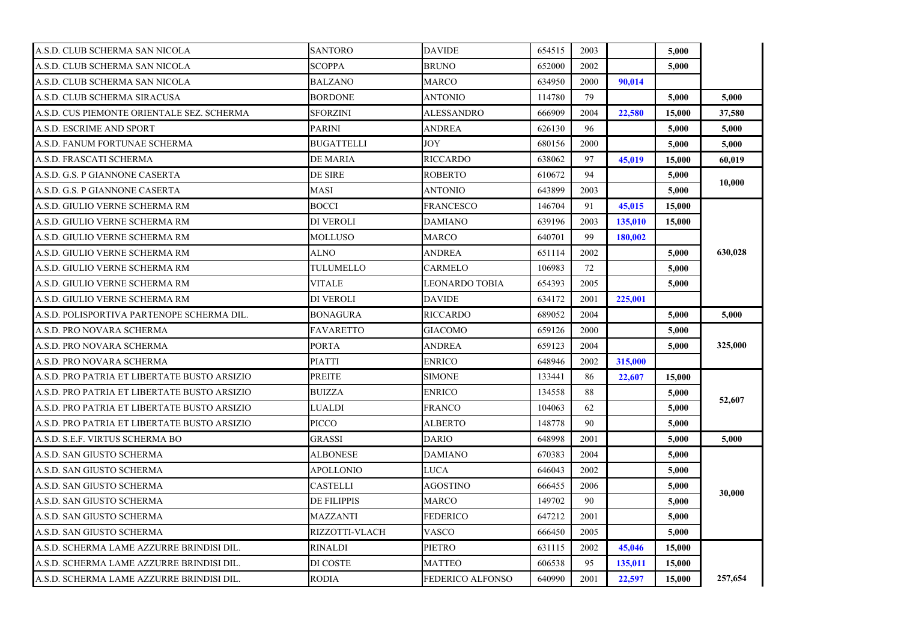| | | | | | | | |
|---|---|---|---|---|---|---|---|
| A.S.D. CLUB SCHERMA SAN NICOLA | SANTORO | DAVIDE | 654515 | 2003 | | 5,000 | |
| A.S.D. CLUB SCHERMA SAN NICOLA | SCOPPA | BRUNO | 652000 | 2002 | | 5,000 | |
| A.S.D. CLUB SCHERMA SAN NICOLA | BALZANO | MARCO | 634950 | 2000 | 90,014 | | |
| A.S.D. CLUB SCHERMA SIRACUSA | BORDONE | ANTONIO | 114780 | 79 | | 5,000 | 5,000 |
| A.S.D. CUS PIEMONTE ORIENTALE SEZ. SCHERMA | SFORZINI | ALESSANDRO | 666909 | 2004 | 22,580 | 15,000 | 37,580 |
| A.S.D. ESCRIME AND SPORT | PARINI | ANDREA | 626130 | 96 | | 5,000 | 5,000 |
| A.S.D. FANUM FORTUNAE SCHERMA | BUGATTELLI | JOY | 680156 | 2000 | | 5,000 | 5,000 |
| A.S.D. FRASCATI SCHERMA | DE MARIA | RICCARDO | 638062 | 97 | 45,019 | 15,000 | 60,019 |
| A.S.D. G.S. P GIANNONE CASERTA | DE SIRE | ROBERTO | 610672 | 94 | | 5,000 | 10,000 |
| A.S.D. G.S. P GIANNONE CASERTA | MASI | ANTONIO | 643899 | 2003 | | 5,000 | |
| A.S.D. GIULIO VERNE SCHERMA RM | BOCCI | FRANCESCO | 146704 | 91 | 45,015 | 15,000 | 630,028 |
| A.S.D. GIULIO VERNE SCHERMA RM | DI VEROLI | DAMIANO | 639196 | 2003 | 135,010 | 15,000 | |
| A.S.D. GIULIO VERNE SCHERMA RM | MOLLUSO | MARCO | 640701 | 99 | 180,002 | | |
| A.S.D. GIULIO VERNE SCHERMA RM | ALNO | ANDREA | 651114 | 2002 | | 5,000 | |
| A.S.D. GIULIO VERNE SCHERMA RM | TULUMELLO | CARMELO | 106983 | 72 | | 5,000 | |
| A.S.D. GIULIO VERNE SCHERMA RM | VITALE | LEONARDO TOBIA | 654393 | 2005 | | 5,000 | |
| A.S.D. GIULIO VERNE SCHERMA RM | DI VEROLI | DAVIDE | 634172 | 2001 | 225,001 | | |
| A.S.D. POLISPORTIVA PARTENOPE SCHERMA DIL. | BONAGURA | RICCARDO | 689052 | 2004 | | 5,000 | 5,000 |
| A.S.D. PRO NOVARA SCHERMA | FAVARETTO | GIACOMO | 659126 | 2000 | | 5,000 | 325,000 |
| A.S.D. PRO NOVARA SCHERMA | PORTA | ANDREA | 659123 | 2004 | | 5,000 | |
| A.S.D. PRO NOVARA SCHERMA | PIATTI | ENRICO | 648946 | 2002 | 315,000 | | |
| A.S.D. PRO PATRIA ET LIBERTATE BUSTO ARSIZIO | PREITE | SIMONE | 133441 | 86 | 22,607 | 15,000 | 52,607 |
| A.S.D. PRO PATRIA ET LIBERTATE BUSTO ARSIZIO | BUIZZA | ENRICO | 134558 | 88 | | 5,000 | |
| A.S.D. PRO PATRIA ET LIBERTATE BUSTO ARSIZIO | LUALDI | FRANCO | 104063 | 62 | | 5,000 | |
| A.S.D. PRO PATRIA ET LIBERTATE BUSTO ARSIZIO | PICCO | ALBERTO | 148778 | 90 | | 5,000 | |
| A.S.D. S.E.F. VIRTUS SCHERMA BO | GRASSI | DARIO | 648998 | 2001 | | 5,000 | 5,000 |
| A.S.D. SAN GIUSTO SCHERMA | ALBONESE | DAMIANO | 670383 | 2004 | | 5,000 | 30,000 |
| A.S.D. SAN GIUSTO SCHERMA | APOLLONIO | LUCA | 646043 | 2002 | | 5,000 | |
| A.S.D. SAN GIUSTO SCHERMA | CASTELLI | AGOSTINO | 666455 | 2006 | | 5,000 | |
| A.S.D. SAN GIUSTO SCHERMA | DE FILIPPIS | MARCO | 149702 | 90 | | 5,000 | |
| A.S.D. SAN GIUSTO SCHERMA | MAZZANTI | FEDERICO | 647212 | 2001 | | 5,000 | |
| A.S.D. SAN GIUSTO SCHERMA | RIZZOTTI-VLACH | VASCO | 666450 | 2005 | | 5,000 | |
| A.S.D. SCHERMA LAME AZZURRE BRINDISI DIL. | RINALDI | PIETRO | 631115 | 2002 | 45,046 | 15,000 | 257,654 |
| A.S.D. SCHERMA LAME AZZURRE BRINDISI DIL. | DI COSTE | MATTEO | 606538 | 95 | 135,011 | 15,000 | |
| A.S.D. SCHERMA LAME AZZURRE BRINDISI DIL. | RODIA | FEDERICO ALFONSO | 640990 | 2001 | 22,597 | 15,000 | |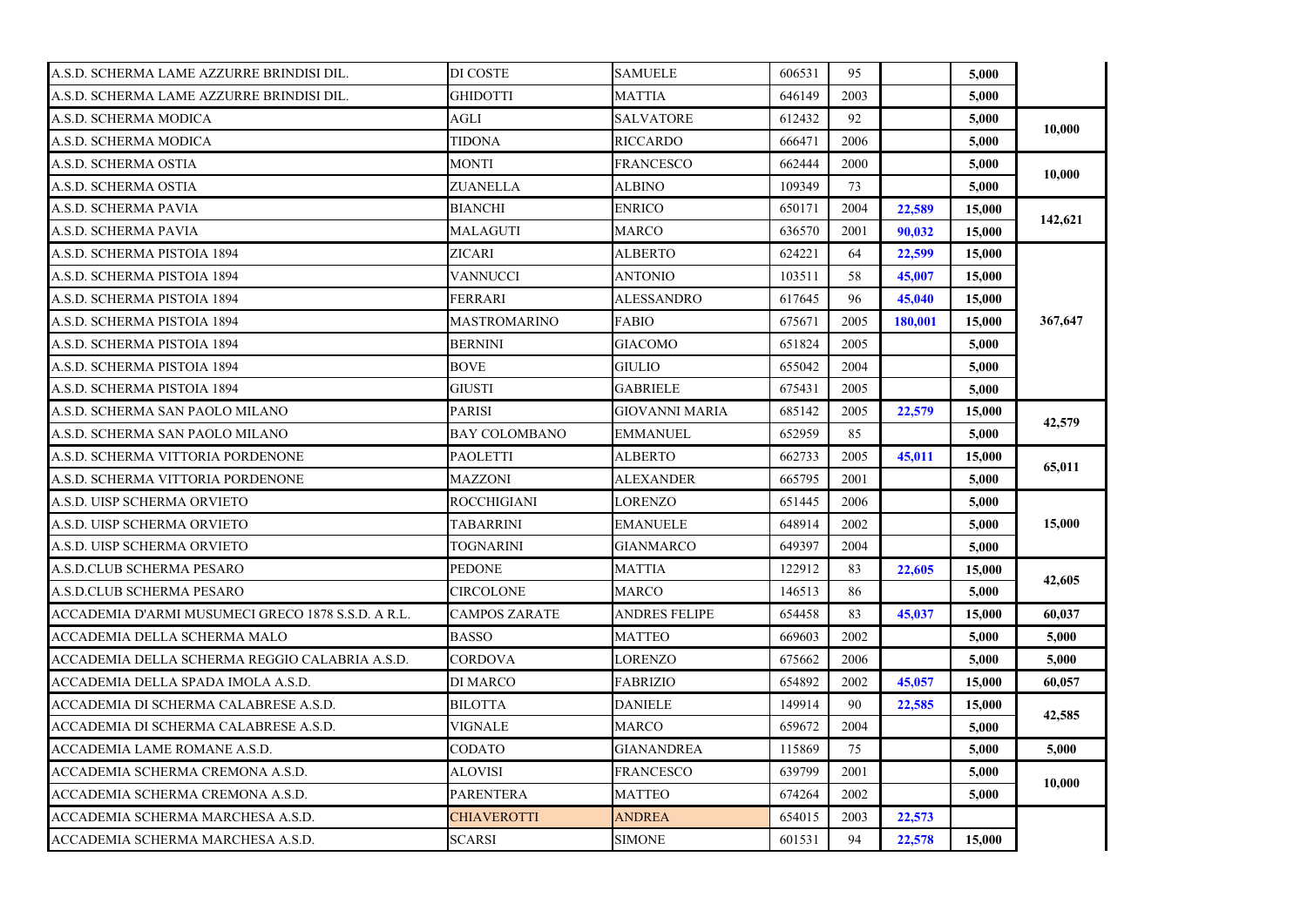| | | | | | | | |
|---|---|---|---|---|---|---|---|
| A.S.D. SCHERMA LAME AZZURRE BRINDISI DIL. | DI COSTE | SAMUELE | 606531 | 95 | | **5,000** | |
| A.S.D. SCHERMA LAME AZZURRE BRINDISI DIL. | GHIDOTTI | MATTIA | 646149 | 2003 | | **5,000** | |
| A.S.D. SCHERMA MODICA | AGLI | SALVATORE | 612432 | 92 | | **5,000** | **10,000** |
| A.S.D. SCHERMA MODICA | TIDONA | RICCARDO | 666471 | 2006 | | **5,000** | |
| A.S.D. SCHERMA OSTIA | MONTI | FRANCESCO | 662444 | 2000 | | **5,000** | **10,000** |
| A.S.D. SCHERMA OSTIA | ZUANELLA | ALBINO | 109349 | 73 | | **5,000** | |
| A.S.D. SCHERMA PAVIA | BIANCHI | ENRICO | 650171 | 2004 | **22,589** | **15,000** | **142,621** |
| A.S.D. SCHERMA PAVIA | MALAGUTI | MARCO | 636570 | 2001 | **90,032** | **15,000** | |
| A.S.D. SCHERMA PISTOIA 1894 | ZICARI | ALBERTO | 624221 | 64 | **22,599** | **15,000** | **367,647** |
| A.S.D. SCHERMA PISTOIA 1894 | VANNUCCI | ANTONIO | 103511 | 58 | **45,007** | **15,000** | |
| A.S.D. SCHERMA PISTOIA 1894 | FERRARI | ALESSANDRO | 617645 | 96 | **45,040** | **15,000** | |
| A.S.D. SCHERMA PISTOIA 1894 | MASTROMARINO | FABIO | 675671 | 2005 | **180,001** | **15,000** | |
| A.S.D. SCHERMA PISTOIA 1894 | BERNINI | GIACOMO | 651824 | 2005 | | **5,000** | |
| A.S.D. SCHERMA PISTOIA 1894 | BOVE | GIULIO | 655042 | 2004 | | **5,000** | |
| A.S.D. SCHERMA PISTOIA 1894 | GIUSTI | GABRIELE | 675431 | 2005 | | **5,000** | |
| A.S.D. SCHERMA SAN PAOLO MILANO | PARISI | GIOVANNI MARIA | 685142 | 2005 | **22,579** | **15,000** | **42,579** |
| A.S.D. SCHERMA SAN PAOLO MILANO | BAY COLOMBANO | EMMANUEL | 652959 | 85 | | **5,000** | |
| A.S.D. SCHERMA VITTORIA PORDENONE | PAOLETTI | ALBERTO | 662733 | 2005 | **45,011** | **15,000** | **65,011** |
| A.S.D. SCHERMA VITTORIA PORDENONE | MAZZONI | ALEXANDER | 665795 | 2001 | | **5,000** | |
| A.S.D. UISP SCHERMA ORVIETO | ROCCHIGIANI | LORENZO | 651445 | 2006 | | **5,000** | **15,000** |
| A.S.D. UISP SCHERMA ORVIETO | TABARRINI | EMANUELE | 648914 | 2002 | | **5,000** | |
| A.S.D. UISP SCHERMA ORVIETO | TOGNARINI | GIANMARCO | 649397 | 2004 | | **5,000** | |
| A.S.D.CLUB SCHERMA PESARO | PEDONE | MATTIA | 122912 | 83 | **22,605** | **15,000** | **42,605** |
| A.S.D.CLUB SCHERMA PESARO | CIRCOLONE | MARCO | 146513 | 86 | | **5,000** | |
| ACCADEMIA D'ARMI MUSUMECI GRECO 1878 S.S.D. A R.L. | CAMPOS ZARATE | ANDRES FELIPE | 654458 | 83 | **45,037** | **15,000** | **60,037** |
| ACCADEMIA DELLA SCHERMA MALO | BASSO | MATTEO | 669603 | 2002 | | **5,000** | **5,000** |
| ACCADEMIA DELLA SCHERMA REGGIO CALABRIA A.S.D. | CORDOVA | LORENZO | 675662 | 2006 | | **5,000** | **5,000** |
| ACCADEMIA DELLA SPADA IMOLA A.S.D. | DI MARCO | FABRIZIO | 654892 | 2002 | **45,057** | **15,000** | **60,057** |
| ACCADEMIA DI SCHERMA CALABRESE A.S.D. | BILOTTA | DANIELE | 149914 | 90 | **22,585** | **15,000** | **42,585** |
| ACCADEMIA DI SCHERMA CALABRESE A.S.D. | VIGNALE | MARCO | 659672 | 2004 | | **5,000** | |
| ACCADEMIA LAME ROMANE A.S.D. | CODATO | GIANANDREA | 115869 | 75 | | **5,000** | **5,000** |
| ACCADEMIA SCHERMA CREMONA A.S.D. | ALOVISI | FRANCESCO | 639799 | 2001 | | **5,000** | **10,000** |
| ACCADEMIA SCHERMA CREMONA A.S.D. | PARENTERA | MATTEO | 674264 | 2002 | | **5,000** | |
| ACCADEMIA SCHERMA MARCHESA A.S.D. | CHIAVEROTTI | ANDREA | 654015 | 2003 | **22,573** | | |
| ACCADEMIA SCHERMA MARCHESA A.S.D. | SCARSI | SIMONE | 601531 | 94 | **22,578** | **15,000** | |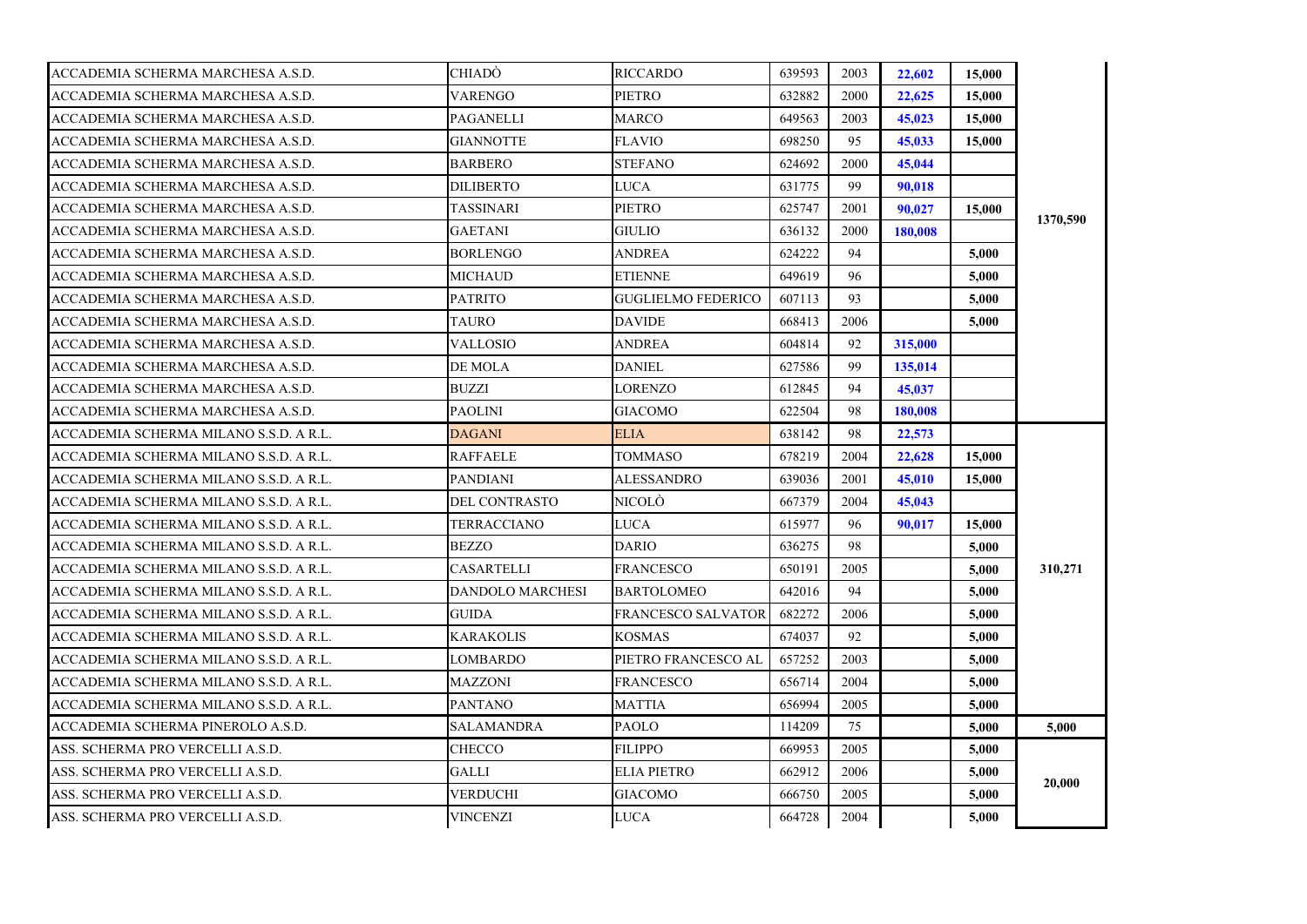| | | | | | | | |
|---|---|---|---|---|---|---|---|
| ACCADEMIA SCHERMA MARCHESA A.S.D. | CHIADÒ | RICCARDO | 639593 | 2003 | 22,602 | 15,000 | 1370,590 |
| ACCADEMIA SCHERMA MARCHESA A.S.D. | VARENGO | PIETRO | 632882 | 2000 | 22,625 | 15,000 | |
| ACCADEMIA SCHERMA MARCHESA A.S.D. | PAGANELLI | MARCO | 649563 | 2003 | 45,023 | 15,000 | |
| ACCADEMIA SCHERMA MARCHESA A.S.D. | GIANNOTTE | FLAVIO | 698250 | 95 | 45,033 | 15,000 | |
| ACCADEMIA SCHERMA MARCHESA A.S.D. | BARBERO | STEFANO | 624692 | 2000 | 45,044 | | |
| ACCADEMIA SCHERMA MARCHESA A.S.D. | DILIBERTO | LUCA | 631775 | 99 | 90,018 | | |
| ACCADEMIA SCHERMA MARCHESA A.S.D. | TASSINARI | PIETRO | 625747 | 2001 | 90,027 | 15,000 | |
| ACCADEMIA SCHERMA MARCHESA A.S.D. | GAETANI | GIULIO | 636132 | 2000 | 180,008 | | |
| ACCADEMIA SCHERMA MARCHESA A.S.D. | BORLENGO | ANDREA | 624222 | 94 | | 5,000 | |
| ACCADEMIA SCHERMA MARCHESA A.S.D. | MICHAUD | ETIENNE | 649619 | 96 | | 5,000 | |
| ACCADEMIA SCHERMA MARCHESA A.S.D. | PATRITO | GUGLIELMO FEDERICO | 607113 | 93 | | 5,000 | |
| ACCADEMIA SCHERMA MARCHESA A.S.D. | TAURO | DAVIDE | 668413 | 2006 | | 5,000 | |
| ACCADEMIA SCHERMA MARCHESA A.S.D. | VALLOSIO | ANDREA | 604814 | 92 | 315,000 | | |
| ACCADEMIA SCHERMA MARCHESA A.S.D. | DE MOLA | DANIEL | 627586 | 99 | 135,014 | | |
| ACCADEMIA SCHERMA MARCHESA A.S.D. | BUZZI | LORENZO | 612845 | 94 | 45,037 | | |
| ACCADEMIA SCHERMA MARCHESA A.S.D. | PAOLINI | GIACOMO | 622504 | 98 | 180,008 | | |
| ACCADEMIA SCHERMA MILANO S.S.D. A R.L. | DAGANI | ELIA | 638142 | 98 | 22,573 | | 310,271 |
| ACCADEMIA SCHERMA MILANO S.S.D. A R.L. | RAFFAELE | TOMMASO | 678219 | 2004 | 22,628 | 15,000 | |
| ACCADEMIA SCHERMA MILANO S.S.D. A R.L. | PANDIANI | ALESSANDRO | 639036 | 2001 | 45,010 | 15,000 | |
| ACCADEMIA SCHERMA MILANO S.S.D. A R.L. | DEL CONTRASTO | NICOLÒ | 667379 | 2004 | 45,043 | | |
| ACCADEMIA SCHERMA MILANO S.S.D. A R.L. | TERRACCIANO | LUCA | 615977 | 96 | 90,017 | 15,000 | |
| ACCADEMIA SCHERMA MILANO S.S.D. A R.L. | BEZZO | DARIO | 636275 | 98 | | 5,000 | |
| ACCADEMIA SCHERMA MILANO S.S.D. A R.L. | CASARTELLI | FRANCESCO | 650191 | 2005 | | 5,000 | |
| ACCADEMIA SCHERMA MILANO S.S.D. A R.L. | DANDOLO MARCHESI | BARTOLOMEO | 642016 | 94 | | 5,000 | |
| ACCADEMIA SCHERMA MILANO S.S.D. A R.L. | GUIDA | FRANCESCO SALVATOR | 682272 | 2006 | | 5,000 | |
| ACCADEMIA SCHERMA MILANO S.S.D. A R.L. | KARAKOLIS | KOSMAS | 674037 | 92 | | 5,000 | |
| ACCADEMIA SCHERMA MILANO S.S.D. A R.L. | LOMBARDO | PIETRO FRANCESCO AL | 657252 | 2003 | | 5,000 | |
| ACCADEMIA SCHERMA MILANO S.S.D. A R.L. | MAZZONI | FRANCESCO | 656714 | 2004 | | 5,000 | |
| ACCADEMIA SCHERMA MILANO S.S.D. A R.L. | PANTANO | MATTIA | 656994 | 2005 | | 5,000 | |
| ACCADEMIA SCHERMA PINEROLO A.S.D. | SALAMANDRA | PAOLO | 114209 | 75 | | 5,000 | 5,000 |
| ASS. SCHERMA PRO VERCELLI A.S.D. | CHECCO | FILIPPO | 669953 | 2005 | | 5,000 | 20,000 |
| ASS. SCHERMA PRO VERCELLI A.S.D. | GALLI | ELIA PIETRO | 662912 | 2006 | | 5,000 | |
| ASS. SCHERMA PRO VERCELLI A.S.D. | VERDUCHI | GIACOMO | 666750 | 2005 | | 5,000 | |
| ASS. SCHERMA PRO VERCELLI A.S.D. | VINCENZI | LUCA | 664728 | 2004 | | 5,000 | |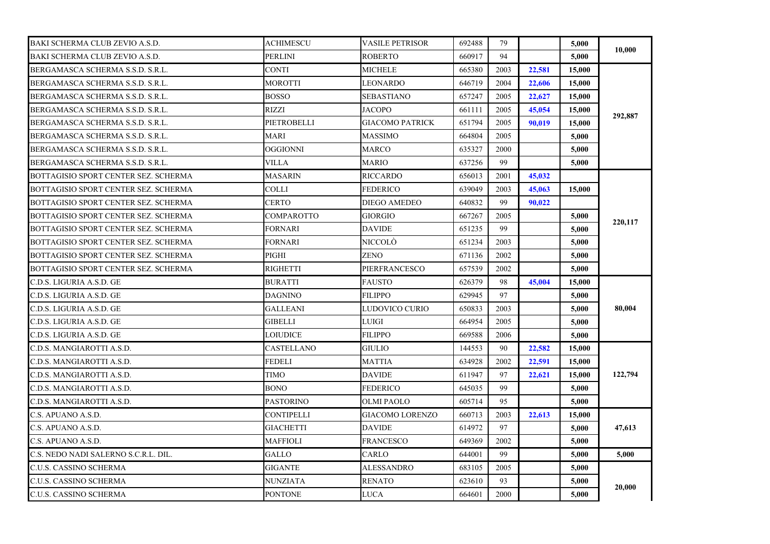| | | | | | | | |
|---|---|---|---|---|---|---|---|
| BAKI SCHERMA CLUB ZEVIO A.S.D. | ACHIMESCU | VASILE PETRISOR | 692488 | 79 | | 5,000 | 10,000 |
| BAKI SCHERMA CLUB ZEVIO A.S.D. | PERLINI | ROBERTO | 660917 | 94 | | 5,000 | |
| BERGAMASCA SCHERMA S.S.D. S.R.L. | CONTI | MICHELE | 665380 | 2003 | 22,581 | 15,000 | 292,887 |
| BERGAMASCA SCHERMA S.S.D. S.R.L. | MOROTTI | LEONARDO | 646719 | 2004 | 22,606 | 15,000 | |
| BERGAMASCA SCHERMA S.S.D. S.R.L. | BOSSO | SEBASTIANO | 657247 | 2005 | 22,627 | 15,000 | |
| BERGAMASCA SCHERMA S.S.D. S.R.L. | RIZZI | JACOPO | 661111 | 2005 | 45,054 | 15,000 | |
| BERGAMASCA SCHERMA S.S.D. S.R.L. | PIETROBELLI | GIACOMO PATRICK | 651794 | 2005 | 90,019 | 15,000 | |
| BERGAMASCA SCHERMA S.S.D. S.R.L. | MARI | MASSIMO | 664804 | 2005 | | 5,000 | |
| BERGAMASCA SCHERMA S.S.D. S.R.L. | OGGIONNI | MARCO | 635327 | 2000 | | 5,000 | |
| BERGAMASCA SCHERMA S.S.D. S.R.L. | VILLA | MARIO | 637256 | 99 | | 5,000 | |
| BOTTAGISIO SPORT CENTER SEZ. SCHERMA | MASARIN | RICCARDO | 656013 | 2001 | 45,032 | | 220,117 |
| BOTTAGISIO SPORT CENTER SEZ. SCHERMA | COLLI | FEDERICO | 639049 | 2003 | 45,063 | 15,000 | |
| BOTTAGISIO SPORT CENTER SEZ. SCHERMA | CERTO | DIEGO AMEDEO | 640832 | 99 | 90,022 | | |
| BOTTAGISIO SPORT CENTER SEZ. SCHERMA | COMPAROTTO | GIORGIO | 667267 | 2005 | | 5,000 | |
| BOTTAGISIO SPORT CENTER SEZ. SCHERMA | FORNARI | DAVIDE | 651235 | 99 | | 5,000 | |
| BOTTAGISIO SPORT CENTER SEZ. SCHERMA | FORNARI | NICCOLÒ | 651234 | 2003 | | 5,000 | |
| BOTTAGISIO SPORT CENTER SEZ. SCHERMA | PIGHI | ZENO | 671136 | 2002 | | 5,000 | |
| BOTTAGISIO SPORT CENTER SEZ. SCHERMA | RIGHETTI | PIERFRANCESCO | 657539 | 2002 | | 5,000 | |
| C.D.S. LIGURIA A.S.D. GE | BURATTI | FAUSTO | 626379 | 98 | 45,004 | 15,000 | 80,004 |
| C.D.S. LIGURIA A.S.D. GE | DAGNINO | FILIPPO | 629945 | 97 | | 5,000 | |
| C.D.S. LIGURIA A.S.D. GE | GALLEANI | LUDOVICO CURIO | 650833 | 2003 | | 5,000 | |
| C.D.S. LIGURIA A.S.D. GE | GIBELLI | LUIGI | 664954 | 2005 | | 5,000 | |
| C.D.S. LIGURIA A.S.D. GE | LOIUDICE | FILIPPO | 669588 | 2006 | | 5,000 | |
| C.D.S. MANGIAROTTI A.S.D. | CASTELLANO | GIULIO | 144553 | 90 | 22,582 | 15,000 | 122,794 |
| C.D.S. MANGIAROTTI A.S.D. | FEDELI | MATTIA | 634928 | 2002 | 22,591 | 15,000 | |
| C.D.S. MANGIAROTTI A.S.D. | TIMO | DAVIDE | 611947 | 97 | 22,621 | 15,000 | |
| C.D.S. MANGIAROTTI A.S.D. | BONO | FEDERICO | 645035 | 99 | | 5,000 | |
| C.D.S. MANGIAROTTI A.S.D. | PASTORINO | OLMI PAOLO | 605714 | 95 | | 5,000 | |
| C.S. APUANO A.S.D. | CONTIPELLI | GIACOMO LORENZO | 660713 | 2003 | 22,613 | 15,000 | 47,613 |
| C.S. APUANO A.S.D. | GIACHETTI | DAVIDE | 614972 | 97 | | 5,000 | |
| C.S. APUANO A.S.D. | MAFFIOLI | FRANCESCO | 649369 | 2002 | | 5,000 | |
| C.S. NEDO NADI SALERNO S.C.R.L. DIL. | GALLO | CARLO | 644001 | 99 | | 5,000 | 5,000 |
| C.U.S. CASSINO SCHERMA | GIGANTE | ALESSANDRO | 683105 | 2005 | | 5,000 | 20,000 |
| C.U.S. CASSINO SCHERMA | NUNZIATA | RENATO | 623610 | 93 | | 5,000 | |
| C.U.S. CASSINO SCHERMA | PONTONE | LUCA | 664601 | 2000 | | 5,000 | |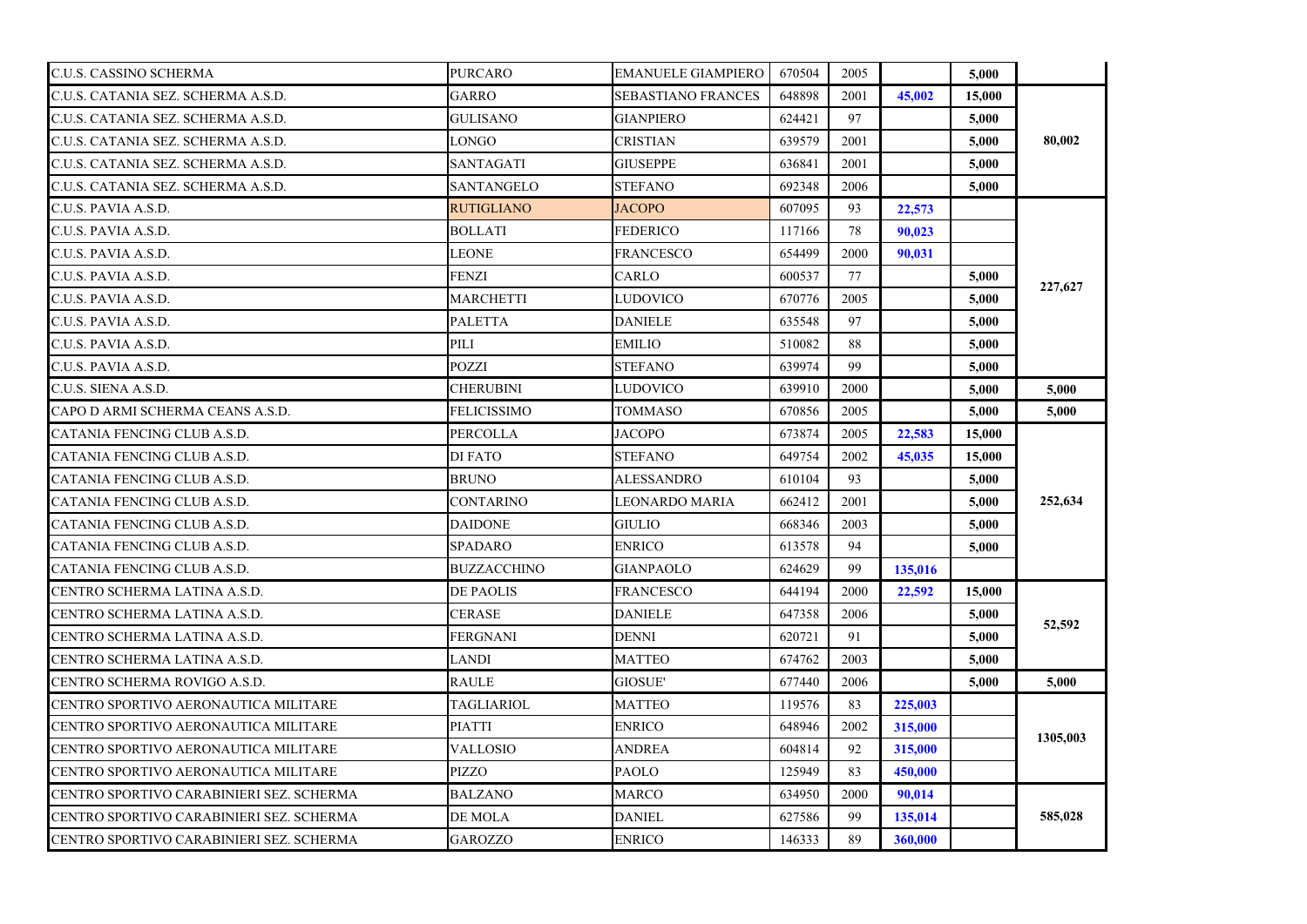| | | | | | | | |
|---|---|---|---|---|---|---|---|
| C.U.S. CASSINO SCHERMA | PURCARO | EMANUELE GIAMPIERO | 670504 | 2005 | | 5,000 | |
| C.U.S. CATANIA SEZ. SCHERMA A.S.D. | GARRO | SEBASTIANO FRANCES | 648898 | 2001 | 45,002 | 15,000 | 80,002 |
| C.U.S. CATANIA SEZ. SCHERMA A.S.D. | GULISANO | GIANPIERO | 624421 | 97 | | 5,000 | |
| C.U.S. CATANIA SEZ. SCHERMA A.S.D. | LONGO | CRISTIAN | 639579 | 2001 | | 5,000 | |
| C.U.S. CATANIA SEZ. SCHERMA A.S.D. | SANTAGATI | GIUSEPPE | 636841 | 2001 | | 5,000 | |
| C.U.S. CATANIA SEZ. SCHERMA A.S.D. | SANTANGELO | STEFANO | 692348 | 2006 | | 5,000 | |
| C.U.S. PAVIA A.S.D. | RUTIGLIANO | JACOPO | 607095 | 93 | 22,573 | | 227,627 |
| C.U.S. PAVIA A.S.D. | BOLLATI | FEDERICO | 117166 | 78 | 90,023 | | |
| C.U.S. PAVIA A.S.D. | LEONE | FRANCESCO | 654499 | 2000 | 90,031 | | |
| C.U.S. PAVIA A.S.D. | FENZI | CARLO | 600537 | 77 | | 5,000 | |
| C.U.S. PAVIA A.S.D. | MARCHETTI | LUDOVICO | 670776 | 2005 | | 5,000 | |
| C.U.S. PAVIA A.S.D. | PALETTA | DANIELE | 635548 | 97 | | 5,000 | |
| C.U.S. PAVIA A.S.D. | PILI | EMILIO | 510082 | 88 | | 5,000 | |
| C.U.S. PAVIA A.S.D. | POZZI | STEFANO | 639974 | 99 | | 5,000 | |
| C.U.S. SIENA A.S.D. | CHERUBINI | LUDOVICO | 639910 | 2000 | | 5,000 | 5,000 |
| CAPO D ARMI SCHERMA CEANS A.S.D. | FELICISSIMO | TOMMASO | 670856 | 2005 | | 5,000 | 5,000 |
| CATANIA FENCING CLUB A.S.D. | PERCOLLA | JACOPO | 673874 | 2005 | 22,583 | 15,000 | 252,634 |
| CATANIA FENCING CLUB A.S.D. | DI FATO | STEFANO | 649754 | 2002 | 45,035 | 15,000 | |
| CATANIA FENCING CLUB A.S.D. | BRUNO | ALESSANDRO | 610104 | 93 | | 5,000 | |
| CATANIA FENCING CLUB A.S.D. | CONTARINO | LEONARDO MARIA | 662412 | 2001 | | 5,000 | |
| CATANIA FENCING CLUB A.S.D. | DAIDONE | GIULIO | 668346 | 2003 | | 5,000 | |
| CATANIA FENCING CLUB A.S.D. | SPADARO | ENRICO | 613578 | 94 | | 5,000 | |
| CATANIA FENCING CLUB A.S.D. | BUZZACCHINO | GIANPAOLO | 624629 | 99 | 135,016 | | |
| CENTRO SCHERMA LATINA A.S.D. | DE PAOLIS | FRANCESCO | 644194 | 2000 | 22,592 | 15,000 | 52,592 |
| CENTRO SCHERMA LATINA A.S.D. | CERASE | DANIELE | 647358 | 2006 | | 5,000 | |
| CENTRO SCHERMA LATINA A.S.D. | FERGNANI | DENNI | 620721 | 91 | | 5,000 | |
| CENTRO SCHERMA LATINA A.S.D. | LANDI | MATTEO | 674762 | 2003 | | 5,000 | |
| CENTRO SCHERMA ROVIGO A.S.D. | RAULE | GIOSUE' | 677440 | 2006 | | 5,000 | 5,000 |
| CENTRO SPORTIVO AERONAUTICA MILITARE | TAGLIARIOL | MATTEO | 119576 | 83 | 225,003 | | 1305,003 |
| CENTRO SPORTIVO AERONAUTICA MILITARE | PIATTI | ENRICO | 648946 | 2002 | 315,000 | | |
| CENTRO SPORTIVO AERONAUTICA MILITARE | VALLOSIO | ANDREA | 604814 | 92 | 315,000 | | |
| CENTRO SPORTIVO AERONAUTICA MILITARE | PIZZO | PAOLO | 125949 | 83 | 450,000 | | |
| CENTRO SPORTIVO CARABINIERI SEZ. SCHERMA | BALZANO | MARCO | 634950 | 2000 | 90,014 | | 585,028 |
| CENTRO SPORTIVO CARABINIERI SEZ. SCHERMA | DE MOLA | DANIEL | 627586 | 99 | 135,014 | | |
| CENTRO SPORTIVO CARABINIERI SEZ. SCHERMA | GAROZZO | ENRICO | 146333 | 89 | 360,000 | | |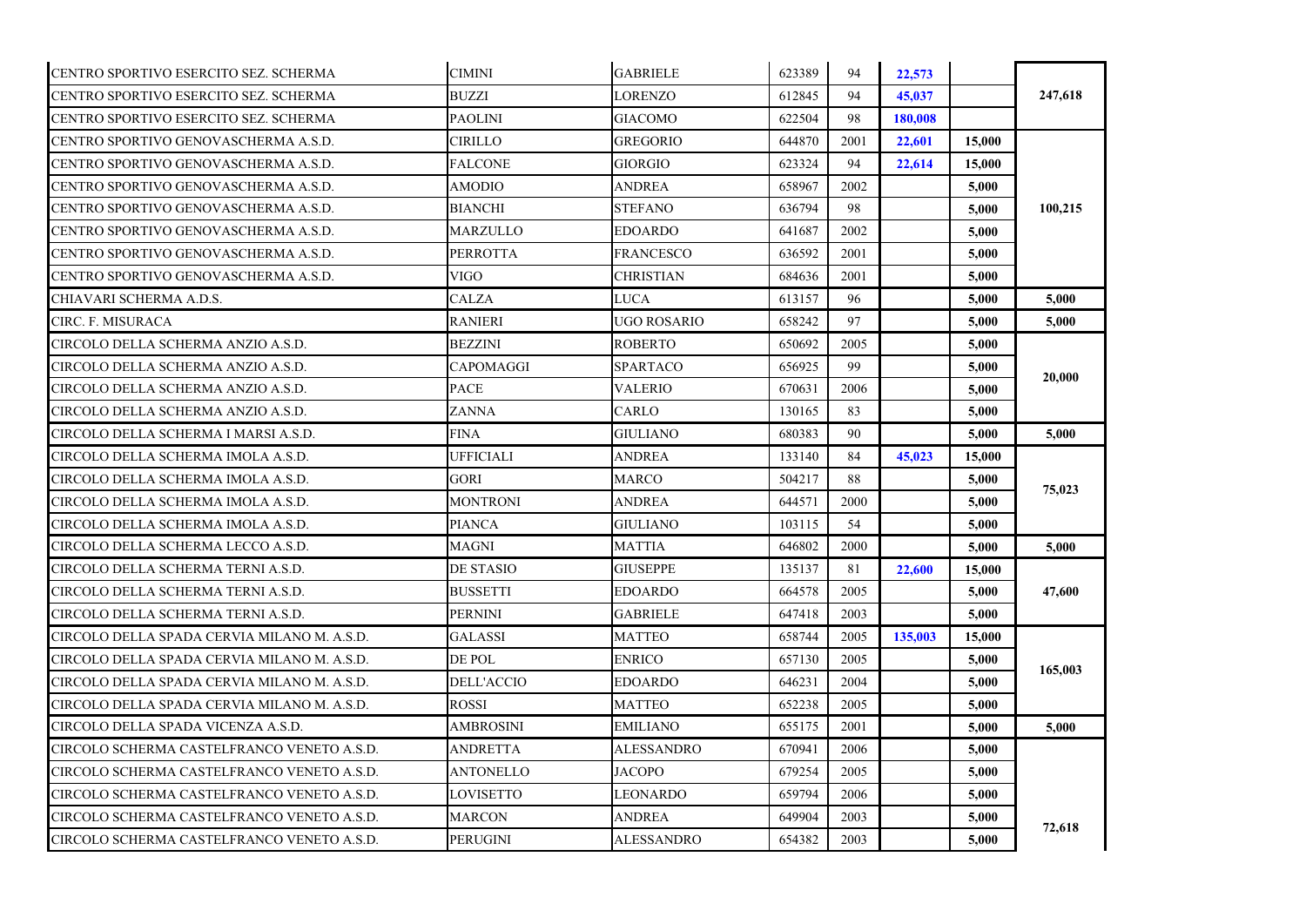| | | | | | | | |
|---|---|---|---|---|---|---|---|
| CENTRO SPORTIVO ESERCITO SEZ. SCHERMA | CIMINI | GABRIELE | 623389 | 94 | **22,573** | | |
| CENTRO SPORTIVO ESERCITO SEZ. SCHERMA | BUZZI | LORENZO | 612845 | 94 | **45,037** | | **247,618** |
| CENTRO SPORTIVO ESERCITO SEZ. SCHERMA | PAOLINI | GIACOMO | 622504 | 98 | **180,008** | | |
| CENTRO SPORTIVO GENOVASCHERMA A.S.D. | CIRILLO | GREGORIO | 644870 | 2001 | **22,601** | **15,000** | |
| CENTRO SPORTIVO GENOVASCHERMA A.S.D. | FALCONE | GIORGIO | 623324 | 94 | **22,614** | **15,000** | |
| CENTRO SPORTIVO GENOVASCHERMA A.S.D. | AMODIO | ANDREA | 658967 | 2002 | | **5,000** | |
| CENTRO SPORTIVO GENOVASCHERMA A.S.D. | BIANCHI | STEFANO | 636794 | 98 | | **5,000** | **100,215** |
| CENTRO SPORTIVO GENOVASCHERMA A.S.D. | MARZULLO | EDOARDO | 641687 | 2002 | | **5,000** | |
| CENTRO SPORTIVO GENOVASCHERMA A.S.D. | PERROTTA | FRANCESCO | 636592 | 2001 | | **5,000** | |
| CENTRO SPORTIVO GENOVASCHERMA A.S.D. | VIGO | CHRISTIAN | 684636 | 2001 | | **5,000** | |
| CHIAVARI SCHERMA A.D.S. | CALZA | LUCA | 613157 | 96 | | **5,000** | **5,000** |
| CIRC. F. MISURACA | RANIERI | UGO ROSARIO | 658242 | 97 | | **5,000** | **5,000** |
| CIRCOLO DELLA SCHERMA ANZIO A.S.D. | BEZZINI | ROBERTO | 650692 | 2005 | | **5,000** | |
| CIRCOLO DELLA SCHERMA ANZIO A.S.D. | CAPOMAGGI | SPARTACO | 656925 | 99 | | **5,000** | **20,000** |
| CIRCOLO DELLA SCHERMA ANZIO A.S.D. | PACE | VALERIO | 670631 | 2006 | | **5,000** | |
| CIRCOLO DELLA SCHERMA ANZIO A.S.D. | ZANNA | CARLO | 130165 | 83 | | **5,000** | |
| CIRCOLO DELLA SCHERMA I MARSI A.S.D. | FINA | GIULIANO | 680383 | 90 | | **5,000** | **5,000** |
| CIRCOLO DELLA SCHERMA IMOLA A.S.D. | UFFICIALI | ANDREA | 133140 | 84 | **45,023** | **15,000** | |
| CIRCOLO DELLA SCHERMA IMOLA A.S.D. | GORI | MARCO | 504217 | 88 | | **5,000** | **75,023** |
| CIRCOLO DELLA SCHERMA IMOLA A.S.D. | MONTRONI | ANDREA | 644571 | 2000 | | **5,000** | |
| CIRCOLO DELLA SCHERMA IMOLA A.S.D. | PIANCA | GIULIANO | 103115 | 54 | | **5,000** | |
| CIRCOLO DELLA SCHERMA LECCO A.S.D. | MAGNI | MATTIA | 646802 | 2000 | | **5,000** | **5,000** |
| CIRCOLO DELLA SCHERMA TERNI A.S.D. | DE STASIO | GIUSEPPE | 135137 | 81 | **22,600** | **15,000** | |
| CIRCOLO DELLA SCHERMA TERNI A.S.D. | BUSSETTI | EDOARDO | 664578 | 2005 | | **5,000** | **47,600** |
| CIRCOLO DELLA SCHERMA TERNI A.S.D. | PERNINI | GABRIELE | 647418 | 2003 | | **5,000** | |
| CIRCOLO DELLA SPADA CERVIA MILANO M. A.S.D. | GALASSI | MATTEO | 658744 | 2005 | **135,003** | **15,000** | |
| CIRCOLO DELLA SPADA CERVIA MILANO M. A.S.D. | DE POL | ENRICO | 657130 | 2005 | | **5,000** | **165,003** |
| CIRCOLO DELLA SPADA CERVIA MILANO M. A.S.D. | DELL'ACCIO | EDOARDO | 646231 | 2004 | | **5,000** | |
| CIRCOLO DELLA SPADA CERVIA MILANO M. A.S.D. | ROSSI | MATTEO | 652238 | 2005 | | **5,000** | |
| CIRCOLO DELLA SPADA VICENZA A.S.D. | AMBROSINI | EMILIANO | 655175 | 2001 | | **5,000** | **5,000** |
| CIRCOLO SCHERMA CASTELFRANCO VENETO A.S.D. | ANDRETTA | ALESSANDRO | 670941 | 2006 | | **5,000** | |
| CIRCOLO SCHERMA CASTELFRANCO VENETO A.S.D. | ANTONELLO | JACOPO | 679254 | 2005 | | **5,000** | |
| CIRCOLO SCHERMA CASTELFRANCO VENETO A.S.D. | LOVISETTO | LEONARDO | 659794 | 2006 | | **5,000** | |
| CIRCOLO SCHERMA CASTELFRANCO VENETO A.S.D. | MARCON | ANDREA | 649904 | 2003 | | **5,000** | **72,618** |
| CIRCOLO SCHERMA CASTELFRANCO VENETO A.S.D. | PERUGINI | ALESSANDRO | 654382 | 2003 | | **5,000** | |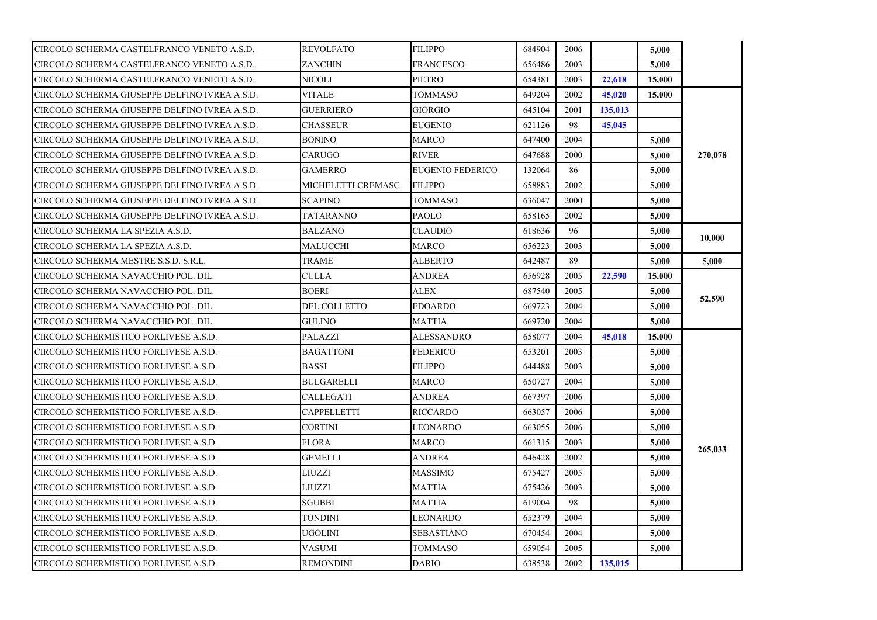| | | | | | | | |
|---|---|---|---|---|---|---|---|
| CIRCOLO SCHERMA CASTELFRANCO VENETO A.S.D. | REVOLFATO | FILIPPO | 684904 | 2006 | | 5,000 | |
| CIRCOLO SCHERMA CASTELFRANCO VENETO A.S.D. | ZANCHIN | FRANCESCO | 656486 | 2003 | | 5,000 | |
| CIRCOLO SCHERMA CASTELFRANCO VENETO A.S.D. | NICOLI | PIETRO | 654381 | 2003 | 22,618 | 15,000 | |
| CIRCOLO SCHERMA GIUSEPPE DELFINO IVREA A.S.D. | VITALE | TOMMASO | 649204 | 2002 | 45,020 | 15,000 | 270,078 |
| CIRCOLO SCHERMA GIUSEPPE DELFINO IVREA A.S.D. | GUERRIERO | GIORGIO | 645104 | 2001 | 135,013 | | |
| CIRCOLO SCHERMA GIUSEPPE DELFINO IVREA A.S.D. | CHASSEUR | EUGENIO | 621126 | 98 | 45,045 | | |
| CIRCOLO SCHERMA GIUSEPPE DELFINO IVREA A.S.D. | BONINO | MARCO | 647400 | 2004 | | 5,000 | |
| CIRCOLO SCHERMA GIUSEPPE DELFINO IVREA A.S.D. | CARUGO | RIVER | 647688 | 2000 | | 5,000 | |
| CIRCOLO SCHERMA GIUSEPPE DELFINO IVREA A.S.D. | GAMERRO | EUGENIO FEDERICO | 132064 | 86 | | 5,000 | |
| CIRCOLO SCHERMA GIUSEPPE DELFINO IVREA A.S.D. | MICHELETTI CREMASC | FILIPPO | 658883 | 2002 | | 5,000 | |
| CIRCOLO SCHERMA GIUSEPPE DELFINO IVREA A.S.D. | SCAPINO | TOMMASO | 636047 | 2000 | | 5,000 | |
| CIRCOLO SCHERMA GIUSEPPE DELFINO IVREA A.S.D. | TATARANNO | PAOLO | 658165 | 2002 | | 5,000 | |
| CIRCOLO SCHERMA LA SPEZIA A.S.D. | BALZANO | CLAUDIO | 618636 | 96 | | 5,000 | 10,000 |
| CIRCOLO SCHERMA LA SPEZIA A.S.D. | MALUCCHI | MARCO | 656223 | 2003 | | 5,000 | |
| CIRCOLO SCHERMA MESTRE S.S.D. S.R.L. | TRAME | ALBERTO | 642487 | 89 | | 5,000 | 5,000 |
| CIRCOLO SCHERMA NAVACCHIO POL. DIL. | CULLA | ANDREA | 656928 | 2005 | 22,590 | 15,000 | 52,590 |
| CIRCOLO SCHERMA NAVACCHIO POL. DIL. | BOERI | ALEX | 687540 | 2005 | | 5,000 | |
| CIRCOLO SCHERMA NAVACCHIO POL. DIL. | DEL COLLETTO | EDOARDO | 669723 | 2004 | | 5,000 | |
| CIRCOLO SCHERMA NAVACCHIO POL. DIL. | GULINO | MATTIA | 669720 | 2004 | | 5,000 | |
| CIRCOLO SCHERMISTICO FORLIVESE A.S.D. | PALAZZI | ALESSANDRO | 658077 | 2004 | 45,018 | 15,000 | 265,033 |
| CIRCOLO SCHERMISTICO FORLIVESE A.S.D. | BAGATTONI | FEDERICO | 653201 | 2003 | | 5,000 | |
| CIRCOLO SCHERMISTICO FORLIVESE A.S.D. | BASSI | FILIPPO | 644488 | 2003 | | 5,000 | |
| CIRCOLO SCHERMISTICO FORLIVESE A.S.D. | BULGARELLI | MARCO | 650727 | 2004 | | 5,000 | |
| CIRCOLO SCHERMISTICO FORLIVESE A.S.D. | CALLEGATI | ANDREA | 667397 | 2006 | | 5,000 | |
| CIRCOLO SCHERMISTICO FORLIVESE A.S.D. | CAPPELLETTI | RICCARDO | 663057 | 2006 | | 5,000 | |
| CIRCOLO SCHERMISTICO FORLIVESE A.S.D. | CORTINI | LEONARDO | 663055 | 2006 | | 5,000 | |
| CIRCOLO SCHERMISTICO FORLIVESE A.S.D. | FLORA | MARCO | 661315 | 2003 | | 5,000 | |
| CIRCOLO SCHERMISTICO FORLIVESE A.S.D. | GEMELLI | ANDREA | 646428 | 2002 | | 5,000 | |
| CIRCOLO SCHERMISTICO FORLIVESE A.S.D. | LIUZZI | MASSIMO | 675427 | 2005 | | 5,000 | |
| CIRCOLO SCHERMISTICO FORLIVESE A.S.D. | LIUZZI | MATTIA | 675426 | 2003 | | 5,000 | |
| CIRCOLO SCHERMISTICO FORLIVESE A.S.D. | SGUBBI | MATTIA | 619004 | 98 | | 5,000 | |
| CIRCOLO SCHERMISTICO FORLIVESE A.S.D. | TONDINI | LEONARDO | 652379 | 2004 | | 5,000 | |
| CIRCOLO SCHERMISTICO FORLIVESE A.S.D. | UGOLINI | SEBASTIANO | 670454 | 2004 | | 5,000 | |
| CIRCOLO SCHERMISTICO FORLIVESE A.S.D. | VASUMI | TOMMASO | 659054 | 2005 | | 5,000 | |
| CIRCOLO SCHERMISTICO FORLIVESE A.S.D. | REMONDINI | DARIO | 638538 | 2002 | 135,015 | | |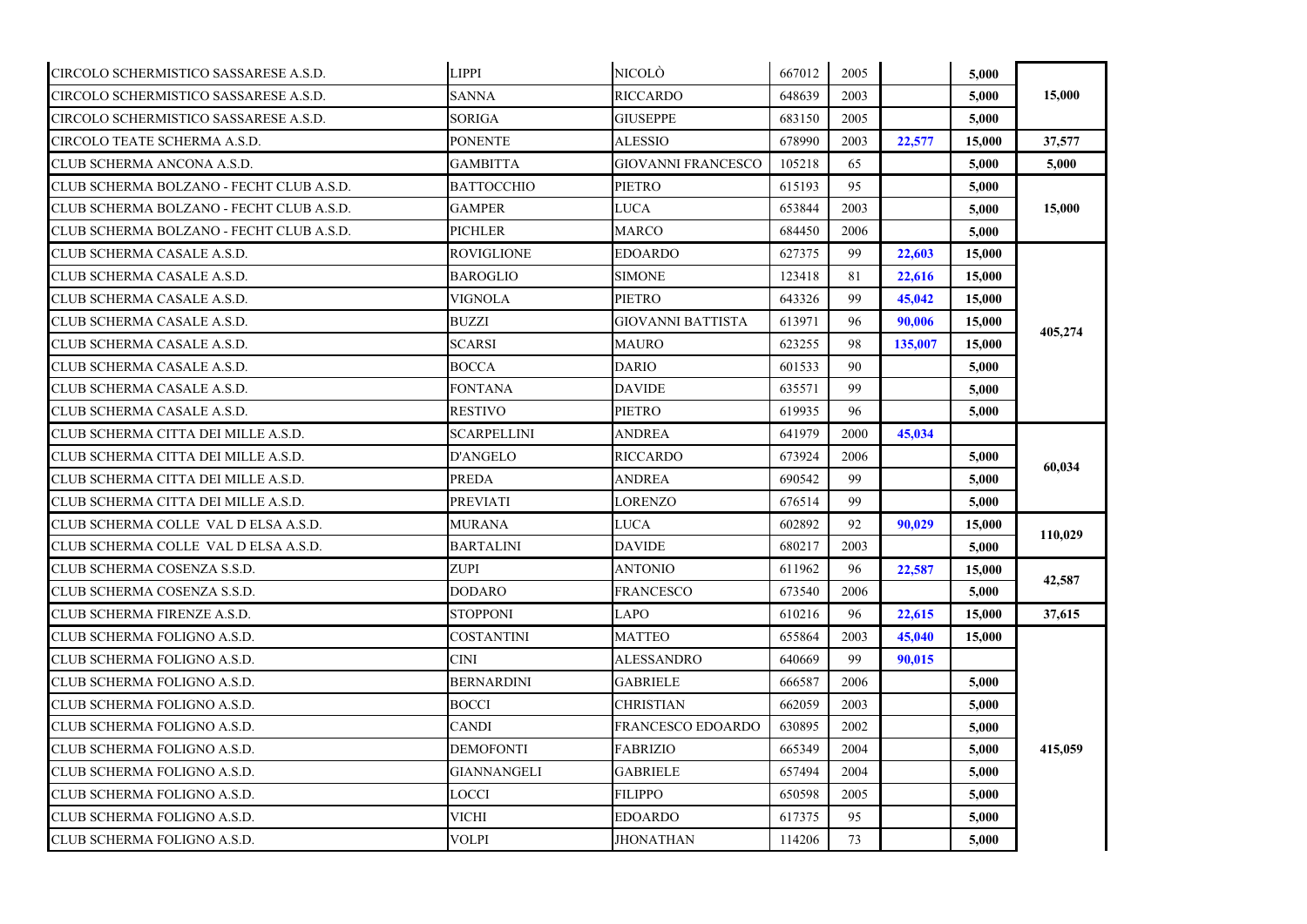| | | | | | | | |
|---|---|---|---|---|---|---|---|
| CIRCOLO SCHERMISTICO SASSARESE A.S.D. | LIPPI | NICOLÒ | 667012 | 2005 | | 5,000 | 15,000 |
| CIRCOLO SCHERMISTICO SASSARESE A.S.D. | SANNA | RICCARDO | 648639 | 2003 | | 5,000 | |
| CIRCOLO SCHERMISTICO SASSARESE A.S.D. | SORIGA | GIUSEPPE | 683150 | 2005 | | 5,000 | |
| CIRCOLO TEATE SCHERMA A.S.D. | PONENTE | ALESSIO | 678990 | 2003 | 22,577 | 15,000 | 37,577 |
| CLUB SCHERMA ANCONA A.S.D. | GAMBITTA | GIOVANNI FRANCESCO | 105218 | 65 | | 5,000 | 5,000 |
| CLUB SCHERMA BOLZANO - FECHT CLUB A.S.D. | BATTOCCHIO | PIETRO | 615193 | 95 | | 5,000 | 15,000 |
| CLUB SCHERMA BOLZANO - FECHT CLUB A.S.D. | GAMPER | LUCA | 653844 | 2003 | | 5,000 | |
| CLUB SCHERMA BOLZANO - FECHT CLUB A.S.D. | PICHLER | MARCO | 684450 | 2006 | | 5,000 | |
| CLUB SCHERMA CASALE A.S.D. | ROVIGLIONE | EDOARDO | 627375 | 99 | 22,603 | 15,000 | 405,274 |
| CLUB SCHERMA CASALE A.S.D. | BAROGLIO | SIMONE | 123418 | 81 | 22,616 | 15,000 | |
| CLUB SCHERMA CASALE A.S.D. | VIGNOLA | PIETRO | 643326 | 99 | 45,042 | 15,000 | |
| CLUB SCHERMA CASALE A.S.D. | BUZZI | GIOVANNI BATTISTA | 613971 | 96 | 90,006 | 15,000 | |
| CLUB SCHERMA CASALE A.S.D. | SCARSI | MAURO | 623255 | 98 | 135,007 | 15,000 | |
| CLUB SCHERMA CASALE A.S.D. | BOCCA | DARIO | 601533 | 90 | | 5,000 | |
| CLUB SCHERMA CASALE A.S.D. | FONTANA | DAVIDE | 635571 | 99 | | 5,000 | |
| CLUB SCHERMA CASALE A.S.D. | RESTIVO | PIETRO | 619935 | 96 | | 5,000 | |
| CLUB SCHERMA CITTA DEI MILLE A.S.D. | SCARPELLINI | ANDREA | 641979 | 2000 | 45,034 | | 60,034 |
| CLUB SCHERMA CITTA DEI MILLE A.S.D. | D'ANGELO | RICCARDO | 673924 | 2006 | | 5,000 | |
| CLUB SCHERMA CITTA DEI MILLE A.S.D. | PREDA | ANDREA | 690542 | 99 | | 5,000 | |
| CLUB SCHERMA CITTA DEI MILLE A.S.D. | PREVIATI | LORENZO | 676514 | 99 | | 5,000 | |
| CLUB SCHERMA COLLE VAL D ELSA A.S.D. | MURANA | LUCA | 602892 | 92 | 90,029 | 15,000 | 110,029 |
| CLUB SCHERMA COLLE VAL D ELSA A.S.D. | BARTALINI | DAVIDE | 680217 | 2003 | | 5,000 | |
| CLUB SCHERMA COSENZA S.S.D. | ZUPI | ANTONIO | 611962 | 96 | 22,587 | 15,000 | 42,587 |
| CLUB SCHERMA COSENZA S.S.D. | DODARO | FRANCESCO | 673540 | 2006 | | 5,000 | |
| CLUB SCHERMA FIRENZE A.S.D. | STOPPONI | LAPO | 610216 | 96 | 22,615 | 15,000 | 37,615 |
| CLUB SCHERMA FOLIGNO A.S.D. | COSTANTINI | MATTEO | 655864 | 2003 | 45,040 | 15,000 | 415,059 |
| CLUB SCHERMA FOLIGNO A.S.D. | CINI | ALESSANDRO | 640669 | 99 | 90,015 | | |
| CLUB SCHERMA FOLIGNO A.S.D. | BERNARDINI | GABRIELE | 666587 | 2006 | | 5,000 | |
| CLUB SCHERMA FOLIGNO A.S.D. | BOCCI | CHRISTIAN | 662059 | 2003 | | 5,000 | |
| CLUB SCHERMA FOLIGNO A.S.D. | CANDI | FRANCESCO EDOARDO | 630895 | 2002 | | 5,000 | |
| CLUB SCHERMA FOLIGNO A.S.D. | DEMOFONTI | FABRIZIO | 665349 | 2004 | | 5,000 | |
| CLUB SCHERMA FOLIGNO A.S.D. | GIANNANGELI | GABRIELE | 657494 | 2004 | | 5,000 | |
| CLUB SCHERMA FOLIGNO A.S.D. | LOCCI | FILIPPO | 650598 | 2005 | | 5,000 | |
| CLUB SCHERMA FOLIGNO A.S.D. | VICHI | EDOARDO | 617375 | 95 | | 5,000 | |
| CLUB SCHERMA FOLIGNO A.S.D. | VOLPI | JHONATHAN | 114206 | 73 | | 5,000 | |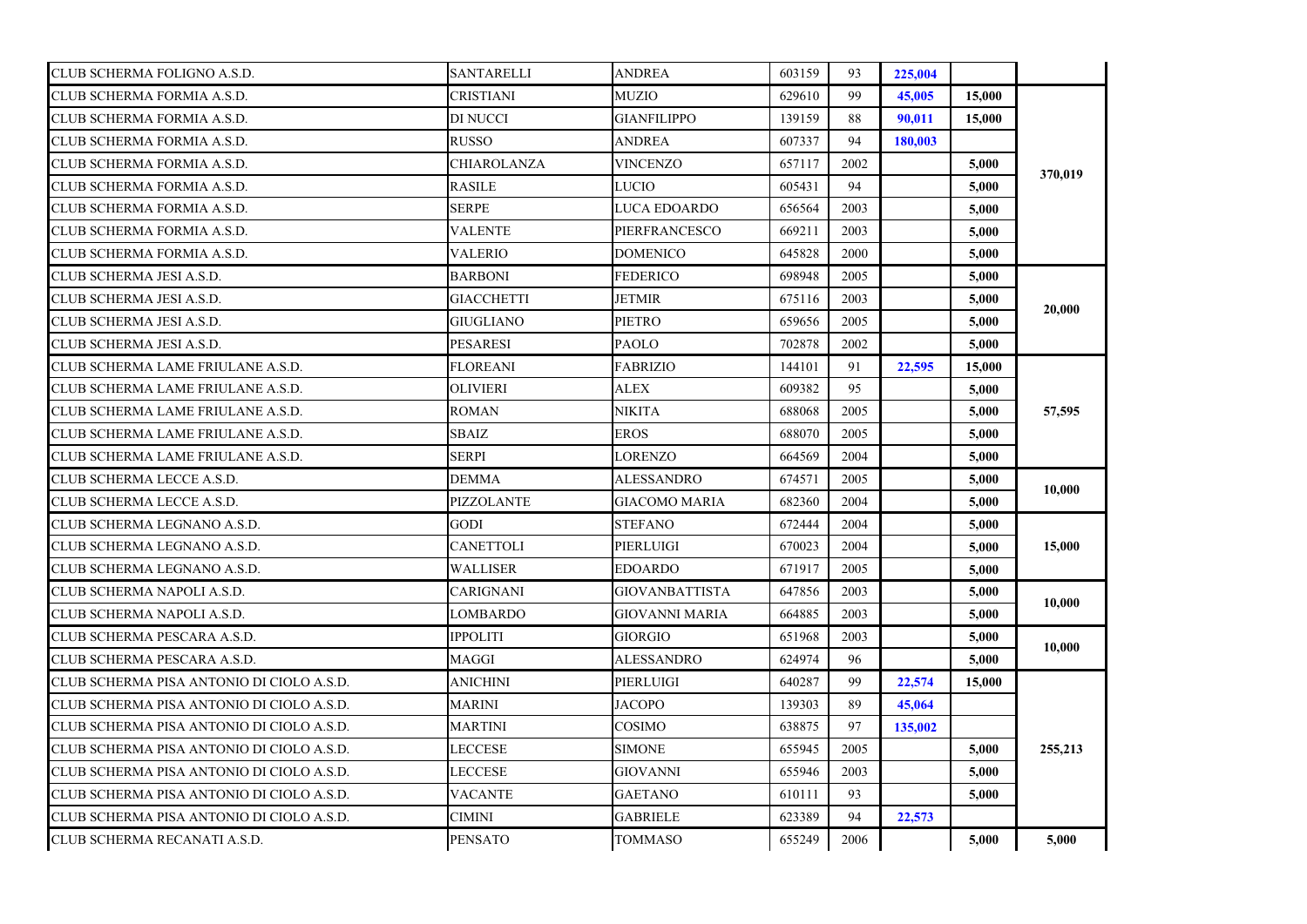| | | | | | | | |
|---|---|---|---|---|---|---|---|
| CLUB SCHERMA FOLIGNO A.S.D. | SANTARELLI | ANDREA | 603159 | 93 | 225,004 | | |
| CLUB SCHERMA FORMIA A.S.D. | CRISTIANI | MUZIO | 629610 | 99 | 45,005 | 15,000 | 370,019 |
| CLUB SCHERMA FORMIA A.S.D. | DI NUCCI | GIANFILIPPO | 139159 | 88 | 90,011 | 15,000 | |
| CLUB SCHERMA FORMIA A.S.D. | RUSSO | ANDREA | 607337 | 94 | 180,003 | | |
| CLUB SCHERMA FORMIA A.S.D. | CHIAROLANZA | VINCENZO | 657117 | 2002 | | 5,000 | |
| CLUB SCHERMA FORMIA A.S.D. | RASILE | LUCIO | 605431 | 94 | | 5,000 | |
| CLUB SCHERMA FORMIA A.S.D. | SERPE | LUCA EDOARDO | 656564 | 2003 | | 5,000 | |
| CLUB SCHERMA FORMIA A.S.D. | VALENTE | PIERFRANCESCO | 669211 | 2003 | | 5,000 | |
| CLUB SCHERMA FORMIA A.S.D. | VALERIO | DOMENICO | 645828 | 2000 | | 5,000 | |
| CLUB SCHERMA JESI A.S.D. | BARBONI | FEDERICO | 698948 | 2005 | | 5,000 | 20,000 |
| CLUB SCHERMA JESI A.S.D. | GIACCHETTI | JETMIR | 675116 | 2003 | | 5,000 | |
| CLUB SCHERMA JESI A.S.D. | GIUGLIANO | PIETRO | 659656 | 2005 | | 5,000 | |
| CLUB SCHERMA JESI A.S.D. | PESARESI | PAOLO | 702878 | 2002 | | 5,000 | |
| CLUB SCHERMA LAME FRIULANE A.S.D. | FLOREANI | FABRIZIO | 144101 | 91 | 22,595 | 15,000 | 57,595 |
| CLUB SCHERMA LAME FRIULANE A.S.D. | OLIVIERI | ALEX | 609382 | 95 | | 5,000 | |
| CLUB SCHERMA LAME FRIULANE A.S.D. | ROMAN | NIKITA | 688068 | 2005 | | 5,000 | |
| CLUB SCHERMA LAME FRIULANE A.S.D. | SBAIZ | EROS | 688070 | 2005 | | 5,000 | |
| CLUB SCHERMA LAME FRIULANE A.S.D. | SERPI | LORENZO | 664569 | 2004 | | 5,000 | |
| CLUB SCHERMA LECCE A.S.D. | DEMMA | ALESSANDRO | 674571 | 2005 | | 5,000 | 10,000 |
| CLUB SCHERMA LECCE A.S.D. | PIZZOLANTE | GIACOMO MARIA | 682360 | 2004 | | 5,000 | |
| CLUB SCHERMA LEGNANO A.S.D. | GODI | STEFANO | 672444 | 2004 | | 5,000 | 15,000 |
| CLUB SCHERMA LEGNANO A.S.D. | CANETTOLI | PIERLUIGI | 670023 | 2004 | | 5,000 | |
| CLUB SCHERMA LEGNANO A.S.D. | WALLISER | EDOARDO | 671917 | 2005 | | 5,000 | |
| CLUB SCHERMA NAPOLI A.S.D. | CARIGNANI | GIOVANBATTISTA | 647856 | 2003 | | 5,000 | 10,000 |
| CLUB SCHERMA NAPOLI A.S.D. | LOMBARDO | GIOVANNI MARIA | 664885 | 2003 | | 5,000 | |
| CLUB SCHERMA PESCARA A.S.D. | IPPOLITI | GIORGIO | 651968 | 2003 | | 5,000 | 10,000 |
| CLUB SCHERMA PESCARA A.S.D. | MAGGI | ALESSANDRO | 624974 | 96 | | 5,000 | |
| CLUB SCHERMA PISA ANTONIO DI CIOLO A.S.D. | ANICHINI | PIERLUIGI | 640287 | 99 | 22,574 | 15,000 | 255,213 |
| CLUB SCHERMA PISA ANTONIO DI CIOLO A.S.D. | MARINI | JACOPO | 139303 | 89 | 45,064 | | |
| CLUB SCHERMA PISA ANTONIO DI CIOLO A.S.D. | MARTINI | COSIMO | 638875 | 97 | 135,002 | | |
| CLUB SCHERMA PISA ANTONIO DI CIOLO A.S.D. | LECCESE | SIMONE | 655945 | 2005 | | 5,000 | |
| CLUB SCHERMA PISA ANTONIO DI CIOLO A.S.D. | LECCESE | GIOVANNI | 655946 | 2003 | | 5,000 | |
| CLUB SCHERMA PISA ANTONIO DI CIOLO A.S.D. | VACANTE | GAETANO | 610111 | 93 | | 5,000 | |
| CLUB SCHERMA PISA ANTONIO DI CIOLO A.S.D. | CIMINI | GABRIELE | 623389 | 94 | 22,573 | | |
| CLUB SCHERMA RECANATI A.S.D. | PENSATO | TOMMASO | 655249 | 2006 | | 5,000 | 5,000 |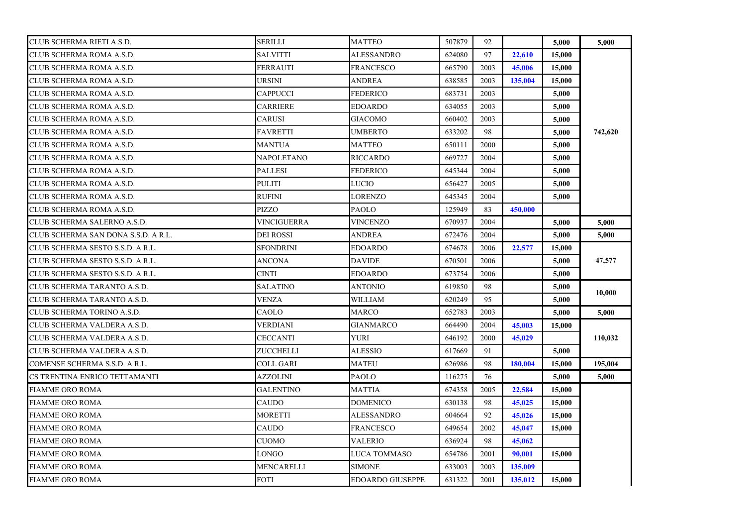| | | | | | | | |
|---|---|---|---|---|---|---|---|
| CLUB SCHERMA RIETI A.S.D. | SERILLI | MATTEO | 507879 | 92 | | 5,000 | 5,000 |
| CLUB SCHERMA ROMA A.S.D. | SALVITTI | ALESSANDRO | 624080 | 97 | 22,610 | 15,000 | 742,620 |
| CLUB SCHERMA ROMA A.S.D. | FERRAUTI | FRANCESCO | 665790 | 2003 | 45,006 | 15,000 | |
| CLUB SCHERMA ROMA A.S.D. | URSINI | ANDREA | 638585 | 2003 | 135,004 | 15,000 | |
| CLUB SCHERMA ROMA A.S.D. | CAPPUCCI | FEDERICO | 683731 | 2003 | | 5,000 | |
| CLUB SCHERMA ROMA A.S.D. | CARRIERE | EDOARDO | 634055 | 2003 | | 5,000 | |
| CLUB SCHERMA ROMA A.S.D. | CARUSI | GIACOMO | 660402 | 2003 | | 5,000 | |
| CLUB SCHERMA ROMA A.S.D. | FAVRETTI | UMBERTO | 633202 | 98 | | 5,000 | |
| CLUB SCHERMA ROMA A.S.D. | MANTUA | MATTEO | 650111 | 2000 | | 5,000 | |
| CLUB SCHERMA ROMA A.S.D. | NAPOLETANO | RICCARDO | 669727 | 2004 | | 5,000 | |
| CLUB SCHERMA ROMA A.S.D. | PALLESI | FEDERICO | 645344 | 2004 | | 5,000 | |
| CLUB SCHERMA ROMA A.S.D. | PULITI | LUCIO | 656427 | 2005 | | 5,000 | |
| CLUB SCHERMA ROMA A.S.D. | RUFINI | LORENZO | 645345 | 2004 | | 5,000 | |
| CLUB SCHERMA ROMA A.S.D. | PIZZO | PAOLO | 125949 | 83 | 450,000 | | |
| CLUB SCHERMA SALERNO A.S.D. | VINCIGUERRA | VINCENZO | 670937 | 2004 | | 5,000 | 5,000 |
| CLUB SCHERMA SAN DONA S.S.D. A R.L. | DEI ROSSI | ANDREA | 672476 | 2004 | | 5,000 | 5,000 |
| CLUB SCHERMA SESTO S.S.D. A R.L. | SFONDRINI | EDOARDO | 674678 | 2006 | 22,577 | 15,000 | 47,577 |
| CLUB SCHERMA SESTO S.S.D. A R.L. | ANCONA | DAVIDE | 670501 | 2006 | | 5,000 | |
| CLUB SCHERMA SESTO S.S.D. A R.L. | CINTI | EDOARDO | 673754 | 2006 | | 5,000 | |
| CLUB SCHERMA TARANTO A.S.D. | SALATINO | ANTONIO | 619850 | 98 | | 5,000 | 10,000 |
| CLUB SCHERMA TARANTO A.S.D. | VENZA | WILLIAM | 620249 | 95 | | 5,000 | |
| CLUB SCHERMA TORINO A.S.D. | CAOLO | MARCO | 652783 | 2003 | | 5,000 | 5,000 |
| CLUB SCHERMA VALDERA A.S.D. | VERDIANI | GIANMARCO | 664490 | 2004 | 45,003 | 15,000 | 110,032 |
| CLUB SCHERMA VALDERA A.S.D. | CECCANTI | YURI | 646192 | 2000 | 45,029 | | |
| CLUB SCHERMA VALDERA A.S.D. | ZUCCHELLI | ALESSIO | 617669 | 91 | | 5,000 | |
| COMENSE SCHERMA S.S.D. A R.L. | COLL GARI | MATEU | 626986 | 98 | 180,004 | 15,000 | 195,004 |
| CS TRENTINA ENRICO TETTAMANTI | AZZOLINI | PAOLO | 116275 | 76 | | 5,000 | 5,000 |
| FIAMME ORO ROMA | GALENTINO | MATTIA | 674358 | 2005 | 22,584 | 15,000 | |
| FIAMME ORO ROMA | CAUDO | DOMENICO | 630138 | 98 | 45,025 | 15,000 | |
| FIAMME ORO ROMA | MORETTI | ALESSANDRO | 604664 | 92 | 45,026 | 15,000 | |
| FIAMME ORO ROMA | CAUDO | FRANCESCO | 649654 | 2002 | 45,047 | 15,000 | |
| FIAMME ORO ROMA | CUOMO | VALERIO | 636924 | 98 | 45,062 | | |
| FIAMME ORO ROMA | LONGO | LUCA TOMMASO | 654786 | 2001 | 90,001 | 15,000 | |
| FIAMME ORO ROMA | MENCARELLI | SIMONE | 633003 | 2003 | 135,009 | | |
| FIAMME ORO ROMA | FOTI | EDOARDO GIUSEPPE | 631322 | 2001 | 135,012 | 15,000 | |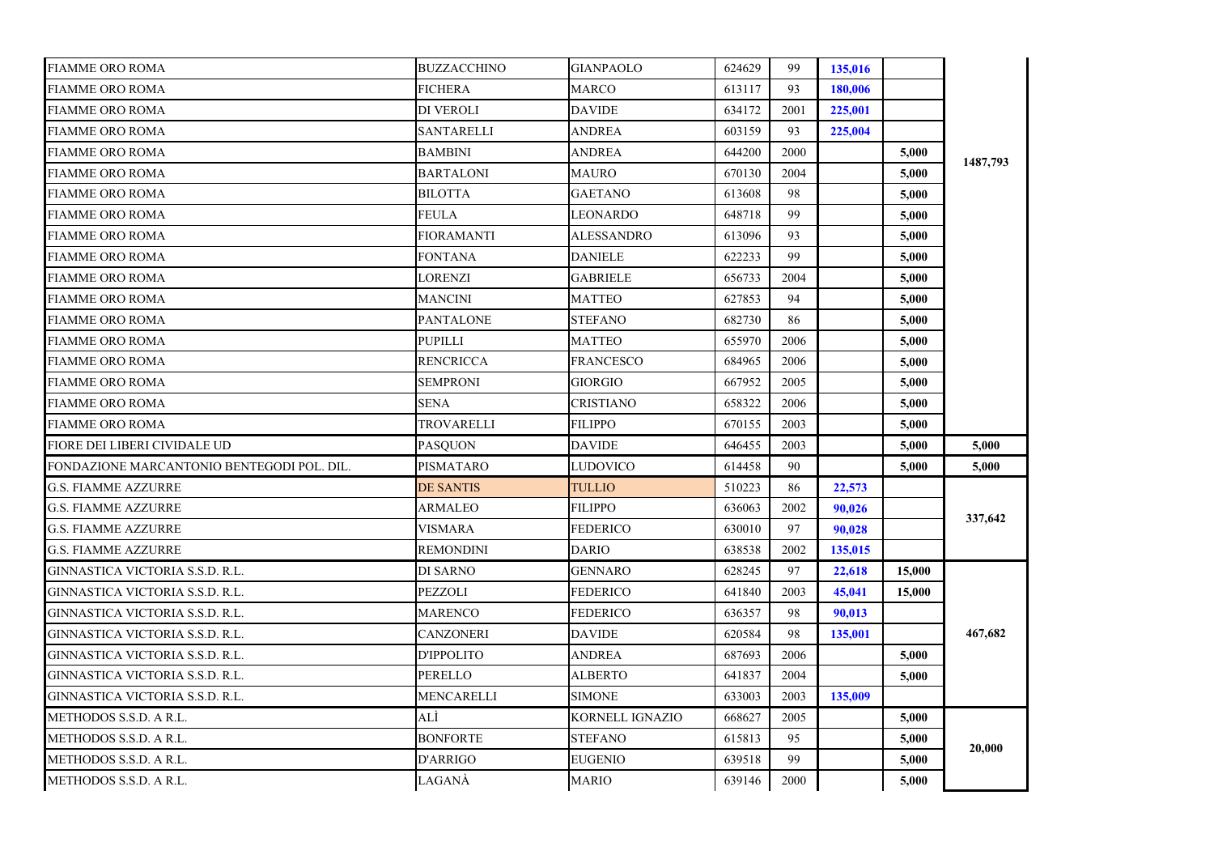| | | | | | | | |
|---|---|---|---|---|---|---|---|
| FIAMME ORO ROMA | BUZZACCHINO | GIANPAOLO | 624629 | 99 | **135,016** | | |
| FIAMME ORO ROMA | FICHERA | MARCO | 613117 | 93 | **180,006** | | |
| FIAMME ORO ROMA | DI VEROLI | DAVIDE | 634172 | 2001 | **225,001** | | |
| FIAMME ORO ROMA | SANTARELLI | ANDREA | 603159 | 93 | **225,004** | | |
| FIAMME ORO ROMA | BAMBINI | ANDREA | 644200 | 2000 | | **5,000** | **1487,793** |
| FIAMME ORO ROMA | BARTALONI | MAURO | 670130 | 2004 | | **5,000** | |
| FIAMME ORO ROMA | BILOTTA | GAETANO | 613608 | 98 | | **5,000** | |
| FIAMME ORO ROMA | FEULA | LEONARDO | 648718 | 99 | | **5,000** | |
| FIAMME ORO ROMA | FIORAMANTI | ALESSANDRO | 613096 | 93 | | **5,000** | |
| FIAMME ORO ROMA | FONTANA | DANIELE | 622233 | 99 | | **5,000** | |
| FIAMME ORO ROMA | LORENZI | GABRIELE | 656733 | 2004 | | **5,000** | |
| FIAMME ORO ROMA | MANCINI | MATTEO | 627853 | 94 | | **5,000** | |
| FIAMME ORO ROMA | PANTALONE | STEFANO | 682730 | 86 | | **5,000** | |
| FIAMME ORO ROMA | PUPILLI | MATTEO | 655970 | 2006 | | **5,000** | |
| FIAMME ORO ROMA | RENCRICCA | FRANCESCO | 684965 | 2006 | | **5,000** | |
| FIAMME ORO ROMA | SEMPRONI | GIORGIO | 667952 | 2005 | | **5,000** | |
| FIAMME ORO ROMA | SENA | CRISTIANO | 658322 | 2006 | | **5,000** | |
| FIAMME ORO ROMA | TROVARELLI | FILIPPO | 670155 | 2003 | | **5,000** | |
| FIORE DEI LIBERI CIVIDALE UD | PASQUON | DAVIDE | 646455 | 2003 | | **5,000** | **5,000** |
| FONDAZIONE MARCANTONIO BENTEGODI POL. DIL. | PISMATARO | LUDOVICO | 614458 | 90 | | **5,000** | **5,000** |
| G.S. FIAMME AZZURRE | DE SANTIS | TULLIO | 510223 | 86 | **22,573** | | |
| G.S. FIAMME AZZURRE | ARMALEO | FILIPPO | 636063 | 2002 | **90,026** | | **337,642** |
| G.S. FIAMME AZZURRE | VISMARA | FEDERICO | 630010 | 97 | **90,028** | | |
| G.S. FIAMME AZZURRE | REMONDINI | DARIO | 638538 | 2002 | **135,015** | | |
| GINNASTICA VICTORIA S.S.D. R.L. | DI SARNO | GENNARO | 628245 | 97 | **22,618** | **15,000** | |
| GINNASTICA VICTORIA S.S.D. R.L. | PEZZOLI | FEDERICO | 641840 | 2003 | **45,041** | **15,000** | |
| GINNASTICA VICTORIA S.S.D. R.L. | MARENCO | FEDERICO | 636357 | 98 | **90,013** | | |
| GINNASTICA VICTORIA S.S.D. R.L. | CANZONERI | DAVIDE | 620584 | 98 | **135,001** | | **467,682** |
| GINNASTICA VICTORIA S.S.D. R.L. | D'IPPOLITO | ANDREA | 687693 | 2006 | | **5,000** | |
| GINNASTICA VICTORIA S.S.D. R.L. | PERELLO | ALBERTO | 641837 | 2004 | | **5,000** | |
| GINNASTICA VICTORIA S.S.D. R.L. | MENCARELLI | SIMONE | 633003 | 2003 | **135,009** | | |
| METHODOS S.S.D. A R.L. | ALÌ | KORNELL IGNAZIO | 668627 | 2005 | | **5,000** | |
| METHODOS S.S.D. A R.L. | BONFORTE | STEFANO | 615813 | 95 | | **5,000** | **20,000** |
| METHODOS S.S.D. A R.L. | D'ARRIGO | EUGENIO | 639518 | 99 | | **5,000** | |
| METHODOS S.S.D. A R.L. | LAGANÀ | MARIO | 639146 | 2000 | | **5,000** | |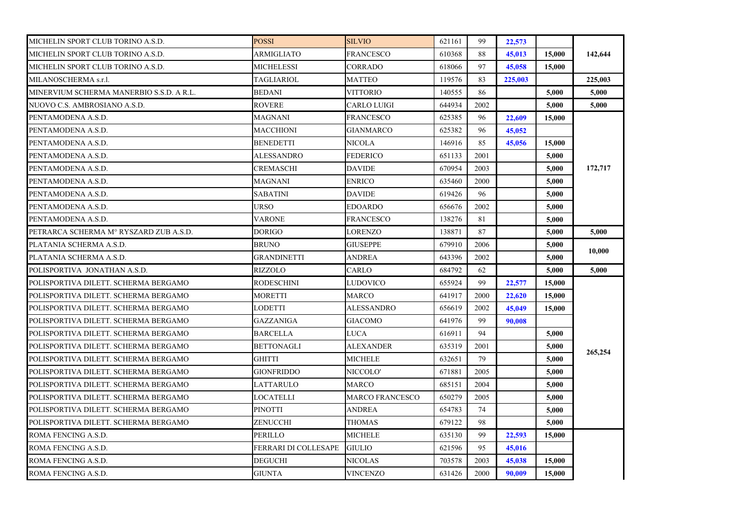| | | | | | | | |
|---|---|---|---|---|---|---|---|
| MICHELIN SPORT CLUB TORINO A.S.D. | POSSI | SILVIO | 621161 | 99 | 22,573 | | 142,644 |
| MICHELIN SPORT CLUB TORINO A.S.D. | ARMIGLIATO | FRANCESCO | 610368 | 88 | 45,013 | 15,000 | |
| MICHELIN SPORT CLUB TORINO A.S.D. | MICHELESSI | CORRADO | 618066 | 97 | 45,058 | 15,000 | |
| MILANOSCHERMA s.r.l. | TAGLIARIOL | MATTEO | 119576 | 83 | 225,003 | | 225,003 |
| MINERVIUM SCHERMA MANERBIO S.S.D. A R.L. | BEDANI | VITTORIO | 140555 | 86 | | 5,000 | 5,000 |
| NUOVO C.S. AMBROSIANO A.S.D. | ROVERE | CARLO LUIGI | 644934 | 2002 | | 5,000 | 5,000 |
| PENTAMODENA A.S.D. | MAGNANI | FRANCESCO | 625385 | 96 | 22,609 | 15,000 | 172,717 |
| PENTAMODENA A.S.D. | MACCHIONI | GIANMARCO | 625382 | 96 | 45,052 | | |
| PENTAMODENA A.S.D. | BENEDETTI | NICOLA | 146916 | 85 | 45,056 | 15,000 | |
| PENTAMODENA A.S.D. | ALESSANDRO | FEDERICO | 651133 | 2001 | | 5,000 | |
| PENTAMODENA A.S.D. | CREMASCHI | DAVIDE | 670954 | 2003 | | 5,000 | |
| PENTAMODENA A.S.D. | MAGNANI | ENRICO | 635460 | 2000 | | 5,000 | |
| PENTAMODENA A.S.D. | SABATINI | DAVIDE | 619426 | 96 | | 5,000 | |
| PENTAMODENA A.S.D. | URSO | EDOARDO | 656676 | 2002 | | 5,000 | |
| PENTAMODENA A.S.D. | VARONE | FRANCESCO | 138276 | 81 | | 5,000 | |
| PETRARCA SCHERMA M° RYSZARD ZUB A.S.D. | DORIGO | LORENZO | 138871 | 87 | | 5,000 | 5,000 |
| PLATANIA SCHERMA A.S.D. | BRUNO | GIUSEPPE | 679910 | 2006 | | 5,000 | 10,000 |
| PLATANIA SCHERMA A.S.D. | GRANDINETTI | ANDREA | 643396 | 2002 | | 5,000 | |
| POLISPORTIVA JONATHAN A.S.D. | RIZZOLO | CARLO | 684792 | 62 | | 5,000 | 5,000 |
| POLISPORTIVA DILETT. SCHERMA BERGAMO | RODESCHINI | LUDOVICO | 655924 | 99 | 22,577 | 15,000 | 265,254 |
| POLISPORTIVA DILETT. SCHERMA BERGAMO | MORETTI | MARCO | 641917 | 2000 | 22,620 | 15,000 | |
| POLISPORTIVA DILETT. SCHERMA BERGAMO | LODETTI | ALESSANDRO | 656619 | 2002 | 45,049 | 15,000 | |
| POLISPORTIVA DILETT. SCHERMA BERGAMO | GAZZANIGA | GIACOMO | 641976 | 99 | 90,008 | | |
| POLISPORTIVA DILETT. SCHERMA BERGAMO | BARCELLA | LUCA | 616911 | 94 | | 5,000 | |
| POLISPORTIVA DILETT. SCHERMA BERGAMO | BETTONAGLI | ALEXANDER | 635319 | 2001 | | 5,000 | |
| POLISPORTIVA DILETT. SCHERMA BERGAMO | GHITTI | MICHELE | 632651 | 79 | | 5,000 | |
| POLISPORTIVA DILETT. SCHERMA BERGAMO | GIONFRIDDO | NICCOLO' | 671881 | 2005 | | 5,000 | |
| POLISPORTIVA DILETT. SCHERMA BERGAMO | LATTARULO | MARCO | 685151 | 2004 | | 5,000 | |
| POLISPORTIVA DILETT. SCHERMA BERGAMO | LOCATELLI | MARCO FRANCESCO | 650279 | 2005 | | 5,000 | |
| POLISPORTIVA DILETT. SCHERMA BERGAMO | PINOTTI | ANDREA | 654783 | 74 | | 5,000 | |
| POLISPORTIVA DILETT. SCHERMA BERGAMO | ZENUCCHI | THOMAS | 679122 | 98 | | 5,000 | |
| ROMA FENCING A.S.D. | PERILLO | MICHELE | 635130 | 99 | 22,593 | 15,000 | |
| ROMA FENCING A.S.D. | FERRARI DI COLLESAPE | GIULIO | 621596 | 95 | 45,016 | | |
| ROMA FENCING A.S.D. | DEGUCHI | NICOLAS | 703578 | 2003 | 45,038 | 15,000 | |
| ROMA FENCING A.S.D. | GIUNTA | VINCENZO | 631426 | 2000 | 90,009 | 15,000 | |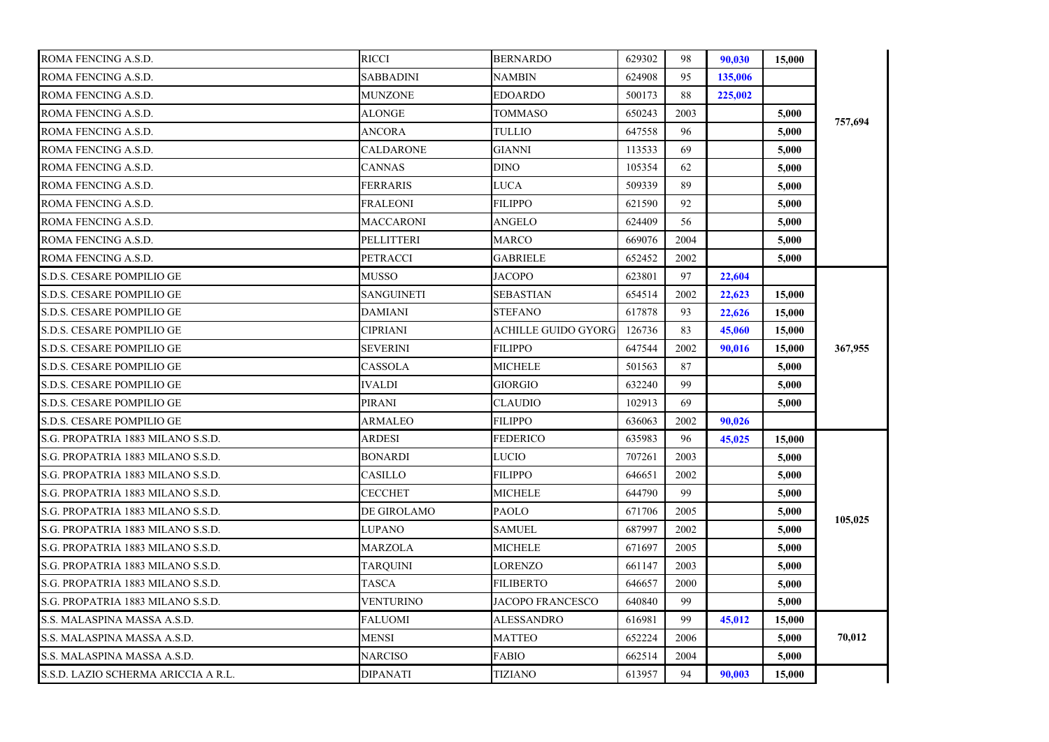| | | | | | | | |
|---|---|---|---|---|---|---|---|
| ROMA FENCING A.S.D. | RICCI | BERNARDO | 629302 | 98 | 90,030 | 15,000 | 757,694 |
| ROMA FENCING A.S.D. | SABBADINI | NAMBIN | 624908 | 95 | 135,006 | | |
| ROMA FENCING A.S.D. | MUNZONE | EDOARDO | 500173 | 88 | 225,002 | | |
| ROMA FENCING A.S.D. | ALONGE | TOMMASO | 650243 | 2003 | | 5,000 | |
| ROMA FENCING A.S.D. | ANCORA | TULLIO | 647558 | 96 | | 5,000 | |
| ROMA FENCING A.S.D. | CALDARONE | GIANNI | 113533 | 69 | | 5,000 | |
| ROMA FENCING A.S.D. | CANNAS | DINO | 105354 | 62 | | 5,000 | |
| ROMA FENCING A.S.D. | FERRARIS | LUCA | 509339 | 89 | | 5,000 | |
| ROMA FENCING A.S.D. | FRALEONI | FILIPPO | 621590 | 92 | | 5,000 | |
| ROMA FENCING A.S.D. | MACCARONI | ANGELO | 624409 | 56 | | 5,000 | |
| ROMA FENCING A.S.D. | PELLITTERI | MARCO | 669076 | 2004 | | 5,000 | |
| ROMA FENCING A.S.D. | PETRACCI | GABRIELE | 652452 | 2002 | | 5,000 | |
| S.D.S. CESARE POMPILIO GE | MUSSO | JACOPO | 623801 | 97 | 22,604 | | 367,955 |
| S.D.S. CESARE POMPILIO GE | SANGUINETI | SEBASTIAN | 654514 | 2002 | 22,623 | 15,000 | |
| S.D.S. CESARE POMPILIO GE | DAMIANI | STEFANO | 617878 | 93 | 22,626 | 15,000 | |
| S.D.S. CESARE POMPILIO GE | CIPRIANI | ACHILLE GUIDO GYORG | 126736 | 83 | 45,060 | 15,000 | |
| S.D.S. CESARE POMPILIO GE | SEVERINI | FILIPPO | 647544 | 2002 | 90,016 | 15,000 | |
| S.D.S. CESARE POMPILIO GE | CASSOLA | MICHELE | 501563 | 87 | | 5,000 | |
| S.D.S. CESARE POMPILIO GE | IVALDI | GIORGIO | 632240 | 99 | | 5,000 | |
| S.D.S. CESARE POMPILIO GE | PIRANI | CLAUDIO | 102913 | 69 | | 5,000 | |
| S.D.S. CESARE POMPILIO GE | ARMALEO | FILIPPO | 636063 | 2002 | 90,026 | | |
| S.G. PROPATRIA 1883 MILANO S.S.D. | ARDESI | FEDERICO | 635983 | 96 | 45,025 | 15,000 | 105,025 |
| S.G. PROPATRIA 1883 MILANO S.S.D. | BONARDI | LUCIO | 707261 | 2003 | | 5,000 | |
| S.G. PROPATRIA 1883 MILANO S.S.D. | CASILLO | FILIPPO | 646651 | 2002 | | 5,000 | |
| S.G. PROPATRIA 1883 MILANO S.S.D. | CECCHET | MICHELE | 644790 | 99 | | 5,000 | |
| S.G. PROPATRIA 1883 MILANO S.S.D. | DE GIROLAMO | PAOLO | 671706 | 2005 | | 5,000 | |
| S.G. PROPATRIA 1883 MILANO S.S.D. | LUPANO | SAMUEL | 687997 | 2002 | | 5,000 | |
| S.G. PROPATRIA 1883 MILANO S.S.D. | MARZOLA | MICHELE | 671697 | 2005 | | 5,000 | |
| S.G. PROPATRIA 1883 MILANO S.S.D. | TARQUINI | LORENZO | 661147 | 2003 | | 5,000 | |
| S.G. PROPATRIA 1883 MILANO S.S.D. | TASCA | FILIBERTO | 646657 | 2000 | | 5,000 | |
| S.G. PROPATRIA 1883 MILANO S.S.D. | VENTURINO | JACOPO FRANCESCO | 640840 | 99 | | 5,000 | |
| S.S. MALASPINA MASSA A.S.D. | FALUOMI | ALESSANDRO | 616981 | 99 | 45,012 | 15,000 | 70,012 |
| S.S. MALASPINA MASSA A.S.D. | MENSI | MATTEO | 652224 | 2006 | | 5,000 | |
| S.S. MALASPINA MASSA A.S.D. | NARCISO | FABIO | 662514 | 2004 | | 5,000 | |
| S.S.D. LAZIO SCHERMA ARICCIA A R.L. | DIPANATI | TIZIANO | 613957 | 94 | 90,003 | 15,000 | |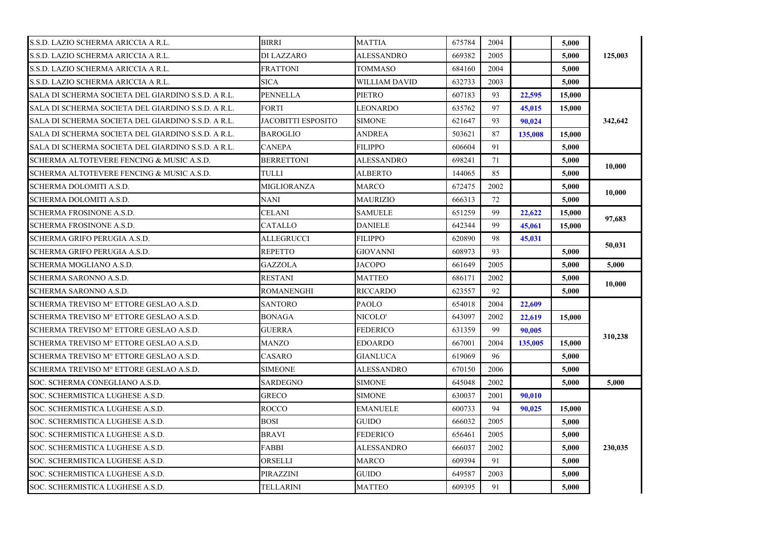| | | | | | | | |
|---|---|---|---|---|---|---|---|
| S.S.D. LAZIO SCHERMA ARICCIA A R.L. | BIRRI | MATTIA | 675784 | 2004 | | **5,000** | **125,003** |
| S.S.D. LAZIO SCHERMA ARICCIA A R.L. | DI LAZZARO | ALESSANDRO | 669382 | 2005 | | **5,000** | |
| S.S.D. LAZIO SCHERMA ARICCIA A R.L. | FRATTONI | TOMMASO | 684160 | 2004 | | **5,000** | |
| S.S.D. LAZIO SCHERMA ARICCIA A R.L. | SICA | WILLIAM DAVID | 632733 | 2003 | | **5,000** | |
| SALA DI SCHERMA SOCIETA DEL GIARDINO S.S.D. A R.L. | PENNELLA | PIETRO | 607183 | 93 | **22,595** | **15,000** | **342,642** |
| SALA DI SCHERMA SOCIETA DEL GIARDINO S.S.D. A R.L. | FORTI | LEONARDO | 635762 | 97 | **45,015** | **15,000** | |
| SALA DI SCHERMA SOCIETA DEL GIARDINO S.S.D. A R.L. | JACOBITTI ESPOSITO | SIMONE | 621647 | 93 | **90,024** | | |
| SALA DI SCHERMA SOCIETA DEL GIARDINO S.S.D. A R.L. | BAROGLIO | ANDREA | 503621 | 87 | **135,008** | **15,000** | |
| SALA DI SCHERMA SOCIETA DEL GIARDINO S.S.D. A R.L. | CANEPA | FILIPPO | 606604 | 91 | | **5,000** | |
| SCHERMA ALTOTEVERE FENCING & MUSIC A.S.D. | BERRETTONI | ALESSANDRO | 698241 | 71 | | **5,000** | **10,000** |
| SCHERMA ALTOTEVERE FENCING & MUSIC A.S.D. | TULLI | ALBERTO | 144065 | 85 | | **5,000** | |
| SCHERMA DOLOMITI A.S.D. | MIGLIORANZA | MARCO | 672475 | 2002 | | **5,000** | **10,000** |
| SCHERMA DOLOMITI A.S.D. | NANI | MAURIZIO | 666313 | 72 | | **5,000** | |
| SCHERMA FROSINONE A.S.D. | CELANI | SAMUELE | 651259 | 99 | **22,622** | **15,000** | **97,683** |
| SCHERMA FROSINONE A.S.D. | CATALLO | DANIELE | 642344 | 99 | **45,061** | **15,000** | |
| SCHERMA GRIFO PERUGIA A.S.D. | ALLEGRUCCI | FILIPPO | 620890 | 98 | **45,031** | | **50,031** |
| SCHERMA GRIFO PERUGIA A.S.D. | REPETTO | GIOVANNI | 608973 | 93 | | **5,000** | |
| SCHERMA MOGLIANO A.S.D. | GAZZOLA | JACOPO | 661649 | 2005 | | **5,000** | **5,000** |
| SCHERMA SARONNO A.S.D. | RESTANI | MATTEO | 686171 | 2002 | | **5,000** | **10,000** |
| SCHERMA SARONNO A.S.D. | ROMANENGHI | RICCARDO | 623557 | 92 | | **5,000** | |
| SCHERMA TREVISO M° ETTORE GESLAO A.S.D. | SANTORO | PAOLO | 654018 | 2004 | **22,609** | | **310,238** |
| SCHERMA TREVISO M° ETTORE GESLAO A.S.D. | BONAGA | NICOLO' | 643097 | 2002 | **22,619** | **15,000** | |
| SCHERMA TREVISO M° ETTORE GESLAO A.S.D. | GUERRA | FEDERICO | 631359 | 99 | **90,005** | | |
| SCHERMA TREVISO M° ETTORE GESLAO A.S.D. | MANZO | EDOARDO | 667001 | 2004 | **135,005** | **15,000** | |
| SCHERMA TREVISO M° ETTORE GESLAO A.S.D. | CASARO | GIANLUCA | 619069 | 96 | | **5,000** | |
| SCHERMA TREVISO M° ETTORE GESLAO A.S.D. | SIMEONE | ALESSANDRO | 670150 | 2006 | | **5,000** | |
| SOC. SCHERMA CONEGLIANO A.S.D. | SARDEGNO | SIMONE | 645048 | 2002 | | **5,000** | **5,000** |
| SOC. SCHERMISTICA LUGHESE A.S.D. | GRECO | SIMONE | 630037 | 2001 | **90,010** | | **230,035** |
| SOC. SCHERMISTICA LUGHESE A.S.D. | ROCCO | EMANUELE | 600733 | 94 | **90,025** | **15,000** | |
| SOC. SCHERMISTICA LUGHESE A.S.D. | BOSI | GUIDO | 666032 | 2005 | | **5,000** | |
| SOC. SCHERMISTICA LUGHESE A.S.D. | BRAVI | FEDERICO | 656461 | 2005 | | **5,000** | |
| SOC. SCHERMISTICA LUGHESE A.S.D. | FABBI | ALESSANDRO | 666037 | 2002 | | **5,000** | |
| SOC. SCHERMISTICA LUGHESE A.S.D. | ORSELLI | MARCO | 609394 | 91 | | **5,000** | |
| SOC. SCHERMISTICA LUGHESE A.S.D. | PIRAZZINI | GUIDO | 649587 | 2003 | | **5,000** | |
| SOC. SCHERMISTICA LUGHESE A.S.D. | TELLARINI | MATTEO | 609395 | 91 | | **5,000** | |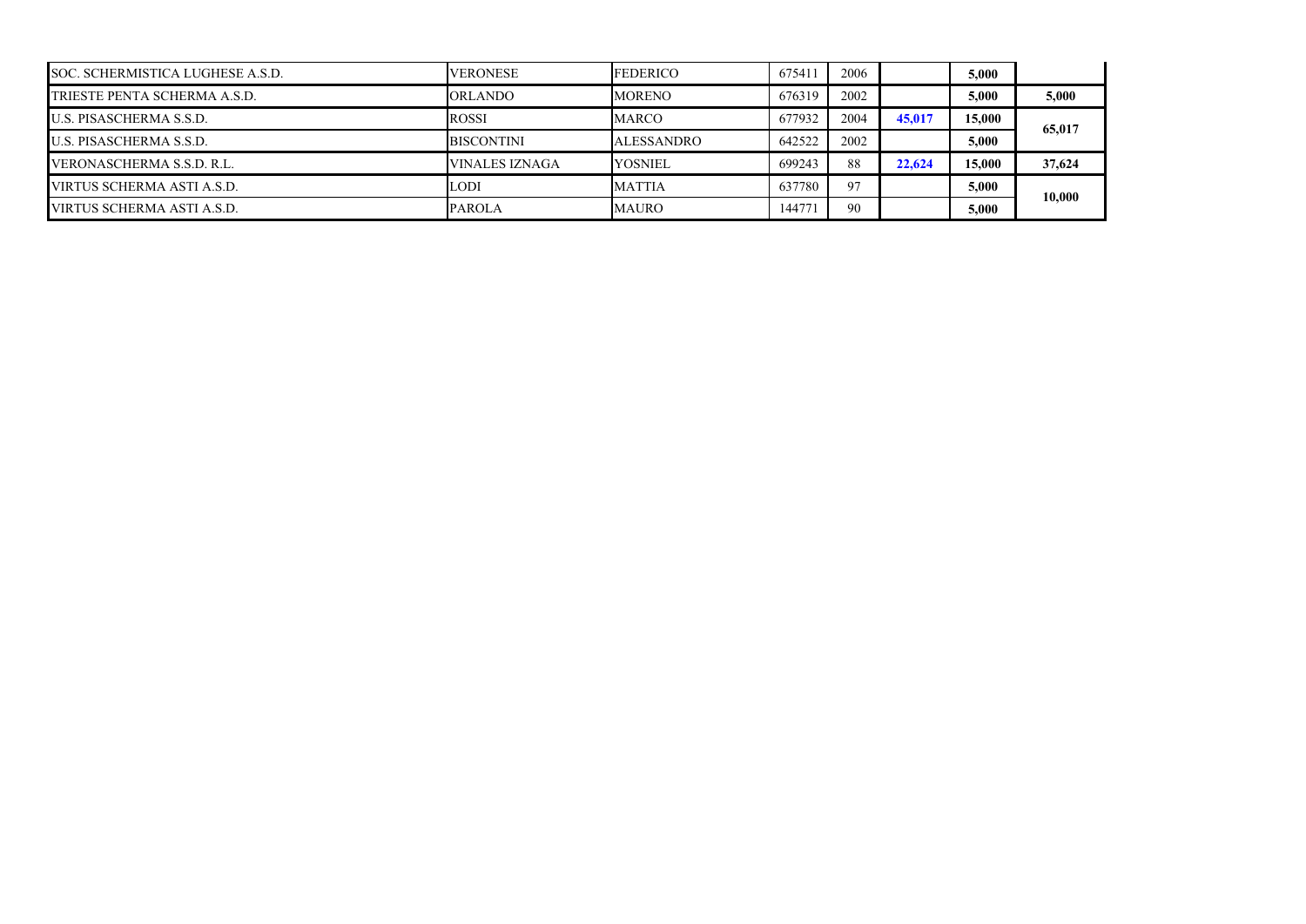| | | | | | | | |
|---|---|---|---|---|---|---|---|
| SOC. SCHERMISTICA LUGHESE A.S.D. | VERONESE | FEDERICO | 675411 | 2006 | | **5,000** | |
| TRIESTE PENTA SCHERMA A.S.D. | ORLANDO | MORENO | 676319 | 2002 | | **5,000** | **5,000** |
| U.S. PISASCHERMA S.S.D. | ROSSI | MARCO | 677932 | 2004 | **45,017** | **15,000** | **65,017** |
| U.S. PISASCHERMA S.S.D. | BISCONTINI | ALESSANDRO | 642522 | 2002 | | **5,000** | |
| VERONASCHERMA S.S.D. R.L. | VINALES IZNAGA | YOSNIEL | 699243 | 88 | **22,624** | **15,000** | **37,624** |
| VIRTUS SCHERMA ASTI A.S.D. | LODI | MATTIA | 637780 | 97 | | **5,000** | **10,000** |
| VIRTUS SCHERMA ASTI A.S.D. | PAROLA | MAURO | 144771 | 90 | | **5,000** | |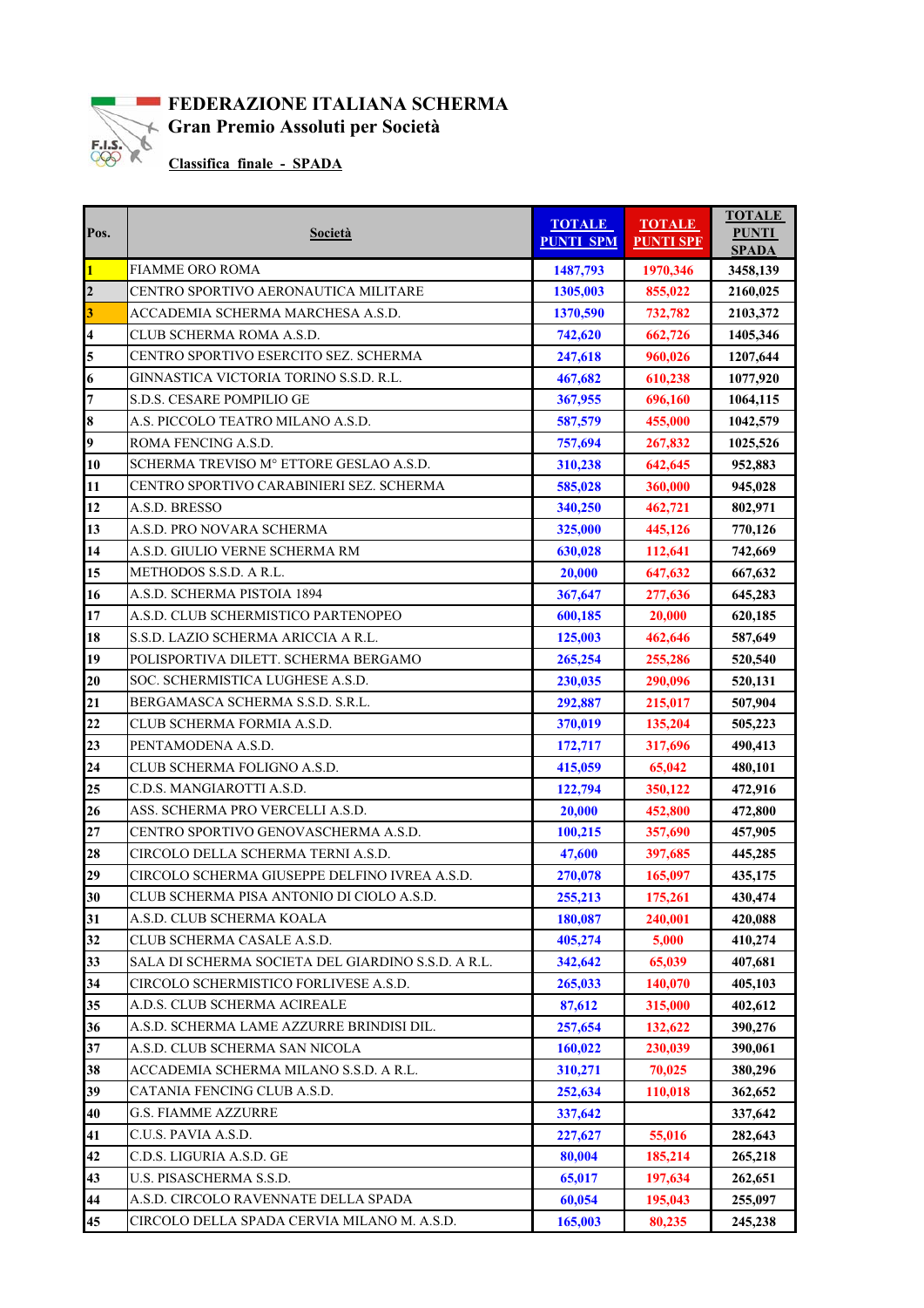# FEDERAZIONE ITALIANA SCHERMA

## Gran Premio Assoluti per Società

**Classifica finale - SPADA**

| Pos. | Società | TOTALE PUNTI SPM | TOTALE PUNTI SPF | TOTALE PUNTI SPADA |
|---|---|---|---|---|
| 1 | FIAMME ORO ROMA | 1487,793 | 1970,346 | 3458,139 |
| 2 | CENTRO SPORTIVO AERONAUTICA MILITARE | 1305,003 | 855,022 | 2160,025 |
| 3 | ACCADEMIA SCHERMA MARCHESA A.S.D. | 1370,590 | 732,782 | 2103,372 |
| 4 | CLUB SCHERMA ROMA A.S.D. | 742,620 | 662,726 | 1405,346 |
| 5 | CENTRO SPORTIVO ESERCITO SEZ. SCHERMA | 247,618 | 960,026 | 1207,644 |
| 6 | GINNASTICA VICTORIA TORINO S.S.D. R.L. | 467,682 | 610,238 | 1077,920 |
| 7 | S.D.S. CESARE POMPILIO GE | 367,955 | 696,160 | 1064,115 |
| 8 | A.S. PICCOLO TEATRO MILANO A.S.D. | 587,579 | 455,000 | 1042,579 |
| 9 | ROMA FENCING A.S.D. | 757,694 | 267,832 | 1025,526 |
| 10 | SCHERMA TREVISO M° ETTORE GESLAO A.S.D. | 310,238 | 642,645 | 952,883 |
| 11 | CENTRO SPORTIVO CARABINIERI SEZ. SCHERMA | 585,028 | 360,000 | 945,028 |
| 12 | A.S.D. BRESSO | 340,250 | 462,721 | 802,971 |
| 13 | A.S.D. PRO NOVARA SCHERMA | 325,000 | 445,126 | 770,126 |
| 14 | A.S.D. GIULIO VERNE SCHERMA RM | 630,028 | 112,641 | 742,669 |
| 15 | METHODOS S.S.D. A R.L. | 20,000 | 647,632 | 667,632 |
| 16 | A.S.D. SCHERMA PISTOIA 1894 | 367,647 | 277,636 | 645,283 |
| 17 | A.S.D. CLUB SCHERMISTICO PARTENOPEO | 600,185 | 20,000 | 620,185 |
| 18 | S.S.D. LAZIO SCHERMA ARICCIA A R.L. | 125,003 | 462,646 | 587,649 |
| 19 | POLISPORTIVA DILETT. SCHERMA BERGAMO | 265,254 | 255,286 | 520,540 |
| 20 | SOC. SCHERMISTICA LUGHESE A.S.D. | 230,035 | 290,096 | 520,131 |
| 21 | BERGAMASCA SCHERMA S.S.D. S.R.L. | 292,887 | 215,017 | 507,904 |
| 22 | CLUB SCHERMA FORMIA A.S.D. | 370,019 | 135,204 | 505,223 |
| 23 | PENTAMODENA A.S.D. | 172,717 | 317,696 | 490,413 |
| 24 | CLUB SCHERMA FOLIGNO A.S.D. | 415,059 | 65,042 | 480,101 |
| 25 | C.D.S. MANGIAROTTI A.S.D. | 122,794 | 350,122 | 472,916 |
| 26 | ASS. SCHERMA PRO VERCELLI A.S.D. | 20,000 | 452,800 | 472,800 |
| 27 | CENTRO SPORTIVO GENOVASCHERMA A.S.D. | 100,215 | 357,690 | 457,905 |
| 28 | CIRCOLO DELLA SCHERMA TERNI A.S.D. | 47,600 | 397,685 | 445,285 |
| 29 | CIRCOLO SCHERMA GIUSEPPE DELFINO IVREA A.S.D. | 270,078 | 165,097 | 435,175 |
| 30 | CLUB SCHERMA PISA ANTONIO DI CIOLO A.S.D. | 255,213 | 175,261 | 430,474 |
| 31 | A.S.D. CLUB SCHERMA KOALA | 180,087 | 240,001 | 420,088 |
| 32 | CLUB SCHERMA CASALE A.S.D. | 405,274 | 5,000 | 410,274 |
| 33 | SALA DI SCHERMA SOCIETA DEL GIARDINO S.S.D. A R.L. | 342,642 | 65,039 | 407,681 |
| 34 | CIRCOLO SCHERMISTICO FORLIVESE A.S.D. | 265,033 | 140,070 | 405,103 |
| 35 | A.D.S. CLUB SCHERMA ACIREALE | 87,612 | 315,000 | 402,612 |
| 36 | A.S.D. SCHERMA LAME AZZURRE BRINDISI DIL. | 257,654 | 132,622 | 390,276 |
| 37 | A.S.D. CLUB SCHERMA SAN NICOLA | 160,022 | 230,039 | 390,061 |
| 38 | ACCADEMIA SCHERMA MILANO S.S.D. A R.L. | 310,271 | 70,025 | 380,296 |
| 39 | CATANIA FENCING CLUB A.S.D. | 252,634 | 110,018 | 362,652 |
| 40 | G.S. FIAMME AZZURRE | 337,642 | | 337,642 |
| 41 | C.U.S. PAVIA A.S.D. | 227,627 | 55,016 | 282,643 |
| 42 | C.D.S. LIGURIA A.S.D. GE | 80,004 | 185,214 | 265,218 |
| 43 | U.S. PISASCHERMA S.S.D. | 65,017 | 197,634 | 262,651 |
| 44 | A.S.D. CIRCOLO RAVENNATE DELLA SPADA | 60,054 | 195,043 | 255,097 |
| 45 | CIRCOLO DELLA SPADA CERVIA MILANO M. A.S.D. | 165,003 | 80,235 | 245,238 |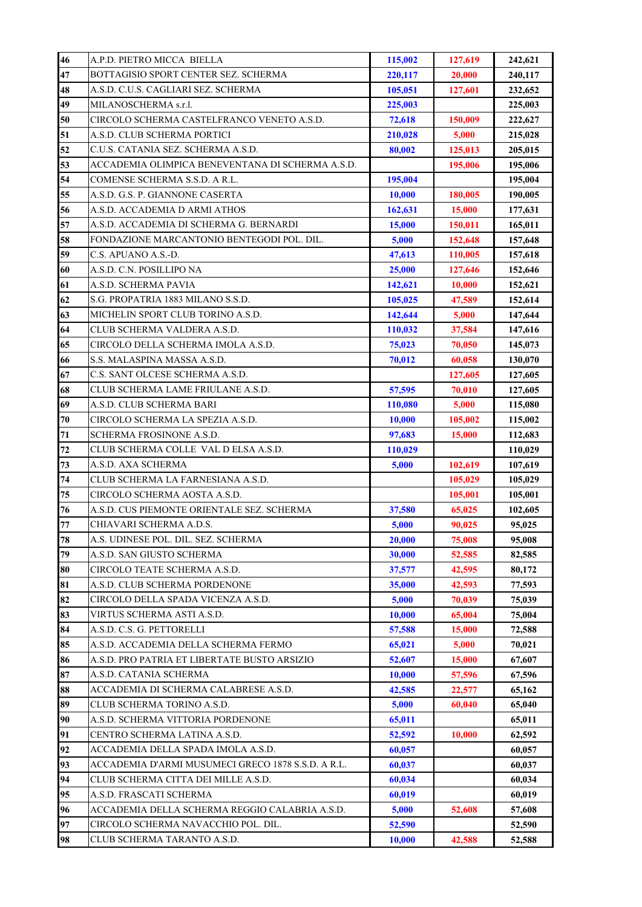| 46 | A.P.D. PIETRO MICCA BIELLA | 115,002 | 127,619 | 242,621 |
|---|---|---|---|---|
| 47 | BOTTAGISIO SPORT CENTER SEZ. SCHERMA | 220,117 | 20,000 | 240,117 |
| 48 | A.S.D. C.U.S. CAGLIARI SEZ. SCHERMA | 105,051 | 127,601 | 232,652 |
| 49 | MILANOSCHERMA s.r.l. | 225,003 | | 225,003 |
| 50 | CIRCOLO SCHERMA CASTELFRANCO VENETO A.S.D. | 72,618 | 150,009 | 222,627 |
| 51 | A.S.D. CLUB SCHERMA PORTICI | 210,028 | 5,000 | 215,028 |
| 52 | C.U.S. CATANIA SEZ. SCHERMA A.S.D. | 80,002 | 125,013 | 205,015 |
| 53 | ACCADEMIA OLIMPICA BENEVENTANA DI SCHERMA A.S.D. | | 195,006 | 195,006 |
| 54 | COMENSE SCHERMA S.S.D. A R.L. | 195,004 | | 195,004 |
| 55 | A.S.D. G.S. P. GIANNONE CASERTA | 10,000 | 180,005 | 190,005 |
| 56 | A.S.D. ACCADEMIA D ARMI ATHOS | 162,631 | 15,000 | 177,631 |
| 57 | A.S.D. ACCADEMIA DI SCHERMA G. BERNARDI | 15,000 | 150,011 | 165,011 |
| 58 | FONDAZIONE MARCANTONIO BENTEGODI POL. DIL. | 5,000 | 152,648 | 157,648 |
| 59 | C.S. APUANO A.S.-D. | 47,613 | 110,005 | 157,618 |
| 60 | A.S.D. C.N. POSILLIPO NA | 25,000 | 127,646 | 152,646 |
| 61 | A.S.D. SCHERMA PAVIA | 142,621 | 10,000 | 152,621 |
| 62 | S.G. PROPATRIA 1883 MILANO S.S.D. | 105,025 | 47,589 | 152,614 |
| 63 | MICHELIN SPORT CLUB TORINO A.S.D. | 142,644 | 5,000 | 147,644 |
| 64 | CLUB SCHERMA VALDERA A.S.D. | 110,032 | 37,584 | 147,616 |
| 65 | CIRCOLO DELLA SCHERMA IMOLA A.S.D. | 75,023 | 70,050 | 145,073 |
| 66 | S.S. MALASPINA MASSA A.S.D. | 70,012 | 60,058 | 130,070 |
| 67 | C.S. SANT OLCESE SCHERMA A.S.D. | | 127,605 | 127,605 |
| 68 | CLUB SCHERMA LAME FRIULANE A.S.D. | 57,595 | 70,010 | 127,605 |
| 69 | A.S.D. CLUB SCHERMA BARI | 110,080 | 5,000 | 115,080 |
| 70 | CIRCOLO SCHERMA LA SPEZIA A.S.D. | 10,000 | 105,002 | 115,002 |
| 71 | SCHERMA FROSINONE A.S.D. | 97,683 | 15,000 | 112,683 |
| 72 | CLUB SCHERMA COLLE VAL D ELSA A.S.D. | 110,029 | | 110,029 |
| 73 | A.S.D. AXA SCHERMA | 5,000 | 102,619 | 107,619 |
| 74 | CLUB SCHERMA LA FARNESIANA A.S.D. | | 105,029 | 105,029 |
| 75 | CIRCOLO SCHERMA AOSTA A.S.D. | | 105,001 | 105,001 |
| 76 | A.S.D. CUS PIEMONTE ORIENTALE SEZ. SCHERMA | 37,580 | 65,025 | 102,605 |
| 77 | CHIAVARI SCHERMA A.D.S. | 5,000 | 90,025 | 95,025 |
| 78 | A.S. UDINESE POL. DIL. SEZ. SCHERMA | 20,000 | 75,008 | 95,008 |
| 79 | A.S.D. SAN GIUSTO SCHERMA | 30,000 | 52,585 | 82,585 |
| 80 | CIRCOLO TEATE SCHERMA A.S.D. | 37,577 | 42,595 | 80,172 |
| 81 | A.S.D. CLUB SCHERMA PORDENONE | 35,000 | 42,593 | 77,593 |
| 82 | CIRCOLO DELLA SPADA VICENZA A.S.D. | 5,000 | 70,039 | 75,039 |
| 83 | VIRTUS SCHERMA ASTI A.S.D. | 10,000 | 65,004 | 75,004 |
| 84 | A.S.D. C.S. G. PETTORELLI | 57,588 | 15,000 | 72,588 |
| 85 | A.S.D. ACCADEMIA DELLA SCHERMA FERMO | 65,021 | 5,000 | 70,021 |
| 86 | A.S.D. PRO PATRIA ET LIBERTATE BUSTO ARSIZIO | 52,607 | 15,000 | 67,607 |
| 87 | A.S.D. CATANIA SCHERMA | 10,000 | 57,596 | 67,596 |
| 88 | ACCADEMIA DI SCHERMA CALABRESE A.S.D. | 42,585 | 22,577 | 65,162 |
| 89 | CLUB SCHERMA TORINO A.S.D. | 5,000 | 60,040 | 65,040 |
| 90 | A.S.D. SCHERMA VITTORIA PORDENONE | 65,011 | | 65,011 |
| 91 | CENTRO SCHERMA LATINA A.S.D. | 52,592 | 10,000 | 62,592 |
| 92 | ACCADEMIA DELLA SPADA IMOLA A.S.D. | 60,057 | | 60,057 |
| 93 | ACCADEMIA D'ARMI MUSUMECI GRECO 1878 S.S.D. A R.L. | 60,037 | | 60,037 |
| 94 | CLUB SCHERMA CITTA DEI MILLE A.S.D. | 60,034 | | 60,034 |
| 95 | A.S.D. FRASCATI SCHERMA | 60,019 | | 60,019 |
| 96 | ACCADEMIA DELLA SCHERMA REGGIO CALABRIA A.S.D. | 5,000 | 52,608 | 57,608 |
| 97 | CIRCOLO SCHERMA NAVACCHIO POL. DIL. | 52,590 | | 52,590 |
| 98 | CLUB SCHERMA TARANTO A.S.D. | 10,000 | 42,588 | 52,588 |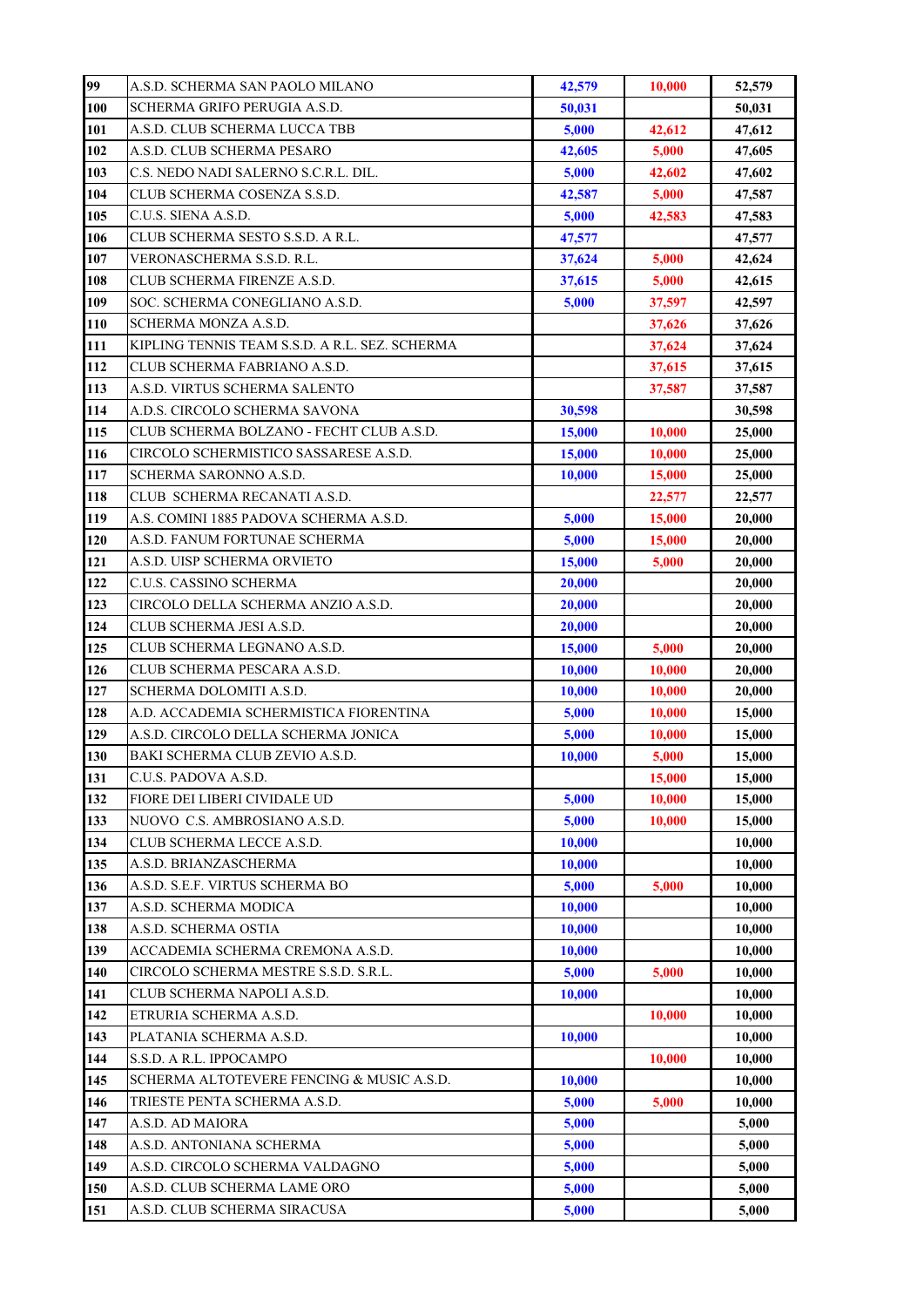| | | | | |
|---|---|---|---|---|
| 99 | A.S.D. SCHERMA SAN PAOLO MILANO | 42,579 | 10,000 | 52,579 |
| 100 | SCHERMA GRIFO PERUGIA A.S.D. | 50,031 | | 50,031 |
| 101 | A.S.D. CLUB SCHERMA LUCCA TBB | 5,000 | 42,612 | 47,612 |
| 102 | A.S.D. CLUB SCHERMA PESARO | 42,605 | 5,000 | 47,605 |
| 103 | C.S. NEDO NADI SALERNO S.C.R.L. DIL. | 5,000 | 42,602 | 47,602 |
| 104 | CLUB SCHERMA COSENZA S.S.D. | 42,587 | 5,000 | 47,587 |
| 105 | C.U.S. SIENA A.S.D. | 5,000 | 42,583 | 47,583 |
| 106 | CLUB SCHERMA SESTO S.S.D. A R.L. | 47,577 | | 47,577 |
| 107 | VERONASCHERMA S.S.D. R.L. | 37,624 | 5,000 | 42,624 |
| 108 | CLUB SCHERMA FIRENZE A.S.D. | 37,615 | 5,000 | 42,615 |
| 109 | SOC. SCHERMA CONEGLIANO A.S.D. | 5,000 | 37,597 | 42,597 |
| 110 | SCHERMA MONZA A.S.D. | | 37,626 | 37,626 |
| 111 | KIPLING TENNIS TEAM S.S.D. A R.L. SEZ. SCHERMA | | 37,624 | 37,624 |
| 112 | CLUB SCHERMA FABRIANO A.S.D. | | 37,615 | 37,615 |
| 113 | A.S.D. VIRTUS SCHERMA SALENTO | | 37,587 | 37,587 |
| 114 | A.D.S. CIRCOLO SCHERMA SAVONA | 30,598 | | 30,598 |
| 115 | CLUB SCHERMA BOLZANO - FECHT CLUB A.S.D. | 15,000 | 10,000 | 25,000 |
| 116 | CIRCOLO SCHERMISTICO SASSARESE A.S.D. | 15,000 | 10,000 | 25,000 |
| 117 | SCHERMA SARONNO A.S.D. | 10,000 | 15,000 | 25,000 |
| 118 | CLUB SCHERMA RECANATI A.S.D. | | 22,577 | 22,577 |
| 119 | A.S. COMINI 1885 PADOVA SCHERMA A.S.D. | 5,000 | 15,000 | 20,000 |
| 120 | A.S.D. FANUM FORTUNAE SCHERMA | 5,000 | 15,000 | 20,000 |
| 121 | A.S.D. UISP SCHERMA ORVIETO | 15,000 | 5,000 | 20,000 |
| 122 | C.U.S. CASSINO SCHERMA | 20,000 | | 20,000 |
| 123 | CIRCOLO DELLA SCHERMA ANZIO A.S.D. | 20,000 | | 20,000 |
| 124 | CLUB SCHERMA JESI A.S.D. | 20,000 | | 20,000 |
| 125 | CLUB SCHERMA LEGNANO A.S.D. | 15,000 | 5,000 | 20,000 |
| 126 | CLUB SCHERMA PESCARA A.S.D. | 10,000 | 10,000 | 20,000 |
| 127 | SCHERMA DOLOMITI A.S.D. | 10,000 | 10,000 | 20,000 |
| 128 | A.D. ACCADEMIA SCHERMISTICA FIORENTINA | 5,000 | 10,000 | 15,000 |
| 129 | A.S.D. CIRCOLO DELLA SCHERMA JONICA | 5,000 | 10,000 | 15,000 |
| 130 | BAKI SCHERMA CLUB ZEVIO A.S.D. | 10,000 | 5,000 | 15,000 |
| 131 | C.U.S. PADOVA A.S.D. | | 15,000 | 15,000 |
| 132 | FIORE DEI LIBERI CIVIDALE UD | 5,000 | 10,000 | 15,000 |
| 133 | NUOVO C.S. AMBROSIANO A.S.D. | 5,000 | 10,000 | 15,000 |
| 134 | CLUB SCHERMA LECCE A.S.D. | 10,000 | | 10,000 |
| 135 | A.S.D. BRIANZASCHERMA | 10,000 | | 10,000 |
| 136 | A.S.D. S.E.F. VIRTUS SCHERMA BO | 5,000 | 5,000 | 10,000 |
| 137 | A.S.D. SCHERMA MODICA | 10,000 | | 10,000 |
| 138 | A.S.D. SCHERMA OSTIA | 10,000 | | 10,000 |
| 139 | ACCADEMIA SCHERMA CREMONA A.S.D. | 10,000 | | 10,000 |
| 140 | CIRCOLO SCHERMA MESTRE S.S.D. S.R.L. | 5,000 | 5,000 | 10,000 |
| 141 | CLUB SCHERMA NAPOLI A.S.D. | 10,000 | | 10,000 |
| 142 | ETRURIA SCHERMA A.S.D. | | 10,000 | 10,000 |
| 143 | PLATANIA SCHERMA A.S.D. | 10,000 | | 10,000 |
| 144 | S.S.D. A R.L. IPPOCAMPO | | 10,000 | 10,000 |
| 145 | SCHERMA ALTOTEVERE FENCING & MUSIC A.S.D. | 10,000 | | 10,000 |
| 146 | TRIESTE PENTA SCHERMA A.S.D. | 5,000 | 5,000 | 10,000 |
| 147 | A.S.D. AD MAIORA | 5,000 | | 5,000 |
| 148 | A.S.D. ANTONIANA SCHERMA | 5,000 | | 5,000 |
| 149 | A.S.D. CIRCOLO SCHERMA VALDAGNO | 5,000 | | 5,000 |
| 150 | A.S.D. CLUB SCHERMA LAME ORO | 5,000 | | 5,000 |
| 151 | A.S.D. CLUB SCHERMA SIRACUSA | 5,000 | | 5,000 |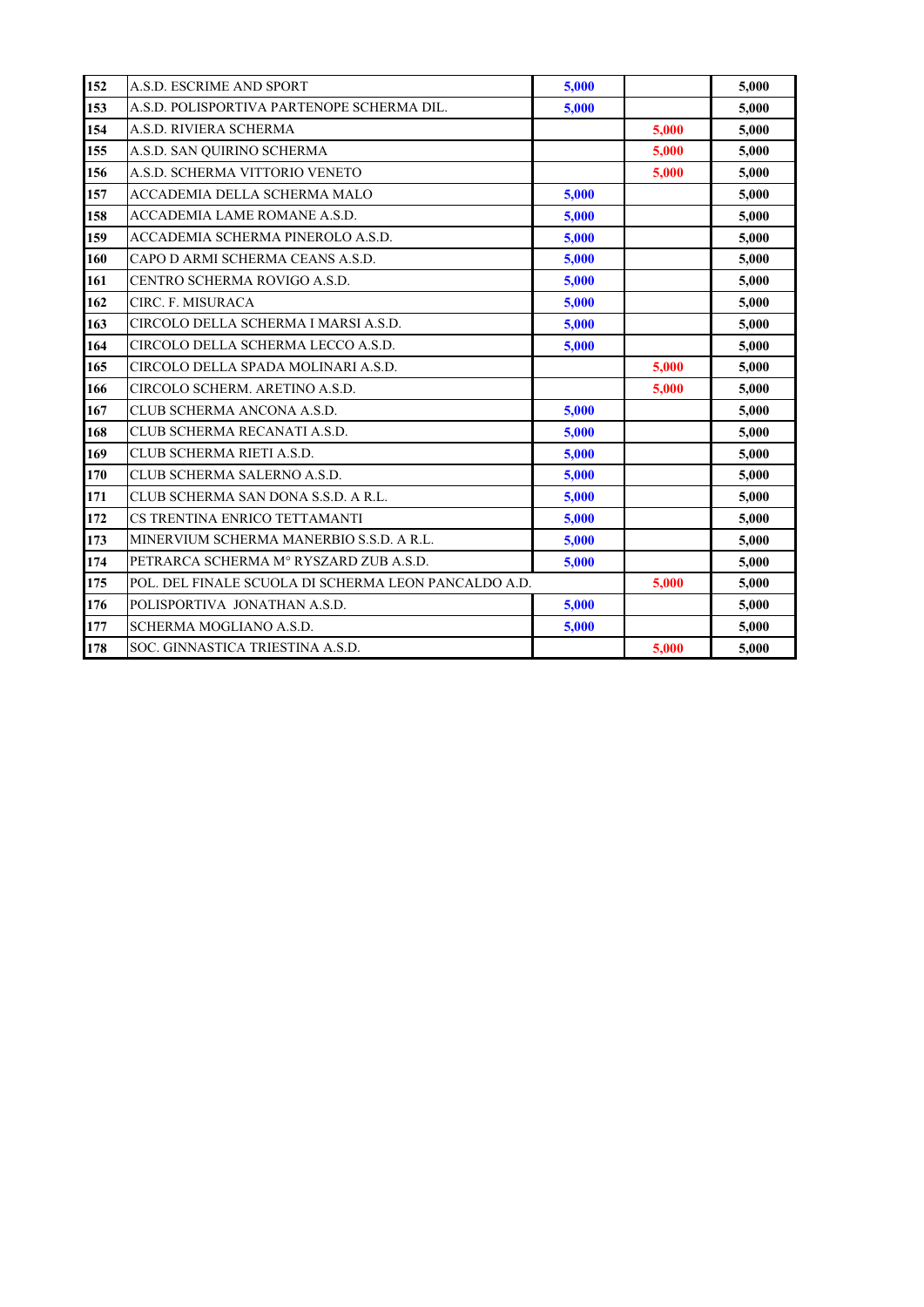| | | | | |
|---|---|---|---|---|
| **152** | A.S.D. ESCRIME AND SPORT | **5,000** | | **5,000** |
| **153** | A.S.D. POLISPORTIVA PARTENOPE SCHERMA DIL. | **5,000** | | **5,000** |
| **154** | A.S.D. RIVIERA SCHERMA | | **5,000** | **5,000** |
| **155** | A.S.D. SAN QUIRINO SCHERMA | | **5,000** | **5,000** |
| **156** | A.S.D. SCHERMA VITTORIO VENETO | | **5,000** | **5,000** |
| **157** | ACCADEMIA DELLA SCHERMA MALO | **5,000** | | **5,000** |
| **158** | ACCADEMIA LAME ROMANE A.S.D. | **5,000** | | **5,000** |
| **159** | ACCADEMIA SCHERMA PINEROLO A.S.D. | **5,000** | | **5,000** |
| **160** | CAPO D ARMI SCHERMA CEANS A.S.D. | **5,000** | | **5,000** |
| **161** | CENTRO SCHERMA ROVIGO A.S.D. | **5,000** | | **5,000** |
| **162** | CIRC. F. MISURACA | **5,000** | | **5,000** |
| **163** | CIRCOLO DELLA SCHERMA I MARSI A.S.D. | **5,000** | | **5,000** |
| **164** | CIRCOLO DELLA SCHERMA LECCO A.S.D. | **5,000** | | **5,000** |
| **165** | CIRCOLO DELLA SPADA MOLINARI A.S.D. | | **5,000** | **5,000** |
| **166** | CIRCOLO SCHERM. ARETINO A.S.D. | | **5,000** | **5,000** |
| **167** | CLUB SCHERMA ANCONA A.S.D. | **5,000** | | **5,000** |
| **168** | CLUB SCHERMA RECANATI A.S.D. | **5,000** | | **5,000** |
| **169** | CLUB SCHERMA RIETI A.S.D. | **5,000** | | **5,000** |
| **170** | CLUB SCHERMA SALERNO A.S.D. | **5,000** | | **5,000** |
| **171** | CLUB SCHERMA SAN DONA S.S.D. A R.L. | **5,000** | | **5,000** |
| **172** | CS TRENTINA ENRICO TETTAMANTI | **5,000** | | **5,000** |
| **173** | MINERVIUM SCHERMA MANERBIO S.S.D. A R.L. | **5,000** | | **5,000** |
| **174** | PETRARCA SCHERMA M° RYSZARD ZUB A.S.D. | **5,000** | | **5,000** |
| **175** | POL. DEL FINALE SCUOLA DI SCHERMA LEON PANCALDO A.D. | | **5,000** | **5,000** |
| **176** | POLISPORTIVA JONATHAN A.S.D. | **5,000** | | **5,000** |
| **177** | SCHERMA MOGLIANO A.S.D. | **5,000** | | **5,000** |
| **178** | SOC. GINNASTICA TRIESTINA A.S.D. | | **5,000** | **5,000** |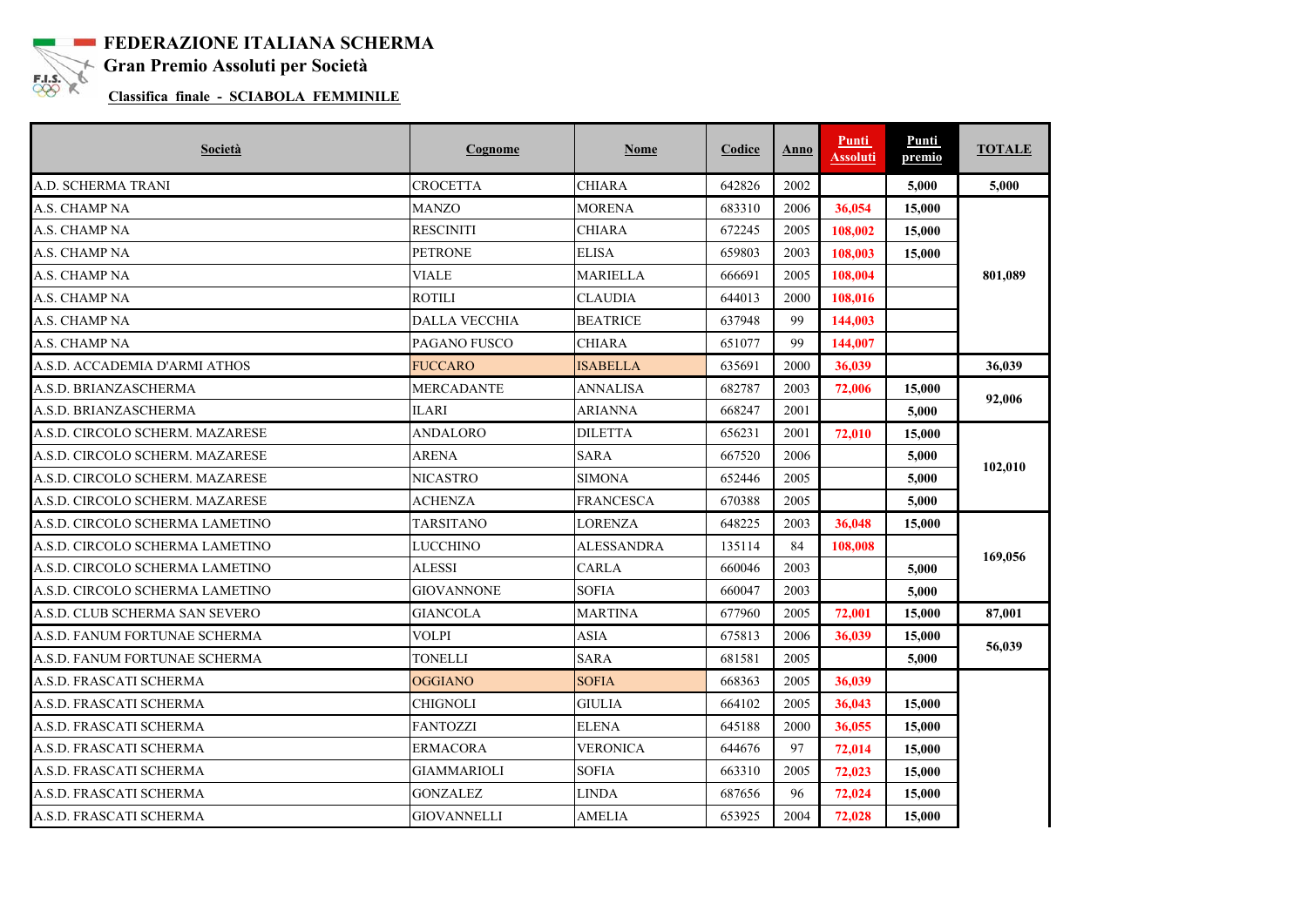# FEDERAZIONE ITALIANA SCHERMA

## Gran Premio Assoluti per Società

**Classifica finale - SCIABOLA FEMMINILE**

| Società | Cognome | Nome | Codice | Anno | Punti Assoluti | Punti premio | TOTALE |
|---|---|---|---|---|---|---|---|
| A.D. SCHERMA TRANI | CROCETTA | CHIARA | 642826 | 2002 | | 5,000 | 5,000 |
| A.S. CHAMP NA | MANZO | MORENA | 683310 | 2006 | 36,054 | 15,000 | 801,089 |
| A.S. CHAMP NA | RESCINITI | CHIARA | 672245 | 2005 | 108,002 | 15,000 | |
| A.S. CHAMP NA | PETRONE | ELISA | 659803 | 2003 | 108,003 | 15,000 | |
| A.S. CHAMP NA | VIALE | MARIELLA | 666691 | 2005 | 108,004 | | |
| A.S. CHAMP NA | ROTILI | CLAUDIA | 644013 | 2000 | 108,016 | | |
| A.S. CHAMP NA | DALLA VECCHIA | BEATRICE | 637948 | 99 | 144,003 | | |
| A.S. CHAMP NA | PAGANO FUSCO | CHIARA | 651077 | 99 | 144,007 | | |
| A.S.D. ACCADEMIA D'ARMI ATHOS | FUCCARO | ISABELLA | 635691 | 2000 | 36,039 | | 36,039 |
| A.S.D. BRIANZASCHERMA | MERCADANTE | ANNALISA | 682787 | 2003 | 72,006 | 15,000 | 92,006 |
| A.S.D. BRIANZASCHERMA | ILARI | ARIANNA | 668247 | 2001 | | 5,000 | |
| A.S.D. CIRCOLO SCHERM. MAZARESE | ANDALORO | DILETTA | 656231 | 2001 | 72,010 | 15,000 | 102,010 |
| A.S.D. CIRCOLO SCHERM. MAZARESE | ARENA | SARA | 667520 | 2006 | | 5,000 | |
| A.S.D. CIRCOLO SCHERM. MAZARESE | NICASTRO | SIMONA | 652446 | 2005 | | 5,000 | |
| A.S.D. CIRCOLO SCHERM. MAZARESE | ACHENZA | FRANCESCA | 670388 | 2005 | | 5,000 | |
| A.S.D. CIRCOLO SCHERMA LAMETINO | TARSITANO | LORENZA | 648225 | 2003 | 36,048 | 15,000 | 169,056 |
| A.S.D. CIRCOLO SCHERMA LAMETINO | LUCCHINO | ALESSANDRA | 135114 | 84 | 108,008 | | |
| A.S.D. CIRCOLO SCHERMA LAMETINO | ALESSI | CARLA | 660046 | 2003 | | 5,000 | |
| A.S.D. CIRCOLO SCHERMA LAMETINO | GIOVANNONE | SOFIA | 660047 | 2003 | | 5,000 | |
| A.S.D. CLUB SCHERMA SAN SEVERO | GIANCOLA | MARTINA | 677960 | 2005 | 72,001 | 15,000 | 87,001 |
| A.S.D. FANUM FORTUNAE SCHERMA | VOLPI | ASIA | 675813 | 2006 | 36,039 | 15,000 | 56,039 |
| A.S.D. FANUM FORTUNAE SCHERMA | TONELLI | SARA | 681581 | 2005 | | 5,000 | |
| A.S.D. FRASCATI SCHERMA | OGGIANO | SOFIA | 668363 | 2005 | 36,039 | | |
| A.S.D. FRASCATI SCHERMA | CHIGNOLI | GIULIA | 664102 | 2005 | 36,043 | 15,000 | |
| A.S.D. FRASCATI SCHERMA | FANTOZZI | ELENA | 645188 | 2000 | 36,055 | 15,000 | |
| A.S.D. FRASCATI SCHERMA | ERMACORA | VERONICA | 644676 | 97 | 72,014 | 15,000 | |
| A.S.D. FRASCATI SCHERMA | GIAMMARIOLI | SOFIA | 663310 | 2005 | 72,023 | 15,000 | |
| A.S.D. FRASCATI SCHERMA | GONZALEZ | LINDA | 687656 | 96 | 72,024 | 15,000 | |
| A.S.D. FRASCATI SCHERMA | GIOVANNELLI | AMELIA | 653925 | 2004 | 72,028 | 15,000 | |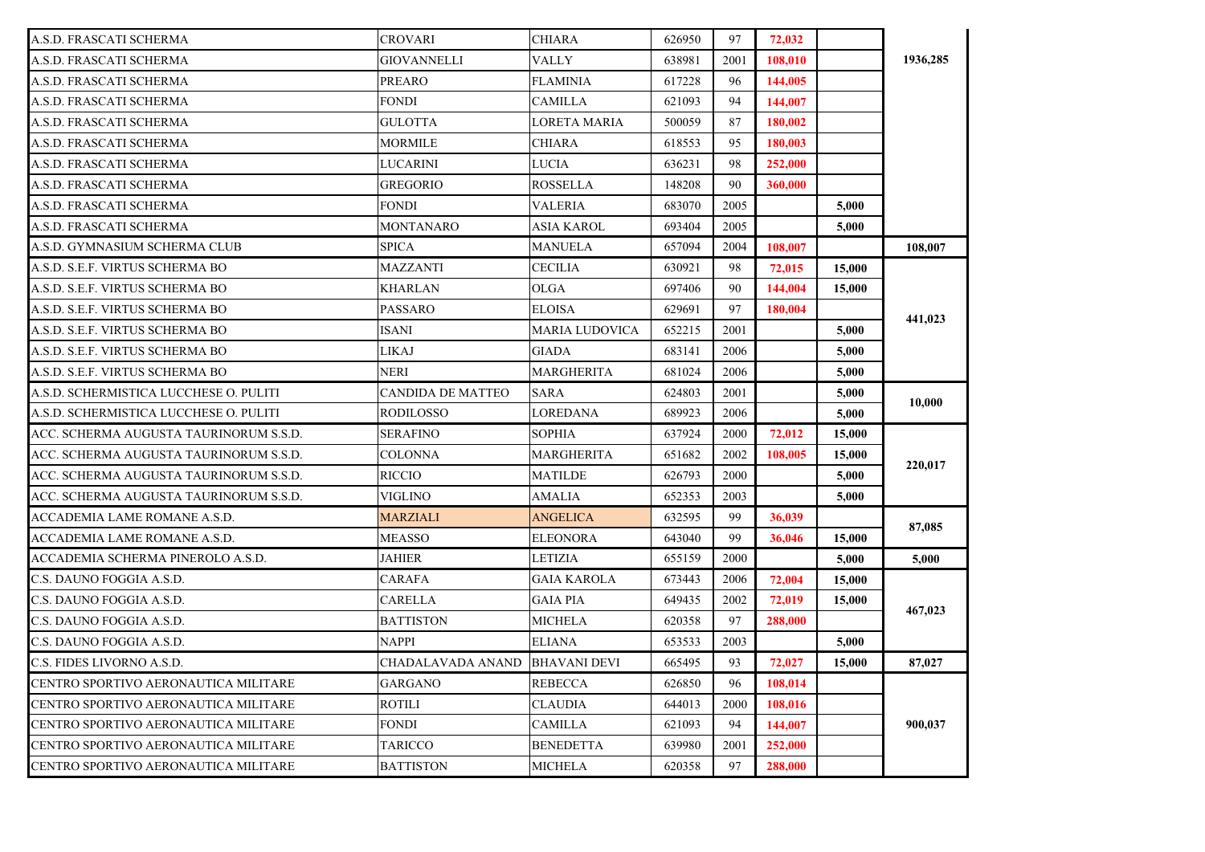| | | | | | | | |
|---|---|---|---|---|---|---|---|
| A.S.D. FRASCATI SCHERMA | CROVARI | CHIARA | 626950 | 97 | 72,032 | | 1936,285 |
| A.S.D. FRASCATI SCHERMA | GIOVANNELLI | VALLY | 638981 | 2001 | 108,010 | | |
| A.S.D. FRASCATI SCHERMA | PREARO | FLAMINIA | 617228 | 96 | 144,005 | | |
| A.S.D. FRASCATI SCHERMA | FONDI | CAMILLA | 621093 | 94 | 144,007 | | |
| A.S.D. FRASCATI SCHERMA | GULOTTA | LORETA MARIA | 500059 | 87 | 180,002 | | |
| A.S.D. FRASCATI SCHERMA | MORMILE | CHIARA | 618553 | 95 | 180,003 | | |
| A.S.D. FRASCATI SCHERMA | LUCARINI | LUCIA | 636231 | 98 | 252,000 | | |
| A.S.D. FRASCATI SCHERMA | GREGORIO | ROSSELLA | 148208 | 90 | 360,000 | | |
| A.S.D. FRASCATI SCHERMA | FONDI | VALERIA | 683070 | 2005 | | 5,000 | |
| A.S.D. FRASCATI SCHERMA | MONTANARO | ASIA KAROL | 693404 | 2005 | | 5,000 | |
| A.S.D. GYMNASIUM SCHERMA CLUB | SPICA | MANUELA | 657094 | 2004 | 108,007 | | 108,007 |
| A.S.D. S.E.F. VIRTUS SCHERMA BO | MAZZANTI | CECILIA | 630921 | 98 | 72,015 | 15,000 | 441,023 |
| A.S.D. S.E.F. VIRTUS SCHERMA BO | KHARLAN | OLGA | 697406 | 90 | 144,004 | 15,000 | |
| A.S.D. S.E.F. VIRTUS SCHERMA BO | PASSARO | ELOISA | 629691 | 97 | 180,004 | | |
| A.S.D. S.E.F. VIRTUS SCHERMA BO | ISANI | MARIA LUDOVICA | 652215 | 2001 | | 5,000 | |
| A.S.D. S.E.F. VIRTUS SCHERMA BO | LIKAJ | GIADA | 683141 | 2006 | | 5,000 | |
| A.S.D. S.E.F. VIRTUS SCHERMA BO | NERI | MARGHERITA | 681024 | 2006 | | 5,000 | |
| A.S.D. SCHERMISTICA LUCCHESE O. PULITI | CANDIDA DE MATTEO | SARA | 624803 | 2001 | | 5,000 | 10,000 |
| A.S.D. SCHERMISTICA LUCCHESE O. PULITI | RODILOSSO | LOREDANA | 689923 | 2006 | | 5,000 | |
| ACC. SCHERMA AUGUSTA TAURINORUM S.S.D. | SERAFINO | SOPHIA | 637924 | 2000 | 72,012 | 15,000 | 220,017 |
| ACC. SCHERMA AUGUSTA TAURINORUM S.S.D. | COLONNA | MARGHERITA | 651682 | 2002 | 108,005 | 15,000 | |
| ACC. SCHERMA AUGUSTA TAURINORUM S.S.D. | RICCIO | MATILDE | 626793 | 2000 | | 5,000 | |
| ACC. SCHERMA AUGUSTA TAURINORUM S.S.D. | VIGLINO | AMALIA | 652353 | 2003 | | 5,000 | |
| ACCADEMIA LAME ROMANE A.S.D. | MARZIALI | ANGELICA | 632595 | 99 | 36,039 | | 87,085 |
| ACCADEMIA LAME ROMANE A.S.D. | MEASSO | ELEONORA | 643040 | 99 | 36,046 | 15,000 | |
| ACCADEMIA SCHERMA PINEROLO A.S.D. | JAHIER | LETIZIA | 655159 | 2000 | | 5,000 | 5,000 |
| C.S. DAUNO FOGGIA A.S.D. | CARAFA | GAIA KAROLA | 673443 | 2006 | 72,004 | 15,000 | 467,023 |
| C.S. DAUNO FOGGIA A.S.D. | CARELLA | GAIA PIA | 649435 | 2002 | 72,019 | 15,000 | |
| C.S. DAUNO FOGGIA A.S.D. | BATTISTON | MICHELA | 620358 | 97 | 288,000 | | |
| C.S. DAUNO FOGGIA A.S.D. | NAPPI | ELIANA | 653533 | 2003 | | 5,000 | |
| C.S. FIDES LIVORNO A.S.D. | CHADALAVADA ANAND | BHAVANI DEVI | 665495 | 93 | 72,027 | 15,000 | 87,027 |
| CENTRO SPORTIVO AERONAUTICA MILITARE | GARGANO | REBECCA | 626850 | 96 | 108,014 | | 900,037 |
| CENTRO SPORTIVO AERONAUTICA MILITARE | ROTILI | CLAUDIA | 644013 | 2000 | 108,016 | | |
| CENTRO SPORTIVO AERONAUTICA MILITARE | FONDI | CAMILLA | 621093 | 94 | 144,007 | | |
| CENTRO SPORTIVO AERONAUTICA MILITARE | TARICCO | BENEDETTA | 639980 | 2001 | 252,000 | | |
| CENTRO SPORTIVO AERONAUTICA MILITARE | BATTISTON | MICHELA | 620358 | 97 | 288,000 | | |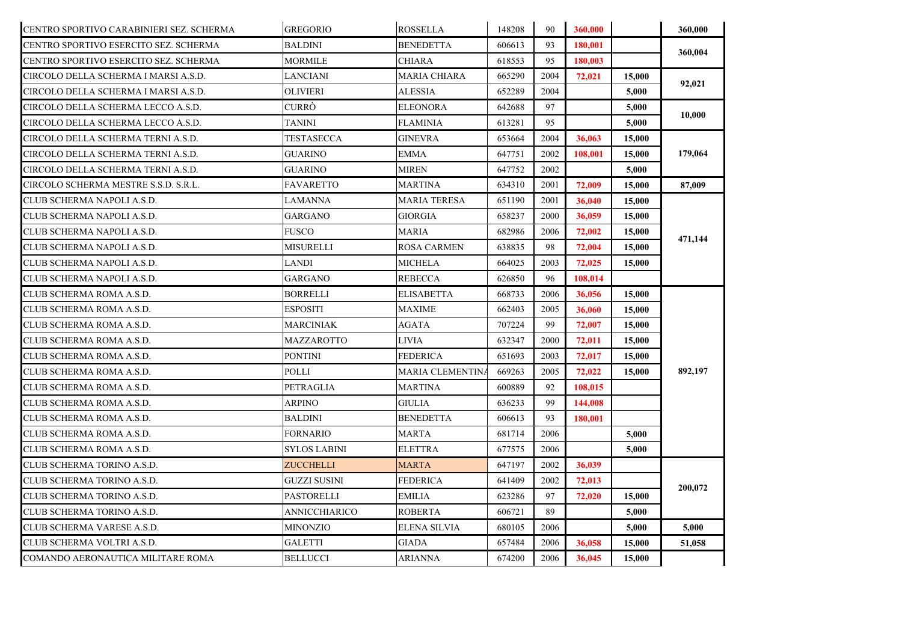| | | | | | | | |
|---|---|---|---|---|---|---|---|
| CENTRO SPORTIVO CARABINIERI SEZ. SCHERMA | GREGORIO | ROSSELLA | 148208 | 90 | 360,000 | | 360,000 |
| CENTRO SPORTIVO ESERCITO SEZ. SCHERMA | BALDINI | BENEDETTA | 606613 | 93 | 180,001 | | 360,004 |
| CENTRO SPORTIVO ESERCITO SEZ. SCHERMA | MORMILE | CHIARA | 618553 | 95 | 180,003 | | |
| CIRCOLO DELLA SCHERMA I MARSI A.S.D. | LANCIANI | MARIA CHIARA | 665290 | 2004 | 72,021 | 15,000 | 92,021 |
| CIRCOLO DELLA SCHERMA I MARSI A.S.D. | OLIVIERI | ALESSIA | 652289 | 2004 | | 5,000 | |
| CIRCOLO DELLA SCHERMA LECCO A.S.D. | CURRÒ | ELEONORA | 642688 | 97 | | 5,000 | 10,000 |
| CIRCOLO DELLA SCHERMA LECCO A.S.D. | TANINI | FLAMINIA | 613281 | 95 | | 5,000 | |
| CIRCOLO DELLA SCHERMA TERNI A.S.D. | TESTASECCA | GINEVRA | 653664 | 2004 | 36,063 | 15,000 | 179,064 |
| CIRCOLO DELLA SCHERMA TERNI A.S.D. | GUARINO | EMMA | 647751 | 2002 | 108,001 | 15,000 | |
| CIRCOLO DELLA SCHERMA TERNI A.S.D. | GUARINO | MIREN | 647752 | 2002 | | 5,000 | |
| CIRCOLO SCHERMA MESTRE S.S.D. S.R.L. | FAVARETTO | MARTINA | 634310 | 2001 | 72,009 | 15,000 | 87,009 |
| CLUB SCHERMA NAPOLI A.S.D. | LAMANNA | MARIA TERESA | 651190 | 2001 | 36,040 | 15,000 | 471,144 |
| CLUB SCHERMA NAPOLI A.S.D. | GARGANO | GIORGIA | 658237 | 2000 | 36,059 | 15,000 | |
| CLUB SCHERMA NAPOLI A.S.D. | FUSCO | MARIA | 682986 | 2006 | 72,002 | 15,000 | |
| CLUB SCHERMA NAPOLI A.S.D. | MISURELLI | ROSA CARMEN | 638835 | 98 | 72,004 | 15,000 | |
| CLUB SCHERMA NAPOLI A.S.D. | LANDI | MICHELA | 664025 | 2003 | 72,025 | 15,000 | |
| CLUB SCHERMA NAPOLI A.S.D. | GARGANO | REBECCA | 626850 | 96 | 108,014 | | |
| CLUB SCHERMA ROMA A.S.D. | BORRELLI | ELISABETTA | 668733 | 2006 | 36,056 | 15,000 | 892,197 |
| CLUB SCHERMA ROMA A.S.D. | ESPOSITI | MAXIME | 662403 | 2005 | 36,060 | 15,000 | |
| CLUB SCHERMA ROMA A.S.D. | MARCINIAK | AGATA | 707224 | 99 | 72,007 | 15,000 | |
| CLUB SCHERMA ROMA A.S.D. | MAZZAROTTO | LIVIA | 632347 | 2000 | 72,011 | 15,000 | |
| CLUB SCHERMA ROMA A.S.D. | PONTINI | FEDERICA | 651693 | 2003 | 72,017 | 15,000 | |
| CLUB SCHERMA ROMA A.S.D. | POLLI | MARIA CLEMENTINA | 669263 | 2005 | 72,022 | 15,000 | |
| CLUB SCHERMA ROMA A.S.D. | PETRAGLIA | MARTINA | 600889 | 92 | 108,015 | | |
| CLUB SCHERMA ROMA A.S.D. | ARPINO | GIULIA | 636233 | 99 | 144,008 | | |
| CLUB SCHERMA ROMA A.S.D. | BALDINI | BENEDETTA | 606613 | 93 | 180,001 | | |
| CLUB SCHERMA ROMA A.S.D. | FORNARIO | MARTA | 681714 | 2006 | | 5,000 | |
| CLUB SCHERMA ROMA A.S.D. | SYLOS LABINI | ELETTRA | 677575 | 2006 | | 5,000 | |
| CLUB SCHERMA TORINO A.S.D. | ZUCCHELLI | MARTA | 647197 | 2002 | 36,039 | | 200,072 |
| CLUB SCHERMA TORINO A.S.D. | GUZZI SUSINI | FEDERICA | 641409 | 2002 | 72,013 | | |
| CLUB SCHERMA TORINO A.S.D. | PASTORELLI | EMILIA | 623286 | 97 | 72,020 | 15,000 | |
| CLUB SCHERMA TORINO A.S.D. | ANNICCHIARICO | ROBERTA | 606721 | 89 | | 5,000 | |
| CLUB SCHERMA VARESE A.S.D. | MINONZIO | ELENA SILVIA | 680105 | 2006 | | 5,000 | 5,000 |
| CLUB SCHERMA VOLTRI A.S.D. | GALETTI | GIADA | 657484 | 2006 | 36,058 | 15,000 | 51,058 |
| COMANDO AERONAUTICA MILITARE ROMA | BELLUCCI | ARIANNA | 674200 | 2006 | 36,045 | 15,000 | |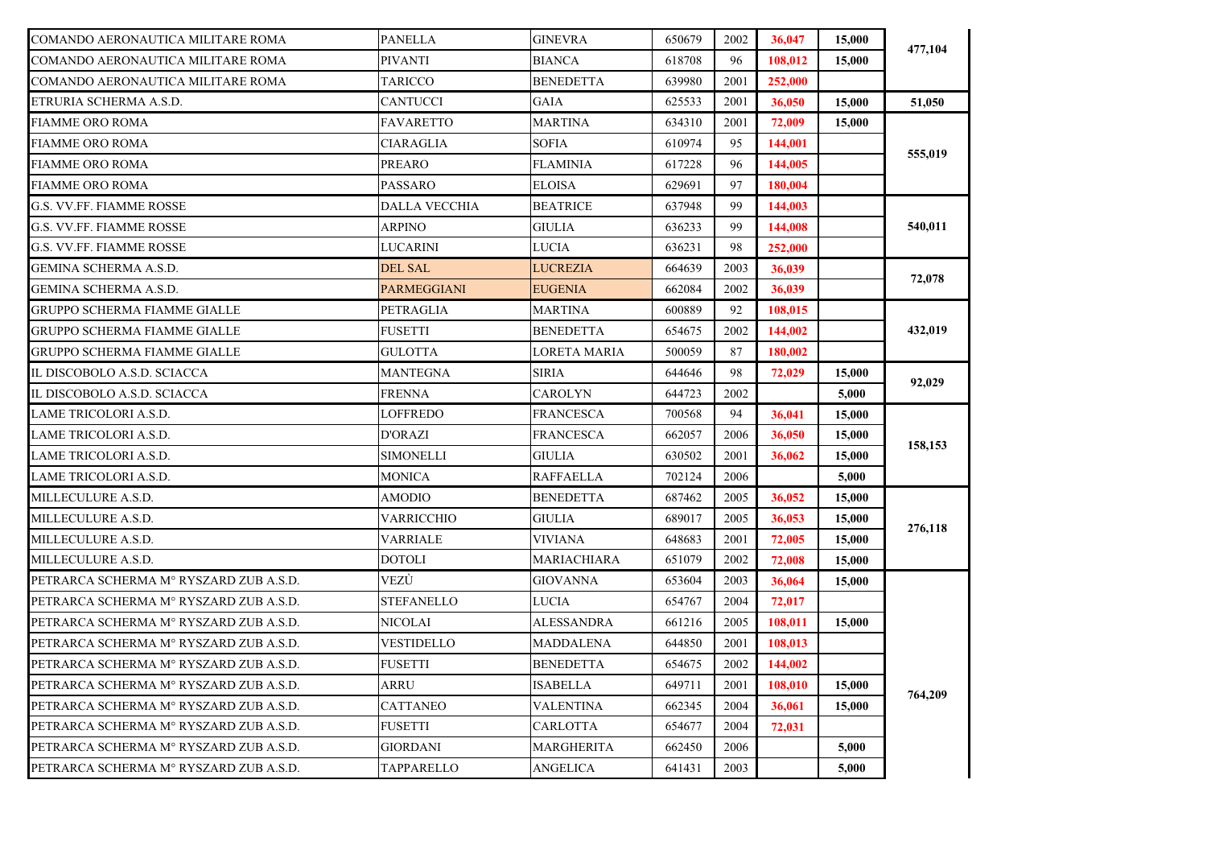| | | | | | | | |
|---|---|---|---|---|---|---|---|
| COMANDO AERONAUTICA MILITARE ROMA | PANELLA | GINEVRA | 650679 | 2002 | 36,047 | 15,000 | 477,104 |
| COMANDO AERONAUTICA MILITARE ROMA | PIVANTI | BIANCA | 618708 | 96 | 108,012 | 15,000 | |
| COMANDO AERONAUTICA MILITARE ROMA | TARICCO | BENEDETTA | 639980 | 2001 | 252,000 | | |
| ETRURIA SCHERMA A.S.D. | CANTUCCI | GAIA | 625533 | 2001 | 36,050 | 15,000 | 51,050 |
| FIAMME ORO ROMA | FAVARETTO | MARTINA | 634310 | 2001 | 72,009 | 15,000 | 555,019 |
| FIAMME ORO ROMA | CIARAGLIA | SOFIA | 610974 | 95 | 144,001 | | |
| FIAMME ORO ROMA | PREARO | FLAMINIA | 617228 | 96 | 144,005 | | |
| FIAMME ORO ROMA | PASSARO | ELOISA | 629691 | 97 | 180,004 | | |
| G.S. VV.FF. FIAMME ROSSE | DALLA VECCHIA | BEATRICE | 637948 | 99 | 144,003 | | 540,011 |
| G.S. VV.FF. FIAMME ROSSE | ARPINO | GIULIA | 636233 | 99 | 144,008 | | |
| G.S. VV.FF. FIAMME ROSSE | LUCARINI | LUCIA | 636231 | 98 | 252,000 | | |
| GEMINA SCHERMA A.S.D. | DEL SAL | LUCREZIA | 664639 | 2003 | 36,039 | | 72,078 |
| GEMINA SCHERMA A.S.D. | PARMEGGIANI | EUGENIA | 662084 | 2002 | 36,039 | | |
| GRUPPO SCHERMA FIAMME GIALLE | PETRAGLIA | MARTINA | 600889 | 92 | 108,015 | | 432,019 |
| GRUPPO SCHERMA FIAMME GIALLE | FUSETTI | BENEDETTA | 654675 | 2002 | 144,002 | | |
| GRUPPO SCHERMA FIAMME GIALLE | GULOTTA | LORETA MARIA | 500059 | 87 | 180,002 | | |
| IL DISCOBOLO A.S.D. SCIACCA | MANTEGNA | SIRIA | 644646 | 98 | 72,029 | 15,000 | 92,029 |
| IL DISCOBOLO A.S.D. SCIACCA | FRENNA | CAROLYN | 644723 | 2002 | | 5,000 | |
| LAME TRICOLORI A.S.D. | LOFFREDO | FRANCESCA | 700568 | 94 | 36,041 | 15,000 | 158,153 |
| LAME TRICOLORI A.S.D. | D'ORAZI | FRANCESCA | 662057 | 2006 | 36,050 | 15,000 | |
| LAME TRICOLORI A.S.D. | SIMONELLI | GIULIA | 630502 | 2001 | 36,062 | 15,000 | |
| LAME TRICOLORI A.S.D. | MONICA | RAFFAELLA | 702124 | 2006 | | 5,000 | |
| MILLECULURE A.S.D. | AMODIO | BENEDETTA | 687462 | 2005 | 36,052 | 15,000 | 276,118 |
| MILLECULURE A.S.D. | VARRICCHIO | GIULIA | 689017 | 2005 | 36,053 | 15,000 | |
| MILLECULURE A.S.D. | VARRIALE | VIVIANA | 648683 | 2001 | 72,005 | 15,000 | |
| MILLECULURE A.S.D. | DOTOLI | MARIACHIARA | 651079 | 2002 | 72,008 | 15,000 | |
| PETRARCA SCHERMA M° RYSZARD ZUB A.S.D. | VEZÙ | GIOVANNA | 653604 | 2003 | 36,064 | 15,000 | 764,209 |
| PETRARCA SCHERMA M° RYSZARD ZUB A.S.D. | STEFANELLO | LUCIA | 654767 | 2004 | 72,017 | | |
| PETRARCA SCHERMA M° RYSZARD ZUB A.S.D. | NICOLAI | ALESSANDRA | 661216 | 2005 | 108,011 | 15,000 | |
| PETRARCA SCHERMA M° RYSZARD ZUB A.S.D. | VESTIDELLO | MADDALENA | 644850 | 2001 | 108,013 | | |
| PETRARCA SCHERMA M° RYSZARD ZUB A.S.D. | FUSETTI | BENEDETTA | 654675 | 2002 | 144,002 | | |
| PETRARCA SCHERMA M° RYSZARD ZUB A.S.D. | ARRU | ISABELLA | 649711 | 2001 | 108,010 | 15,000 | |
| PETRARCA SCHERMA M° RYSZARD ZUB A.S.D. | CATTANEO | VALENTINA | 662345 | 2004 | 36,061 | 15,000 | |
| PETRARCA SCHERMA M° RYSZARD ZUB A.S.D. | FUSETTI | CARLOTTA | 654677 | 2004 | 72,031 | | |
| PETRARCA SCHERMA M° RYSZARD ZUB A.S.D. | GIORDANI | MARGHERITA | 662450 | 2006 | | 5,000 | |
| PETRARCA SCHERMA M° RYSZARD ZUB A.S.D. | TAPPARELLO | ANGELICA | 641431 | 2003 | | 5,000 | |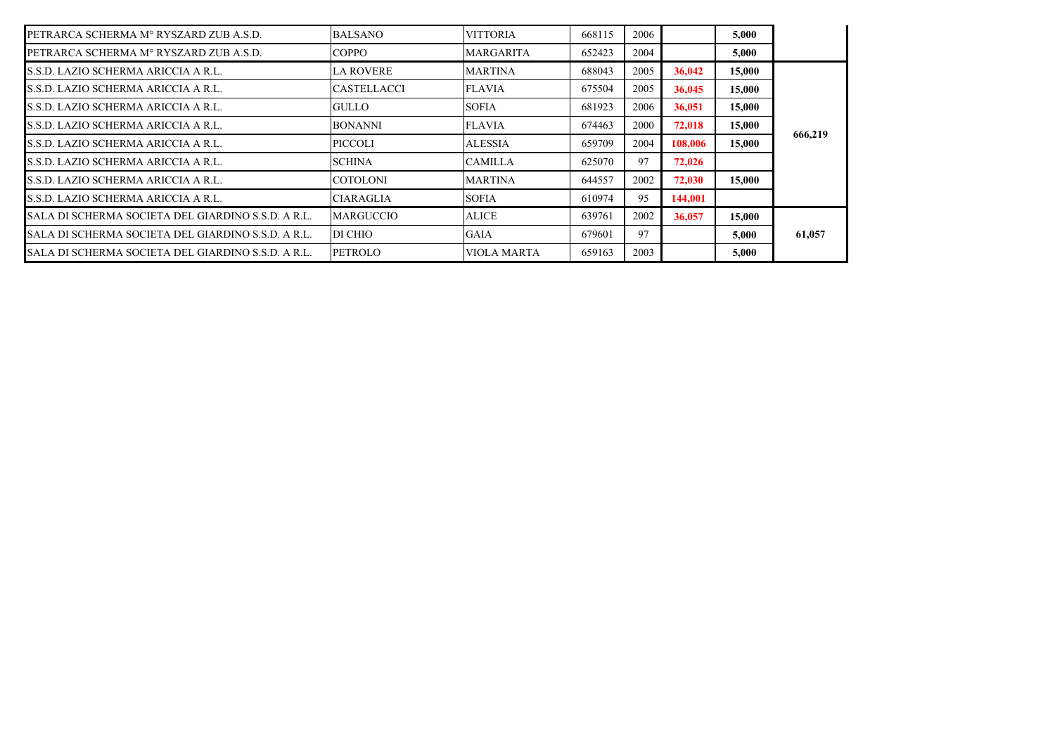| | | | | | | | |
|---|---|---|---|---|---|---|---|
| PETRARCA SCHERMA M° RYSZARD ZUB A.S.D. | BALSANO | VITTORIA | 668115 | 2006 | | **5,000** | |
| PETRARCA SCHERMA M° RYSZARD ZUB A.S.D. | COPPO | MARGARITA | 652423 | 2004 | | **5,000** | |
| S.S.D. LAZIO SCHERMA ARICCIA A R.L. | LA ROVERE | MARTINA | 688043 | 2005 | **36,042** | **15,000** | **666,219** |
| S.S.D. LAZIO SCHERMA ARICCIA A R.L. | CASTELLACCI | FLAVIA | 675504 | 2005 | **36,045** | **15,000** | |
| S.S.D. LAZIO SCHERMA ARICCIA A R.L. | GULLO | SOFIA | 681923 | 2006 | **36,051** | **15,000** | |
| S.S.D. LAZIO SCHERMA ARICCIA A R.L. | BONANNI | FLAVIA | 674463 | 2000 | **72,018** | **15,000** | |
| S.S.D. LAZIO SCHERMA ARICCIA A R.L. | PICCOLI | ALESSIA | 659709 | 2004 | **108,006** | **15,000** | |
| S.S.D. LAZIO SCHERMA ARICCIA A R.L. | SCHINA | CAMILLA | 625070 | 97 | **72,026** | | |
| S.S.D. LAZIO SCHERMA ARICCIA A R.L. | COTOLONI | MARTINA | 644557 | 2002 | **72,030** | **15,000** | |
| S.S.D. LAZIO SCHERMA ARICCIA A R.L. | CIARAGLIA | SOFIA | 610974 | 95 | **144,001** | | |
| SALA DI SCHERMA SOCIETA DEL GIARDINO S.S.D. A R.L. | MARGUCCIO | ALICE | 639761 | 2002 | **36,057** | **15,000** | **61,057** |
| SALA DI SCHERMA SOCIETA DEL GIARDINO S.S.D. A R.L. | DI CHIO | GAIA | 679601 | 97 | | **5,000** | |
| SALA DI SCHERMA SOCIETA DEL GIARDINO S.S.D. A R.L. | PETROLO | VIOLA MARTA | 659163 | 2003 | | **5,000** | |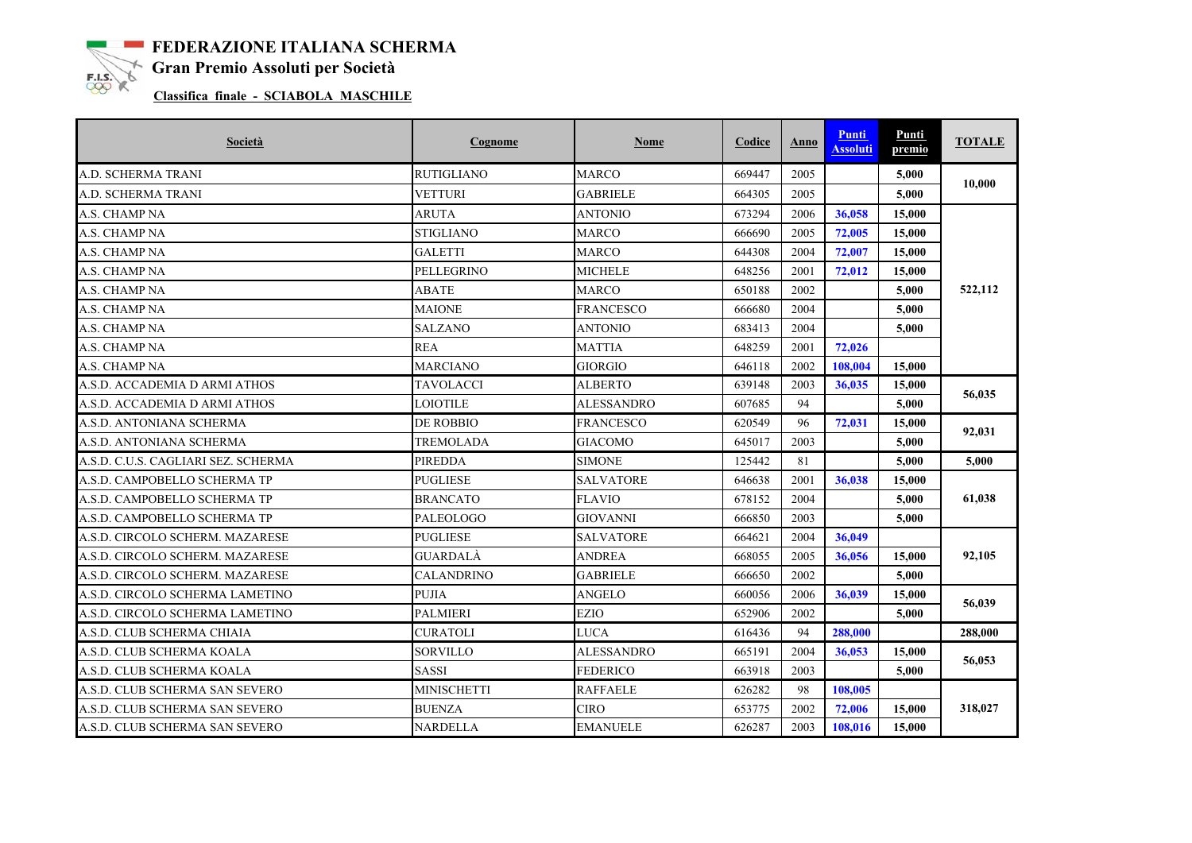# FEDERAZIONE ITALIANA SCHERMA

## Gran Premio Assoluti per Società

**Classifica finale - SCIABOLA MASCHILE**

| Società | Cognome | Nome | Codice | Anno | Punti Assoluti | Punti premio | TOTALE |
|---|---|---|---|---|---|---|---|
| A.D. SCHERMA TRANI | RUTIGLIANO | MARCO | 669447 | 2005 | | 5,000 | 10,000 |
| A.D. SCHERMA TRANI | VETTURI | GABRIELE | 664305 | 2005 | | 5,000 | |
| A.S. CHAMP NA | ARUTA | ANTONIO | 673294 | 2006 | 36,058 | 15,000 | 522,112 |
| A.S. CHAMP NA | STIGLIANO | MARCO | 666690 | 2005 | 72,005 | 15,000 | |
| A.S. CHAMP NA | GALETTI | MARCO | 644308 | 2004 | 72,007 | 15,000 | |
| A.S. CHAMP NA | PELLEGRINO | MICHELE | 648256 | 2001 | 72,012 | 15,000 | |
| A.S. CHAMP NA | ABATE | MARCO | 650188 | 2002 | | 5,000 | |
| A.S. CHAMP NA | MAIONE | FRANCESCO | 666680 | 2004 | | 5,000 | |
| A.S. CHAMP NA | SALZANO | ANTONIO | 683413 | 2004 | | 5,000 | |
| A.S. CHAMP NA | REA | MATTIA | 648259 | 2001 | 72,026 | | |
| A.S. CHAMP NA | MARCIANO | GIORGIO | 646118 | 2002 | 108,004 | 15,000 | |
| A.S.D. ACCADEMIA D ARMI ATHOS | TAVOLACCI | ALBERTO | 639148 | 2003 | 36,035 | 15,000 | 56,035 |
| A.S.D. ACCADEMIA D ARMI ATHOS | LOIOTILE | ALESSANDRO | 607685 | 94 | | 5,000 | |
| A.S.D. ANTONIANA SCHERMA | DE ROBBIO | FRANCESCO | 620549 | 96 | 72,031 | 15,000 | 92,031 |
| A.S.D. ANTONIANA SCHERMA | TREMOLADA | GIACOMO | 645017 | 2003 | | 5,000 | |
| A.S.D. C.U.S. CAGLIARI SEZ. SCHERMA | PIREDDA | SIMONE | 125442 | 81 | | 5,000 | 5,000 |
| A.S.D. CAMPOBELLO SCHERMA TP | PUGLIESE | SALVATORE | 646638 | 2001 | 36,038 | 15,000 | 61,038 |
| A.S.D. CAMPOBELLO SCHERMA TP | BRANCATO | FLAVIO | 678152 | 2004 | | 5,000 | |
| A.S.D. CAMPOBELLO SCHERMA TP | PALEOLOGO | GIOVANNI | 666850 | 2003 | | 5,000 | |
| A.S.D. CIRCOLO SCHERM. MAZARESE | PUGLIESE | SALVATORE | 664621 | 2004 | 36,049 | | 92,105 |
| A.S.D. CIRCOLO SCHERM. MAZARESE | GUARDALÀ | ANDREA | 668055 | 2005 | 36,056 | 15,000 | |
| A.S.D. CIRCOLO SCHERM. MAZARESE | CALANDRINO | GABRIELE | 666650 | 2002 | | 5,000 | |
| A.S.D. CIRCOLO SCHERMA LAMETINO | PUJIA | ANGELO | 660056 | 2006 | 36,039 | 15,000 | 56,039 |
| A.S.D. CIRCOLO SCHERMA LAMETINO | PALMIERI | EZIO | 652906 | 2002 | | 5,000 | |
| A.S.D. CLUB SCHERMA CHIAIA | CURATOLI | LUCA | 616436 | 94 | 288,000 | | 288,000 |
| A.S.D. CLUB SCHERMA KOALA | SORVILLO | ALESSANDRO | 665191 | 2004 | 36,053 | 15,000 | 56,053 |
| A.S.D. CLUB SCHERMA KOALA | SASSI | FEDERICO | 663918 | 2003 | | 5,000 | |
| A.S.D. CLUB SCHERMA SAN SEVERO | MINISCHETTI | RAFFAELE | 626282 | 98 | 108,005 | | 318,027 |
| A.S.D. CLUB SCHERMA SAN SEVERO | BUENZA | CIRO | 653775 | 2002 | 72,006 | 15,000 | |
| A.S.D. CLUB SCHERMA SAN SEVERO | NARDELLA | EMANUELE | 626287 | 2003 | 108,016 | 15,000 | |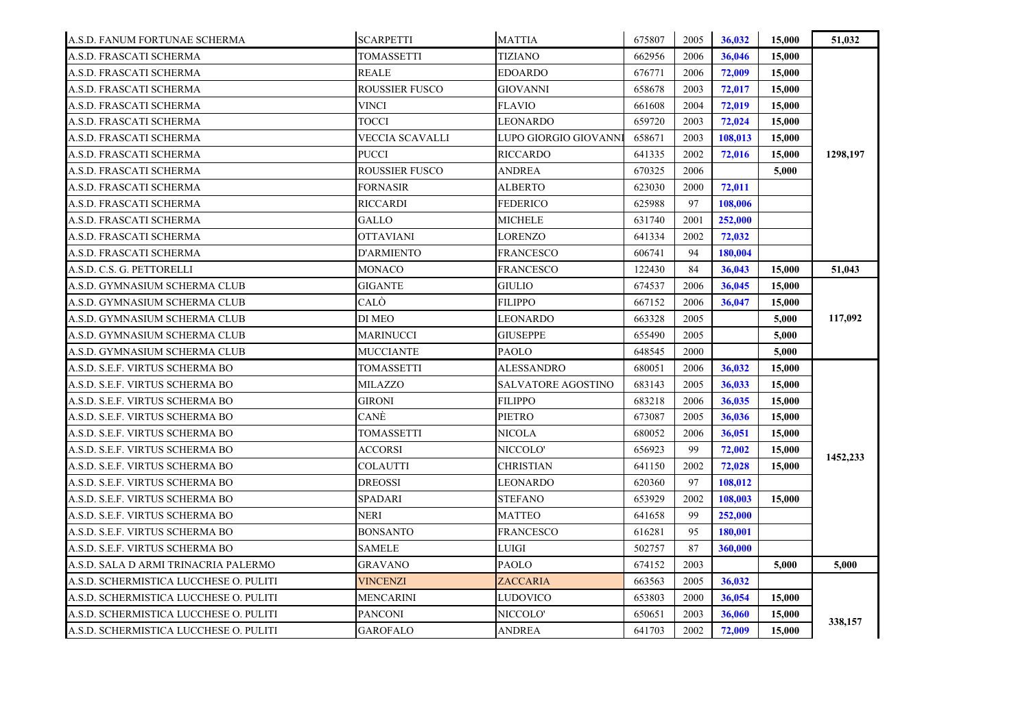| | | | | | | | |
|---|---|---|---|---|---|---|---|
| A.S.D. FANUM FORTUNAE SCHERMA | SCARPETTI | MATTIA | 675807 | 2005 | 36,032 | 15,000 | 51,032 |
| A.S.D. FRASCATI SCHERMA | TOMASSETTI | TIZIANO | 662956 | 2006 | 36,046 | 15,000 | 1298,197 |
| A.S.D. FRASCATI SCHERMA | REALE | EDOARDO | 676771 | 2006 | 72,009 | 15,000 | |
| A.S.D. FRASCATI SCHERMA | ROUSSIER FUSCO | GIOVANNI | 658678 | 2003 | 72,017 | 15,000 | |
| A.S.D. FRASCATI SCHERMA | VINCI | FLAVIO | 661608 | 2004 | 72,019 | 15,000 | |
| A.S.D. FRASCATI SCHERMA | TOCCI | LEONARDO | 659720 | 2003 | 72,024 | 15,000 | |
| A.S.D. FRASCATI SCHERMA | VECCIA SCAVALLI | LUPO GIORGIO GIOVANNI | 658671 | 2003 | 108,013 | 15,000 | |
| A.S.D. FRASCATI SCHERMA | PUCCI | RICCARDO | 641335 | 2002 | 72,016 | 15,000 | |
| A.S.D. FRASCATI SCHERMA | ROUSSIER FUSCO | ANDREA | 670325 | 2006 | | 5,000 | |
| A.S.D. FRASCATI SCHERMA | FORNASIR | ALBERTO | 623030 | 2000 | 72,011 | | |
| A.S.D. FRASCATI SCHERMA | RICCARDI | FEDERICO | 625988 | 97 | 108,006 | | |
| A.S.D. FRASCATI SCHERMA | GALLO | MICHELE | 631740 | 2001 | 252,000 | | |
| A.S.D. FRASCATI SCHERMA | OTTAVIANI | LORENZO | 641334 | 2002 | 72,032 | | |
| A.S.D. FRASCATI SCHERMA | D'ARMIENTO | FRANCESCO | 606741 | 94 | 180,004 | | |
| A.S.D. C.S. G. PETTORELLI | MONACO | FRANCESCO | 122430 | 84 | 36,043 | 15,000 | 51,043 |
| A.S.D. GYMNASIUM SCHERMA CLUB | GIGANTE | GIULIO | 674537 | 2006 | 36,045 | 15,000 | 117,092 |
| A.S.D. GYMNASIUM SCHERMA CLUB | CALÒ | FILIPPO | 667152 | 2006 | 36,047 | 15,000 | |
| A.S.D. GYMNASIUM SCHERMA CLUB | DI MEO | LEONARDO | 663328 | 2005 | | 5,000 | |
| A.S.D. GYMNASIUM SCHERMA CLUB | MARINUCCI | GIUSEPPE | 655490 | 2005 | | 5,000 | |
| A.S.D. GYMNASIUM SCHERMA CLUB | MUCCIANTE | PAOLO | 648545 | 2000 | | 5,000 | |
| A.S.D. S.E.F. VIRTUS SCHERMA BO | TOMASSETTI | ALESSANDRO | 680051 | 2006 | 36,032 | 15,000 | 1452,233 |
| A.S.D. S.E.F. VIRTUS SCHERMA BO | MILAZZO | SALVATORE AGOSTINO | 683143 | 2005 | 36,033 | 15,000 | |
| A.S.D. S.E.F. VIRTUS SCHERMA BO | GIRONI | FILIPPO | 683218 | 2006 | 36,035 | 15,000 | |
| A.S.D. S.E.F. VIRTUS SCHERMA BO | CANÈ | PIETRO | 673087 | 2005 | 36,036 | 15,000 | |
| A.S.D. S.E.F. VIRTUS SCHERMA BO | TOMASSETTI | NICOLA | 680052 | 2006 | 36,051 | 15,000 | |
| A.S.D. S.E.F. VIRTUS SCHERMA BO | ACCORSI | NICCOLO' | 656923 | 99 | 72,002 | 15,000 | |
| A.S.D. S.E.F. VIRTUS SCHERMA BO | COLAUTTI | CHRISTIAN | 641150 | 2002 | 72,028 | 15,000 | |
| A.S.D. S.E.F. VIRTUS SCHERMA BO | DREOSSI | LEONARDO | 620360 | 97 | 108,012 | | |
| A.S.D. S.E.F. VIRTUS SCHERMA BO | SPADARI | STEFANO | 653929 | 2002 | 108,003 | 15,000 | |
| A.S.D. S.E.F. VIRTUS SCHERMA BO | NERI | MATTEO | 641658 | 99 | 252,000 | | |
| A.S.D. S.E.F. VIRTUS SCHERMA BO | BONSANTO | FRANCESCO | 616281 | 95 | 180,001 | | |
| A.S.D. S.E.F. VIRTUS SCHERMA BO | SAMELE | LUIGI | 502757 | 87 | 360,000 | | |
| A.S.D. SALA D ARMI TRINACRIA PALERMO | GRAVANO | PAOLO | 674152 | 2003 | | 5,000 | 5,000 |
| A.S.D. SCHERMISTICA LUCCHESE O. PULITI | VINCENZI | ZACCARIA | 663563 | 2005 | 36,032 | | 338,157 |
| A.S.D. SCHERMISTICA LUCCHESE O. PULITI | MENCARINI | LUDOVICO | 653803 | 2000 | 36,054 | 15,000 | |
| A.S.D. SCHERMISTICA LUCCHESE O. PULITI | PANCONI | NICCOLO' | 650651 | 2003 | 36,060 | 15,000 | |
| A.S.D. SCHERMISTICA LUCCHESE O. PULITI | GAROFALO | ANDREA | 641703 | 2002 | 72,009 | 15,000 | |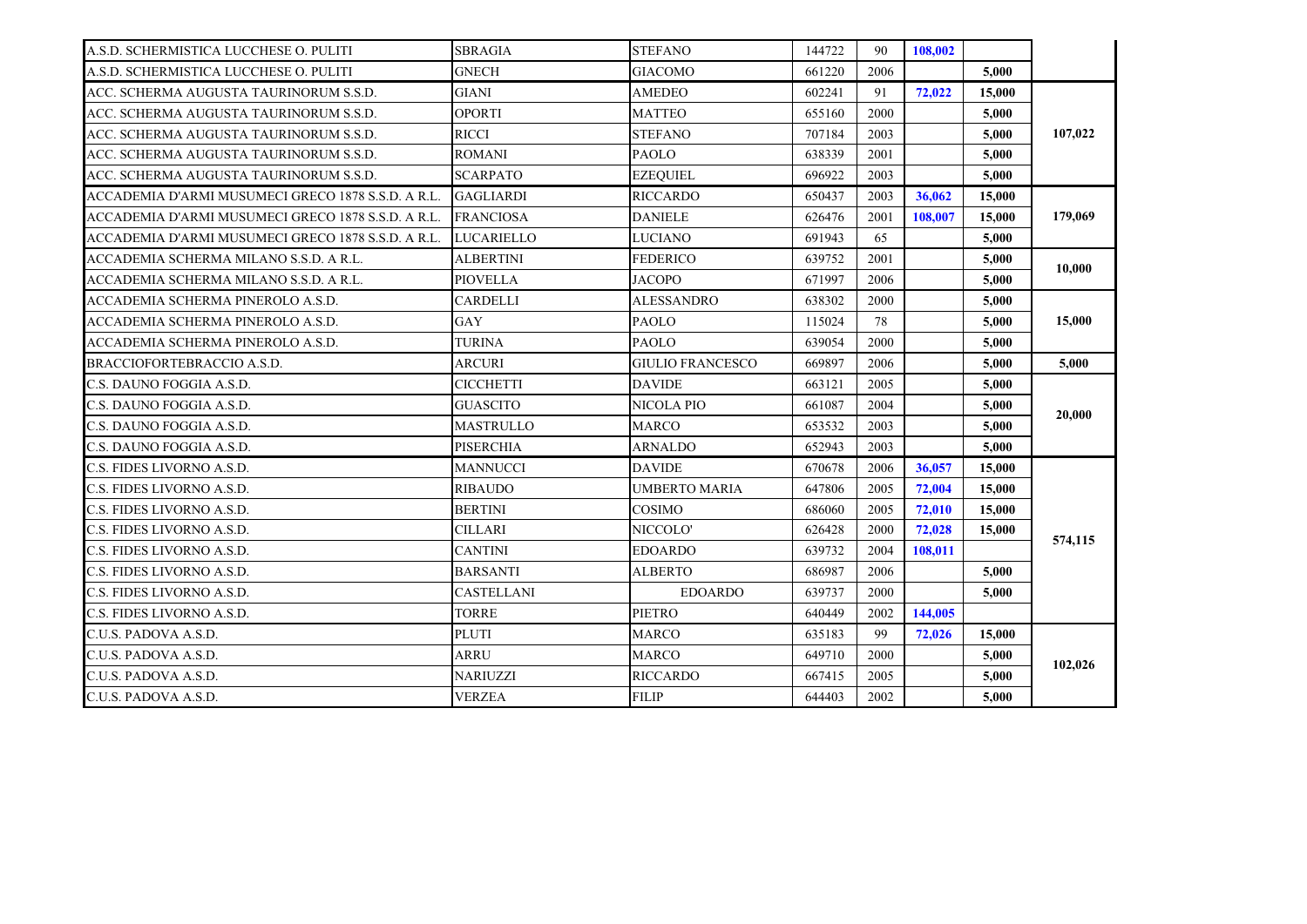| | | | | | | | |
|---|---|---|---|---|---|---|---|
| A.S.D. SCHERMISTICA LUCCHESE O. PULITI | SBRAGIA | STEFANO | 144722 | 90 | **108,002** | | |
| A.S.D. SCHERMISTICA LUCCHESE O. PULITI | GNECH | GIACOMO | 661220 | 2006 | | **5,000** | |
| ACC. SCHERMA AUGUSTA TAURINORUM S.S.D. | GIANI | AMEDEO | 602241 | 91 | **72,022** | **15,000** | |
| ACC. SCHERMA AUGUSTA TAURINORUM S.S.D. | OPORTI | MATTEO | 655160 | 2000 | | **5,000** | |
| ACC. SCHERMA AUGUSTA TAURINORUM S.S.D. | RICCI | STEFANO | 707184 | 2003 | | **5,000** | **107,022** |
| ACC. SCHERMA AUGUSTA TAURINORUM S.S.D. | ROMANI | PAOLO | 638339 | 2001 | | **5,000** | |
| ACC. SCHERMA AUGUSTA TAURINORUM S.S.D. | SCARPATO | EZEQUIEL | 696922 | 2003 | | **5,000** | |
| ACCADEMIA D'ARMI MUSUMECI GRECO 1878 S.S.D. A R.L. | GAGLIARDI | RICCARDO | 650437 | 2003 | **36,062** | **15,000** | |
| ACCADEMIA D'ARMI MUSUMECI GRECO 1878 S.S.D. A R.L. | FRANCIOSA | DANIELE | 626476 | 2001 | **108,007** | **15,000** | **179,069** |
| ACCADEMIA D'ARMI MUSUMECI GRECO 1878 S.S.D. A R.L. | LUCARIELLO | LUCIANO | 691943 | 65 | | **5,000** | |
| ACCADEMIA SCHERMA MILANO S.S.D. A R.L. | ALBERTINI | FEDERICO | 639752 | 2001 | | **5,000** | **10,000** |
| ACCADEMIA SCHERMA MILANO S.S.D. A R.L. | PIOVELLA | JACOPO | 671997 | 2006 | | **5,000** | |
| ACCADEMIA SCHERMA PINEROLO A.S.D. | CARDELLI | ALESSANDRO | 638302 | 2000 | | **5,000** | |
| ACCADEMIA SCHERMA PINEROLO A.S.D. | GAY | PAOLO | 115024 | 78 | | **5,000** | **15,000** |
| ACCADEMIA SCHERMA PINEROLO A.S.D. | TURINA | PAOLO | 639054 | 2000 | | **5,000** | |
| BRACCIOFORTEBRACCIO A.S.D. | ARCURI | GIULIO FRANCESCO | 669897 | 2006 | | **5,000** | **5,000** |
| C.S. DAUNO FOGGIA A.S.D. | CICCHETTI | DAVIDE | 663121 | 2005 | | **5,000** | |
| C.S. DAUNO FOGGIA A.S.D. | GUASCITO | NICOLA PIO | 661087 | 2004 | | **5,000** | **20,000** |
| C.S. DAUNO FOGGIA A.S.D. | MASTRULLO | MARCO | 653532 | 2003 | | **5,000** | |
| C.S. DAUNO FOGGIA A.S.D. | PISERCHIA | ARNALDO | 652943 | 2003 | | **5,000** | |
| C.S. FIDES LIVORNO A.S.D. | MANNUCCI | DAVIDE | 670678 | 2006 | **36,057** | **15,000** | |
| C.S. FIDES LIVORNO A.S.D. | RIBAUDO | UMBERTO MARIA | 647806 | 2005 | **72,004** | **15,000** | |
| C.S. FIDES LIVORNO A.S.D. | BERTINI | COSIMO | 686060 | 2005 | **72,010** | **15,000** | |
| C.S. FIDES LIVORNO A.S.D. | CILLARI | NICCOLO' | 626428 | 2000 | **72,028** | **15,000** | **574,115** |
| C.S. FIDES LIVORNO A.S.D. | CANTINI | EDOARDO | 639732 | 2004 | **108,011** | | |
| C.S. FIDES LIVORNO A.S.D. | BARSANTI | ALBERTO | 686987 | 2006 | | **5,000** | |
| C.S. FIDES LIVORNO A.S.D. | CASTELLANI | EDOARDO | 639737 | 2000 | | **5,000** | |
| C.S. FIDES LIVORNO A.S.D. | TORRE | PIETRO | 640449 | 2002 | **144,005** | | |
| C.U.S. PADOVA A.S.D. | PLUTI | MARCO | 635183 | 99 | **72,026** | **15,000** | |
| C.U.S. PADOVA A.S.D. | ARRU | MARCO | 649710 | 2000 | | **5,000** | **102,026** |
| C.U.S. PADOVA A.S.D. | NARIUZZI | RICCARDO | 667415 | 2005 | | **5,000** | |
| C.U.S. PADOVA A.S.D. | VERZEA | FILIP | 644403 | 2002 | | **5,000** | |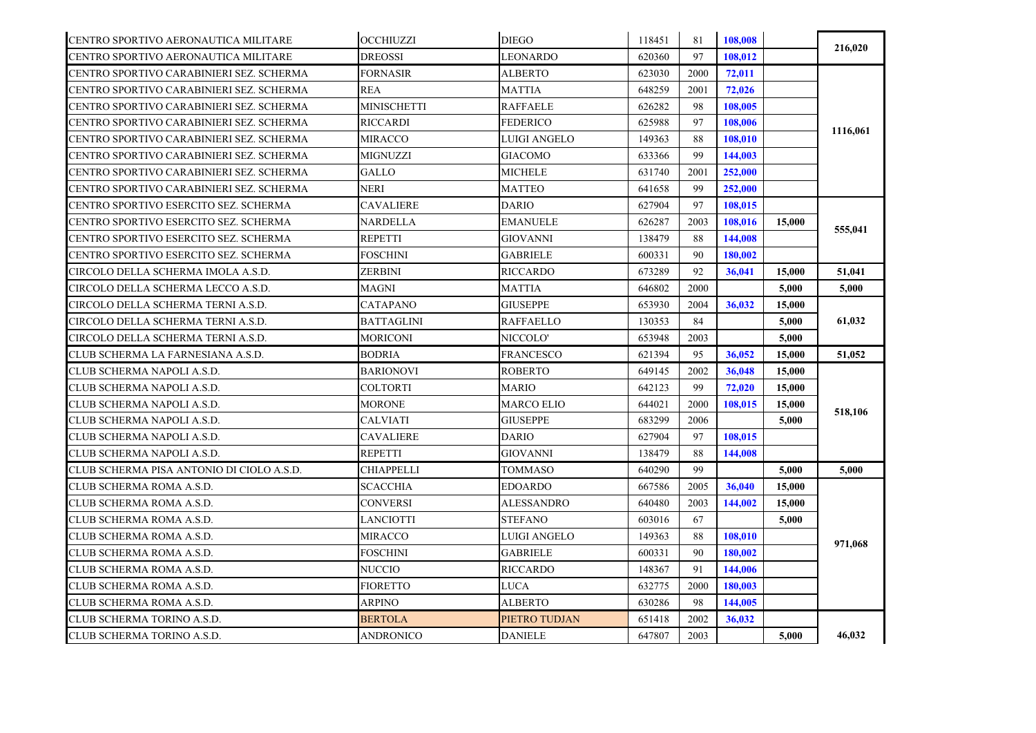| | | | | | | | |
|---|---|---|---|---|---|---|---|
| CENTRO SPORTIVO AERONAUTICA MILITARE | OCCHIUZZI | DIEGO | 118451 | 81 | 108,008 | | 216,020 |
| CENTRO SPORTIVO AERONAUTICA MILITARE | DREOSSI | LEONARDO | 620360 | 97 | 108,012 | | |
| CENTRO SPORTIVO CARABINIERI SEZ. SCHERMA | FORNASIR | ALBERTO | 623030 | 2000 | 72,011 | | 1116,061 |
| CENTRO SPORTIVO CARABINIERI SEZ. SCHERMA | REA | MATTIA | 648259 | 2001 | 72,026 | | |
| CENTRO SPORTIVO CARABINIERI SEZ. SCHERMA | MINISCHETTI | RAFFAELE | 626282 | 98 | 108,005 | | |
| CENTRO SPORTIVO CARABINIERI SEZ. SCHERMA | RICCARDI | FEDERICO | 625988 | 97 | 108,006 | | |
| CENTRO SPORTIVO CARABINIERI SEZ. SCHERMA | MIRACCO | LUIGI ANGELO | 149363 | 88 | 108,010 | | |
| CENTRO SPORTIVO CARABINIERI SEZ. SCHERMA | MIGNUZZI | GIACOMO | 633366 | 99 | 144,003 | | |
| CENTRO SPORTIVO CARABINIERI SEZ. SCHERMA | GALLO | MICHELE | 631740 | 2001 | 252,000 | | |
| CENTRO SPORTIVO CARABINIERI SEZ. SCHERMA | NERI | MATTEO | 641658 | 99 | 252,000 | | |
| CENTRO SPORTIVO ESERCITO SEZ. SCHERMA | CAVALIERE | DARIO | 627904 | 97 | 108,015 | | 555,041 |
| CENTRO SPORTIVO ESERCITO SEZ. SCHERMA | NARDELLA | EMANUELE | 626287 | 2003 | 108,016 | 15,000 | |
| CENTRO SPORTIVO ESERCITO SEZ. SCHERMA | REPETTI | GIOVANNI | 138479 | 88 | 144,008 | | |
| CENTRO SPORTIVO ESERCITO SEZ. SCHERMA | FOSCHINI | GABRIELE | 600331 | 90 | 180,002 | | |
| CIRCOLO DELLA SCHERMA IMOLA A.S.D. | ZERBINI | RICCARDO | 673289 | 92 | 36,041 | 15,000 | 51,041 |
| CIRCOLO DELLA SCHERMA LECCO A.S.D. | MAGNI | MATTIA | 646802 | 2000 | | 5,000 | 5,000 |
| CIRCOLO DELLA SCHERMA TERNI A.S.D. | CATAPANO | GIUSEPPE | 653930 | 2004 | 36,032 | 15,000 | 61,032 |
| CIRCOLO DELLA SCHERMA TERNI A.S.D. | BATTAGLINI | RAFFAELLO | 130353 | 84 | | 5,000 | |
| CIRCOLO DELLA SCHERMA TERNI A.S.D. | MORICONI | NICCOLO' | 653948 | 2003 | | 5,000 | |
| CLUB SCHERMA LA FARNESIANA A.S.D. | BODRIA | FRANCESCO | 621394 | 95 | 36,052 | 15,000 | 51,052 |
| CLUB SCHERMA NAPOLI A.S.D. | BARIONOVI | ROBERTO | 649145 | 2002 | 36,048 | 15,000 | 518,106 |
| CLUB SCHERMA NAPOLI A.S.D. | COLTORTI | MARIO | 642123 | 99 | 72,020 | 15,000 | |
| CLUB SCHERMA NAPOLI A.S.D. | MORONE | MARCO ELIO | 644021 | 2000 | 108,015 | 15,000 | |
| CLUB SCHERMA NAPOLI A.S.D. | CALVIATI | GIUSEPPE | 683299 | 2006 | | 5,000 | |
| CLUB SCHERMA NAPOLI A.S.D. | CAVALIERE | DARIO | 627904 | 97 | 108,015 | | |
| CLUB SCHERMA NAPOLI A.S.D. | REPETTI | GIOVANNI | 138479 | 88 | 144,008 | | |
| CLUB SCHERMA PISA ANTONIO DI CIOLO A.S.D. | CHIAPPELLI | TOMMASO | 640290 | 99 | | 5,000 | 5,000 |
| CLUB SCHERMA ROMA A.S.D. | SCACCHIA | EDOARDO | 667586 | 2005 | 36,040 | 15,000 | 971,068 |
| CLUB SCHERMA ROMA A.S.D. | CONVERSI | ALESSANDRO | 640480 | 2003 | 144,002 | 15,000 | |
| CLUB SCHERMA ROMA A.S.D. | LANCIOTTI | STEFANO | 603016 | 67 | | 5,000 | |
| CLUB SCHERMA ROMA A.S.D. | MIRACCO | LUIGI ANGELO | 149363 | 88 | 108,010 | | |
| CLUB SCHERMA ROMA A.S.D. | FOSCHINI | GABRIELE | 600331 | 90 | 180,002 | | |
| CLUB SCHERMA ROMA A.S.D. | NUCCIO | RICCARDO | 148367 | 91 | 144,006 | | |
| CLUB SCHERMA ROMA A.S.D. | FIORETTO | LUCA | 632775 | 2000 | 180,003 | | |
| CLUB SCHERMA ROMA A.S.D. | ARPINO | ALBERTO | 630286 | 98 | 144,005 | | |
| CLUB SCHERMA TORINO A.S.D. | BERTOLA | PIETRO TUDJAN | 651418 | 2002 | 36,032 | | 46,032 |
| CLUB SCHERMA TORINO A.S.D. | ANDRONICO | DANIELE | 647807 | 2003 | | 5,000 | |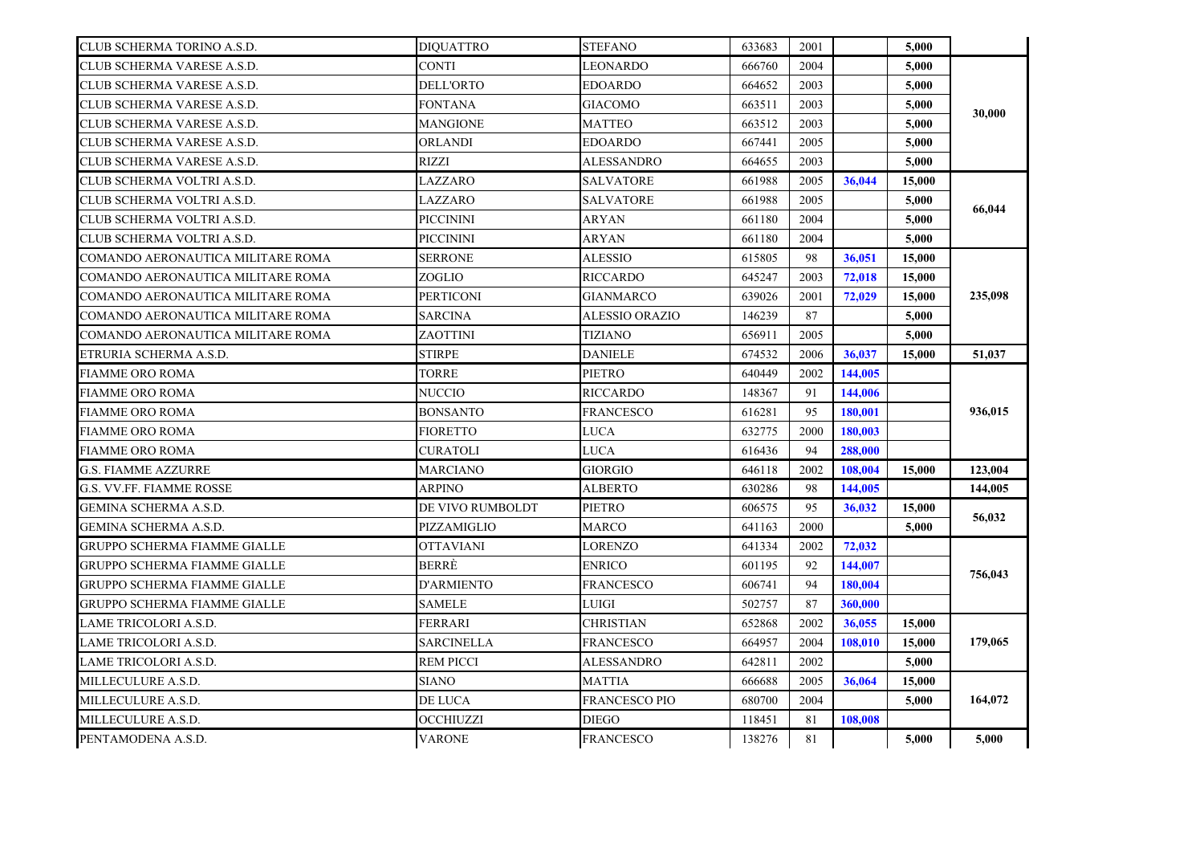| | | | | | | | |
|---|---|---|---|---|---|---|---|
| CLUB SCHERMA TORINO A.S.D. | DIQUATTRO | STEFANO | 633683 | 2001 | | 5,000 | |
| CLUB SCHERMA VARESE A.S.D. | CONTI | LEONARDO | 666760 | 2004 | | 5,000 | 30,000 |
| CLUB SCHERMA VARESE A.S.D. | DELL'ORTO | EDOARDO | 664652 | 2003 | | 5,000 | |
| CLUB SCHERMA VARESE A.S.D. | FONTANA | GIACOMO | 663511 | 2003 | | 5,000 | |
| CLUB SCHERMA VARESE A.S.D. | MANGIONE | MATTEO | 663512 | 2003 | | 5,000 | |
| CLUB SCHERMA VARESE A.S.D. | ORLANDI | EDOARDO | 667441 | 2005 | | 5,000 | |
| CLUB SCHERMA VARESE A.S.D. | RIZZI | ALESSANDRO | 664655 | 2003 | | 5,000 | |
| CLUB SCHERMA VOLTRI A.S.D. | LAZZARO | SALVATORE | 661988 | 2005 | 36,044 | 15,000 | 66,044 |
| CLUB SCHERMA VOLTRI A.S.D. | LAZZARO | SALVATORE | 661988 | 2005 | | 5,000 | |
| CLUB SCHERMA VOLTRI A.S.D. | PICCININI | ARYAN | 661180 | 2004 | | 5,000 | |
| CLUB SCHERMA VOLTRI A.S.D. | PICCININI | ARYAN | 661180 | 2004 | | 5,000 | |
| COMANDO AERONAUTICA MILITARE ROMA | SERRONE | ALESSIO | 615805 | 98 | 36,051 | 15,000 | 235,098 |
| COMANDO AERONAUTICA MILITARE ROMA | ZOGLIO | RICCARDO | 645247 | 2003 | 72,018 | 15,000 | |
| COMANDO AERONAUTICA MILITARE ROMA | PERTICONI | GIANMARCO | 639026 | 2001 | 72,029 | 15,000 | |
| COMANDO AERONAUTICA MILITARE ROMA | SARCINA | ALESSIO ORAZIO | 146239 | 87 | | 5,000 | |
| COMANDO AERONAUTICA MILITARE ROMA | ZAOTTINI | TIZIANO | 656911 | 2005 | | 5,000 | |
| ETRURIA SCHERMA A.S.D. | STIRPE | DANIELE | 674532 | 2006 | 36,037 | 15,000 | 51,037 |
| FIAMME ORO ROMA | TORRE | PIETRO | 640449 | 2002 | 144,005 | | 936,015 |
| FIAMME ORO ROMA | NUCCIO | RICCARDO | 148367 | 91 | 144,006 | | |
| FIAMME ORO ROMA | BONSANTO | FRANCESCO | 616281 | 95 | 180,001 | | |
| FIAMME ORO ROMA | FIORETTO | LUCA | 632775 | 2000 | 180,003 | | |
| FIAMME ORO ROMA | CURATOLI | LUCA | 616436 | 94 | 288,000 | | |
| G.S. FIAMME AZZURRE | MARCIANO | GIORGIO | 646118 | 2002 | 108,004 | 15,000 | 123,004 |
| G.S. VV.FF. FIAMME ROSSE | ARPINO | ALBERTO | 630286 | 98 | 144,005 | | 144,005 |
| GEMINA SCHERMA A.S.D. | DE VIVO RUMBOLDT | PIETRO | 606575 | 95 | 36,032 | 15,000 | 56,032 |
| GEMINA SCHERMA A.S.D. | PIZZAMIGLIO | MARCO | 641163 | 2000 | | 5,000 | |
| GRUPPO SCHERMA FIAMME GIALLE | OTTAVIANI | LORENZO | 641334 | 2002 | 72,032 | | 756,043 |
| GRUPPO SCHERMA FIAMME GIALLE | BERRÈ | ENRICO | 601195 | 92 | 144,007 | | |
| GRUPPO SCHERMA FIAMME GIALLE | D'ARMIENTO | FRANCESCO | 606741 | 94 | 180,004 | | |
| GRUPPO SCHERMA FIAMME GIALLE | SAMELE | LUIGI | 502757 | 87 | 360,000 | | |
| LAME TRICOLORI A.S.D. | FERRARI | CHRISTIAN | 652868 | 2002 | 36,055 | 15,000 | 179,065 |
| LAME TRICOLORI A.S.D. | SARCINELLA | FRANCESCO | 664957 | 2004 | 108,010 | 15,000 | |
| LAME TRICOLORI A.S.D. | REM PICCI | ALESSANDRO | 642811 | 2002 | | 5,000 | |
| MILLECULURE A.S.D. | SIANO | MATTIA | 666688 | 2005 | 36,064 | 15,000 | 164,072 |
| MILLECULURE A.S.D. | DE LUCA | FRANCESCO PIO | 680700 | 2004 | | 5,000 | |
| MILLECULURE A.S.D. | OCCHIUZZI | DIEGO | 118451 | 81 | 108,008 | | |
| PENTAMODENA A.S.D. | VARONE | FRANCESCO | 138276 | 81 | | 5,000 | 5,000 |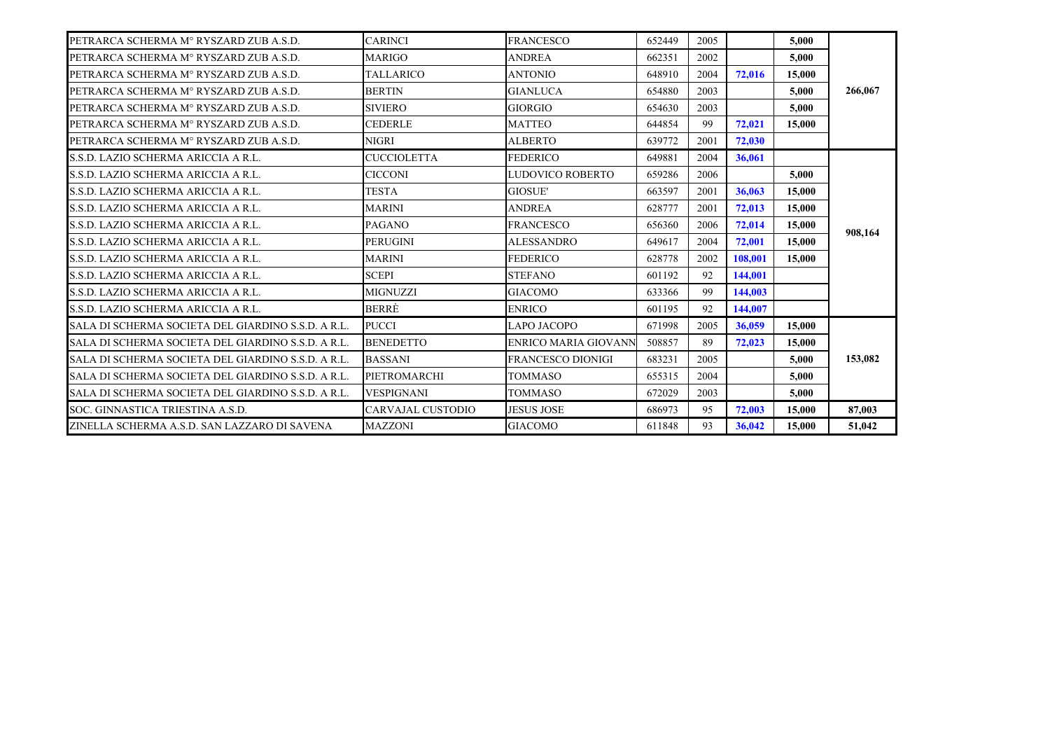| | | | | | | | |
|---|---|---|---|---|---|---|---|
| PETRARCA SCHERMA M° RYSZARD ZUB A.S.D. | CARINCI | FRANCESCO | 652449 | 2005 | | **5,000** | **266,067** |
| PETRARCA SCHERMA M° RYSZARD ZUB A.S.D. | MARIGO | ANDREA | 662351 | 2002 | | **5,000** | |
| PETRARCA SCHERMA M° RYSZARD ZUB A.S.D. | TALLARICO | ANTONIO | 648910 | 2004 | **72,016** | **15,000** | |
| PETRARCA SCHERMA M° RYSZARD ZUB A.S.D. | BERTIN | GIANLUCA | 654880 | 2003 | | **5,000** | |
| PETRARCA SCHERMA M° RYSZARD ZUB A.S.D. | SIVIERO | GIORGIO | 654630 | 2003 | | **5,000** | |
| PETRARCA SCHERMA M° RYSZARD ZUB A.S.D. | CEDERLE | MATTEO | 644854 | 99 | **72,021** | **15,000** | |
| PETRARCA SCHERMA M° RYSZARD ZUB A.S.D. | NIGRI | ALBERTO | 639772 | 2001 | **72,030** | | |
| S.S.D. LAZIO SCHERMA ARICCIA A R.L. | CUCCIOLETTA | FEDERICO | 649881 | 2004 | **36,061** | | **908,164** |
| S.S.D. LAZIO SCHERMA ARICCIA A R.L. | CICCONI | LUDOVICO ROBERTO | 659286 | 2006 | | **5,000** | |
| S.S.D. LAZIO SCHERMA ARICCIA A R.L. | TESTA | GIOSUE' | 663597 | 2001 | **36,063** | **15,000** | |
| S.S.D. LAZIO SCHERMA ARICCIA A R.L. | MARINI | ANDREA | 628777 | 2001 | **72,013** | **15,000** | |
| S.S.D. LAZIO SCHERMA ARICCIA A R.L. | PAGANO | FRANCESCO | 656360 | 2006 | **72,014** | **15,000** | |
| S.S.D. LAZIO SCHERMA ARICCIA A R.L. | PERUGINI | ALESSANDRO | 649617 | 2004 | **72,001** | **15,000** | |
| S.S.D. LAZIO SCHERMA ARICCIA A R.L. | MARINI | FEDERICO | 628778 | 2002 | **108,001** | **15,000** | |
| S.S.D. LAZIO SCHERMA ARICCIA A R.L. | SCEPI | STEFANO | 601192 | 92 | **144,001** | | |
| S.S.D. LAZIO SCHERMA ARICCIA A R.L. | MIGNUZZI | GIACOMO | 633366 | 99 | **144,003** | | |
| S.S.D. LAZIO SCHERMA ARICCIA A R.L. | BERRÈ | ENRICO | 601195 | 92 | **144,007** | | |
| SALA DI SCHERMA SOCIETA DEL GIARDINO S.S.D. A R.L. | PUCCI | LAPO JACOPO | 671998 | 2005 | **36,059** | **15,000** | **153,082** |
| SALA DI SCHERMA SOCIETA DEL GIARDINO S.S.D. A R.L. | BENEDETTO | ENRICO MARIA GIOVANN | 508857 | 89 | **72,023** | **15,000** | |
| SALA DI SCHERMA SOCIETA DEL GIARDINO S.S.D. A R.L. | BASSANI | FRANCESCO DIONIGI | 683231 | 2005 | | **5,000** | |
| SALA DI SCHERMA SOCIETA DEL GIARDINO S.S.D. A R.L. | PIETROMARCHI | TOMMASO | 655315 | 2004 | | **5,000** | |
| SALA DI SCHERMA SOCIETA DEL GIARDINO S.S.D. A R.L. | VESPIGNANI | TOMMASO | 672029 | 2003 | | **5,000** | |
| SOC. GINNASTICA TRIESTINA A.S.D. | CARVAJAL CUSTODIO | JESUS JOSE | 686973 | 95 | **72,003** | **15,000** | **87,003** |
| ZINELLA SCHERMA A.S.D. SAN LAZZARO DI SAVENA | MAZZONI | GIACOMO | 611848 | 93 | **36,042** | **15,000** | **51,042** |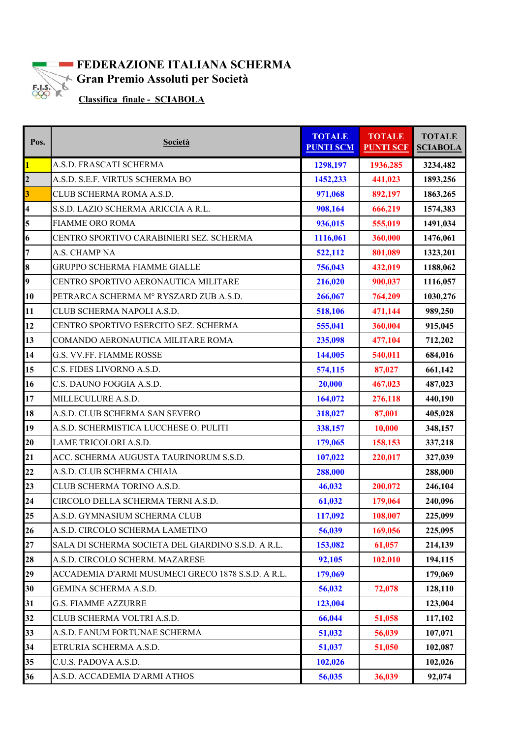# FEDERAZIONE ITALIANA SCHERMA

## Gran Premio Assoluti per Società

**Classifica finale - SCIABOLA**

| Pos. | Società | TOTALE PUNTI SCM | TOTALE PUNTI SCF | TOTALE SCIABOLA |
|---|---|---|---|---|
| 1 | A.S.D. FRASCATI SCHERMA | 1298,197 | 1936,285 | 3234,482 |
| 2 | A.S.D. S.E.F. VIRTUS SCHERMA BO | 1452,233 | 441,023 | 1893,256 |
| 3 | CLUB SCHERMA ROMA A.S.D. | 971,068 | 892,197 | 1863,265 |
| 4 | S.S.D. LAZIO SCHERMA ARICCIA A R.L. | 908,164 | 666,219 | 1574,383 |
| 5 | FIAMME ORO ROMA | 936,015 | 555,019 | 1491,034 |
| 6 | CENTRO SPORTIVO CARABINIERI SEZ. SCHERMA | 1116,061 | 360,000 | 1476,061 |
| 7 | A.S. CHAMP NA | 522,112 | 801,089 | 1323,201 |
| 8 | GRUPPO SCHERMA FIAMME GIALLE | 756,043 | 432,019 | 1188,062 |
| 9 | CENTRO SPORTIVO AERONAUTICA MILITARE | 216,020 | 900,037 | 1116,057 |
| 10 | PETRARCA SCHERMA M° RYSZARD ZUB A.S.D. | 266,067 | 764,209 | 1030,276 |
| 11 | CLUB SCHERMA NAPOLI A.S.D. | 518,106 | 471,144 | 989,250 |
| 12 | CENTRO SPORTIVO ESERCITO SEZ. SCHERMA | 555,041 | 360,004 | 915,045 |
| 13 | COMANDO AERONAUTICA MILITARE ROMA | 235,098 | 477,104 | 712,202 |
| 14 | G.S. VV.FF. FIAMME ROSSE | 144,005 | 540,011 | 684,016 |
| 15 | C.S. FIDES LIVORNO A.S.D. | 574,115 | 87,027 | 661,142 |
| 16 | C.S. DAUNO FOGGIA A.S.D. | 20,000 | 467,023 | 487,023 |
| 17 | MILLECULURE A.S.D. | 164,072 | 276,118 | 440,190 |
| 18 | A.S.D. CLUB SCHERMA SAN SEVERO | 318,027 | 87,001 | 405,028 |
| 19 | A.S.D. SCHERMISTICA LUCCHESE O. PULITI | 338,157 | 10,000 | 348,157 |
| 20 | LAME TRICOLORI A.S.D. | 179,065 | 158,153 | 337,218 |
| 21 | ACC. SCHERMA AUGUSTA TAURINORUM S.S.D. | 107,022 | 220,017 | 327,039 |
| 22 | A.S.D. CLUB SCHERMA CHIAIA | 288,000 | | 288,000 |
| 23 | CLUB SCHERMA TORINO A.S.D. | 46,032 | 200,072 | 246,104 |
| 24 | CIRCOLO DELLA SCHERMA TERNI A.S.D. | 61,032 | 179,064 | 240,096 |
| 25 | A.S.D. GYMNASIUM SCHERMA CLUB | 117,092 | 108,007 | 225,099 |
| 26 | A.S.D. CIRCOLO SCHERMA LAMETINO | 56,039 | 169,056 | 225,095 |
| 27 | SALA DI SCHERMA SOCIETA DEL GIARDINO S.S.D. A R.L. | 153,082 | 61,057 | 214,139 |
| 28 | A.S.D. CIRCOLO SCHERM. MAZARESE | 92,105 | 102,010 | 194,115 |
| 29 | ACCADEMIA D'ARMI MUSUMECI GRECO 1878 S.S.D. A R.L. | 179,069 | | 179,069 |
| 30 | GEMINA SCHERMA A.S.D. | 56,032 | 72,078 | 128,110 |
| 31 | G.S. FIAMME AZZURRE | 123,004 | | 123,004 |
| 32 | CLUB SCHERMA VOLTRI A.S.D. | 66,044 | 51,058 | 117,102 |
| 33 | A.S.D. FANUM FORTUNAE SCHERMA | 51,032 | 56,039 | 107,071 |
| 34 | ETRURIA SCHERMA A.S.D. | 51,037 | 51,050 | 102,087 |
| 35 | C.U.S. PADOVA A.S.D. | 102,026 | | 102,026 |
| 36 | A.S.D. ACCADEMIA D'ARMI ATHOS | 56,035 | 36,039 | 92,074 |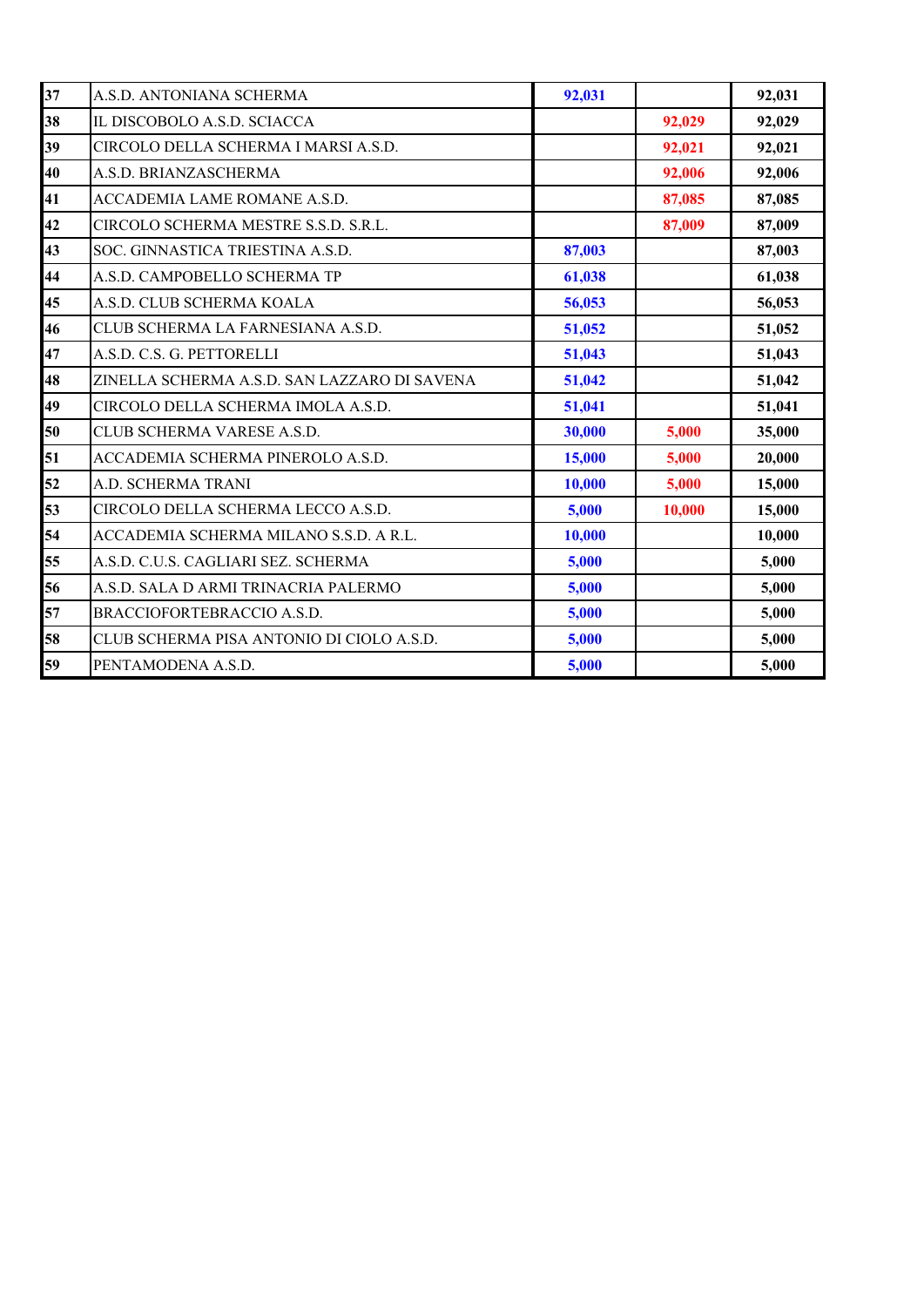| | | | | |
|---|---|---|---|---|
| 37 | A.S.D. ANTONIANA SCHERMA | 92,031 | | 92,031 |
| 38 | IL DISCOBOLO A.S.D. SCIACCA | | 92,029 | 92,029 |
| 39 | CIRCOLO DELLA SCHERMA I MARSI A.S.D. | | 92,021 | 92,021 |
| 40 | A.S.D. BRIANZASCHERMA | | 92,006 | 92,006 |
| 41 | ACCADEMIA LAME ROMANE A.S.D. | | 87,085 | 87,085 |
| 42 | CIRCOLO SCHERMA MESTRE S.S.D. S.R.L. | | 87,009 | 87,009 |
| 43 | SOC. GINNASTICA TRIESTINA A.S.D. | 87,003 | | 87,003 |
| 44 | A.S.D. CAMPOBELLO SCHERMA TP | 61,038 | | 61,038 |
| 45 | A.S.D. CLUB SCHERMA KOALA | 56,053 | | 56,053 |
| 46 | CLUB SCHERMA LA FARNESIANA A.S.D. | 51,052 | | 51,052 |
| 47 | A.S.D. C.S. G. PETTORELLI | 51,043 | | 51,043 |
| 48 | ZINELLA SCHERMA A.S.D. SAN LAZZARO DI SAVENA | 51,042 | | 51,042 |
| 49 | CIRCOLO DELLA SCHERMA IMOLA A.S.D. | 51,041 | | 51,041 |
| 50 | CLUB SCHERMA VARESE A.S.D. | 30,000 | 5,000 | 35,000 |
| 51 | ACCADEMIA SCHERMA PINEROLO A.S.D. | 15,000 | 5,000 | 20,000 |
| 52 | A.D. SCHERMA TRANI | 10,000 | 5,000 | 15,000 |
| 53 | CIRCOLO DELLA SCHERMA LECCO A.S.D. | 5,000 | 10,000 | 15,000 |
| 54 | ACCADEMIA SCHERMA MILANO S.S.D. A R.L. | 10,000 | | 10,000 |
| 55 | A.S.D. C.U.S. CAGLIARI SEZ. SCHERMA | 5,000 | | 5,000 |
| 56 | A.S.D. SALA D ARMI TRINACRIA PALERMO | 5,000 | | 5,000 |
| 57 | BRACCIOFORTEBRACCIO A.S.D. | 5,000 | | 5,000 |
| 58 | CLUB SCHERMA PISA ANTONIO DI CIOLO A.S.D. | 5,000 | | 5,000 |
| 59 | PENTAMODENA A.S.D. | 5,000 | | 5,000 |